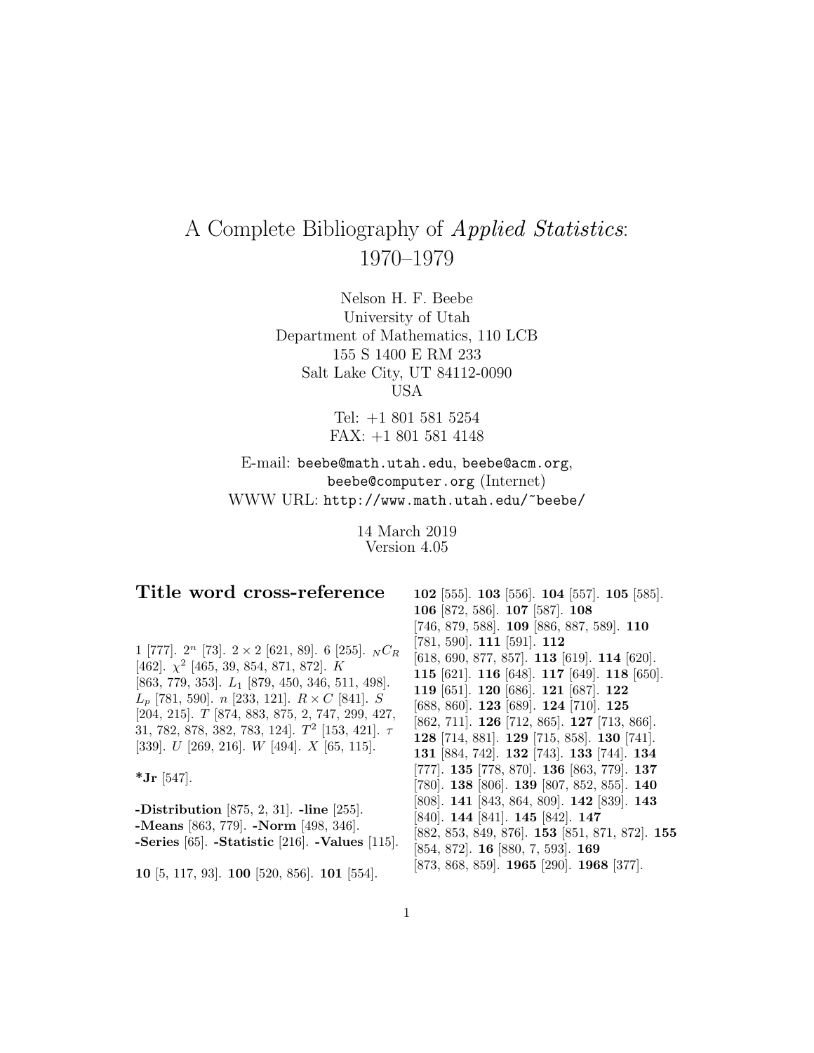# A Complete Bibliography of *Applied Statistics*: 1970–1979

Nelson H. F. Beebe
University of Utah
Department of Mathematics, 110 LCB
155 S 1400 E RM 233
Salt Lake City, UT 84112-0090
USA

Tel: +1 801 581 5254
FAX: +1 801 581 4148

E-mail: `beebe@math.utah.edu`, `beebe@acm.org`, `beebe@computer.org` (Internet)
WWW URL: `http://www.math.utah.edu/~beebe/`

14 March 2019
Version 4.05

## Title word cross-reference

1 [777]. $2^n$ [73]. $2 \times 2$ [621, 89]. 6 [255]. ${}_NC_R$ [462]. $\chi^2$ [465, 39, 854, 871, 872]. $K$ [863, 779, 353]. $L_1$ [879, 450, 346, 511, 498]. $L_p$ [781, 590]. $n$ [233, 121]. $R \times C$ [841]. $S$ [204, 215]. $T$ [874, 883, 875, 2, 747, 299, 427, 31, 782, 878, 382, 783, 124]. $T^2$ [153, 421]. $\tau$ [339]. $U$ [269, 216]. $W$ [494]. $X$ [65, 115].

**\*Jr** [547].

**-Distribution** [875, 2, 31]. **-line** [255]. **-Means** [863, 779]. **-Norm** [498, 346]. **-Series** [65]. **-Statistic** [216]. **-Values** [115].

**10** [5, 117, 93]. **100** [520, 856]. **101** [554]. **102** [555]. **103** [556]. **104** [557]. **105** [585]. **106** [872, 586]. **107** [587]. **108** [746, 879, 588]. **109** [886, 887, 589]. **110** [781, 590]. **111** [591]. **112** [618, 690, 877, 857]. **113** [619]. **114** [620]. **115** [621]. **116** [648]. **117** [649]. **118** [650]. **119** [651]. **120** [686]. **121** [687]. **122** [688, 860]. **123** [689]. **124** [710]. **125** [862, 711]. **126** [712, 865]. **127** [713, 866]. **128** [714, 881]. **129** [715, 858]. **130** [741]. **131** [884, 742]. **132** [743]. **133** [744]. **134** [777]. **135** [778, 870]. **136** [863, 779]. **137** [780]. **138** [806]. **139** [807, 852, 855]. **140** [808]. **141** [843, 864, 809]. **142** [839]. **143** [840]. **144** [841]. **145** [842]. **147** [882, 853, 849, 876]. **153** [851, 871, 872]. **155** [854, 872]. **16** [880, 7, 593]. **169** [873, 868, 859]. **1965** [290]. **1968** [377].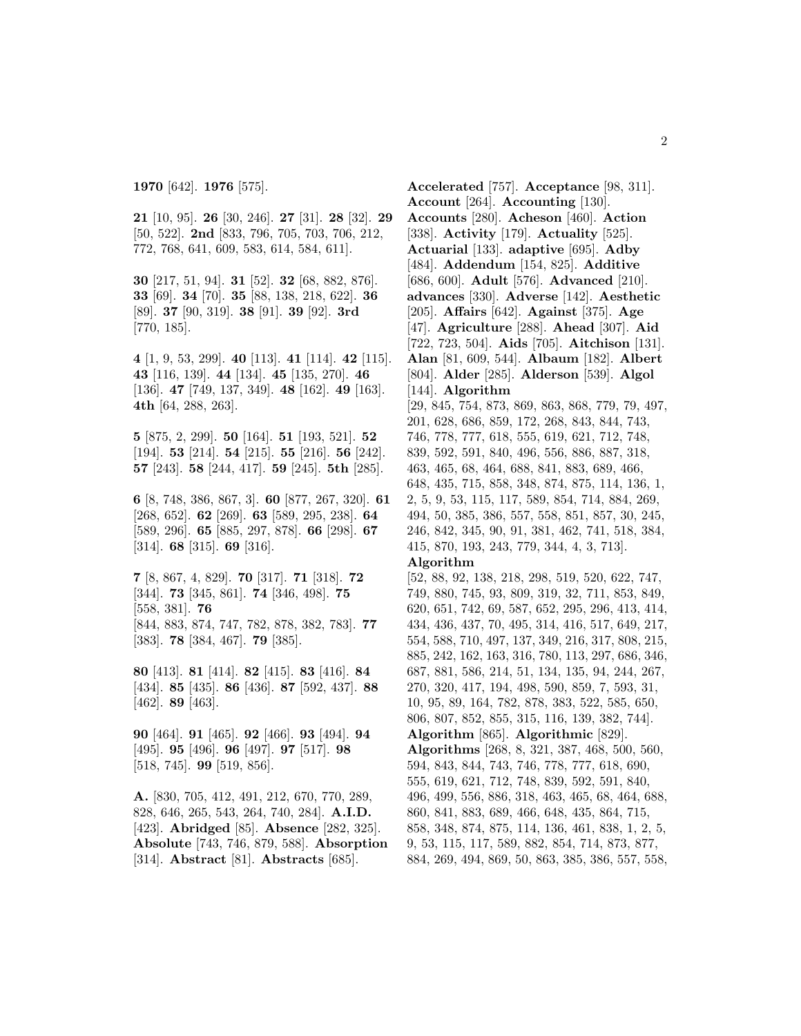**1970** [642]. **1976** [575].

**21** [10, 95]. **26** [30, 246]. **27** [31]. **28** [32]. **29** [50, 522]. **2nd** [833, 796, 705, 703, 706, 212, 772, 768, 641, 609, 583, 614, 584, 611].

**30** [217, 51, 94]. **31** [52]. **32** [68, 882, 876]. **33** [69]. **34** [70]. **35** [88, 138, 218, 622]. **36** [89]. **37** [90, 319]. **38** [91]. **39** [92]. **3rd** [770, 185].

**4** [1, 9, 53, 299]. **40** [113]. **41** [114]. **42** [115]. **43** [116, 139]. **44** [134]. **45** [135, 270]. **46** [136]. **47** [749, 137, 349]. **48** [162]. **49** [163]. **4th** [64, 288, 263].

**5** [875, 2, 299]. **50** [164]. **51** [193, 521]. **52** [194]. **53** [214]. **54** [215]. **55** [216]. **56** [242]. **57** [243]. **58** [244, 417]. **59** [245]. **5th** [285].

**6** [8, 748, 386, 867, 3]. **60** [877, 267, 320]. **61** [268, 652]. **62** [269]. **63** [589, 295, 238]. **64** [589, 296]. **65** [885, 297, 878]. **66** [298]. **67** [314]. **68** [315]. **69** [316].

**7** [8, 867, 4, 829]. **70** [317]. **71** [318]. **72** [344]. **73** [345, 861]. **74** [346, 498]. **75** [558, 381]. **76** [844, 883, 874, 747, 782, 878, 382, 783]. **77** [383]. **78** [384, 467]. **79** [385].

**80** [413]. **81** [414]. **82** [415]. **83** [416]. **84** [434]. **85** [435]. **86** [436]. **87** [592, 437]. **88** [462]. **89** [463].

**90** [464]. **91** [465]. **92** [466]. **93** [494]. **94** [495]. **95** [496]. **96** [497]. **97** [517]. **98** [518, 745]. **99** [519, 856].

**A.** [830, 705, 412, 491, 212, 670, 770, 289, 828, 646, 265, 543, 264, 740, 284]. **A.I.D.** [423]. **Abridged** [85]. **Absence** [282, 325]. **Absolute** [743, 746, 879, 588]. **Absorption** [314]. **Abstract** [81]. **Abstracts** [685].

**Accelerated** [757]. **Acceptance** [98, 311]. **Account** [264]. **Accounting** [130]. **Accounts** [280]. **Acheson** [460]. **Action** [338]. **Activity** [179]. **Actuality** [525]. **Actuarial** [133]. **adaptive** [695]. **Adby** [484]. **Addendum** [154, 825]. **Additive** [686, 600]. **Adult** [576]. **Advanced** [210]. **advances** [330]. **Adverse** [142]. **Aesthetic** [205]. **Affairs** [642]. **Against** [375]. **Age** [47]. **Agriculture** [288]. **Ahead** [307]. **Aid** [722, 723, 504]. **Aids** [705]. **Aitchison** [131]. **Alan** [81, 609, 544]. **Albaum** [182]. **Albert** [804]. **Alder** [285]. **Alderson** [539]. **Algol** [144]. **Algorithm** [29, 845, 754, 873, 869, 863, 868, 779, 79, 497, 201, 628, 686, 859, 172, 268, 843, 844, 743, 746, 778, 777, 618, 555, 619, 621, 712, 748, 839, 592, 591, 840, 496, 556, 886, 887, 318, 463, 465, 68, 464, 688, 841, 883, 689, 466, 648, 435, 715, 858, 348, 874, 875, 114, 136, 1, 2, 5, 9, 53, 115, 117, 589, 854, 714, 884, 269, 494, 50, 385, 386, 557, 558, 851, 857, 30, 245, 246, 842, 345, 90, 91, 381, 462, 741, 518, 384, 415, 870, 193, 243, 779, 344, 4, 3, 713]. **Algorithm** [52, 88, 92, 138, 218, 298, 519, 520, 622, 747, 749, 880, 745, 93, 809, 319, 32, 711, 853, 849, 620, 651, 742, 69, 587, 652, 295, 296, 413, 414, 434, 436, 437, 70, 495, 314, 416, 517, 649, 217, 554, 588, 710, 497, 137, 349, 216, 317, 808, 215, 885, 242, 162, 163, 316, 780, 113, 297, 686, 346, 687, 881, 586, 214, 51, 134, 135, 94, 244, 267, 270, 320, 417, 194, 498, 590, 859, 7, 593, 31, 10, 95, 89, 164, 782, 878, 383, 522, 585, 650, 806, 807, 852, 855, 315, 116, 139, 382, 744]. **Algorithm** [865]. **Algorithmic** [829]. **Algorithms** [268, 8, 321, 387, 468, 500, 560, 594, 843, 844, 743, 746, 778, 777, 618, 690, 555, 619, 621, 712, 748, 839, 592, 591, 840, 496, 499, 556, 886, 318, 463, 465, 68, 464, 688, 860, 841, 883, 689, 466, 648, 435, 864, 715, 858, 348, 874, 875, 114, 136, 461, 838, 1, 2, 5, 9, 53, 115, 117, 589, 882, 854, 714, 873, 877, 884, 269, 494, 869, 50, 863, 385, 386, 557, 558,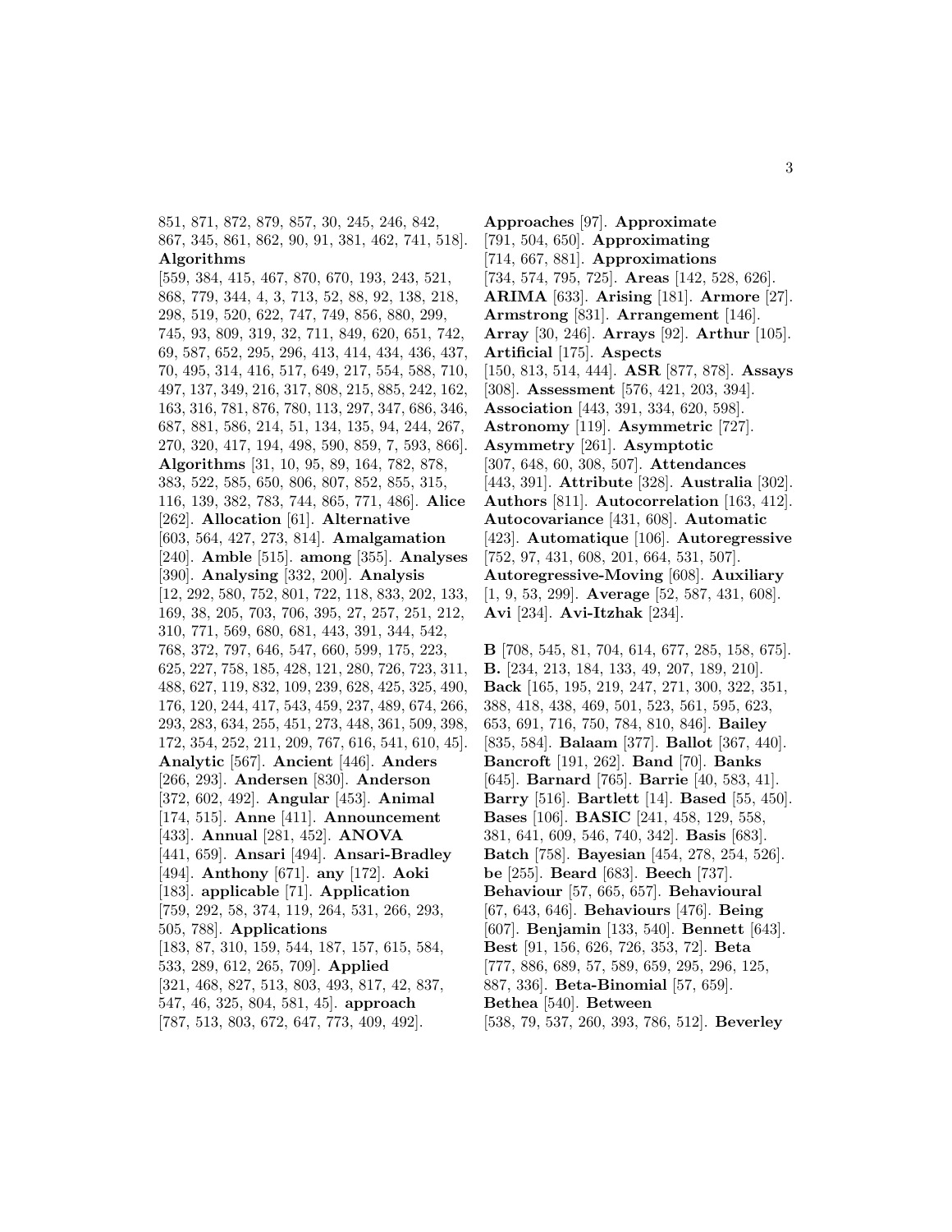851, 871, 872, 879, 857, 30, 245, 246, 842, 867, 345, 861, 862, 90, 91, 381, 462, 741, 518]. **Algorithms** [559, 384, 415, 467, 870, 670, 193, 243, 521, 868, 779, 344, 4, 3, 713, 52, 88, 92, 138, 218, 298, 519, 520, 622, 747, 749, 856, 880, 299, 745, 93, 809, 319, 32, 711, 849, 620, 651, 742, 69, 587, 652, 295, 296, 413, 414, 434, 436, 437, 70, 495, 314, 416, 517, 649, 217, 554, 588, 710, 497, 137, 349, 216, 317, 808, 215, 885, 242, 162, 163, 316, 781, 876, 780, 113, 297, 347, 686, 346, 687, 881, 586, 214, 51, 134, 135, 94, 244, 267, 270, 320, 417, 194, 498, 590, 859, 7, 593, 866]. **Algorithms** [31, 10, 95, 89, 164, 782, 878, 383, 522, 585, 650, 806, 807, 852, 855, 315, 116, 139, 382, 783, 744, 865, 771, 486]. **Alice** [262]. **Allocation** [61]. **Alternative** [603, 564, 427, 273, 814]. **Amalgamation** [240]. **Amble** [515]. **among** [355]. **Analyses** [390]. **Analysing** [332, 200]. **Analysis** [12, 292, 580, 752, 801, 722, 118, 833, 202, 133, 169, 38, 205, 703, 706, 395, 27, 257, 251, 212, 310, 771, 569, 680, 681, 443, 391, 344, 542, 768, 372, 797, 646, 547, 660, 599, 175, 223, 625, 227, 758, 185, 428, 121, 280, 726, 723, 311, 488, 627, 119, 832, 109, 239, 628, 425, 325, 490, 176, 120, 244, 417, 543, 459, 237, 489, 674, 266, 293, 283, 634, 255, 451, 273, 448, 361, 509, 398, 172, 354, 252, 211, 209, 767, 616, 541, 610, 45]. **Analytic** [567]. **Ancient** [446]. **Anders** [266, 293]. **Andersen** [830]. **Anderson** [372, 602, 492]. **Angular** [453]. **Animal** [174, 515]. **Anne** [411]. **Announcement** [433]. **Annual** [281, 452]. **ANOVA** [441, 659]. **Ansari** [494]. **Ansari-Bradley** [494]. **Anthony** [671]. **any** [172]. **Aoki** [183]. **applicable** [71]. **Application** [759, 292, 58, 374, 119, 264, 531, 266, 293, 505, 788]. **Applications** [183, 87, 310, 159, 544, 187, 157, 615, 584, 533, 289, 612, 265, 709]. **Applied** [321, 468, 827, 513, 803, 493, 817, 42, 837, 547, 46, 325, 804, 581, 45]. **approach** [787, 513, 803, 672, 647, 773, 409, 492].

**Approaches** [97]. **Approximate** [791, 504, 650]. **Approximating** [714, 667, 881]. **Approximations** [734, 574, 795, 725]. **Areas** [142, 528, 626]. **ARIMA** [633]. **Arising** [181]. **Armore** [27]. **Armstrong** [831]. **Arrangement** [146]. **Array** [30, 246]. **Arrays** [92]. **Arthur** [105]. **Artificial** [175]. **Aspects** [150, 813, 514, 444]. **ASR** [877, 878]. **Assays** [308]. **Assessment** [576, 421, 203, 394]. **Association** [443, 391, 334, 620, 598]. **Astronomy** [119]. **Asymmetric** [727]. **Asymmetry** [261]. **Asymptotic** [307, 648, 60, 308, 507]. **Attendances** [443, 391]. **Attribute** [328]. **Australia** [302]. **Authors** [811]. **Autocorrelation** [163, 412]. **Autocovariance** [431, 608]. **Automatic** [423]. **Automatique** [106]. **Autoregressive** [752, 97, 431, 608, 201, 664, 531, 507]. **Autoregressive-Moving** [608]. **Auxiliary** [1, 9, 53, 299]. **Average** [52, 587, 431, 608]. **Avi** [234]. **Avi-Itzhak** [234].

**B** [708, 545, 81, 704, 614, 677, 285, 158, 675]. **B.** [234, 213, 184, 133, 49, 207, 189, 210]. **Back** [165, 195, 219, 247, 271, 300, 322, 351, 388, 418, 438, 469, 501, 523, 561, 595, 623, 653, 691, 716, 750, 784, 810, 846]. **Bailey** [835, 584]. **Balaam** [377]. **Ballot** [367, 440]. **Bancroft** [191, 262]. **Band** [70]. **Banks** [645]. **Barnard** [765]. **Barrie** [40, 583, 41]. **Barry** [516]. **Bartlett** [14]. **Based** [55, 450]. **Bases** [106]. **BASIC** [241, 458, 129, 558, 381, 641, 609, 546, 740, 342]. **Basis** [683]. **Batch** [758]. **Bayesian** [454, 278, 254, 526]. **be** [255]. **Beard** [683]. **Beech** [737]. **Behaviour** [57, 665, 657]. **Behavioural** [67, 643, 646]. **Behaviours** [476]. **Being** [607]. **Benjamin** [133, 540]. **Bennett** [643]. **Best** [91, 156, 626, 726, 353, 72]. **Beta** [777, 886, 689, 57, 589, 659, 295, 296, 125, 887, 336]. **Beta-Binomial** [57, 659]. **Bethea** [540]. **Between** [538, 79, 537, 260, 393, 786, 512]. **Beverley**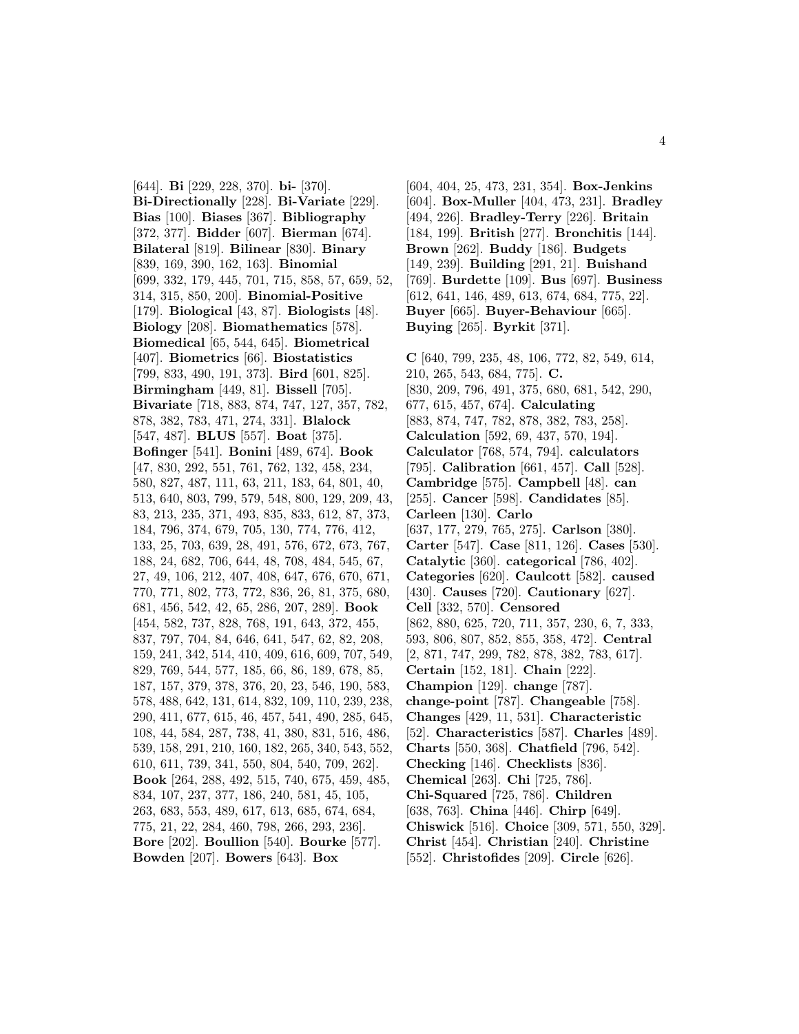[644]. **Bi** [229, 228, 370]. **bi-** [370]. **Bi-Directionally** [228]. **Bi-Variate** [229]. **Bias** [100]. **Biases** [367]. **Bibliography** [372, 377]. **Bidder** [607]. **Bierman** [674]. **Bilateral** [819]. **Bilinear** [830]. **Binary** [839, 169, 390, 162, 163]. **Binomial** [699, 332, 179, 445, 701, 715, 858, 57, 659, 52, 314, 315, 850, 200]. **Binomial-Positive** [179]. **Biological** [43, 87]. **Biologists** [48]. **Biology** [208]. **Biomathematics** [578]. **Biomedical** [65, 544, 645]. **Biometrical** [407]. **Biometrics** [66]. **Biostatistics** [799, 833, 490, 191, 373]. **Bird** [601, 825]. **Birmingham** [449, 81]. **Bissell** [705]. **Bivariate** [718, 883, 874, 747, 127, 357, 782, 878, 382, 783, 471, 274, 331]. **Blalock** [547, 487]. **BLUS** [557]. **Boat** [375]. **Bofinger** [541]. **Bonini** [489, 674]. **Book** [47, 830, 292, 551, 761, 762, 132, 458, 234, 580, 827, 487, 111, 63, 211, 183, 64, 801, 40, 513, 640, 803, 799, 579, 548, 800, 129, 209, 43, 83, 213, 235, 371, 493, 835, 833, 612, 87, 373, 184, 796, 374, 679, 705, 130, 774, 776, 412, 133, 25, 703, 639, 28, 491, 576, 672, 673, 767, 188, 24, 682, 706, 644, 48, 708, 484, 545, 67, 27, 49, 106, 212, 407, 408, 647, 676, 670, 671, 770, 771, 802, 773, 772, 836, 26, 81, 375, 680, 681, 456, 542, 42, 65, 286, 207, 289]. **Book** [454, 582, 737, 828, 768, 191, 643, 372, 455, 837, 797, 704, 84, 646, 641, 547, 62, 82, 208, 159, 241, 342, 514, 410, 409, 616, 609, 707, 549, 829, 769, 544, 577, 185, 66, 86, 189, 678, 85, 187, 157, 379, 378, 376, 20, 23, 546, 190, 583, 578, 488, 642, 131, 614, 832, 109, 110, 239, 238, 290, 411, 677, 615, 46, 457, 541, 490, 285, 645, 108, 44, 584, 287, 738, 41, 380, 831, 516, 486, 539, 158, 291, 210, 160, 182, 265, 340, 543, 552, 610, 611, 739, 341, 550, 804, 540, 709, 262]. **Book** [264, 288, 492, 515, 740, 675, 459, 485, 834, 107, 237, 377, 186, 240, 581, 45, 105, 263, 683, 553, 489, 617, 613, 685, 674, 684, 775, 21, 22, 284, 460, 798, 266, 293, 236]. **Bore** [202]. **Boullion** [540]. **Bourke** [577]. **Bowden** [207]. **Bowers** [643]. **Box** [604, 404, 25, 473, 231, 354]. **Box-Jenkins** [604]. **Box-Muller** [404, 473, 231]. **Bradley** [494, 226]. **Bradley-Terry** [226]. **Britain** [184, 199]. **British** [277]. **Bronchitis** [144]. **Brown** [262]. **Buddy** [186]. **Budgets** [149, 239]. **Building** [291, 21]. **Buishand** [769]. **Burdette** [109]. **Bus** [697]. **Business** [612, 641, 146, 489, 613, 674, 684, 775, 22]. **Buyer** [665]. **Buyer-Behaviour** [665]. **Buying** [265]. **Byrkit** [371].

**C** [640, 799, 235, 48, 106, 772, 82, 549, 614, 210, 265, 543, 684, 775]. **C.** [830, 209, 796, 491, 375, 680, 681, 542, 290, 677, 615, 457, 674]. **Calculating** [883, 874, 747, 782, 878, 382, 783, 258]. **Calculation** [592, 69, 437, 570, 194]. **Calculator** [768, 574, 794]. **calculators** [795]. **Calibration** [661, 457]. **Call** [528]. **Cambridge** [575]. **Campbell** [48]. **can** [255]. **Cancer** [598]. **Candidates** [85]. **Carleen** [130]. **Carlo** [637, 177, 279, 765, 275]. **Carlson** [380]. **Carter** [547]. **Case** [811, 126]. **Cases** [530]. **Catalytic** [360]. **categorical** [786, 402]. **Categories** [620]. **Caulcott** [582]. **caused** [430]. **Causes** [720]. **Cautionary** [627]. **Cell** [332, 570]. **Censored** [862, 880, 625, 720, 711, 357, 230, 6, 7, 333, 593, 806, 807, 852, 855, 358, 472]. **Central** [2, 871, 747, 299, 782, 878, 382, 783, 617]. **Certain** [152, 181]. **Chain** [222]. **Champion** [129]. **change** [787]. **change-point** [787]. **Changeable** [758]. **Changes** [429, 11, 531]. **Characteristic** [52]. **Characteristics** [587]. **Charles** [489]. **Charts** [550, 368]. **Chatfield** [796, 542]. **Checking** [146]. **Checklists** [836]. **Chemical** [263]. **Chi** [725, 786]. **Chi-Squared** [725, 786]. **Children** [638, 763]. **China** [446]. **Chirp** [649]. **Chiswick** [516]. **Choice** [309, 571, 550, 329]. **Christ** [454]. **Christian** [240]. **Christine** [552]. **Christofides** [209]. **Circle** [626].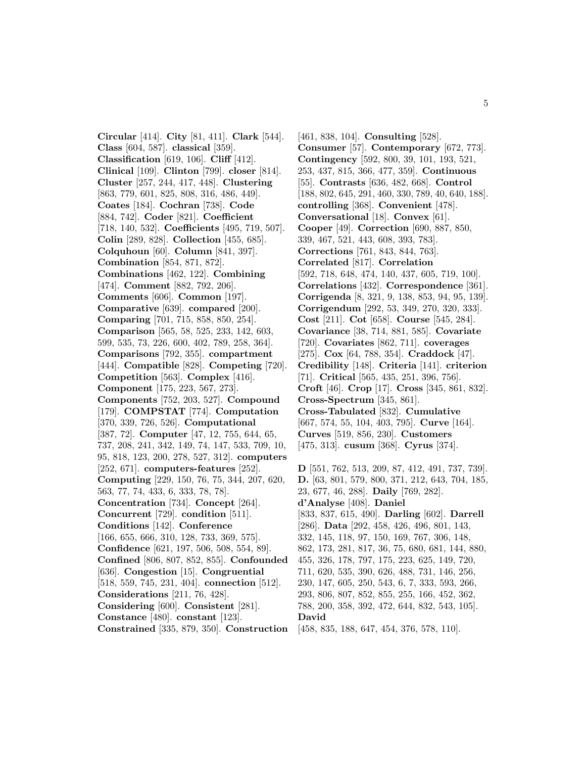**Circular** [414]. **City** [81, 411]. **Clark** [544]. **Class** [604, 587]. **classical** [359]. **Classification** [619, 106]. **Cliff** [412]. **Clinical** [109]. **Clinton** [799]. **closer** [814]. **Cluster** [257, 244, 417, 448]. **Clustering** [863, 779, 601, 825, 808, 316, 486, 449]. **Coates** [184]. **Cochran** [738]. **Code** [884, 742]. **Coder** [821]. **Coefficient** [718, 140, 532]. **Coefficients** [495, 719, 507]. **Colin** [289, 828]. **Collection** [455, 685]. **Colquhoun** [60]. **Column** [841, 397]. **Combination** [854, 871, 872]. **Combinations** [462, 122]. **Combining** [474]. **Comment** [882, 792, 206]. **Comments** [606]. **Common** [197]. **Comparative** [639]. **compared** [200]. **Comparing** [701, 715, 858, 850, 254]. **Comparison** [565, 58, 525, 233, 142, 603, 599, 535, 73, 226, 600, 402, 789, 258, 364]. **Comparisons** [792, 355]. **compartment** [444]. **Compatible** [828]. **Competing** [720]. **Competition** [563]. **Complex** [416]. **Component** [175, 223, 567, 273]. **Components** [752, 203, 527]. **Compound** [179]. **COMPSTAT** [774]. **Computation** [370, 339, 726, 526]. **Computational** [387, 72]. **Computer** [47, 12, 755, 644, 65, 737, 208, 241, 342, 149, 74, 147, 533, 709, 10, 95, 818, 123, 200, 278, 527, 312]. **computers** [252, 671]. **computers-features** [252]. **Computing** [229, 150, 76, 75, 344, 207, 620, 563, 77, 74, 433, 6, 333, 78, 78]. **Concentration** [734]. **Concept** [264]. **Concurrent** [729]. **condition** [511]. **Conditions** [142]. **Conference** [166, 655, 666, 310, 128, 733, 369, 575]. **Confidence** [621, 197, 506, 508, 554, 89]. **Confined** [806, 807, 852, 855]. **Confounded** [636]. **Congestion** [15]. **Congruential** [518, 559, 745, 231, 404]. **connection** [512]. **Considerations** [211, 76, 428]. **Considering** [600]. **Consistent** [281]. **Constance** [480]. **constant** [123]. **Constrained** [335, 879, 350]. **Construction** [461, 838, 104]. **Consulting** [528]. **Consumer** [57]. **Contemporary** [672, 773]. **Contingency** [592, 800, 39, 101, 193, 521, 253, 437, 815, 366, 477, 359]. **Continuous** [55]. **Contrasts** [636, 482, 668]. **Control** [188, 802, 645, 291, 460, 330, 789, 40, 640, 188]. **controlling** [368]. **Convenient** [478]. **Conversational** [18]. **Convex** [61]. **Cooper** [49]. **Correction** [690, 887, 850, 339, 467, 521, 443, 608, 393, 783]. **Corrections** [761, 843, 844, 763]. **Correlated** [817]. **Correlation** [592, 718, 648, 474, 140, 437, 605, 719, 100]. **Correlations** [432]. **Correspondence** [361]. **Corrigenda** [8, 321, 9, 138, 853, 94, 95, 139]. **Corrigendum** [292, 53, 349, 270, 320, 333]. **Cost** [211]. **Cot** [658]. **Course** [545, 284]. **Covariance** [38, 714, 881, 585]. **Covariate** [720]. **Covariates** [862, 711]. **coverages** [275]. **Cox** [64, 788, 354]. **Craddock** [47]. **Credibility** [148]. **Criteria** [141]. **criterion** [71]. **Critical** [565, 435, 251, 396, 756]. **Croft** [46]. **Crop** [17]. **Cross** [345, 861, 832]. **Cross-Spectrum** [345, 861]. **Cross-Tabulated** [832]. **Cumulative** [667, 574, 55, 104, 403, 795]. **Curve** [164]. **Curves** [519, 856, 230]. **Customers** [475, 313]. **cusum** [368]. **Cyrus** [374].

**D** [551, 762, 513, 209, 87, 412, 491, 737, 739]. **D.** [63, 801, 579, 800, 371, 212, 643, 704, 185, 23, 677, 46, 288]. **Daily** [769, 282]. **d'Analyse** [408]. **Daniel** [833, 837, 615, 490]. **Darling** [602]. **Darrell** [286]. **Data** [292, 458, 426, 496, 801, 143, 332, 145, 118, 97, 150, 169, 767, 306, 148, 862, 173, 281, 817, 36, 75, 680, 681, 144, 880, 455, 326, 178, 797, 175, 223, 625, 149, 720, 711, 620, 535, 390, 626, 488, 731, 146, 256, 230, 147, 605, 250, 543, 6, 7, 333, 593, 266, 293, 806, 807, 852, 855, 255, 166, 452, 362, 788, 200, 358, 392, 472, 644, 832, 543, 105]. **David** [458, 835, 188, 647, 454, 376, 578, 110].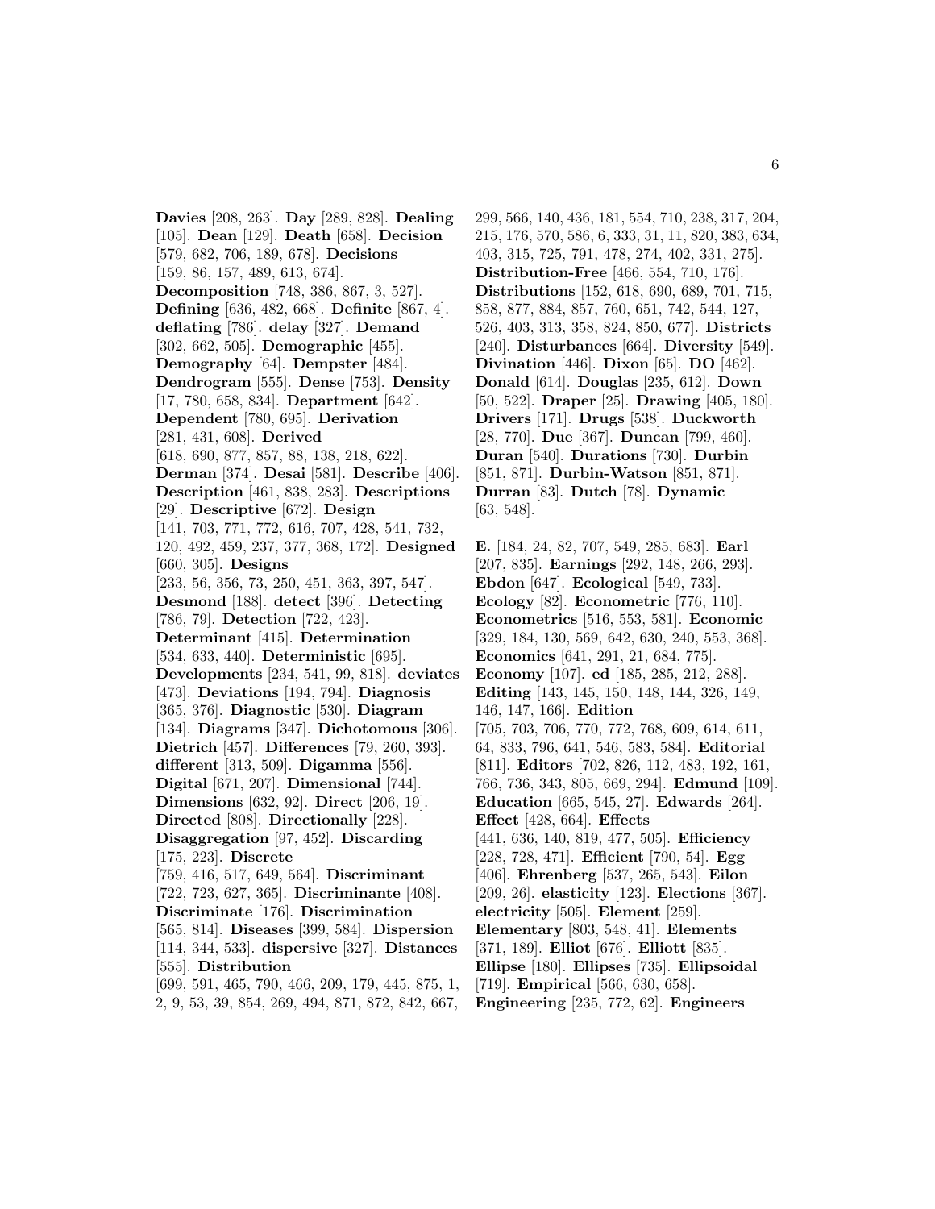**Davies** [208, 263]. **Day** [289, 828]. **Dealing** [105]. **Dean** [129]. **Death** [658]. **Decision** [579, 682, 706, 189, 678]. **Decisions** [159, 86, 157, 489, 613, 674]. **Decomposition** [748, 386, 867, 3, 527]. **Defining** [636, 482, 668]. **Definite** [867, 4]. **deflating** [786]. **delay** [327]. **Demand** [302, 662, 505]. **Demographic** [455]. **Demography** [64]. **Dempster** [484]. **Dendrogram** [555]. **Dense** [753]. **Density** [17, 780, 658, 834]. **Department** [642]. **Dependent** [780, 695]. **Derivation** [281, 431, 608]. **Derived** [618, 690, 877, 857, 88, 138, 218, 622]. **Derman** [374]. **Desai** [581]. **Describe** [406]. **Description** [461, 838, 283]. **Descriptions** [29]. **Descriptive** [672]. **Design** [141, 703, 771, 772, 616, 707, 428, 541, 732, 120, 492, 459, 237, 377, 368, 172]. **Designed** [660, 305]. **Designs** [233, 56, 356, 73, 250, 451, 363, 397, 547]. **Desmond** [188]. **detect** [396]. **Detecting** [786, 79]. **Detection** [722, 423]. **Determinant** [415]. **Determination** [534, 633, 440]. **Deterministic** [695]. **Developments** [234, 541, 99, 818]. **deviates** [473]. **Deviations** [194, 794]. **Diagnosis** [365, 376]. **Diagnostic** [530]. **Diagram** [134]. **Diagrams** [347]. **Dichotomous** [306]. **Dietrich** [457]. **Differences** [79, 260, 393]. **different** [313, 509]. **Digamma** [556]. **Digital** [671, 207]. **Dimensional** [744]. **Dimensions** [632, 92]. **Direct** [206, 19]. **Directed** [808]. **Directionally** [228]. **Disaggregation** [97, 452]. **Discarding** [175, 223]. **Discrete** [759, 416, 517, 649, 564]. **Discriminant** [722, 723, 627, 365]. **Discriminante** [408]. **Discriminate** [176]. **Discrimination** [565, 814]. **Diseases** [399, 584]. **Dispersion** [114, 344, 533]. **dispersive** [327]. **Distances** [555]. **Distribution** [699, 591, 465, 790, 466, 209, 179, 445, 875, 1, 2, 9, 53, 39, 854, 269, 494, 871, 872, 842, 667, 299, 566, 140, 436, 181, 554, 710, 238, 317, 204, 215, 176, 570, 586, 6, 333, 31, 11, 820, 383, 634, 403, 315, 725, 791, 478, 274, 402, 331, 275]. **Distribution-Free** [466, 554, 710, 176]. **Distributions** [152, 618, 690, 689, 701, 715, 858, 877, 884, 857, 760, 651, 742, 544, 127, 526, 403, 313, 358, 824, 850, 677]. **Districts** [240]. **Disturbances** [664]. **Diversity** [549]. **Divination** [446]. **Dixon** [65]. **DO** [462]. **Donald** [614]. **Douglas** [235, 612]. **Down** [50, 522]. **Draper** [25]. **Drawing** [405, 180]. **Drivers** [171]. **Drugs** [538]. **Duckworth** [28, 770]. **Due** [367]. **Duncan** [799, 460]. **Duran** [540]. **Durations** [730]. **Durbin** [851, 871]. **Durbin-Watson** [851, 871]. **Durran** [83]. **Dutch** [78]. **Dynamic** [63, 548].

**E.** [184, 24, 82, 707, 549, 285, 683]. **Earl** [207, 835]. **Earnings** [292, 148, 266, 293]. **Ebdon** [647]. **Ecological** [549, 733]. **Ecology** [82]. **Econometric** [776, 110]. **Econometrics** [516, 553, 581]. **Economic** [329, 184, 130, 569, 642, 630, 240, 553, 368]. **Economics** [641, 291, 21, 684, 775]. **Economy** [107]. **ed** [185, 285, 212, 288]. **Editing** [143, 145, 150, 148, 144, 326, 149, 146, 147, 166]. **Edition** [705, 703, 706, 770, 772, 768, 609, 614, 611, 64, 833, 796, 641, 546, 583, 584]. **Editorial** [811]. **Editors** [702, 826, 112, 483, 192, 161, 766, 736, 343, 805, 669, 294]. **Edmund** [109]. **Education** [665, 545, 27]. **Edwards** [264]. **Effect** [428, 664]. **Effects** [441, 636, 140, 819, 477, 505]. **Efficiency** [228, 728, 471]. **Efficient** [790, 54]. **Egg** [406]. **Ehrenberg** [537, 265, 543]. **Eilon** [209, 26]. **elasticity** [123]. **Elections** [367]. **electricity** [505]. **Element** [259]. **Elementary** [803, 548, 41]. **Elements** [371, 189]. **Elliot** [676]. **Elliott** [835]. **Ellipse** [180]. **Ellipses** [735]. **Ellipsoidal** [719]. **Empirical** [566, 630, 658]. **Engineering** [235, 772, 62]. **Engineers**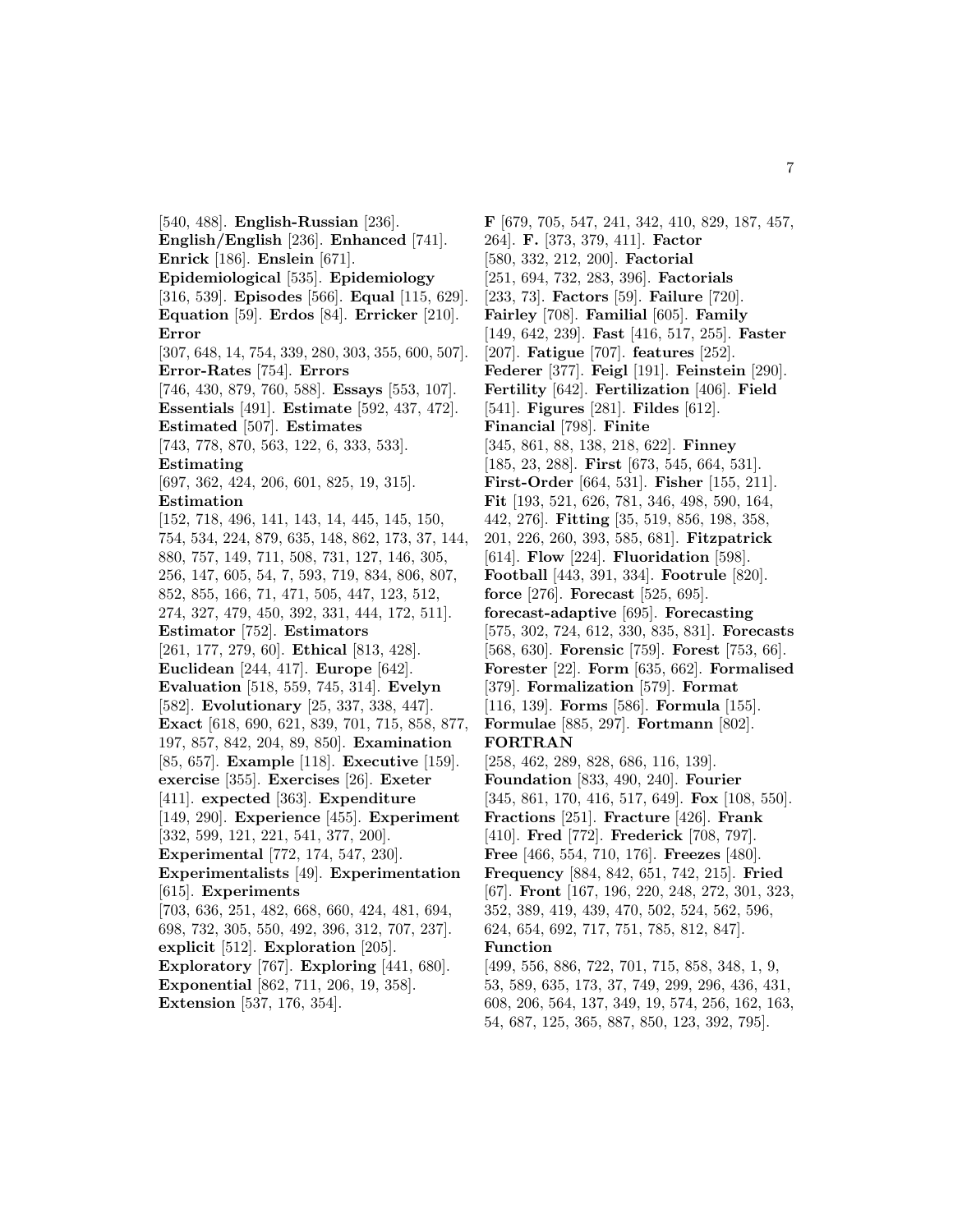[540, 488]. **English-Russian** [236]. **English/English** [236]. **Enhanced** [741]. **Enrick** [186]. **Enslein** [671]. **Epidemiological** [535]. **Epidemiology** [316, 539]. **Episodes** [566]. **Equal** [115, 629]. **Equation** [59]. **Erdos** [84]. **Erricker** [210]. **Error** [307, 648, 14, 754, 339, 280, 303, 355, 600, 507]. **Error-Rates** [754]. **Errors** [746, 430, 879, 760, 588]. **Essays** [553, 107]. **Essentials** [491]. **Estimate** [592, 437, 472]. **Estimated** [507]. **Estimates** [743, 778, 870, 563, 122, 6, 333, 533]. **Estimating** [697, 362, 424, 206, 601, 825, 19, 315]. **Estimation** [152, 718, 496, 141, 143, 14, 445, 145, 150, 754, 534, 224, 879, 635, 148, 862, 173, 37, 144, 880, 757, 149, 711, 508, 731, 127, 146, 305, 256, 147, 605, 54, 7, 593, 719, 834, 806, 807, 852, 855, 166, 71, 471, 505, 447, 123, 512, 274, 327, 479, 450, 392, 331, 444, 172, 511]. **Estimator** [752]. **Estimators** [261, 177, 279, 60]. **Ethical** [813, 428]. **Euclidean** [244, 417]. **Europe** [642]. **Evaluation** [518, 559, 745, 314]. **Evelyn** [582]. **Evolutionary** [25, 337, 338, 447]. **Exact** [618, 690, 621, 839, 701, 715, 858, 877, 197, 857, 842, 204, 89, 850]. **Examination** [85, 657]. **Example** [118]. **Executive** [159]. **exercise** [355]. **Exercises** [26]. **Exeter** [411]. **expected** [363]. **Expenditure** [149, 290]. **Experience** [455]. **Experiment** [332, 599, 121, 221, 541, 377, 200]. **Experimental** [772, 174, 547, 230]. **Experimentalists** [49]. **Experimentation** [615]. **Experiments** [703, 636, 251, 482, 668, 660, 424, 481, 694, 698, 732, 305, 550, 492, 396, 312, 707, 237]. **explicit** [512]. **Exploration** [205]. **Exploratory** [767]. **Exploring** [441, 680]. **Exponential** [862, 711, 206, 19, 358]. **Extension** [537, 176, 354].

**F** [679, 705, 547, 241, 342, 410, 829, 187, 457, 264]. **F.** [373, 379, 411]. **Factor** [580, 332, 212, 200]. **Factorial** [251, 694, 732, 283, 396]. **Factorials** [233, 73]. **Factors** [59]. **Failure** [720]. **Fairley** [708]. **Familial** [605]. **Family** [149, 642, 239]. **Fast** [416, 517, 255]. **Faster** [207]. **Fatigue** [707]. **features** [252]. **Federer** [377]. **Feigl** [191]. **Feinstein** [290]. **Fertility** [642]. **Fertilization** [406]. **Field** [541]. **Figures** [281]. **Fildes** [612]. **Financial** [798]. **Finite** [345, 861, 88, 138, 218, 622]. **Finney** [185, 23, 288]. **First** [673, 545, 664, 531]. **First-Order** [664, 531]. **Fisher** [155, 211]. **Fit** [193, 521, 626, 781, 346, 498, 590, 164, 442, 276]. **Fitting** [35, 519, 856, 198, 358, 201, 226, 260, 393, 585, 681]. **Fitzpatrick** [614]. **Flow** [224]. **Fluoridation** [598]. **Football** [443, 391, 334]. **Footrule** [820]. **force** [276]. **Forecast** [525, 695]. **forecast-adaptive** [695]. **Forecasting** [575, 302, 724, 612, 330, 835, 831]. **Forecasts** [568, 630]. **Forensic** [759]. **Forest** [753, 66]. **Forester** [22]. **Form** [635, 662]. **Formalised** [379]. **Formalization** [579]. **Format** [116, 139]. **Forms** [586]. **Formula** [155]. **Formulae** [885, 297]. **Fortmann** [802]. **FORTRAN** [258, 462, 289, 828, 686, 116, 139]. **Foundation** [833, 490, 240]. **Fourier** [345, 861, 170, 416, 517, 649]. **Fox** [108, 550]. **Fractions** [251]. **Fracture** [426]. **Frank** [410]. **Fred** [772]. **Frederick** [708, 797]. **Free** [466, 554, 710, 176]. **Freezes** [480]. **Frequency** [884, 842, 651, 742, 215]. **Fried** [67]. **Front** [167, 196, 220, 248, 272, 301, 323, 352, 389, 419, 439, 470, 502, 524, 562, 596, 624, 654, 692, 717, 751, 785, 812, 847]. **Function** [499, 556, 886, 722, 701, 715, 858, 348, 1, 9, 53, 589, 635, 173, 37, 749, 299, 296, 436, 431, 608, 206, 564, 137, 349, 19, 574, 256, 162, 163, 54, 687, 125, 365, 887, 850, 123, 392, 795].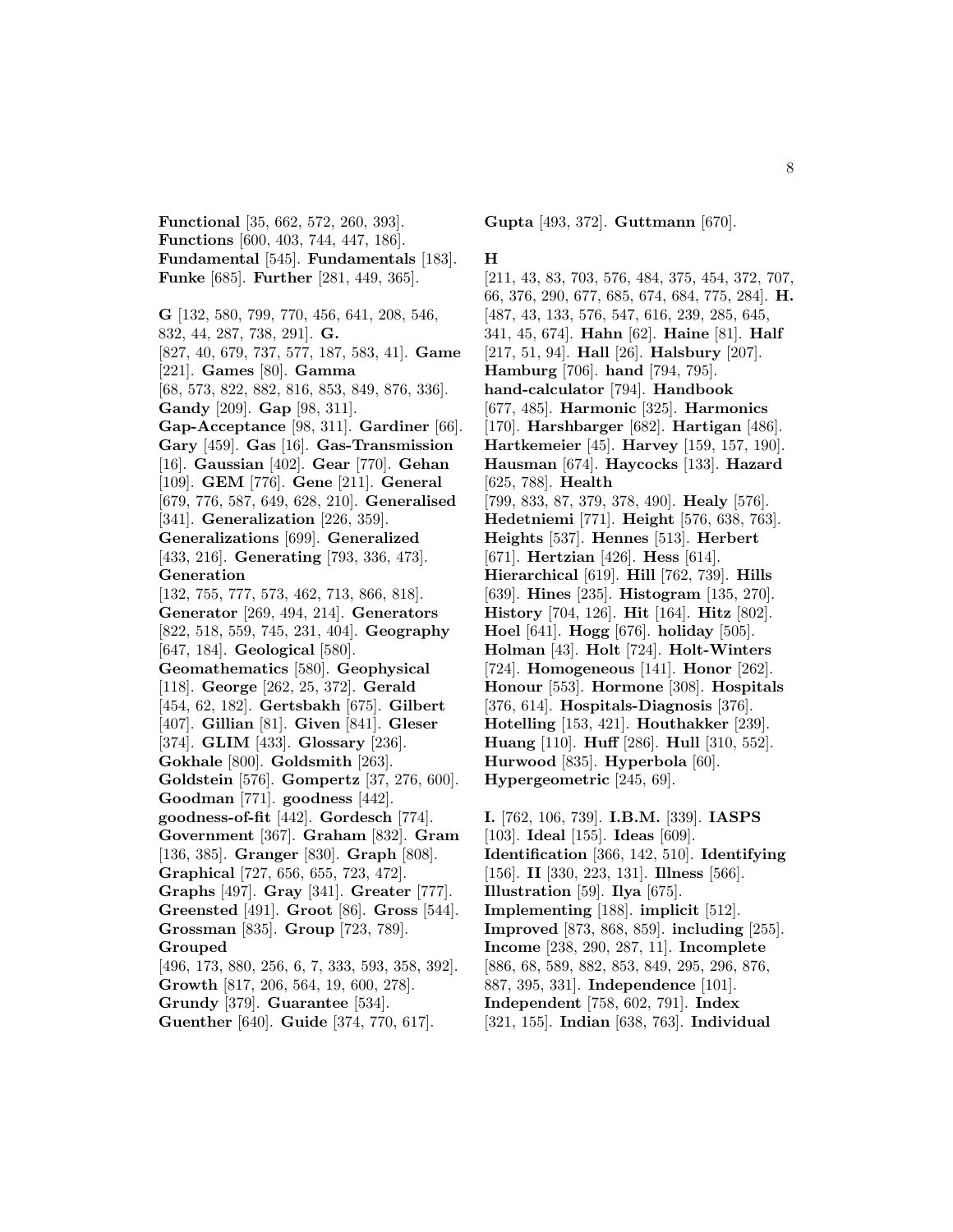**Functional** [35, 662, 572, 260, 393]. **Functions** [600, 403, 744, 447, 186]. **Fundamental** [545]. **Fundamentals** [183]. **Funke** [685]. **Further** [281, 449, 365].

**G** [132, 580, 799, 770, 456, 641, 208, 546, 832, 44, 287, 738, 291]. **G.** [827, 40, 679, 737, 577, 187, 583, 41]. **Game** [221]. **Games** [80]. **Gamma** [68, 573, 822, 882, 816, 853, 849, 876, 336]. **Gandy** [209]. **Gap** [98, 311]. **Gap-Acceptance** [98, 311]. **Gardiner** [66]. **Gary** [459]. **Gas** [16]. **Gas-Transmission** [16]. **Gaussian** [402]. **Gear** [770]. **Gehan** [109]. **GEM** [776]. **Gene** [211]. **General** [679, 776, 587, 649, 628, 210]. **Generalised** [341]. **Generalization** [226, 359]. **Generalizations** [699]. **Generalized** [433, 216]. **Generating** [793, 336, 473]. **Generation** [132, 755, 777, 573, 462, 713, 866, 818]. **Generator** [269, 494, 214]. **Generators** [822, 518, 559, 745, 231, 404]. **Geography** [647, 184]. **Geological** [580]. **Geomathematics** [580]. **Geophysical** [118]. **George** [262, 25, 372]. **Gerald** [454, 62, 182]. **Gertsbakh** [675]. **Gilbert** [407]. **Gillian** [81]. **Given** [841]. **Gleser** [374]. **GLIM** [433]. **Glossary** [236]. **Gokhale** [800]. **Goldsmith** [263]. **Goldstein** [576]. **Gompertz** [37, 276, 600]. **Goodman** [771]. **goodness** [442]. **goodness-of-fit** [442]. **Gordesch** [774]. **Government** [367]. **Graham** [832]. **Gram** [136, 385]. **Granger** [830]. **Graph** [808]. **Graphical** [727, 656, 655, 723, 472]. **Graphs** [497]. **Gray** [341]. **Greater** [777]. **Greensted** [491]. **Groot** [86]. **Gross** [544]. **Grossman** [835]. **Group** [723, 789]. **Grouped** [496, 173, 880, 256, 6, 7, 333, 593, 358, 392]. **Growth** [817, 206, 564, 19, 600, 278]. **Grundy** [379]. **Guarantee** [534]. **Guenther** [640]. **Guide** [374, 770, 617]. **Gupta** [493, 372]. **Guttmann** [670].

**H** [211, 43, 83, 703, 576, 484, 375, 454, 372, 707, 66, 376, 290, 677, 685, 674, 684, 775, 284]. **H.** [487, 43, 133, 576, 547, 616, 239, 285, 645, 341, 45, 674]. **Hahn** [62]. **Haine** [81]. **Half** [217, 51, 94]. **Hall** [26]. **Halsbury** [207]. **Hamburg** [706]. **hand** [794, 795]. **hand-calculator** [794]. **Handbook** [677, 485]. **Harmonic** [325]. **Harmonics** [170]. **Harshbarger** [682]. **Hartigan** [486]. **Hartkemeier** [45]. **Harvey** [159, 157, 190]. **Hausman** [674]. **Haycocks** [133]. **Hazard** [625, 788]. **Health** [799, 833, 87, 379, 378, 490]. **Healy** [576]. **Hedetniemi** [771]. **Height** [576, 638, 763]. **Heights** [537]. **Hennes** [513]. **Herbert** [671]. **Hertzian** [426]. **Hess** [614]. **Hierarchical** [619]. **Hill** [762, 739]. **Hills** [639]. **Hines** [235]. **Histogram** [135, 270]. **History** [704, 126]. **Hit** [164]. **Hitz** [802]. **Hoel** [641]. **Hogg** [676]. **holiday** [505]. **Holman** [43]. **Holt** [724]. **Holt-Winters** [724]. **Homogeneous** [141]. **Honor** [262]. **Honour** [553]. **Hormone** [308]. **Hospitals** [376, 614]. **Hospitals-Diagnosis** [376]. **Hotelling** [153, 421]. **Houthakker** [239]. **Huang** [110]. **Huff** [286]. **Hull** [310, 552]. **Hurwood** [835]. **Hyperbola** [60]. **Hypergeometric** [245, 69].

**I.** [762, 106, 739]. **I.B.M.** [339]. **IASPS** [103]. **Ideal** [155]. **Ideas** [609]. **Identification** [366, 142, 510]. **Identifying** [156]. **II** [330, 223, 131]. **Illness** [566]. **Illustration** [59]. **Ilya** [675]. **Implementing** [188]. **implicit** [512]. **Improved** [873, 868, 859]. **including** [255]. **Income** [238, 290, 287, 11]. **Incomplete** [886, 68, 589, 882, 853, 849, 295, 296, 876, 887, 395, 331]. **Independence** [101]. **Independent** [758, 602, 791]. **Index** [321, 155]. **Indian** [638, 763]. **Individual**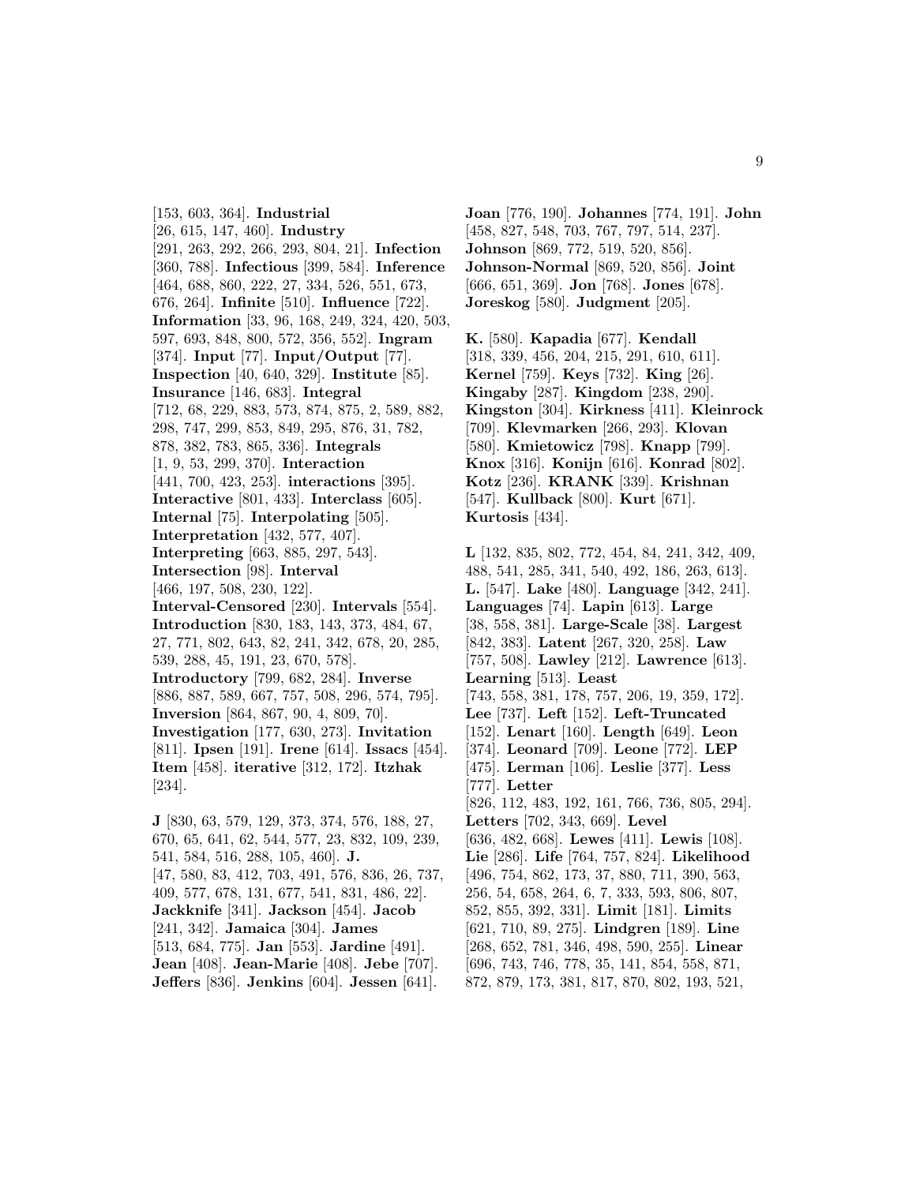[153, 603, 364]. **Industrial** [26, 615, 147, 460]. **Industry** [291, 263, 292, 266, 293, 804, 21]. **Infection** [360, 788]. **Infectious** [399, 584]. **Inference** [464, 688, 860, 222, 27, 334, 526, 551, 673, 676, 264]. **Infinite** [510]. **Influence** [722]. **Information** [33, 96, 168, 249, 324, 420, 503, 597, 693, 848, 800, 572, 356, 552]. **Ingram** [374]. **Input** [77]. **Input/Output** [77]. **Inspection** [40, 640, 329]. **Institute** [85]. **Insurance** [146, 683]. **Integral** [712, 68, 229, 883, 573, 874, 875, 2, 589, 882, 298, 747, 299, 853, 849, 295, 876, 31, 782, 878, 382, 783, 865, 336]. **Integrals** [1, 9, 53, 299, 370]. **Interaction** [441, 700, 423, 253]. **interactions** [395]. **Interactive** [801, 433]. **Interclass** [605]. **Internal** [75]. **Interpolating** [505]. **Interpretation** [432, 577, 407]. **Interpreting** [663, 885, 297, 543]. **Intersection** [98]. **Interval** [466, 197, 508, 230, 122]. **Interval-Censored** [230]. **Intervals** [554]. **Introduction** [830, 183, 143, 373, 484, 67, 27, 771, 802, 643, 82, 241, 342, 678, 20, 285, 539, 288, 45, 191, 23, 670, 578]. **Introductory** [799, 682, 284]. **Inverse** [886, 887, 589, 667, 757, 508, 296, 574, 795]. **Inversion** [864, 867, 90, 4, 809, 70]. **Investigation** [177, 630, 273]. **Invitation** [811]. **Ipsen** [191]. **Irene** [614]. **Issacs** [454]. **Item** [458]. **iterative** [312, 172]. **Itzhak** [234].

**J** [830, 63, 579, 129, 373, 374, 576, 188, 27, 670, 65, 641, 62, 544, 577, 23, 832, 109, 239, 541, 584, 516, 288, 105, 460]. **J.** [47, 580, 83, 412, 703, 491, 576, 836, 26, 737, 409, 577, 678, 131, 677, 541, 831, 486, 22]. **Jackknife** [341]. **Jackson** [454]. **Jacob** [241, 342]. **Jamaica** [304]. **James** [513, 684, 775]. **Jan** [553]. **Jardine** [491]. **Jean** [408]. **Jean-Marie** [408]. **Jebe** [707]. **Jeffers** [836]. **Jenkins** [604]. **Jessen** [641]. **Joan** [776, 190]. **Johannes** [774, 191]. **John** [458, 827, 548, 703, 767, 797, 514, 237]. **Johnson** [869, 772, 519, 520, 856]. **Johnson-Normal** [869, 520, 856]. **Joint** [666, 651, 369]. **Jon** [768]. **Jones** [678]. **Joreskog** [580]. **Judgment** [205].

**K.** [580]. **Kapadia** [677]. **Kendall** [318, 339, 456, 204, 215, 291, 610, 611]. **Kernel** [759]. **Keys** [732]. **King** [26]. **Kingaby** [287]. **Kingdom** [238, 290]. **Kingston** [304]. **Kirkness** [411]. **Kleinrock** [709]. **Klevmarken** [266, 293]. **Klovan** [580]. **Kmietowicz** [798]. **Knapp** [799]. **Knox** [316]. **Konijn** [616]. **Konrad** [802]. **Kotz** [236]. **KRANK** [339]. **Krishnan** [547]. **Kullback** [800]. **Kurt** [671]. **Kurtosis** [434].

**L** [132, 835, 802, 772, 454, 84, 241, 342, 409, 488, 541, 285, 341, 540, 492, 186, 263, 613]. **L.** [547]. **Lake** [480]. **Language** [342, 241]. **Languages** [74]. **Lapin** [613]. **Large** [38, 558, 381]. **Large-Scale** [38]. **Largest** [842, 383]. **Latent** [267, 320, 258]. **Law** [757, 508]. **Lawley** [212]. **Lawrence** [613]. **Learning** [513]. **Least** [743, 558, 381, 178, 757, 206, 19, 359, 172]. **Lee** [737]. **Left** [152]. **Left-Truncated** [152]. **Lenart** [160]. **Length** [649]. **Leon** [374]. **Leonard** [709]. **Leone** [772]. **LEP** [475]. **Lerman** [106]. **Leslie** [377]. **Less** [777]. **Letter** [826, 112, 483, 192, 161, 766, 736, 805, 294]. **Letters** [702, 343, 669]. **Level** [636, 482, 668]. **Lewes** [411]. **Lewis** [108]. **Lie** [286]. **Life** [764, 757, 824]. **Likelihood** [496, 754, 862, 173, 37, 880, 711, 390, 563, 256, 54, 658, 264, 6, 7, 333, 593, 806, 807, 852, 855, 392, 331]. **Limit** [181]. **Limits** [621, 710, 89, 275]. **Lindgren** [189]. **Line** [268, 652, 781, 346, 498, 590, 255]. **Linear** [696, 743, 746, 778, 35, 141, 854, 558, 871, 872, 879, 173, 381, 817, 870, 802, 193, 521,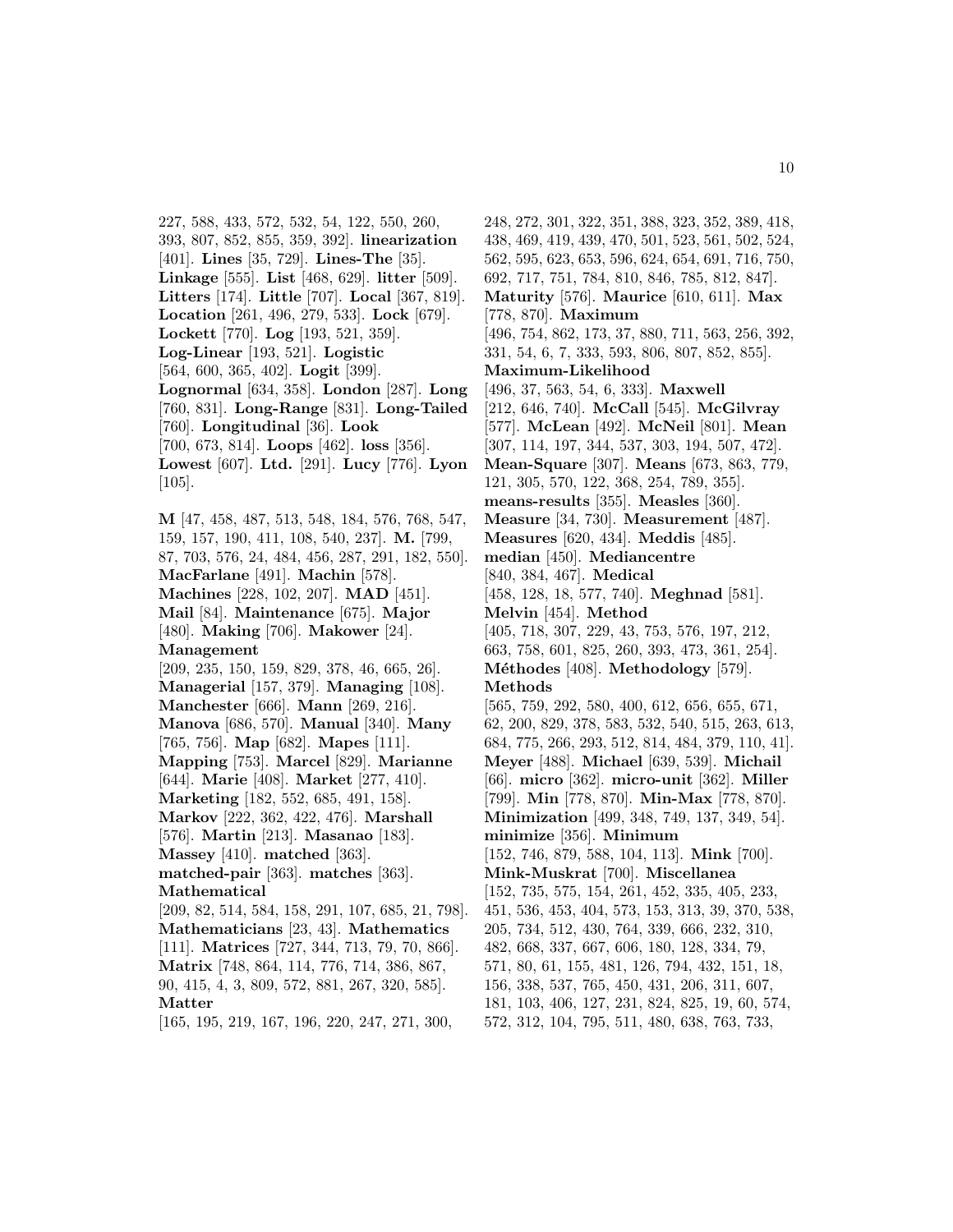227, 588, 433, 572, 532, 54, 122, 550, 260, 393, 807, 852, 855, 359, 392]. **linearization** [401]. **Lines** [35, 729]. **Lines-The** [35]. **Linkage** [555]. **List** [468, 629]. **litter** [509]. **Litters** [174]. **Little** [707]. **Local** [367, 819]. **Location** [261, 496, 279, 533]. **Lock** [679]. **Lockett** [770]. **Log** [193, 521, 359]. **Log-Linear** [193, 521]. **Logistic** [564, 600, 365, 402]. **Logit** [399]. **Lognormal** [634, 358]. **London** [287]. **Long** [760, 831]. **Long-Range** [831]. **Long-Tailed** [760]. **Longitudinal** [36]. **Look** [700, 673, 814]. **Loops** [462]. **loss** [356]. **Lowest** [607]. **Ltd.** [291]. **Lucy** [776]. **Lyon** [105].

**M** [47, 458, 487, 513, 548, 184, 576, 768, 547, 159, 157, 190, 411, 108, 540, 237]. **M.** [799, 87, 703, 576, 24, 484, 456, 287, 291, 182, 550]. **MacFarlane** [491]. **Machin** [578]. **Machines** [228, 102, 207]. **MAD** [451]. **Mail** [84]. **Maintenance** [675]. **Major** [480]. **Making** [706]. **Makower** [24]. **Management** [209, 235, 150, 159, 829, 378, 46, 665, 26]. **Managerial** [157, 379]. **Managing** [108]. **Manchester** [666]. **Mann** [269, 216]. **Manova** [686, 570]. **Manual** [340]. **Many** [765, 756]. **Map** [682]. **Mapes** [111]. **Mapping** [753]. **Marcel** [829]. **Marianne** [644]. **Marie** [408]. **Market** [277, 410]. **Marketing** [182, 552, 685, 491, 158]. **Markov** [222, 362, 422, 476]. **Marshall** [576]. **Martin** [213]. **Masanao** [183]. **Massey** [410]. **matched** [363]. **matched-pair** [363]. **matches** [363]. **Mathematical** [209, 82, 514, 584, 158, 291, 107, 685, 21, 798]. **Mathematicians** [23, 43]. **Mathematics** [111]. **Matrices** [727, 344, 713, 79, 70, 866]. **Matrix** [748, 864, 114, 776, 714, 386, 867, 90, 415, 4, 3, 809, 572, 881, 267, 320, 585]. **Matter** [165, 195, 219, 167, 196, 220, 247, 271, 300, 248, 272, 301, 322, 351, 388, 323, 352, 389, 418, 438, 469, 419, 439, 470, 501, 523, 561, 502, 524, 562, 595, 623, 653, 596, 624, 654, 691, 716, 750, 692, 717, 751, 784, 810, 846, 785, 812, 847]. **Maturity** [576]. **Maurice** [610, 611]. **Max** [778, 870]. **Maximum** [496, 754, 862, 173, 37, 880, 711, 563, 256, 392, 331, 54, 6, 7, 333, 593, 806, 807, 852, 855]. **Maximum-Likelihood** [496, 37, 563, 54, 6, 333]. **Maxwell** [212, 646, 740]. **McCall** [545]. **McGilvray** [577]. **McLean** [492]. **McNeil** [801]. **Mean** [307, 114, 197, 344, 537, 303, 194, 507, 472]. **Mean-Square** [307]. **Means** [673, 863, 779, 121, 305, 570, 122, 368, 254, 789, 355]. **means-results** [355]. **Measles** [360]. **Measure** [34, 730]. **Measurement** [487]. **Measures** [620, 434]. **Meddis** [485]. **median** [450]. **Mediancentre** [840, 384, 467]. **Medical** [458, 128, 18, 577, 740]. **Meghnad** [581]. **Melvin** [454]. **Method** [405, 718, 307, 229, 43, 753, 576, 197, 212, 663, 758, 601, 825, 260, 393, 473, 361, 254]. **Méthodes** [408]. **Methodology** [579]. **Methods** [565, 759, 292, 580, 400, 612, 656, 655, 671, 62, 200, 829, 378, 583, 532, 540, 515, 263, 613, 684, 775, 266, 293, 512, 814, 484, 379, 110, 41]. **Meyer** [488]. **Michael** [639, 539]. **Michail** [66]. **micro** [362]. **micro-unit** [362]. **Miller** [799]. **Min** [778, 870]. **Min-Max** [778, 870]. **Minimization** [499, 348, 749, 137, 349, 54]. **minimize** [356]. **Minimum** [152, 746, 879, 588, 104, 113]. **Mink** [700]. **Mink-Muskrat** [700]. **Miscellanea** [152, 735, 575, 154, 261, 452, 335, 405, 233, 451, 536, 453, 404, 573, 153, 313, 39, 370, 538, 205, 734, 512, 430, 764, 339, 666, 232, 310, 482, 668, 337, 667, 606, 180, 128, 334, 79, 571, 80, 61, 155, 481, 126, 794, 432, 151, 18, 156, 338, 537, 765, 450, 431, 206, 311, 607, 181, 103, 406, 127, 231, 824, 825, 19, 60, 574, 572, 312, 104, 795, 511, 480, 638, 763, 733,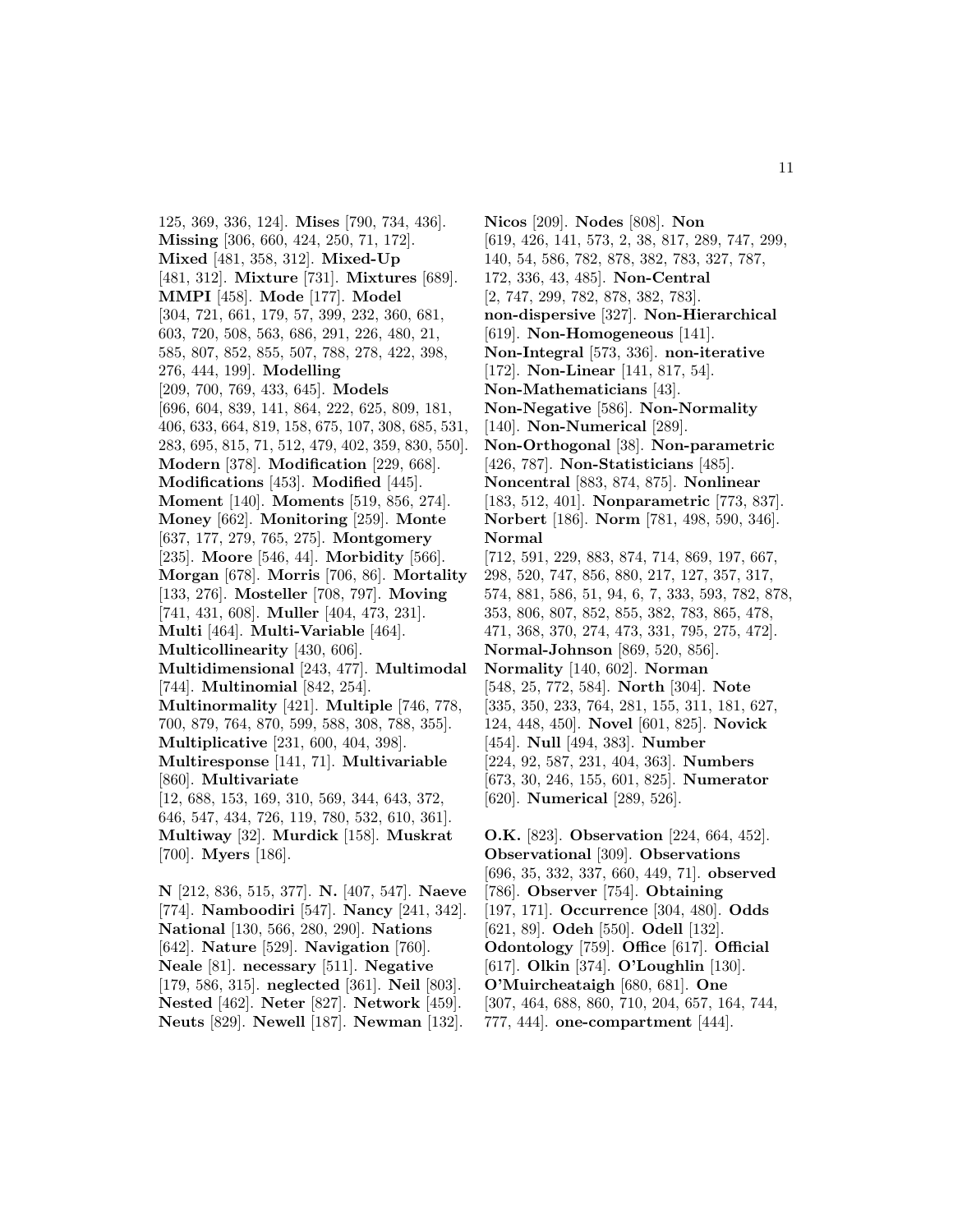125, 369, 336, 124]. **Mises** [790, 734, 436]. **Missing** [306, 660, 424, 250, 71, 172]. **Mixed** [481, 358, 312]. **Mixed-Up** [481, 312]. **Mixture** [731]. **Mixtures** [689]. **MMPI** [458]. **Mode** [177]. **Model** [304, 721, 661, 179, 57, 399, 232, 360, 681, 603, 720, 508, 563, 686, 291, 226, 480, 21, 585, 807, 852, 855, 507, 788, 278, 422, 398, 276, 444, 199]. **Modelling** [209, 700, 769, 433, 645]. **Models** [696, 604, 839, 141, 864, 222, 625, 809, 181, 406, 633, 664, 819, 158, 675, 107, 308, 685, 531, 283, 695, 815, 71, 512, 479, 402, 359, 830, 550]. **Modern** [378]. **Modification** [229, 668]. **Modifications** [453]. **Modified** [445]. **Moment** [140]. **Moments** [519, 856, 274]. **Money** [662]. **Monitoring** [259]. **Monte** [637, 177, 279, 765, 275]. **Montgomery** [235]. **Moore** [546, 44]. **Morbidity** [566]. **Morgan** [678]. **Morris** [706, 86]. **Mortality** [133, 276]. **Mosteller** [708, 797]. **Moving** [741, 431, 608]. **Muller** [404, 473, 231]. **Multi** [464]. **Multi-Variable** [464]. **Multicollinearity** [430, 606]. **Multidimensional** [243, 477]. **Multimodal** [744]. **Multinomial** [842, 254]. **Multinormality** [421]. **Multiple** [746, 778, 700, 879, 764, 870, 599, 588, 308, 788, 355]. **Multiplicative** [231, 600, 404, 398]. **Multiresponse** [141, 71]. **Multivariable** [860]. **Multivariate** [12, 688, 153, 169, 310, 569, 344, 643, 372, 646, 547, 434, 726, 119, 780, 532, 610, 361]. **Multiway** [32]. **Murdick** [158]. **Muskrat** [700]. **Myers** [186].

**N** [212, 836, 515, 377]. **N.** [407, 547]. **Naeve** [774]. **Namboodiri** [547]. **Nancy** [241, 342]. **National** [130, 566, 280, 290]. **Nations** [642]. **Nature** [529]. **Navigation** [760]. **Neale** [81]. **necessary** [511]. **Negative** [179, 586, 315]. **neglected** [361]. **Neil** [803]. **Nested** [462]. **Neter** [827]. **Network** [459]. **Neuts** [829]. **Newell** [187]. **Newman** [132]. **Nicos** [209]. **Nodes** [808]. **Non** [619, 426, 141, 573, 2, 38, 817, 289, 747, 299, 140, 54, 586, 782, 878, 382, 783, 327, 787, 172, 336, 43, 485]. **Non-Central** [2, 747, 299, 782, 878, 382, 783]. **non-dispersive** [327]. **Non-Hierarchical** [619]. **Non-Homogeneous** [141]. **Non-Integral** [573, 336]. **non-iterative** [172]. **Non-Linear** [141, 817, 54]. **Non-Mathematicians** [43]. **Non-Negative** [586]. **Non-Normality** [140]. **Non-Numerical** [289]. **Non-Orthogonal** [38]. **Non-parametric** [426, 787]. **Non-Statisticians** [485]. **Noncentral** [883, 874, 875]. **Nonlinear** [183, 512, 401]. **Nonparametric** [773, 837]. **Norbert** [186]. **Norm** [781, 498, 590, 346]. **Normal** [712, 591, 229, 883, 874, 714, 869, 197, 667, 298, 520, 747, 856, 880, 217, 127, 357, 317, 574, 881, 586, 51, 94, 6, 7, 333, 593, 782, 878, 353, 806, 807, 852, 855, 382, 783, 865, 478, 471, 368, 370, 274, 473, 331, 795, 275, 472]. **Normal-Johnson** [869, 520, 856]. **Normality** [140, 602]. **Norman** [548, 25, 772, 584]. **North** [304]. **Note** [335, 350, 233, 764, 281, 155, 311, 181, 627, 124, 448, 450]. **Novel** [601, 825]. **Novick** [454]. **Null** [494, 383]. **Number** [224, 92, 587, 231, 404, 363]. **Numbers** [673, 30, 246, 155, 601, 825]. **Numerator** [620]. **Numerical** [289, 526].

**O.K.** [823]. **Observation** [224, 664, 452]. **Observational** [309]. **Observations** [696, 35, 332, 337, 660, 449, 71]. **observed** [786]. **Observer** [754]. **Obtaining** [197, 171]. **Occurrence** [304, 480]. **Odds** [621, 89]. **Odeh** [550]. **Odell** [132]. **Odontology** [759]. **Office** [617]. **Official** [617]. **Olkin** [374]. **O'Loughlin** [130]. **O'Muircheataigh** [680, 681]. **One** [307, 464, 688, 860, 710, 204, 657, 164, 744, 777, 444]. **one-compartment** [444].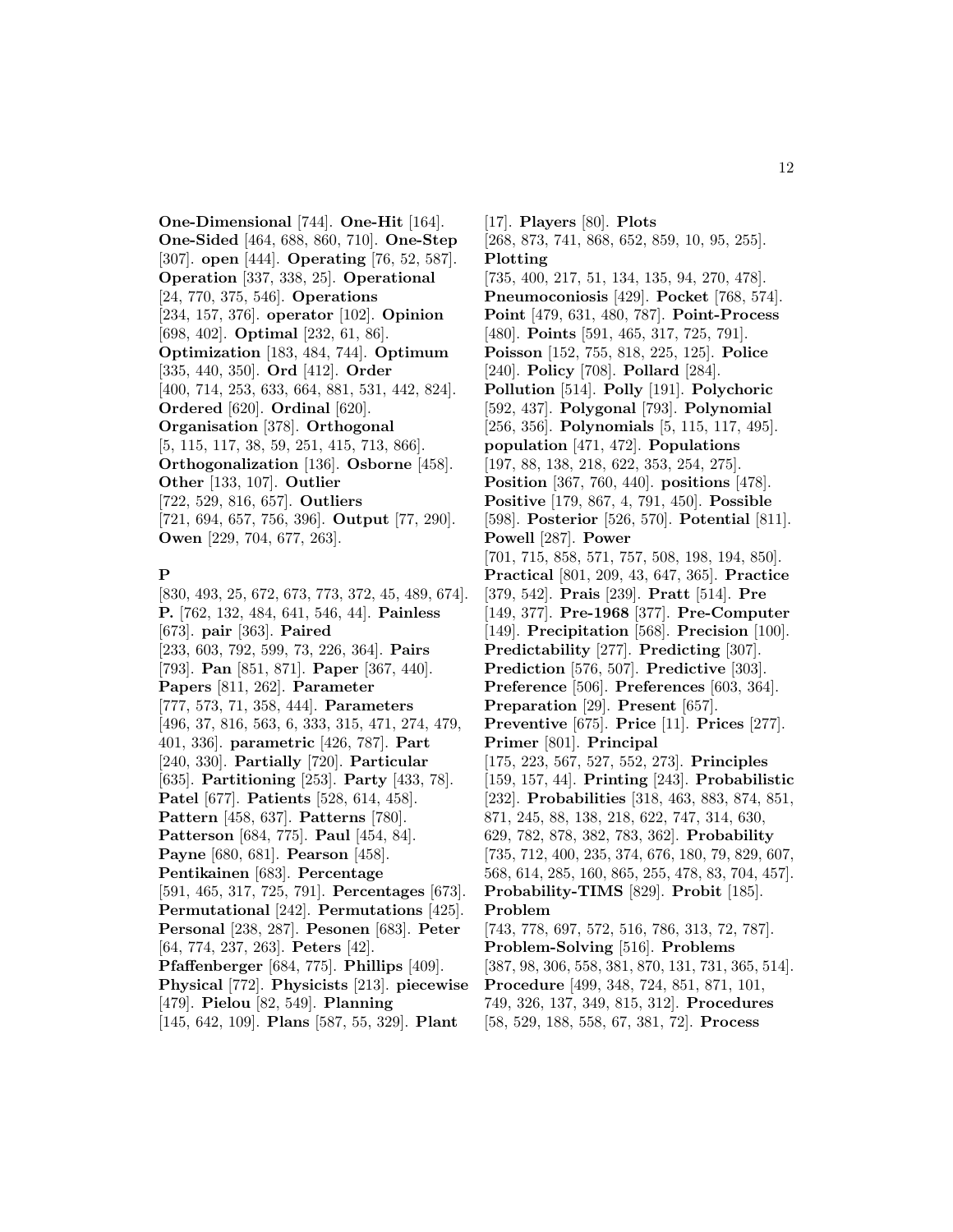**One-Dimensional** [744]. **One-Hit** [164]. **One-Sided** [464, 688, 860, 710]. **One-Step** [307]. **open** [444]. **Operating** [76, 52, 587]. **Operation** [337, 338, 25]. **Operational** [24, 770, 375, 546]. **Operations** [234, 157, 376]. **operator** [102]. **Opinion** [698, 402]. **Optimal** [232, 61, 86]. **Optimization** [183, 484, 744]. **Optimum** [335, 440, 350]. **Ord** [412]. **Order** [400, 714, 253, 633, 664, 881, 531, 442, 824]. **Ordered** [620]. **Ordinal** [620]. **Organisation** [378]. **Orthogonal** [5, 115, 117, 38, 59, 251, 415, 713, 866]. **Orthogonalization** [136]. **Osborne** [458]. **Other** [133, 107]. **Outlier** [722, 529, 816, 657]. **Outliers** [721, 694, 657, 756, 396]. **Output** [77, 290]. **Owen** [229, 704, 677, 263].

## P

[830, 493, 25, 672, 673, 773, 372, 45, 489, 674]. **P.** [762, 132, 484, 641, 546, 44]. **Painless** [673]. **pair** [363]. **Paired** [233, 603, 792, 599, 73, 226, 364]. **Pairs** [793]. **Pan** [851, 871]. **Paper** [367, 440]. **Papers** [811, 262]. **Parameter** [777, 573, 71, 358, 444]. **Parameters** [496, 37, 816, 563, 6, 333, 315, 471, 274, 479, 401, 336]. **parametric** [426, 787]. **Part** [240, 330]. **Partially** [720]. **Particular** [635]. **Partitioning** [253]. **Party** [433, 78]. **Patel** [677]. **Patients** [528, 614, 458]. **Pattern** [458, 637]. **Patterns** [780]. **Patterson** [684, 775]. **Paul** [454, 84]. **Payne** [680, 681]. **Pearson** [458]. **Pentikainen** [683]. **Percentage** [591, 465, 317, 725, 791]. **Percentages** [673]. **Permutational** [242]. **Permutations** [425]. **Personal** [238, 287]. **Pesonen** [683]. **Peter** [64, 774, 237, 263]. **Peters** [42]. **Pfaffenberger** [684, 775]. **Phillips** [409]. **Physical** [772]. **Physicists** [213]. **piecewise** [479]. **Pielou** [82, 549]. **Planning** [145, 642, 109]. **Plans** [587, 55, 329]. **Plant** [17]. **Players** [80]. **Plots** [268, 873, 741, 868, 652, 859, 10, 95, 255]. **Plotting** [735, 400, 217, 51, 134, 135, 94, 270, 478]. **Pneumoconiosis** [429]. **Pocket** [768, 574]. **Point** [479, 631, 480, 787]. **Point-Process** [480]. **Points** [591, 465, 317, 725, 791]. **Poisson** [152, 755, 818, 225, 125]. **Police** [240]. **Policy** [708]. **Pollard** [284]. **Pollution** [514]. **Polly** [191]. **Polychoric** [592, 437]. **Polygonal** [793]. **Polynomial** [256, 356]. **Polynomials** [5, 115, 117, 495]. **population** [471, 472]. **Populations** [197, 88, 138, 218, 622, 353, 254, 275]. **Position** [367, 760, 440]. **positions** [478]. **Positive** [179, 867, 4, 791, 450]. **Possible** [598]. **Posterior** [526, 570]. **Potential** [811]. **Powell** [287]. **Power** [701, 715, 858, 571, 757, 508, 198, 194, 850]. **Practical** [801, 209, 43, 647, 365]. **Practice** [379, 542]. **Prais** [239]. **Pratt** [514]. **Pre** [149, 377]. **Pre-1968** [377]. **Pre-Computer** [149]. **Precipitation** [568]. **Precision** [100]. **Predictability** [277]. **Predicting** [307]. **Prediction** [576, 507]. **Predictive** [303]. **Preference** [506]. **Preferences** [603, 364]. **Preparation** [29]. **Present** [657]. **Preventive** [675]. **Price** [11]. **Prices** [277]. **Primer** [801]. **Principal** [175, 223, 567, 527, 552, 273]. **Principles** [159, 157, 44]. **Printing** [243]. **Probabilistic** [232]. **Probabilities** [318, 463, 883, 874, 851, 871, 245, 88, 138, 218, 622, 747, 314, 630, 629, 782, 878, 382, 783, 362]. **Probability** [735, 712, 400, 235, 374, 676, 180, 79, 829, 607, 568, 614, 285, 160, 865, 255, 478, 83, 704, 457]. **Probability-TIMS** [829]. **Probit** [185]. **Problem** [743, 778, 697, 572, 516, 786, 313, 72, 787]. **Problem-Solving** [516]. **Problems** [387, 98, 306, 558, 381, 870, 131, 731, 365, 514]. **Procedure** [499, 348, 724, 851, 871, 101, 749, 326, 137, 349, 815, 312]. **Procedures** [58, 529, 188, 558, 67, 381, 72]. **Process**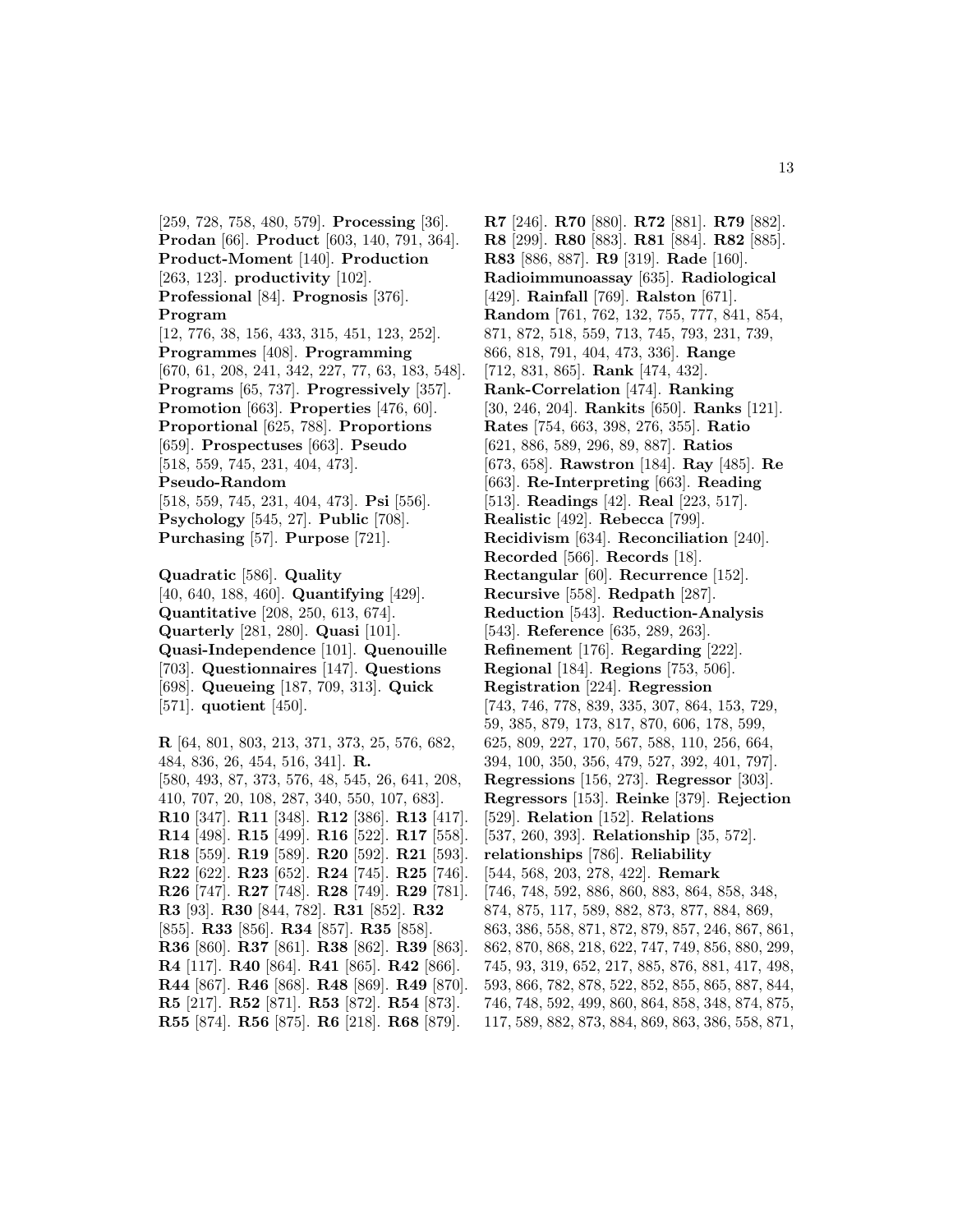[259, 728, 758, 480, 579]. **Processing** [36]. **Prodan** [66]. **Product** [603, 140, 791, 364]. **Product-Moment** [140]. **Production** [263, 123]. **productivity** [102]. **Professional** [84]. **Prognosis** [376]. **Program** [12, 776, 38, 156, 433, 315, 451, 123, 252]. **Programmes** [408]. **Programming** [670, 61, 208, 241, 342, 227, 77, 63, 183, 548]. **Programs** [65, 737]. **Progressively** [357]. **Promotion** [663]. **Properties** [476, 60]. **Proportional** [625, 788]. **Proportions** [659]. **Prospectuses** [663]. **Pseudo** [518, 559, 745, 231, 404, 473]. **Pseudo-Random** [518, 559, 745, 231, 404, 473]. **Psi** [556]. **Psychology** [545, 27]. **Public** [708]. **Purchasing** [57]. **Purpose** [721].

**Quadratic** [586]. **Quality** [40, 640, 188, 460]. **Quantifying** [429]. **Quantitative** [208, 250, 613, 674]. **Quarterly** [281, 280]. **Quasi** [101]. **Quasi-Independence** [101]. **Quenouille** [703]. **Questionnaires** [147]. **Questions** [698]. **Queueing** [187, 709, 313]. **Quick** [571]. **quotient** [450].

**R** [64, 801, 803, 213, 371, 373, 25, 576, 682, 484, 836, 26, 454, 516, 341]. **R.** [580, 493, 87, 373, 576, 48, 545, 26, 641, 208, 410, 707, 20, 108, 287, 340, 550, 107, 683]. **R10** [347]. **R11** [348]. **R12** [386]. **R13** [417]. **R14** [498]. **R15** [499]. **R16** [522]. **R17** [558]. **R18** [559]. **R19** [589]. **R20** [592]. **R21** [593]. **R22** [622]. **R23** [652]. **R24** [745]. **R25** [746]. **R26** [747]. **R27** [748]. **R28** [749]. **R29** [781]. **R3** [93]. **R30** [844, 782]. **R31** [852]. **R32** [855]. **R33** [856]. **R34** [857]. **R35** [858]. **R36** [860]. **R37** [861]. **R38** [862]. **R39** [863]. **R4** [117]. **R40** [864]. **R41** [865]. **R42** [866]. **R44** [867]. **R46** [868]. **R48** [869]. **R49** [870]. **R5** [217]. **R52** [871]. **R53** [872]. **R54** [873]. **R55** [874]. **R56** [875]. **R6** [218]. **R68** [879]. **R7** [246]. **R70** [880]. **R72** [881]. **R79** [882]. **R8** [299]. **R80** [883]. **R81** [884]. **R82** [885]. **R83** [886, 887]. **R9** [319]. **Rade** [160]. **Radioimmunoassay** [635]. **Radiological** [429]. **Rainfall** [769]. **Ralston** [671]. **Random** [761, 762, 132, 755, 777, 841, 854, 871, 872, 518, 559, 713, 745, 793, 231, 739, 866, 818, 791, 404, 473, 336]. **Range** [712, 831, 865]. **Rank** [474, 432]. **Rank-Correlation** [474]. **Ranking** [30, 246, 204]. **Rankits** [650]. **Ranks** [121]. **Rates** [754, 663, 398, 276, 355]. **Ratio** [621, 886, 589, 296, 89, 887]. **Ratios** [673, 658]. **Rawstron** [184]. **Ray** [485]. **Re** [663]. **Re-Interpreting** [663]. **Reading** [513]. **Readings** [42]. **Real** [223, 517]. **Realistic** [492]. **Rebecca** [799]. **Recidivism** [634]. **Reconciliation** [240]. **Recorded** [566]. **Records** [18]. **Rectangular** [60]. **Recurrence** [152]. **Recursive** [558]. **Redpath** [287]. **Reduction** [543]. **Reduction-Analysis** [543]. **Reference** [635, 289, 263]. **Refinement** [176]. **Regarding** [222]. **Regional** [184]. **Regions** [753, 506]. **Registration** [224]. **Regression** [743, 746, 778, 839, 335, 307, 864, 153, 729, 59, 385, 879, 173, 817, 870, 606, 178, 599, 625, 809, 227, 170, 567, 588, 110, 256, 664, 394, 100, 350, 356, 479, 527, 392, 401, 797]. **Regressions** [156, 273]. **Regressor** [303]. **Regressors** [153]. **Reinke** [379]. **Rejection** [529]. **Relation** [152]. **Relations** [537, 260, 393]. **Relationship** [35, 572]. **relationships** [786]. **Reliability** [544, 568, 203, 278, 422]. **Remark** [746, 748, 592, 886, 860, 883, 864, 858, 348, 874, 875, 117, 589, 882, 873, 877, 884, 869, 863, 386, 558, 871, 872, 879, 857, 246, 867, 861, 862, 870, 868, 218, 622, 747, 749, 856, 880, 299, 745, 93, 319, 652, 217, 885, 876, 881, 417, 498, 593, 866, 782, 878, 522, 852, 855, 865, 887, 844, 746, 748, 592, 499, 860, 864, 858, 348, 874, 875, 117, 589, 882, 873, 884, 869, 863, 386, 558, 871,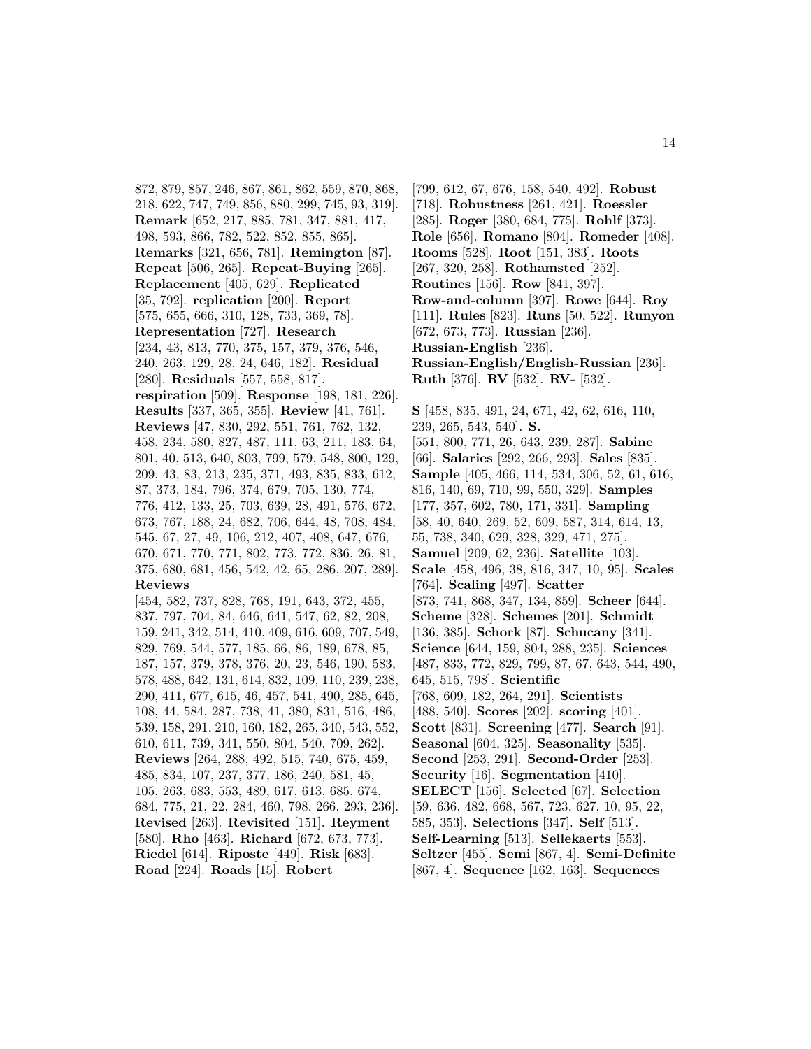872, 879, 857, 246, 867, 861, 862, 559, 870, 868, 218, 622, 747, 749, 856, 880, 299, 745, 93, 319]. **Remark** [652, 217, 885, 781, 347, 881, 417, 498, 593, 866, 782, 522, 852, 855, 865]. **Remarks** [321, 656, 781]. **Remington** [87]. **Repeat** [506, 265]. **Repeat-Buying** [265]. **Replacement** [405, 629]. **Replicated** [35, 792]. **replication** [200]. **Report** [575, 655, 666, 310, 128, 733, 369, 78]. **Representation** [727]. **Research** [234, 43, 813, 770, 375, 157, 379, 376, 546, 240, 263, 129, 28, 24, 646, 182]. **Residual** [280]. **Residuals** [557, 558, 817]. **respiration** [509]. **Response** [198, 181, 226]. **Results** [337, 365, 355]. **Review** [41, 761]. **Reviews** [47, 830, 292, 551, 761, 762, 132, 458, 234, 580, 827, 487, 111, 63, 211, 183, 64, 801, 40, 513, 640, 803, 799, 579, 548, 800, 129, 209, 43, 83, 213, 235, 371, 493, 835, 833, 612, 87, 373, 184, 796, 374, 679, 705, 130, 774, 776, 412, 133, 25, 703, 639, 28, 491, 576, 672, 673, 767, 188, 24, 682, 706, 644, 48, 708, 484, 545, 67, 27, 49, 106, 212, 407, 408, 647, 676, 670, 671, 770, 771, 802, 773, 772, 836, 26, 81, 375, 680, 681, 456, 542, 42, 65, 286, 207, 289]. **Reviews** [454, 582, 737, 828, 768, 191, 643, 372, 455, 837, 797, 704, 84, 646, 641, 547, 62, 82, 208, 159, 241, 342, 514, 410, 409, 616, 609, 707, 549, 829, 769, 544, 577, 185, 66, 86, 189, 678, 85, 187, 157, 379, 378, 376, 20, 23, 546, 190, 583, 578, 488, 642, 131, 614, 832, 109, 110, 239, 238, 290, 411, 677, 615, 46, 457, 541, 490, 285, 645, 108, 44, 584, 287, 738, 41, 380, 831, 516, 486, 539, 158, 291, 210, 160, 182, 265, 340, 543, 552, 610, 611, 739, 341, 550, 804, 540, 709, 262]. **Reviews** [264, 288, 492, 515, 740, 675, 459, 485, 834, 107, 237, 377, 186, 240, 581, 45, 105, 263, 683, 553, 489, 617, 613, 685, 674, 684, 775, 21, 22, 284, 460, 798, 266, 293, 236]. **Revised** [263]. **Revisited** [151]. **Reyment** [580]. **Rho** [463]. **Richard** [672, 673, 773]. **Riedel** [614]. **Riposte** [449]. **Risk** [683]. **Road** [224]. **Roads** [15]. **Robert** [799, 612, 67, 676, 158, 540, 492]. **Robust** [718]. **Robustness** [261, 421]. **Roessler** [285]. **Roger** [380, 684, 775]. **Rohlf** [373]. **Role** [656]. **Romano** [804]. **Romeder** [408]. **Rooms** [528]. **Root** [151, 383]. **Roots** [267, 320, 258]. **Rothamsted** [252]. **Routines** [156]. **Row** [841, 397]. **Row-and-column** [397]. **Rowe** [644]. **Roy** [111]. **Rules** [823]. **Runs** [50, 522]. **Runyon** [672, 673, 773]. **Russian** [236]. **Russian-English** [236]. **Russian-English/English-Russian** [236]. **Ruth** [376]. **RV** [532]. **RV-** [532].

**S** [458, 835, 491, 24, 671, 42, 62, 616, 110, 239, 265, 543, 540]. **S.** [551, 800, 771, 26, 643, 239, 287]. **Sabine** [66]. **Salaries** [292, 266, 293]. **Sales** [835]. **Sample** [405, 466, 114, 534, 306, 52, 61, 616, 816, 140, 69, 710, 99, 550, 329]. **Samples** [177, 357, 602, 780, 171, 331]. **Sampling** [58, 40, 640, 269, 52, 609, 587, 314, 614, 13, 55, 738, 340, 629, 328, 329, 471, 275]. **Samuel** [209, 62, 236]. **Satellite** [103]. **Scale** [458, 496, 38, 816, 347, 10, 95]. **Scales** [764]. **Scaling** [497]. **Scatter** [873, 741, 868, 347, 134, 859]. **Scheer** [644]. **Scheme** [328]. **Schemes** [201]. **Schmidt** [136, 385]. **Schork** [87]. **Schucany** [341]. **Science** [644, 159, 804, 288, 235]. **Sciences** [487, 833, 772, 829, 799, 87, 67, 643, 544, 490, 645, 515, 798]. **Scientific** [768, 609, 182, 264, 291]. **Scientists** [488, 540]. **Scores** [202]. **scoring** [401]. **Scott** [831]. **Screening** [477]. **Search** [91]. **Seasonal** [604, 325]. **Seasonality** [535]. **Second** [253, 291]. **Second-Order** [253]. **Security** [16]. **Segmentation** [410]. **SELECT** [156]. **Selected** [67]. **Selection** [59, 636, 482, 668, 567, 723, 627, 10, 95, 22, 585, 353]. **Selections** [347]. **Self** [513]. **Self-Learning** [513]. **Sellekaerts** [553]. **Seltzer** [455]. **Semi** [867, 4]. **Semi-Definite** [867, 4]. **Sequence** [162, 163]. **Sequences**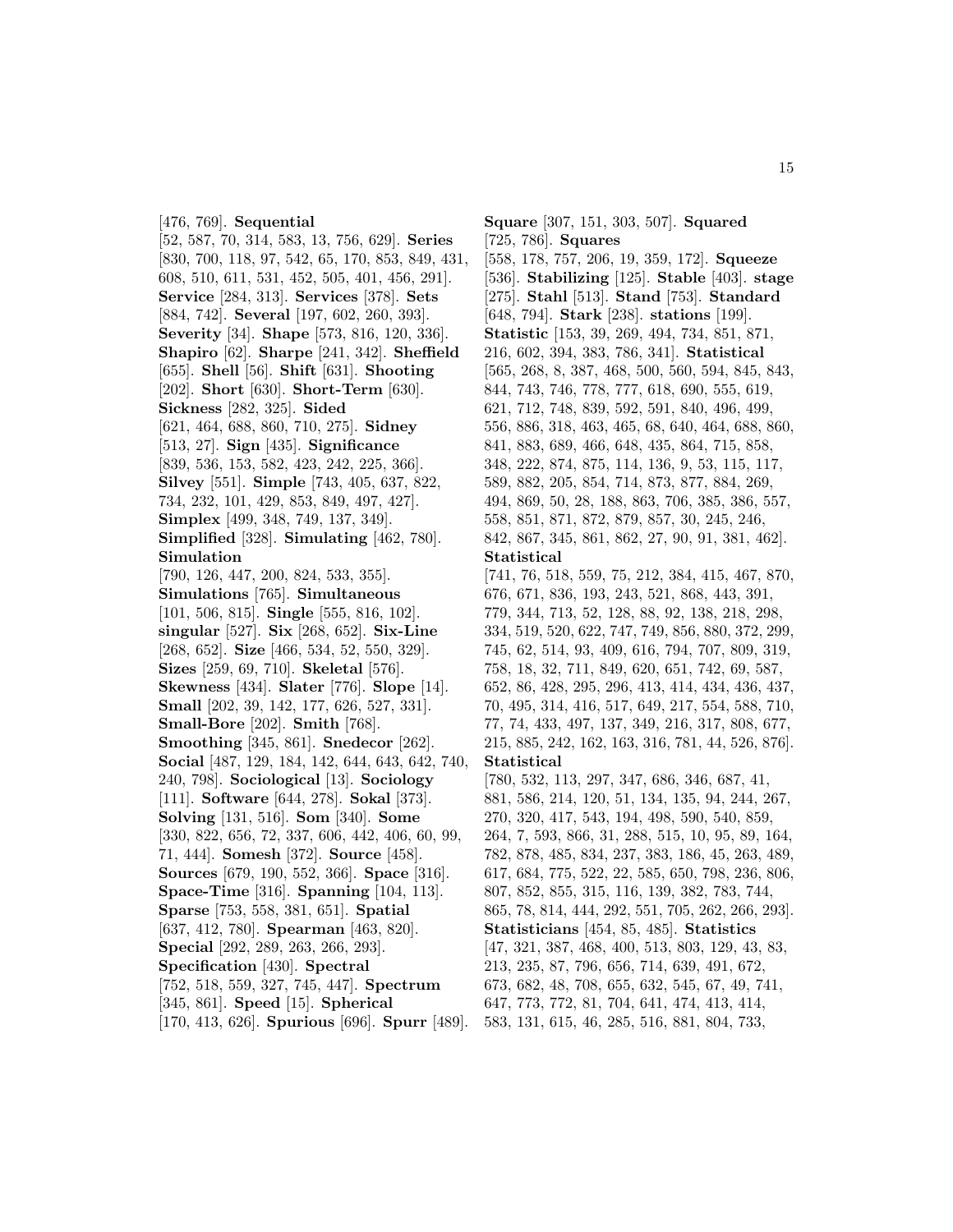[476, 769]. **Sequential** [52, 587, 70, 314, 583, 13, 756, 629]. **Series** [830, 700, 118, 97, 542, 65, 170, 853, 849, 431, 608, 510, 611, 531, 452, 505, 401, 456, 291]. **Service** [284, 313]. **Services** [378]. **Sets** [884, 742]. **Several** [197, 602, 260, 393]. **Severity** [34]. **Shape** [573, 816, 120, 336]. **Shapiro** [62]. **Sharpe** [241, 342]. **Sheffield** [655]. **Shell** [56]. **Shift** [631]. **Shooting** [202]. **Short** [630]. **Short-Term** [630]. **Sickness** [282, 325]. **Sided** [621, 464, 688, 860, 710, 275]. **Sidney** [513, 27]. **Sign** [435]. **Significance** [839, 536, 153, 582, 423, 242, 225, 366]. **Silvey** [551]. **Simple** [743, 405, 637, 822, 734, 232, 101, 429, 853, 849, 497, 427]. **Simplex** [499, 348, 749, 137, 349]. **Simplified** [328]. **Simulating** [462, 780]. **Simulation** [790, 126, 447, 200, 824, 533, 355]. **Simulations** [765]. **Simultaneous** [101, 506, 815]. **Single** [555, 816, 102]. **singular** [527]. **Six** [268, 652]. **Six-Line** [268, 652]. **Size** [466, 534, 52, 550, 329]. **Sizes** [259, 69, 710]. **Skeletal** [576]. **Skewness** [434]. **Slater** [776]. **Slope** [14]. **Small** [202, 39, 142, 177, 626, 527, 331]. **Small-Bore** [202]. **Smith** [768]. **Smoothing** [345, 861]. **Snedecor** [262]. **Social** [487, 129, 184, 142, 644, 643, 642, 740, 240, 798]. **Sociological** [13]. **Sociology** [111]. **Software** [644, 278]. **Sokal** [373]. **Solving** [131, 516]. **Som** [340]. **Some** [330, 822, 656, 72, 337, 606, 442, 406, 60, 99, 71, 444]. **Somesh** [372]. **Source** [458]. **Sources** [679, 190, 552, 366]. **Space** [316]. **Space-Time** [316]. **Spanning** [104, 113]. **Sparse** [753, 558, 381, 651]. **Spatial** [637, 412, 780]. **Spearman** [463, 820]. **Special** [292, 289, 263, 266, 293]. **Specification** [430]. **Spectral** [752, 518, 559, 327, 745, 447]. **Spectrum** [345, 861]. **Speed** [15]. **Spherical** [170, 413, 626]. **Spurious** [696]. **Spurr** [489].

**Square** [307, 151, 303, 507]. **Squared** [725, 786]. **Squares** [558, 178, 757, 206, 19, 359, 172]. **Squeeze** [536]. **Stabilizing** [125]. **Stable** [403]. **stage** [275]. **Stahl** [513]. **Stand** [753]. **Standard** [648, 794]. **Stark** [238]. **stations** [199]. **Statistic** [153, 39, 269, 494, 734, 851, 871, 216, 602, 394, 383, 786, 341]. **Statistical** [565, 268, 8, 387, 468, 500, 560, 594, 845, 843, 844, 743, 746, 778, 777, 618, 690, 555, 619, 621, 712, 748, 839, 592, 591, 840, 496, 499, 556, 886, 318, 463, 465, 68, 640, 464, 688, 860, 841, 883, 689, 466, 648, 435, 864, 715, 858, 348, 222, 874, 875, 114, 136, 9, 53, 115, 117, 589, 882, 205, 854, 714, 873, 877, 884, 269, 494, 869, 50, 28, 188, 863, 706, 385, 386, 557, 558, 851, 871, 872, 879, 857, 30, 245, 246, 842, 867, 345, 861, 862, 27, 90, 91, 381, 462]. **Statistical** [741, 76, 518, 559, 75, 212, 384, 415, 467, 870, 676, 671, 836, 193, 243, 521, 868, 443, 391, 779, 344, 713, 52, 128, 88, 92, 138, 218, 298, 334, 519, 520, 622, 747, 749, 856, 880, 372, 299, 745, 62, 514, 93, 409, 616, 794, 707, 809, 319, 758, 18, 32, 711, 849, 620, 651, 742, 69, 587, 652, 86, 428, 295, 296, 413, 414, 434, 436, 437, 70, 495, 314, 416, 517, 649, 217, 554, 588, 710, 77, 74, 433, 497, 137, 349, 216, 317, 808, 677, 215, 885, 242, 162, 163, 316, 781, 44, 526, 876]. **Statistical** [780, 532, 113, 297, 347, 686, 346, 687, 41, 881, 586, 214, 120, 51, 134, 135, 94, 244, 267, 270, 320, 417, 543, 194, 498, 590, 540, 859, 264, 7, 593, 866, 31, 288, 515, 10, 95, 89, 164, 782, 878, 485, 834, 237, 383, 186, 45, 263, 489, 617, 684, 775, 522, 22, 585, 650, 798, 236, 806, 807, 852, 855, 315, 116, 139, 382, 783, 744, 865, 78, 814, 444, 292, 551, 705, 262, 266, 293]. **Statisticians** [454, 85, 485]. **Statistics** [47, 321, 387, 468, 400, 513, 803, 129, 43, 83, 213, 235, 87, 796, 656, 714, 639, 491, 672, 673, 682, 48, 708, 655, 632, 545, 67, 49, 741, 647, 773, 772, 81, 704, 641, 474, 413, 414, 583, 131, 615, 46, 285, 516, 881, 804, 733,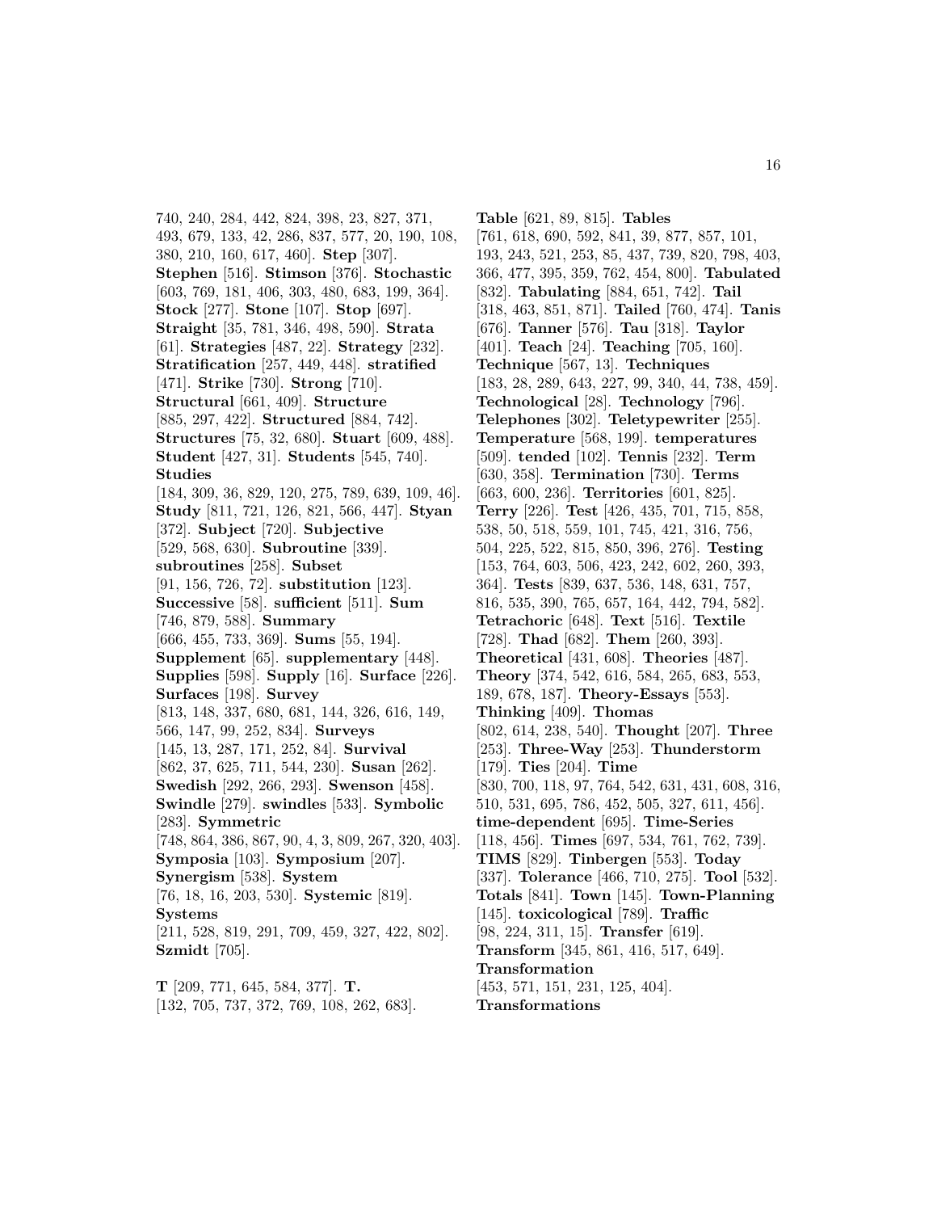740, 240, 284, 442, 824, 398, 23, 827, 371, 493, 679, 133, 42, 286, 837, 577, 20, 190, 108, 380, 210, 160, 617, 460]. **Step** [307]. **Stephen** [516]. **Stimson** [376]. **Stochastic** [603, 769, 181, 406, 303, 480, 683, 199, 364]. **Stock** [277]. **Stone** [107]. **Stop** [697]. **Straight** [35, 781, 346, 498, 590]. **Strata** [61]. **Strategies** [487, 22]. **Strategy** [232]. **Stratification** [257, 449, 448]. **stratified** [471]. **Strike** [730]. **Strong** [710]. **Structural** [661, 409]. **Structure** [885, 297, 422]. **Structured** [884, 742]. **Structures** [75, 32, 680]. **Stuart** [609, 488]. **Student** [427, 31]. **Students** [545, 740]. **Studies** [184, 309, 36, 829, 120, 275, 789, 639, 109, 46]. **Study** [811, 721, 126, 821, 566, 447]. **Styan** [372]. **Subject** [720]. **Subjective** [529, 568, 630]. **Subroutine** [339]. **subroutines** [258]. **Subset** [91, 156, 726, 72]. **substitution** [123]. **Successive** [58]. **sufficient** [511]. **Sum** [746, 879, 588]. **Summary** [666, 455, 733, 369]. **Sums** [55, 194]. **Supplement** [65]. **supplementary** [448]. **Supplies** [598]. **Supply** [16]. **Surface** [226]. **Surfaces** [198]. **Survey** [813, 148, 337, 680, 681, 144, 326, 616, 149, 566, 147, 99, 252, 834]. **Surveys** [145, 13, 287, 171, 252, 84]. **Survival** [862, 37, 625, 711, 544, 230]. **Susan** [262]. **Swedish** [292, 266, 293]. **Swenson** [458]. **Swindle** [279]. **swindles** [533]. **Symbolic** [283]. **Symmetric** [748, 864, 386, 867, 90, 4, 3, 809, 267, 320, 403]. **Symposia** [103]. **Symposium** [207]. **Synergism** [538]. **System** [76, 18, 16, 203, 530]. **Systemic** [819]. **Systems** [211, 528, 819, 291, 709, 459, 327, 422, 802]. **Szmidt** [705].

**T** [209, 771, 645, 584, 377]. **T.** [132, 705, 737, 372, 769, 108, 262, 683]. **Table** [621, 89, 815]. **Tables** [761, 618, 690, 592, 841, 39, 877, 857, 101, 193, 243, 521, 253, 85, 437, 739, 820, 798, 403, 366, 477, 395, 359, 762, 454, 800]. **Tabulated** [832]. **Tabulating** [884, 651, 742]. **Tail** [318, 463, 851, 871]. **Tailed** [760, 474]. **Tanis** [676]. **Tanner** [576]. **Tau** [318]. **Taylor** [401]. **Teach** [24]. **Teaching** [705, 160]. **Technique** [567, 13]. **Techniques** [183, 28, 289, 643, 227, 99, 340, 44, 738, 459]. **Technological** [28]. **Technology** [796]. **Telephones** [302]. **Teletypewriter** [255]. **Temperature** [568, 199]. **temperatures** [509]. **tended** [102]. **Tennis** [232]. **Term** [630, 358]. **Termination** [730]. **Terms** [663, 600, 236]. **Territories** [601, 825]. **Terry** [226]. **Test** [426, 435, 701, 715, 858, 538, 50, 518, 559, 101, 745, 421, 316, 756, 504, 225, 522, 815, 850, 396, 276]. **Testing** [153, 764, 603, 506, 423, 242, 602, 260, 393, 364]. **Tests** [839, 637, 536, 148, 631, 757, 816, 535, 390, 765, 657, 164, 442, 794, 582]. **Tetrachoric** [648]. **Text** [516]. **Textile** [728]. **Thad** [682]. **Them** [260, 393]. **Theoretical** [431, 608]. **Theories** [487]. **Theory** [374, 542, 616, 584, 265, 683, 553, 189, 678, 187]. **Theory-Essays** [553]. **Thinking** [409]. **Thomas** [802, 614, 238, 540]. **Thought** [207]. **Three** [253]. **Three-Way** [253]. **Thunderstorm** [179]. **Ties** [204]. **Time** [830, 700, 118, 97, 764, 542, 631, 431, 608, 316, 510, 531, 695, 786, 452, 505, 327, 611, 456]. **time-dependent** [695]. **Time-Series** [118, 456]. **Times** [697, 534, 761, 762, 739]. **TIMS** [829]. **Tinbergen** [553]. **Today** [337]. **Tolerance** [466, 710, 275]. **Tool** [532]. **Totals** [841]. **Town** [145]. **Town-Planning** [145]. **toxicological** [789]. **Traffic** [98, 224, 311, 15]. **Transfer** [619]. **Transform** [345, 861, 416, 517, 649]. **Transformation** [453, 571, 151, 231, 125, 404]. **Transformations**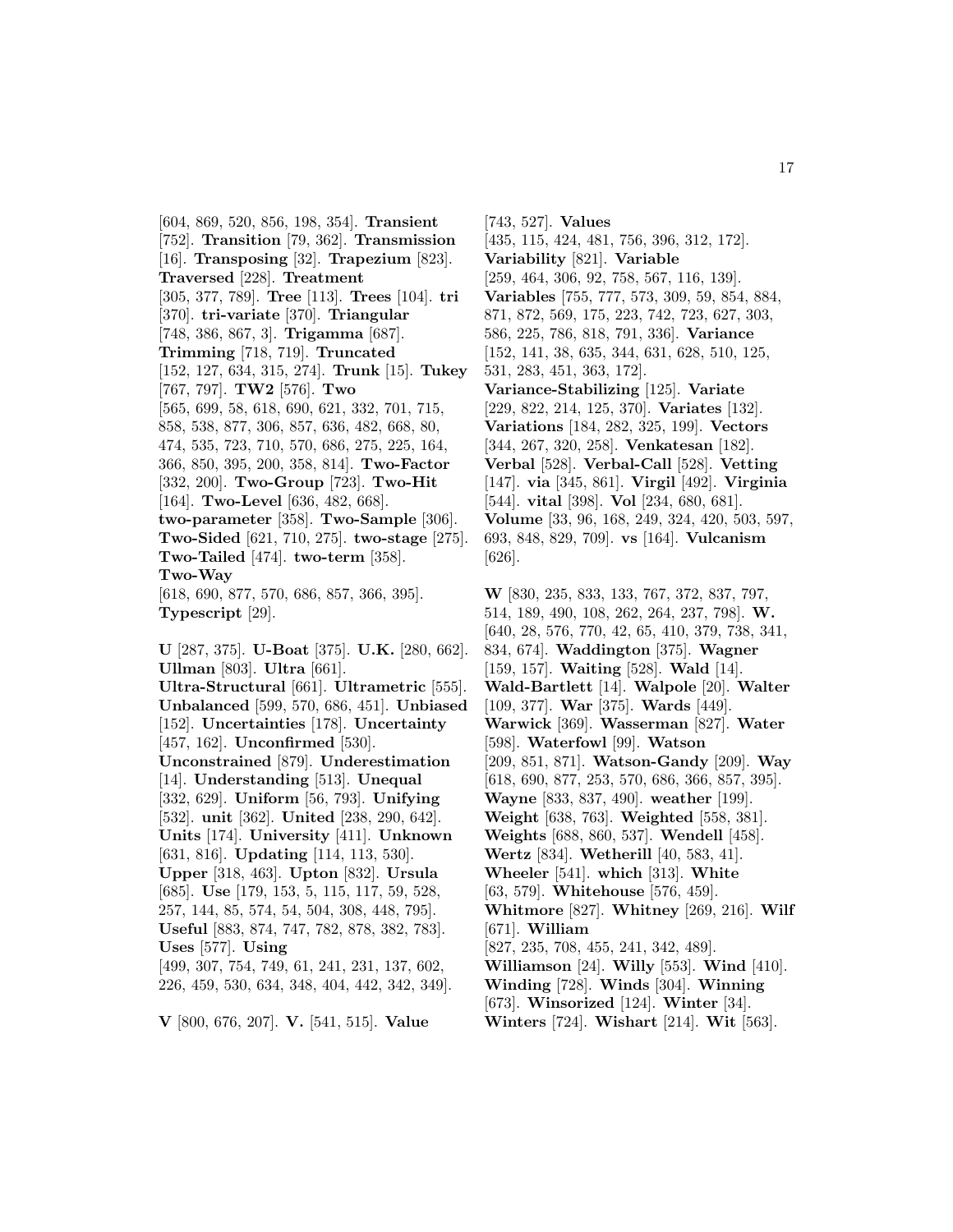[604, 869, 520, 856, 198, 354]. **Transient** [752]. **Transition** [79, 362]. **Transmission** [16]. **Transposing** [32]. **Trapezium** [823]. **Traversed** [228]. **Treatment** [305, 377, 789]. **Tree** [113]. **Trees** [104]. **tri** [370]. **tri-variate** [370]. **Triangular** [748, 386, 867, 3]. **Trigamma** [687]. **Trimming** [718, 719]. **Truncated** [152, 127, 634, 315, 274]. **Trunk** [15]. **Tukey** [767, 797]. **TW2** [576]. **Two** [565, 699, 58, 618, 690, 621, 332, 701, 715, 858, 538, 877, 306, 857, 636, 482, 668, 80, 474, 535, 723, 710, 570, 686, 275, 225, 164, 366, 850, 395, 200, 358, 814]. **Two-Factor** [332, 200]. **Two-Group** [723]. **Two-Hit** [164]. **Two-Level** [636, 482, 668]. **two-parameter** [358]. **Two-Sample** [306]. **Two-Sided** [621, 710, 275]. **two-stage** [275]. **Two-Tailed** [474]. **two-term** [358]. **Two-Way** [618, 690, 877, 570, 686, 857, 366, 395]. **Typescript** [29].

**U** [287, 375]. **U-Boat** [375]. **U.K.** [280, 662]. **Ullman** [803]. **Ultra** [661]. **Ultra-Structural** [661]. **Ultrametric** [555]. **Unbalanced** [599, 570, 686, 451]. **Unbiased** [152]. **Uncertainties** [178]. **Uncertainty** [457, 162]. **Unconfirmed** [530]. **Unconstrained** [879]. **Underestimation** [14]. **Understanding** [513]. **Unequal** [332, 629]. **Uniform** [56, 793]. **Unifying** [532]. **unit** [362]. **United** [238, 290, 642]. **Units** [174]. **University** [411]. **Unknown** [631, 816]. **Updating** [114, 113, 530]. **Upper** [318, 463]. **Upton** [832]. **Ursula** [685]. **Use** [179, 153, 5, 115, 117, 59, 528, 257, 144, 85, 574, 54, 504, 308, 448, 795]. **Useful** [883, 874, 747, 782, 878, 382, 783]. **Uses** [577]. **Using** [499, 307, 754, 749, 61, 241, 231, 137, 602, 226, 459, 530, 634, 348, 404, 442, 342, 349].

**V** [800, 676, 207]. **V.** [541, 515]. **Value** [743, 527]. **Values** [435, 115, 424, 481, 756, 396, 312, 172]. **Variability** [821]. **Variable** [259, 464, 306, 92, 758, 567, 116, 139]. **Variables** [755, 777, 573, 309, 59, 854, 884, 871, 872, 569, 175, 223, 742, 723, 627, 303, 586, 225, 786, 818, 791, 336]. **Variance** [152, 141, 38, 635, 344, 631, 628, 510, 125, 531, 283, 451, 363, 172]. **Variance-Stabilizing** [125]. **Variate** [229, 822, 214, 125, 370]. **Variates** [132]. **Variations** [184, 282, 325, 199]. **Vectors** [344, 267, 320, 258]. **Venkatesan** [182]. **Verbal** [528]. **Verbal-Call** [528]. **Vetting** [147]. **via** [345, 861]. **Virgil** [492]. **Virginia** [544]. **vital** [398]. **Vol** [234, 680, 681]. **Volume** [33, 96, 168, 249, 324, 420, 503, 597, 693, 848, 829, 709]. **vs** [164]. **Vulcanism** [626].

**W** [830, 235, 833, 133, 767, 372, 837, 797, 514, 189, 490, 108, 262, 264, 237, 798]. **W.** [640, 28, 576, 770, 42, 65, 410, 379, 738, 341, 834, 674]. **Waddington** [375]. **Wagner** [159, 157]. **Waiting** [528]. **Wald** [14]. **Wald-Bartlett** [14]. **Walpole** [20]. **Walter** [109, 377]. **War** [375]. **Wards** [449]. **Warwick** [369]. **Wasserman** [827]. **Water** [598]. **Waterfowl** [99]. **Watson** [209, 851, 871]. **Watson-Gandy** [209]. **Way** [618, 690, 877, 253, 570, 686, 366, 857, 395]. **Wayne** [833, 837, 490]. **weather** [199]. **Weight** [638, 763]. **Weighted** [558, 381]. **Weights** [688, 860, 537]. **Wendell** [458]. **Wertz** [834]. **Wetherill** [40, 583, 41]. **Wheeler** [541]. **which** [313]. **White** [63, 579]. **Whitehouse** [576, 459]. **Whitmore** [827]. **Whitney** [269, 216]. **Wilf** [671]. **William** [827, 235, 708, 455, 241, 342, 489]. **Williamson** [24]. **Willy** [553]. **Wind** [410]. **Winding** [728]. **Winds** [304]. **Winning** [673]. **Winsorized** [124]. **Winter** [34]. **Winters** [724]. **Wishart** [214]. **Wit** [563].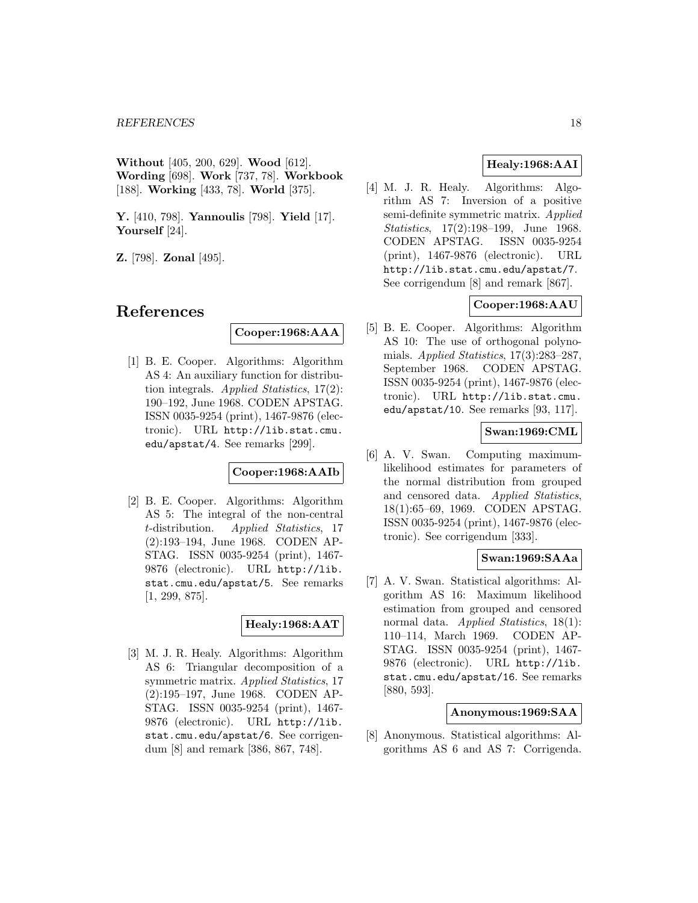**Without** [405, 200, 629]. **Wood** [612]. **Wording** [698]. **Work** [737, 78]. **Workbook** [188]. **Working** [433, 78]. **World** [375].

**Y.** [410, 798]. **Yannoulis** [798]. **Yield** [17]. **Yourself** [24].

**Z.** [798]. **Zonal** [495].

# References

**Cooper:1968:AAA**

[1] B. E. Cooper. Algorithms: Algorithm AS 4: An auxiliary function for distribution integrals. *Applied Statistics*, 17(2): 190–192, June 1968. CODEN APSTAG. ISSN 0035-9254 (print), 1467-9876 (electronic). URL http://lib.stat.cmu.edu/apstat/4. See remarks [299].

**Cooper:1968:AAIb**

[2] B. E. Cooper. Algorithms: Algorithm AS 5: The integral of the non-central $t$-distribution. *Applied Statistics*, 17 (2):193–194, June 1968. CODEN APSTAG. ISSN 0035-9254 (print), 1467-9876 (electronic). URL http://lib.stat.cmu.edu/apstat/5. See remarks [1, 299, 875].

**Healy:1968:AAT**

[3] M. J. R. Healy. Algorithms: Algorithm AS 6: Triangular decomposition of a symmetric matrix. *Applied Statistics*, 17 (2):195–197, June 1968. CODEN APSTAG. ISSN 0035-9254 (print), 1467-9876 (electronic). URL http://lib.stat.cmu.edu/apstat/6. See corrigendum [8] and remark [386, 867, 748].

**Healy:1968:AAI**

[4] M. J. R. Healy. Algorithms: Algorithm AS 7: Inversion of a positive semi-definite symmetric matrix. *Applied Statistics*, 17(2):198–199, June 1968. CODEN APSTAG. ISSN 0035-9254 (print), 1467-9876 (electronic). URL http://lib.stat.cmu.edu/apstat/7. See corrigendum [8] and remark [867].

**Cooper:1968:AAU**

[5] B. E. Cooper. Algorithms: Algorithm AS 10: The use of orthogonal polynomials. *Applied Statistics*, 17(3):283–287, September 1968. CODEN APSTAG. ISSN 0035-9254 (print), 1467-9876 (electronic). URL http://lib.stat.cmu.edu/apstat/10. See remarks [93, 117].

**Swan:1969:CML**

[6] A. V. Swan. Computing maximum-likelihood estimates for parameters of the normal distribution from grouped and censored data. *Applied Statistics*, 18(1):65–69, 1969. CODEN APSTAG. ISSN 0035-9254 (print), 1467-9876 (electronic). See corrigendum [333].

**Swan:1969:SAAa**

[7] A. V. Swan. Statistical algorithms: Algorithm AS 16: Maximum likelihood estimation from grouped and censored normal data. *Applied Statistics*, 18(1): 110–114, March 1969. CODEN APSTAG. ISSN 0035-9254 (print), 1467-9876 (electronic). URL http://lib.stat.cmu.edu/apstat/16. See remarks [880, 593].

**Anonymous:1969:SAA**

[8] Anonymous. Statistical algorithms: Algorithms AS 6 and AS 7: Corrigenda.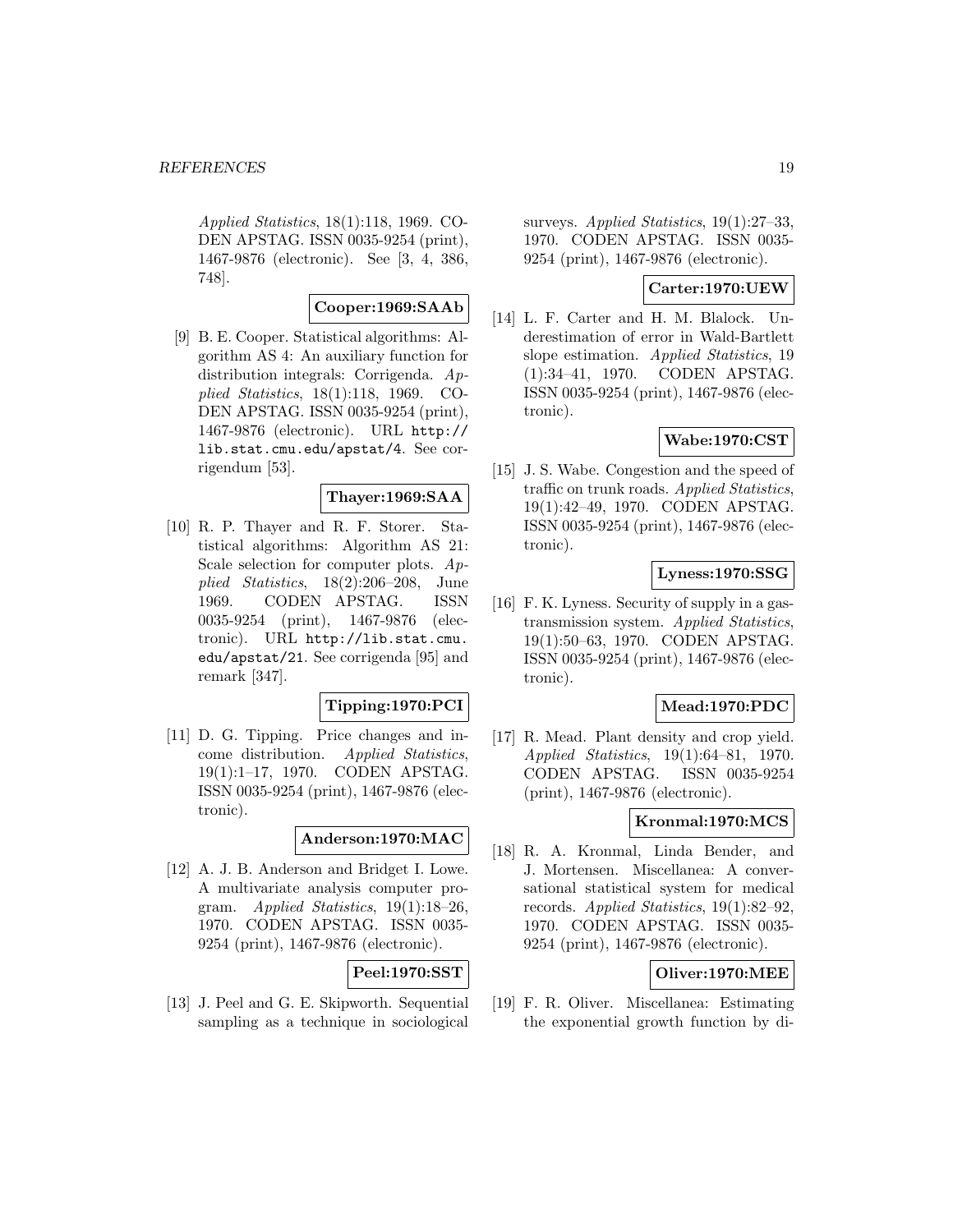Applied Statistics, 18(1):118, 1969. CODEN APSTAG. ISSN 0035-9254 (print), 1467-9876 (electronic). See [3, 4, 386, 748].

**Cooper:1969:SAAb**

[9] B. E. Cooper. Statistical algorithms: Algorithm AS 4: An auxiliary function for distribution integrals: Corrigenda. *Applied Statistics*, 18(1):118, 1969. CODEN APSTAG. ISSN 0035-9254 (print), 1467-9876 (electronic). URL http://lib.stat.cmu.edu/apstat/4. See corrigendum [53].

**Thayer:1969:SAA**

[10] R. P. Thayer and R. F. Storer. Statistical algorithms: Algorithm AS 21: Scale selection for computer plots. *Applied Statistics*, 18(2):206–208, June 1969. CODEN APSTAG. ISSN 0035-9254 (print), 1467-9876 (electronic). URL http://lib.stat.cmu.edu/apstat/21. See corrigenda [95] and remark [347].

**Tipping:1970:PCI**

[11] D. G. Tipping. Price changes and income distribution. *Applied Statistics*, 19(1):1–17, 1970. CODEN APSTAG. ISSN 0035-9254 (print), 1467-9876 (electronic).

**Anderson:1970:MAC**

[12] A. J. B. Anderson and Bridget I. Lowe. A multivariate analysis computer program. *Applied Statistics*, 19(1):18–26, 1970. CODEN APSTAG. ISSN 0035-9254 (print), 1467-9876 (electronic).

**Peel:1970:SST**

[13] J. Peel and G. E. Skipworth. Sequential sampling as a technique in sociological surveys. *Applied Statistics*, 19(1):27–33, 1970. CODEN APSTAG. ISSN 0035-9254 (print), 1467-9876 (electronic).

**Carter:1970:UEW**

[14] L. F. Carter and H. M. Blalock. Underestimation of error in Wald-Bartlett slope estimation. *Applied Statistics*, 19 (1):34–41, 1970. CODEN APSTAG. ISSN 0035-9254 (print), 1467-9876 (electronic).

**Wabe:1970:CST**

[15] J. S. Wabe. Congestion and the speed of traffic on trunk roads. *Applied Statistics*, 19(1):42–49, 1970. CODEN APSTAG. ISSN 0035-9254 (print), 1467-9876 (electronic).

**Lyness:1970:SSG**

[16] F. K. Lyness. Security of supply in a gas-transmission system. *Applied Statistics*, 19(1):50–63, 1970. CODEN APSTAG. ISSN 0035-9254 (print), 1467-9876 (electronic).

**Mead:1970:PDC**

[17] R. Mead. Plant density and crop yield. *Applied Statistics*, 19(1):64–81, 1970. CODEN APSTAG. ISSN 0035-9254 (print), 1467-9876 (electronic).

**Kronmal:1970:MCS**

[18] R. A. Kronmal, Linda Bender, and J. Mortensen. Miscellanea: A conversational statistical system for medical records. *Applied Statistics*, 19(1):82–92, 1970. CODEN APSTAG. ISSN 0035-9254 (print), 1467-9876 (electronic).

**Oliver:1970:MEE**

[19] F. R. Oliver. Miscellanea: Estimating the exponential growth function by di-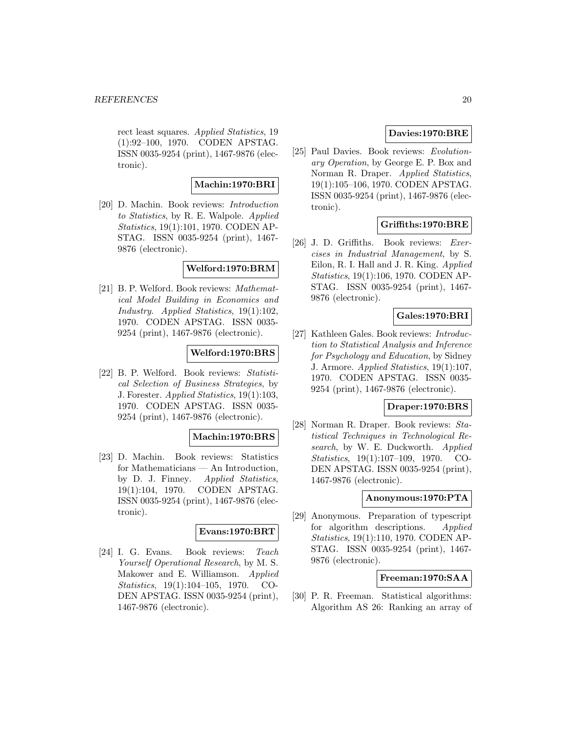rect least squares. *Applied Statistics*, 19 (1):92–100, 1970. CODEN APSTAG. ISSN 0035-9254 (print), 1467-9876 (electronic).

**Machin:1970:BRI**

[20] D. Machin. Book reviews: *Introduction to Statistics*, by R. E. Walpole. *Applied Statistics*, 19(1):101, 1970. CODEN APSTAG. ISSN 0035-9254 (print), 1467-9876 (electronic).

**Welford:1970:BRM**

[21] B. P. Welford. Book reviews: *Mathematical Model Building in Economics and Industry*. *Applied Statistics*, 19(1):102, 1970. CODEN APSTAG. ISSN 0035-9254 (print), 1467-9876 (electronic).

**Welford:1970:BRS**

[22] B. P. Welford. Book reviews: *Statistical Selection of Business Strategies*, by J. Forester. *Applied Statistics*, 19(1):103, 1970. CODEN APSTAG. ISSN 0035-9254 (print), 1467-9876 (electronic).

**Machin:1970:BRS**

[23] D. Machin. Book reviews: Statistics for Mathematicians — An Introduction, by D. J. Finney. *Applied Statistics*, 19(1):104, 1970. CODEN APSTAG. ISSN 0035-9254 (print), 1467-9876 (electronic).

**Evans:1970:BRT**

[24] I. G. Evans. Book reviews: *Teach Yourself Operational Research*, by M. S. Makower and E. Williamson. *Applied Statistics*, 19(1):104–105, 1970. CODEN APSTAG. ISSN 0035-9254 (print), 1467-9876 (electronic).

**Davies:1970:BRE**

[25] Paul Davies. Book reviews: *Evolutionary Operation*, by George E. P. Box and Norman R. Draper. *Applied Statistics*, 19(1):105–106, 1970. CODEN APSTAG. ISSN 0035-9254 (print), 1467-9876 (electronic).

**Griffiths:1970:BRE**

[26] J. D. Griffiths. Book reviews: *Exercises in Industrial Management*, by S. Eilon, R. I. Hall and J. R. King. *Applied Statistics*, 19(1):106, 1970. CODEN APSTAG. ISSN 0035-9254 (print), 1467-9876 (electronic).

**Gales:1970:BRI**

[27] Kathleen Gales. Book reviews: *Introduction to Statistical Analysis and Inference for Psychology and Education*, by Sidney J. Armore. *Applied Statistics*, 19(1):107, 1970. CODEN APSTAG. ISSN 0035-9254 (print), 1467-9876 (electronic).

**Draper:1970:BRS**

[28] Norman R. Draper. Book reviews: *Statistical Techniques in Technological Research*, by W. E. Duckworth. *Applied Statistics*, 19(1):107–109, 1970. CODEN APSTAG. ISSN 0035-9254 (print), 1467-9876 (electronic).

**Anonymous:1970:PTA**

[29] Anonymous. Preparation of typescript for algorithm descriptions. *Applied Statistics*, 19(1):110, 1970. CODEN APSTAG. ISSN 0035-9254 (print), 1467-9876 (electronic).

**Freeman:1970:SAA**

[30] P. R. Freeman. Statistical algorithms: Algorithm AS 26: Ranking an array of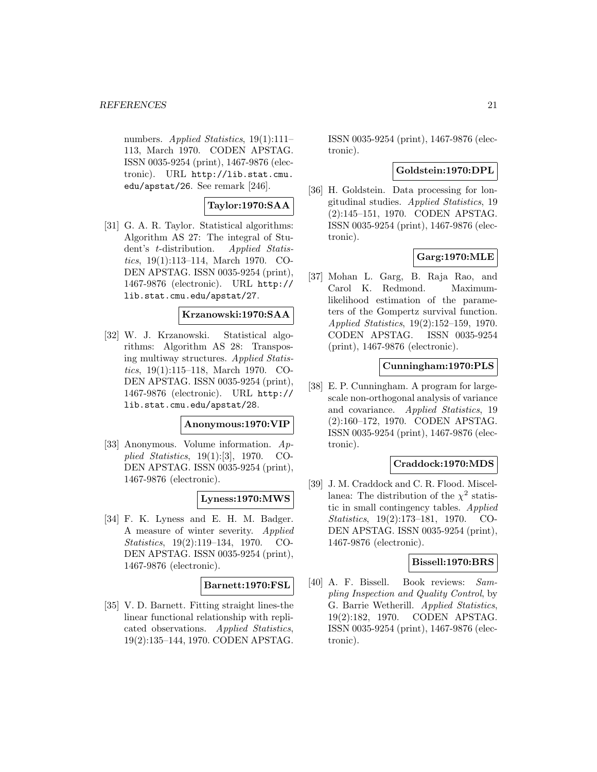numbers. *Applied Statistics*, 19(1):111–113, March 1970. CODEN APSTAG. ISSN 0035-9254 (print), 1467-9876 (electronic). URL http://lib.stat.cmu.edu/apstat/26. See remark [246].

**Taylor:1970:SAA**

[31] G. A. R. Taylor. Statistical algorithms: Algorithm AS 27: The integral of Student's $t$-distribution. *Applied Statistics*, 19(1):113–114, March 1970. CODEN APSTAG. ISSN 0035-9254 (print), 1467-9876 (electronic). URL http://lib.stat.cmu.edu/apstat/27.

**Krzanowski:1970:SAA**

[32] W. J. Krzanowski. Statistical algorithms: Algorithm AS 28: Transposing multiway structures. *Applied Statistics*, 19(1):115–118, March 1970. CODEN APSTAG. ISSN 0035-9254 (print), 1467-9876 (electronic). URL http://lib.stat.cmu.edu/apstat/28.

**Anonymous:1970:VIP**

[33] Anonymous. Volume information. *Applied Statistics*, 19(1):[3], 1970. CODEN APSTAG. ISSN 0035-9254 (print), 1467-9876 (electronic).

**Lyness:1970:MWS**

[34] F. K. Lyness and E. H. M. Badger. A measure of winter severity. *Applied Statistics*, 19(2):119–134, 1970. CODEN APSTAG. ISSN 0035-9254 (print), 1467-9876 (electronic).

**Barnett:1970:FSL**

[35] V. D. Barnett. Fitting straight lines-the linear functional relationship with replicated observations. *Applied Statistics*, 19(2):135–144, 1970. CODEN APSTAG. ISSN 0035-9254 (print), 1467-9876 (electronic).

**Goldstein:1970:DPL**

[36] H. Goldstein. Data processing for longitudinal studies. *Applied Statistics*, 19 (2):145–151, 1970. CODEN APSTAG. ISSN 0035-9254 (print), 1467-9876 (electronic).

**Garg:1970:MLE**

[37] Mohan L. Garg, B. Raja Rao, and Carol K. Redmond. Maximum-likelihood estimation of the parameters of the Gompertz survival function. *Applied Statistics*, 19(2):152–159, 1970. CODEN APSTAG. ISSN 0035-9254 (print), 1467-9876 (electronic).

**Cunningham:1970:PLS**

[38] E. P. Cunningham. A program for large-scale non-orthogonal analysis of variance and covariance. *Applied Statistics*, 19 (2):160–172, 1970. CODEN APSTAG. ISSN 0035-9254 (print), 1467-9876 (electronic).

**Craddock:1970:MDS**

[39] J. M. Craddock and C. R. Flood. Miscellanea: The distribution of the $\chi^2$ statistic in small contingency tables. *Applied Statistics*, 19(2):173–181, 1970. CODEN APSTAG. ISSN 0035-9254 (print), 1467-9876 (electronic).

**Bissell:1970:BRS**

[40] A. F. Bissell. Book reviews: *Sampling Inspection and Quality Control*, by G. Barrie Wetherill. *Applied Statistics*, 19(2):182, 1970. CODEN APSTAG. ISSN 0035-9254 (print), 1467-9876 (electronic).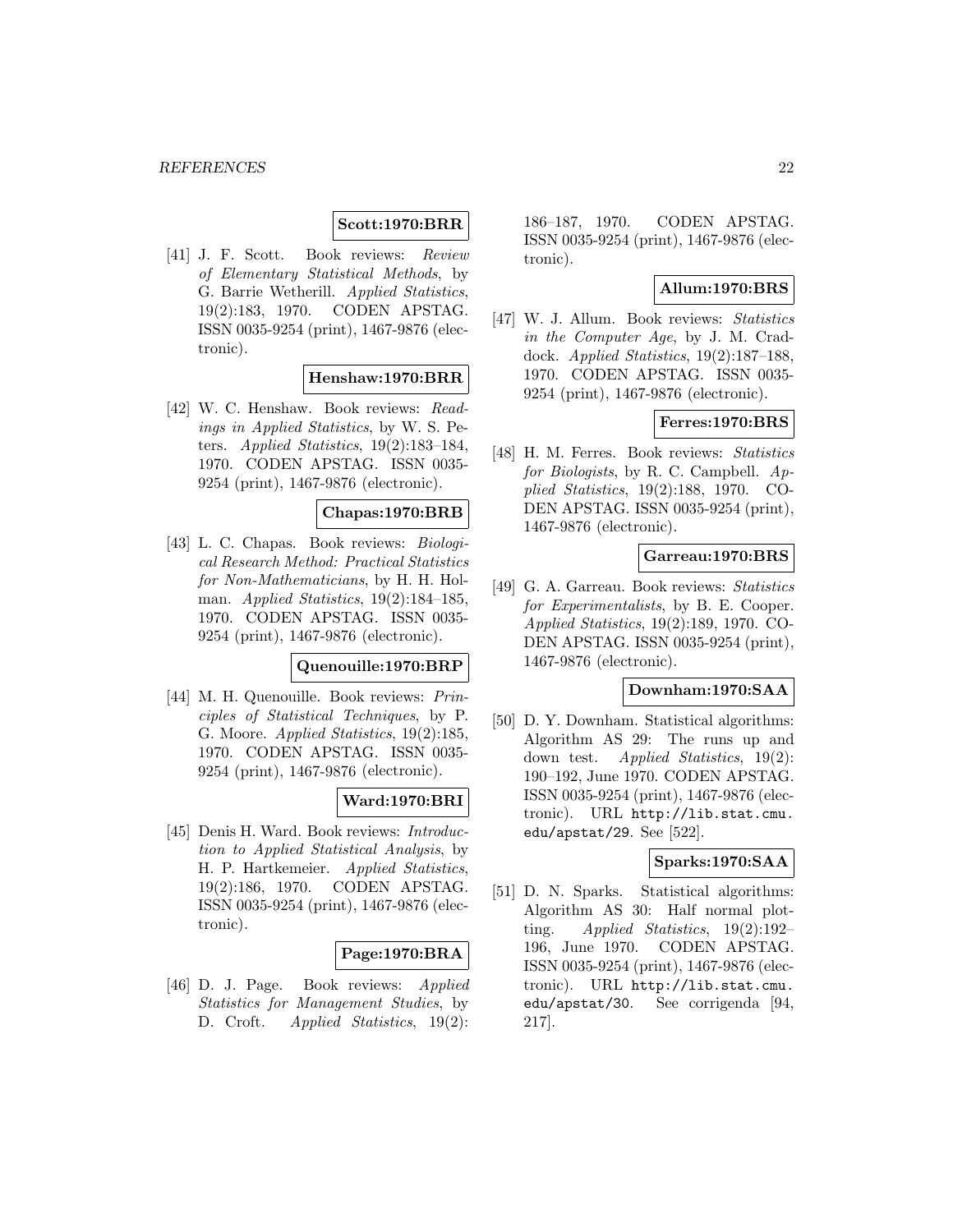**Scott:1970:BRR**

[41] J. F. Scott. Book reviews: *Review of Elementary Statistical Methods*, by G. Barrie Wetherill. *Applied Statistics*, 19(2):183, 1970. CODEN APSTAG. ISSN 0035-9254 (print), 1467-9876 (electronic).

**Henshaw:1970:BRR**

[42] W. C. Henshaw. Book reviews: *Readings in Applied Statistics*, by W. S. Peters. *Applied Statistics*, 19(2):183–184, 1970. CODEN APSTAG. ISSN 0035-9254 (print), 1467-9876 (electronic).

**Chapas:1970:BRB**

[43] L. C. Chapas. Book reviews: *Biological Research Method: Practical Statistics for Non-Mathematicians*, by H. H. Holman. *Applied Statistics*, 19(2):184–185, 1970. CODEN APSTAG. ISSN 0035-9254 (print), 1467-9876 (electronic).

**Quenouille:1970:BRP**

[44] M. H. Quenouille. Book reviews: *Principles of Statistical Techniques*, by P. G. Moore. *Applied Statistics*, 19(2):185, 1970. CODEN APSTAG. ISSN 0035-9254 (print), 1467-9876 (electronic).

**Ward:1970:BRI**

[45] Denis H. Ward. Book reviews: *Introduction to Applied Statistical Analysis*, by H. P. Hartkemeier. *Applied Statistics*, 19(2):186, 1970. CODEN APSTAG. ISSN 0035-9254 (print), 1467-9876 (electronic).

**Page:1970:BRA**

[46] D. J. Page. Book reviews: *Applied Statistics for Management Studies*, by D. Croft. *Applied Statistics*, 19(2):186–187, 1970. CODEN APSTAG. ISSN 0035-9254 (print), 1467-9876 (electronic).

**Allum:1970:BRS**

[47] W. J. Allum. Book reviews: *Statistics in the Computer Age*, by J. M. Craddock. *Applied Statistics*, 19(2):187–188, 1970. CODEN APSTAG. ISSN 0035-9254 (print), 1467-9876 (electronic).

**Ferres:1970:BRS**

[48] H. M. Ferres. Book reviews: *Statistics for Biologists*, by R. C. Campbell. *Applied Statistics*, 19(2):188, 1970. CODEN APSTAG. ISSN 0035-9254 (print), 1467-9876 (electronic).

**Garreau:1970:BRS**

[49] G. A. Garreau. Book reviews: *Statistics for Experimentalists*, by B. E. Cooper. *Applied Statistics*, 19(2):189, 1970. CODEN APSTAG. ISSN 0035-9254 (print), 1467-9876 (electronic).

**Downham:1970:SAA**

[50] D. Y. Downham. Statistical algorithms: Algorithm AS 29: The runs up and down test. *Applied Statistics*, 19(2): 190–192, June 1970. CODEN APSTAG. ISSN 0035-9254 (print), 1467-9876 (electronic). URL http://lib.stat.cmu.edu/apstat/29. See [522].

**Sparks:1970:SAA**

[51] D. N. Sparks. Statistical algorithms: Algorithm AS 30: Half normal plotting. *Applied Statistics*, 19(2):192–196, June 1970. CODEN APSTAG. ISSN 0035-9254 (print), 1467-9876 (electronic). URL http://lib.stat.cmu.edu/apstat/30. See corrigenda [94, 217].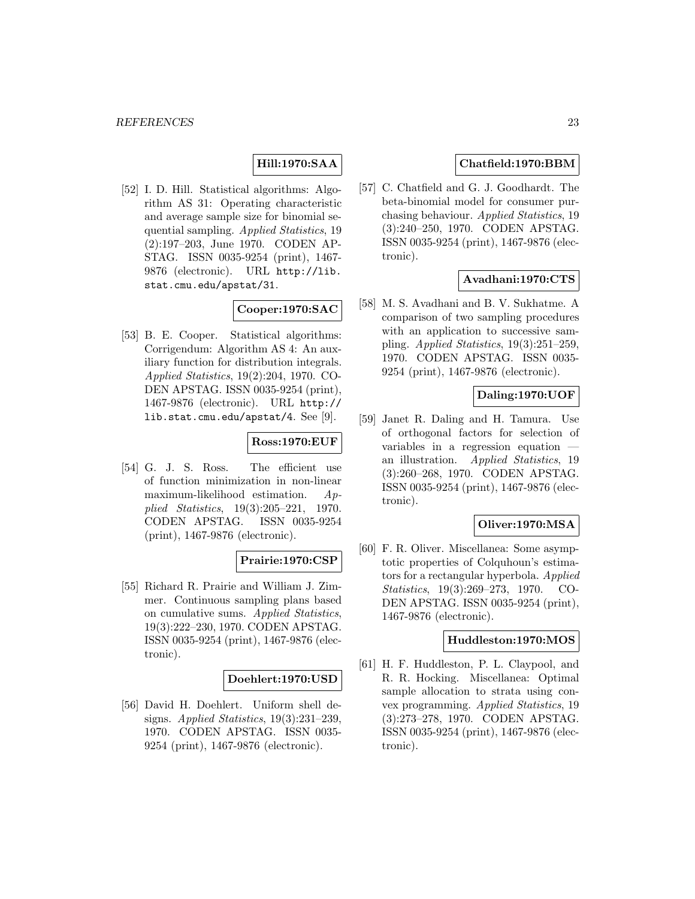**Hill:1970:SAA**

[52] I. D. Hill. Statistical algorithms: Algorithm AS 31: Operating characteristic and average sample size for binomial sequential sampling. *Applied Statistics*, 19 (2):197–203, June 1970. CODEN APSTAG. ISSN 0035-9254 (print), 1467-9876 (electronic). URL `http://lib.stat.cmu.edu/apstat/31`.

**Cooper:1970:SAC**

[53] B. E. Cooper. Statistical algorithms: Corrigendum: Algorithm AS 4: An auxiliary function for distribution integrals. *Applied Statistics*, 19(2):204, 1970. CODEN APSTAG. ISSN 0035-9254 (print), 1467-9876 (electronic). URL `http://lib.stat.cmu.edu/apstat/4`. See [9].

**Ross:1970:EUF**

[54] G. J. S. Ross. The efficient use of function minimization in non-linear maximum-likelihood estimation. *Applied Statistics*, 19(3):205–221, 1970. CODEN APSTAG. ISSN 0035-9254 (print), 1467-9876 (electronic).

**Prairie:1970:CSP**

[55] Richard R. Prairie and William J. Zimmer. Continuous sampling plans based on cumulative sums. *Applied Statistics*, 19(3):222–230, 1970. CODEN APSTAG. ISSN 0035-9254 (print), 1467-9876 (electronic).

**Doehlert:1970:USD**

[56] David H. Doehlert. Uniform shell designs. *Applied Statistics*, 19(3):231–239, 1970. CODEN APSTAG. ISSN 0035-9254 (print), 1467-9876 (electronic).

**Chatfield:1970:BBM**

[57] C. Chatfield and G. J. Goodhardt. The beta-binomial model for consumer purchasing behaviour. *Applied Statistics*, 19 (3):240–250, 1970. CODEN APSTAG. ISSN 0035-9254 (print), 1467-9876 (electronic).

**Avadhani:1970:CTS**

[58] M. S. Avadhani and B. V. Sukhatme. A comparison of two sampling procedures with an application to successive sampling. *Applied Statistics*, 19(3):251–259, 1970. CODEN APSTAG. ISSN 0035-9254 (print), 1467-9876 (electronic).

**Daling:1970:UOF**

[59] Janet R. Daling and H. Tamura. Use of orthogonal factors for selection of variables in a regression equation — an illustration. *Applied Statistics*, 19 (3):260–268, 1970. CODEN APSTAG. ISSN 0035-9254 (print), 1467-9876 (electronic).

**Oliver:1970:MSA**

[60] F. R. Oliver. Miscellanea: Some asymptotic properties of Colquhoun's estimators for a rectangular hyperbola. *Applied Statistics*, 19(3):269–273, 1970. CODEN APSTAG. ISSN 0035-9254 (print), 1467-9876 (electronic).

**Huddleston:1970:MOS**

[61] H. F. Huddleston, P. L. Claypool, and R. R. Hocking. Miscellanea: Optimal sample allocation to strata using convex programming. *Applied Statistics*, 19 (3):273–278, 1970. CODEN APSTAG. ISSN 0035-9254 (print), 1467-9876 (electronic).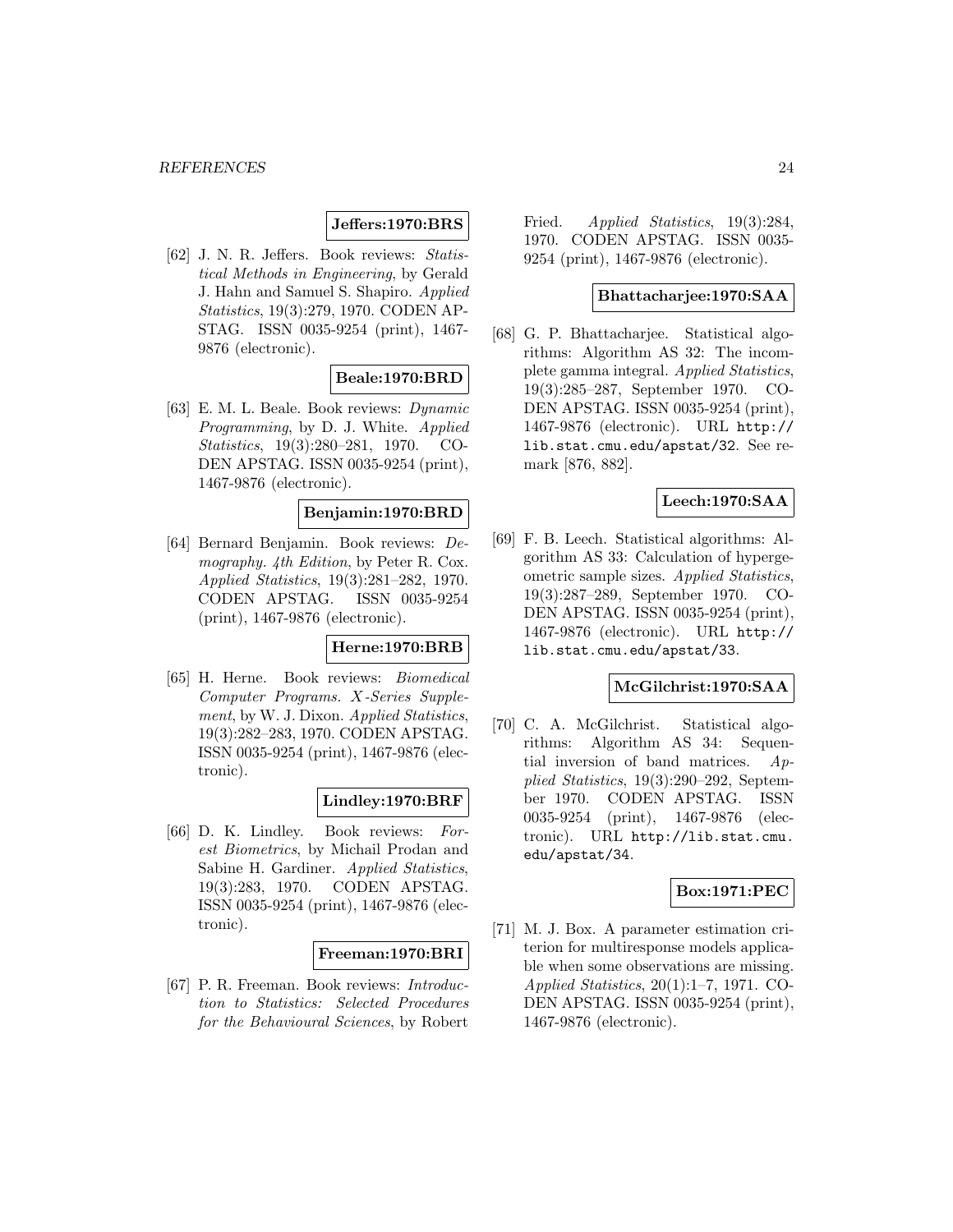**Jeffers:1970:BRS**

[62] J. N. R. Jeffers. Book reviews: *Statistical Methods in Engineering*, by Gerald J. Hahn and Samuel S. Shapiro. *Applied Statistics*, 19(3):279, 1970. CODEN APSTAG. ISSN 0035-9254 (print), 1467-9876 (electronic).

**Beale:1970:BRD**

[63] E. M. L. Beale. Book reviews: *Dynamic Programming*, by D. J. White. *Applied Statistics*, 19(3):280–281, 1970. CODEN APSTAG. ISSN 0035-9254 (print), 1467-9876 (electronic).

**Benjamin:1970:BRD**

[64] Bernard Benjamin. Book reviews: *Demography. 4th Edition*, by Peter R. Cox. *Applied Statistics*, 19(3):281–282, 1970. CODEN APSTAG. ISSN 0035-9254 (print), 1467-9876 (electronic).

**Herne:1970:BRB**

[65] H. Herne. Book reviews: *Biomedical Computer Programs. X-Series Supplement*, by W. J. Dixon. *Applied Statistics*, 19(3):282–283, 1970. CODEN APSTAG. ISSN 0035-9254 (print), 1467-9876 (electronic).

**Lindley:1970:BRF**

[66] D. K. Lindley. Book reviews: *Forest Biometrics*, by Michail Prodan and Sabine H. Gardiner. *Applied Statistics*, 19(3):283, 1970. CODEN APSTAG. ISSN 0035-9254 (print), 1467-9876 (electronic).

**Freeman:1970:BRI**

[67] P. R. Freeman. Book reviews: *Introduction to Statistics: Selected Procedures for the Behavioural Sciences*, by Robert Fried. *Applied Statistics*, 19(3):284, 1970. CODEN APSTAG. ISSN 0035-9254 (print), 1467-9876 (electronic).

**Bhattacharjee:1970:SAA**

[68] G. P. Bhattacharjee. Statistical algorithms: Algorithm AS 32: The incomplete gamma integral. *Applied Statistics*, 19(3):285–287, September 1970. CODEN APSTAG. ISSN 0035-9254 (print), 1467-9876 (electronic). URL http://lib.stat.cmu.edu/apstat/32. See remark [876, 882].

**Leech:1970:SAA**

[69] F. B. Leech. Statistical algorithms: Algorithm AS 33: Calculation of hypergeometric sample sizes. *Applied Statistics*, 19(3):287–289, September 1970. CODEN APSTAG. ISSN 0035-9254 (print), 1467-9876 (electronic). URL http://lib.stat.cmu.edu/apstat/33.

**McGilchrist:1970:SAA**

[70] C. A. McGilchrist. Statistical algorithms: Algorithm AS 34: Sequential inversion of band matrices. *Applied Statistics*, 19(3):290–292, September 1970. CODEN APSTAG. ISSN 0035-9254 (print), 1467-9876 (electronic). URL http://lib.stat.cmu.edu/apstat/34.

**Box:1971:PEC**

[71] M. J. Box. A parameter estimation criterion for multiresponse models applicable when some observations are missing. *Applied Statistics*, 20(1):1–7, 1971. CODEN APSTAG. ISSN 0035-9254 (print), 1467-9876 (electronic).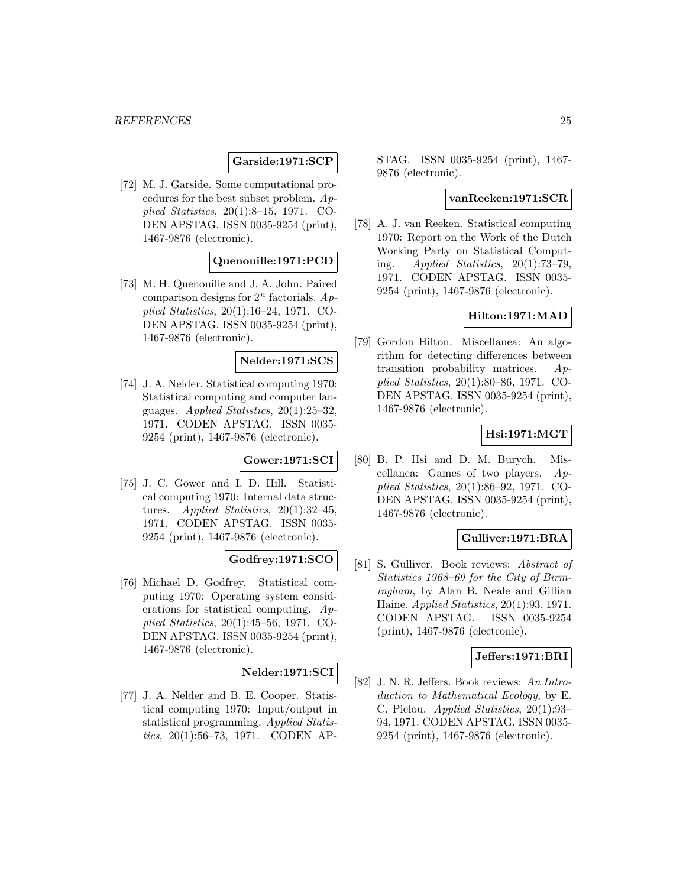**Garside:1971:SCP**

[72] M. J. Garside. Some computational procedures for the best subset problem. *Applied Statistics*, 20(1):8–15, 1971. CODEN APSTAG. ISSN 0035-9254 (print), 1467-9876 (electronic).

**Quenouille:1971:PCD**

[73] M. H. Quenouille and J. A. John. Paired comparison designs for $2^n$ factorials. *Applied Statistics*, 20(1):16–24, 1971. CODEN APSTAG. ISSN 0035-9254 (print), 1467-9876 (electronic).

**Nelder:1971:SCS**

[74] J. A. Nelder. Statistical computing 1970: Statistical computing and computer languages. *Applied Statistics*, 20(1):25–32, 1971. CODEN APSTAG. ISSN 0035-9254 (print), 1467-9876 (electronic).

**Gower:1971:SCI**

[75] J. C. Gower and I. D. Hill. Statistical computing 1970: Internal data structures. *Applied Statistics*, 20(1):32–45, 1971. CODEN APSTAG. ISSN 0035-9254 (print), 1467-9876 (electronic).

**Godfrey:1971:SCO**

[76] Michael D. Godfrey. Statistical computing 1970: Operating system considerations for statistical computing. *Applied Statistics*, 20(1):45–56, 1971. CODEN APSTAG. ISSN 0035-9254 (print), 1467-9876 (electronic).

**Nelder:1971:SCI**

[77] J. A. Nelder and B. E. Cooper. Statistical computing 1970: Input/output in statistical programming. *Applied Statistics*, 20(1):56–73, 1971. CODEN APSTAG. ISSN 0035-9254 (print), 1467-9876 (electronic).

**vanReeken:1971:SCR**

[78] A. J. van Reeken. Statistical computing 1970: Report on the Work of the Dutch Working Party on Statistical Computing. *Applied Statistics*, 20(1):73–79, 1971. CODEN APSTAG. ISSN 0035-9254 (print), 1467-9876 (electronic).

**Hilton:1971:MAD**

[79] Gordon Hilton. Miscellanea: An algorithm for detecting differences between transition probability matrices. *Applied Statistics*, 20(1):80–86, 1971. CODEN APSTAG. ISSN 0035-9254 (print), 1467-9876 (electronic).

**Hsi:1971:MGT**

[80] B. P. Hsi and D. M. Burych. Miscellanea: Games of two players. *Applied Statistics*, 20(1):86–92, 1971. CODEN APSTAG. ISSN 0035-9254 (print), 1467-9876 (electronic).

**Gulliver:1971:BRA**

[81] S. Gulliver. Book reviews: *Abstract of Statistics 1968–69 for the City of Birmingham*, by Alan B. Neale and Gillian Haine. *Applied Statistics*, 20(1):93, 1971. CODEN APSTAG. ISSN 0035-9254 (print), 1467-9876 (electronic).

**Jeffers:1971:BRI**

[82] J. N. R. Jeffers. Book reviews: *An Introduction to Mathematical Ecology*, by E. C. Pielou. *Applied Statistics*, 20(1):93–94, 1971. CODEN APSTAG. ISSN 0035-9254 (print), 1467-9876 (electronic).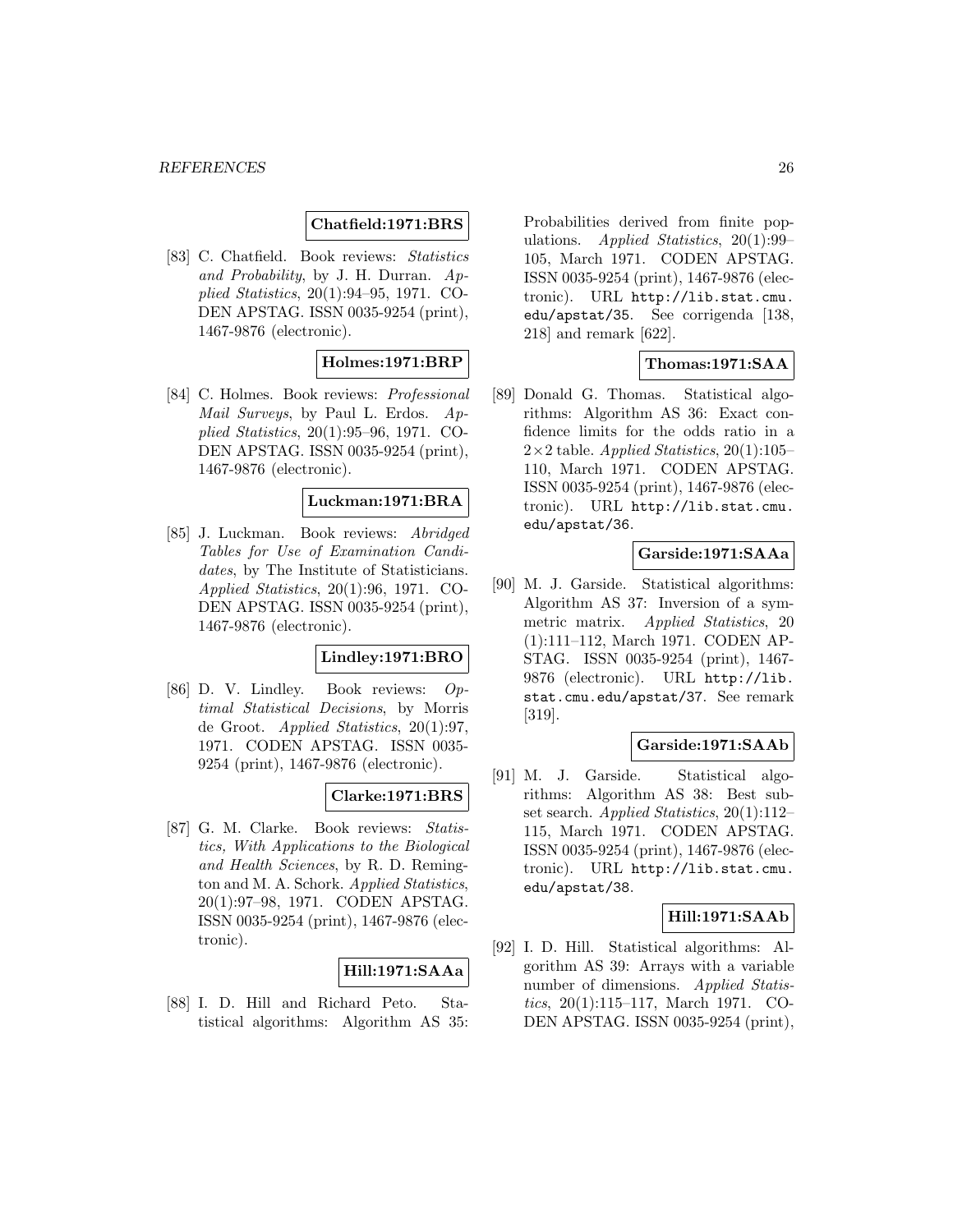**Chatfield:1971:BRS**

[83] C. Chatfield. Book reviews: *Statistics and Probability*, by J. H. Durran. *Applied Statistics*, 20(1):94–95, 1971. CODEN APSTAG. ISSN 0035-9254 (print), 1467-9876 (electronic).

**Holmes:1971:BRP**

[84] C. Holmes. Book reviews: *Professional Mail Surveys*, by Paul L. Erdos. *Applied Statistics*, 20(1):95–96, 1971. CODEN APSTAG. ISSN 0035-9254 (print), 1467-9876 (electronic).

**Luckman:1971:BRA**

[85] J. Luckman. Book reviews: *Abridged Tables for Use of Examination Candidates*, by The Institute of Statisticians. *Applied Statistics*, 20(1):96, 1971. CODEN APSTAG. ISSN 0035-9254 (print), 1467-9876 (electronic).

**Lindley:1971:BRO**

[86] D. V. Lindley. Book reviews: *Optimal Statistical Decisions*, by Morris de Groot. *Applied Statistics*, 20(1):97, 1971. CODEN APSTAG. ISSN 0035-9254 (print), 1467-9876 (electronic).

**Clarke:1971:BRS**

[87] G. M. Clarke. Book reviews: *Statistics, With Applications to the Biological and Health Sciences*, by R. D. Remington and M. A. Schork. *Applied Statistics*, 20(1):97–98, 1971. CODEN APSTAG. ISSN 0035-9254 (print), 1467-9876 (electronic).

**Hill:1971:SAAa**

[88] I. D. Hill and Richard Peto. Statistical algorithms: Algorithm AS 35: Probabilities derived from finite populations. *Applied Statistics*, 20(1):99–105, March 1971. CODEN APSTAG. ISSN 0035-9254 (print), 1467-9876 (electronic). URL http://lib.stat.cmu.edu/apstat/35. See corrigenda [138, 218] and remark [622].

**Thomas:1971:SAA**

[89] Donald G. Thomas. Statistical algorithms: Algorithm AS 36: Exact confidence limits for the odds ratio in a $2\times 2$ table. *Applied Statistics*, 20(1):105–110, March 1971. CODEN APSTAG. ISSN 0035-9254 (print), 1467-9876 (electronic). URL http://lib.stat.cmu.edu/apstat/36.

**Garside:1971:SAAa**

[90] M. J. Garside. Statistical algorithms: Algorithm AS 37: Inversion of a symmetric matrix. *Applied Statistics*, 20 (1):111–112, March 1971. CODEN APSTAG. ISSN 0035-9254 (print), 1467-9876 (electronic). URL http://lib.stat.cmu.edu/apstat/37. See remark [319].

**Garside:1971:SAAb**

[91] M. J. Garside. Statistical algorithms: Algorithm AS 38: Best subset search. *Applied Statistics*, 20(1):112–115, March 1971. CODEN APSTAG. ISSN 0035-9254 (print), 1467-9876 (electronic). URL http://lib.stat.cmu.edu/apstat/38.

**Hill:1971:SAAb**

[92] I. D. Hill. Statistical algorithms: Algorithm AS 39: Arrays with a variable number of dimensions. *Applied Statistics*, 20(1):115–117, March 1971. CODEN APSTAG. ISSN 0035-9254 (print),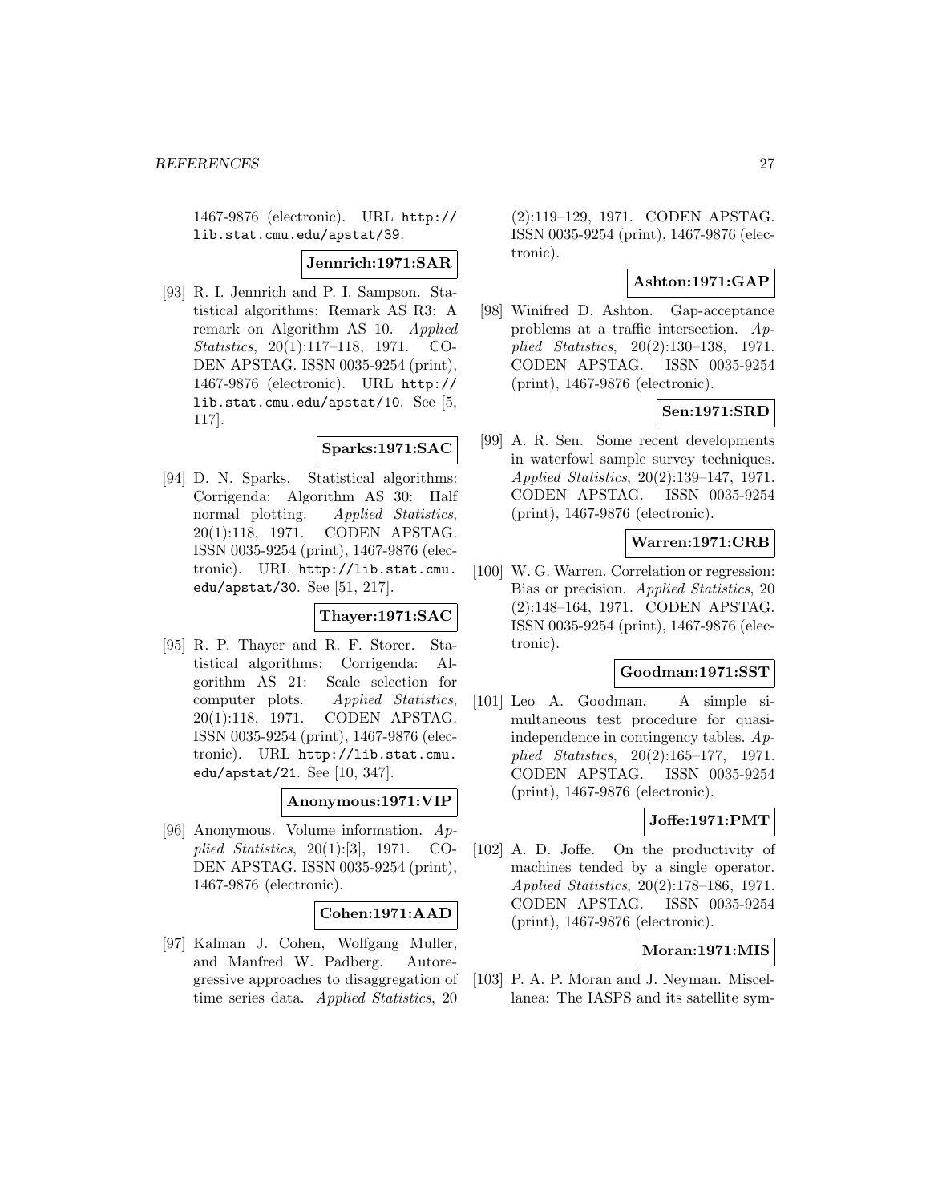1467-9876 (electronic). URL http://lib.stat.cmu.edu/apstat/39.

**Jennrich:1971:SAR**

[93] R. I. Jennrich and P. I. Sampson. Statistical algorithms: Remark AS R3: A remark on Algorithm AS 10. *Applied Statistics*, 20(1):117–118, 1971. CODEN APSTAG. ISSN 0035-9254 (print), 1467-9876 (electronic). URL http://lib.stat.cmu.edu/apstat/10. See [5, 117].

**Sparks:1971:SAC**

[94] D. N. Sparks. Statistical algorithms: Corrigenda: Algorithm AS 30: Half normal plotting. *Applied Statistics*, 20(1):118, 1971. CODEN APSTAG. ISSN 0035-9254 (print), 1467-9876 (electronic). URL http://lib.stat.cmu.edu/apstat/30. See [51, 217].

**Thayer:1971:SAC**

[95] R. P. Thayer and R. F. Storer. Statistical algorithms: Corrigenda: Algorithm AS 21: Scale selection for computer plots. *Applied Statistics*, 20(1):118, 1971. CODEN APSTAG. ISSN 0035-9254 (print), 1467-9876 (electronic). URL http://lib.stat.cmu.edu/apstat/21. See [10, 347].

**Anonymous:1971:VIP**

[96] Anonymous. Volume information. *Applied Statistics*, 20(1):[3], 1971. CODEN APSTAG. ISSN 0035-9254 (print), 1467-9876 (electronic).

**Cohen:1971:AAD**

[97] Kalman J. Cohen, Wolfgang Muller, and Manfred W. Padberg. Autoregressive approaches to disaggregation of time series data. *Applied Statistics*, 20 (2):119–129, 1971. CODEN APSTAG. ISSN 0035-9254 (print), 1467-9876 (electronic).

**Ashton:1971:GAP**

[98] Winifred D. Ashton. Gap-acceptance problems at a traffic intersection. *Applied Statistics*, 20(2):130–138, 1971. CODEN APSTAG. ISSN 0035-9254 (print), 1467-9876 (electronic).

**Sen:1971:SRD**

[99] A. R. Sen. Some recent developments in waterfowl sample survey techniques. *Applied Statistics*, 20(2):139–147, 1971. CODEN APSTAG. ISSN 0035-9254 (print), 1467-9876 (electronic).

**Warren:1971:CRB**

[100] W. G. Warren. Correlation or regression: Bias or precision. *Applied Statistics*, 20 (2):148–164, 1971. CODEN APSTAG. ISSN 0035-9254 (print), 1467-9876 (electronic).

**Goodman:1971:SST**

[101] Leo A. Goodman. A simple simultaneous test procedure for quasi-independence in contingency tables. *Applied Statistics*, 20(2):165–177, 1971. CODEN APSTAG. ISSN 0035-9254 (print), 1467-9876 (electronic).

**Joffe:1971:PMT**

[102] A. D. Joffe. On the productivity of machines tended by a single operator. *Applied Statistics*, 20(2):178–186, 1971. CODEN APSTAG. ISSN 0035-9254 (print), 1467-9876 (electronic).

**Moran:1971:MIS**

[103] P. A. P. Moran and J. Neyman. Miscellanea: The IASPS and its satellite sym-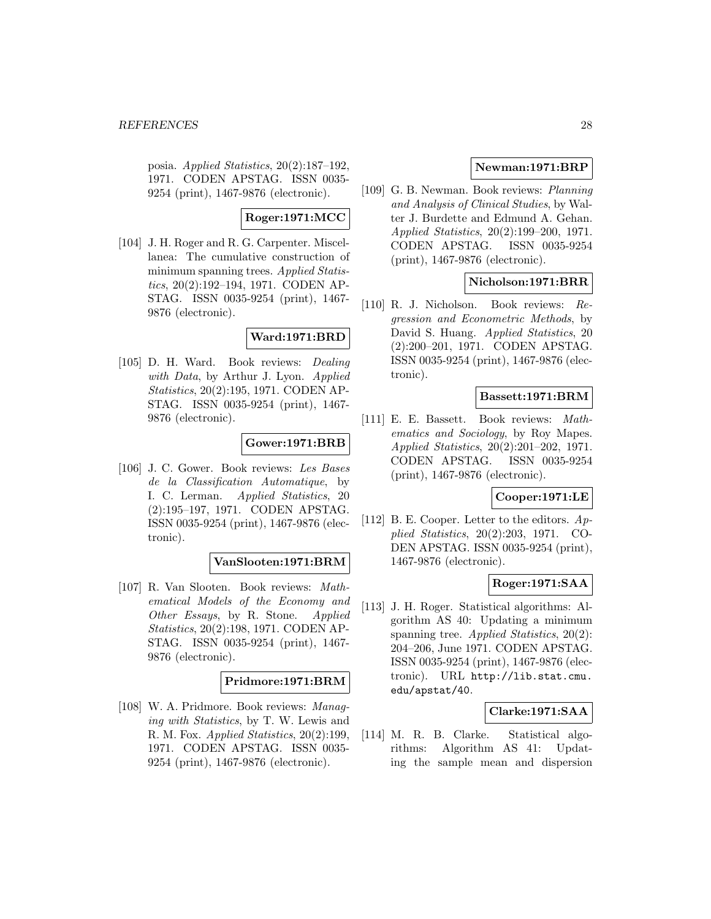posia. *Applied Statistics*, 20(2):187–192, 1971. CODEN APSTAG. ISSN 0035-9254 (print), 1467-9876 (electronic).

**Roger:1971:MCC**

[104] J. H. Roger and R. G. Carpenter. Miscellanea: The cumulative construction of minimum spanning trees. *Applied Statistics*, 20(2):192–194, 1971. CODEN APSTAG. ISSN 0035-9254 (print), 1467-9876 (electronic).

**Ward:1971:BRD**

[105] D. H. Ward. Book reviews: *Dealing with Data*, by Arthur J. Lyon. *Applied Statistics*, 20(2):195, 1971. CODEN APSTAG. ISSN 0035-9254 (print), 1467-9876 (electronic).

**Gower:1971:BRB**

[106] J. C. Gower. Book reviews: *Les Bases de la Classification Automatique*, by I. C. Lerman. *Applied Statistics*, 20 (2):195–197, 1971. CODEN APSTAG. ISSN 0035-9254 (print), 1467-9876 (electronic).

**VanSlooten:1971:BRM**

[107] R. Van Slooten. Book reviews: *Mathematical Models of the Economy and Other Essays*, by R. Stone. *Applied Statistics*, 20(2):198, 1971. CODEN APSTAG. ISSN 0035-9254 (print), 1467-9876 (electronic).

**Pridmore:1971:BRM**

[108] W. A. Pridmore. Book reviews: *Managing with Statistics*, by T. W. Lewis and R. M. Fox. *Applied Statistics*, 20(2):199, 1971. CODEN APSTAG. ISSN 0035-9254 (print), 1467-9876 (electronic).

**Newman:1971:BRP**

[109] G. B. Newman. Book reviews: *Planning and Analysis of Clinical Studies*, by Walter J. Burdette and Edmund A. Gehan. *Applied Statistics*, 20(2):199–200, 1971. CODEN APSTAG. ISSN 0035-9254 (print), 1467-9876 (electronic).

**Nicholson:1971:BRR**

[110] R. J. Nicholson. Book reviews: *Regression and Econometric Methods*, by David S. Huang. *Applied Statistics*, 20 (2):200–201, 1971. CODEN APSTAG. ISSN 0035-9254 (print), 1467-9876 (electronic).

**Bassett:1971:BRM**

[111] E. E. Bassett. Book reviews: *Mathematics and Sociology*, by Roy Mapes. *Applied Statistics*, 20(2):201–202, 1971. CODEN APSTAG. ISSN 0035-9254 (print), 1467-9876 (electronic).

**Cooper:1971:LE**

[112] B. E. Cooper. Letter to the editors. *Applied Statistics*, 20(2):203, 1971. CODEN APSTAG. ISSN 0035-9254 (print), 1467-9876 (electronic).

**Roger:1971:SAA**

[113] J. H. Roger. Statistical algorithms: Algorithm AS 40: Updating a minimum spanning tree. *Applied Statistics*, 20(2): 204–206, June 1971. CODEN APSTAG. ISSN 0035-9254 (print), 1467-9876 (electronic). URL http://lib.stat.cmu.edu/apstat/40.

**Clarke:1971:SAA**

[114] M. R. B. Clarke. Statistical algorithms: Algorithm AS 41: Updating the sample mean and dispersion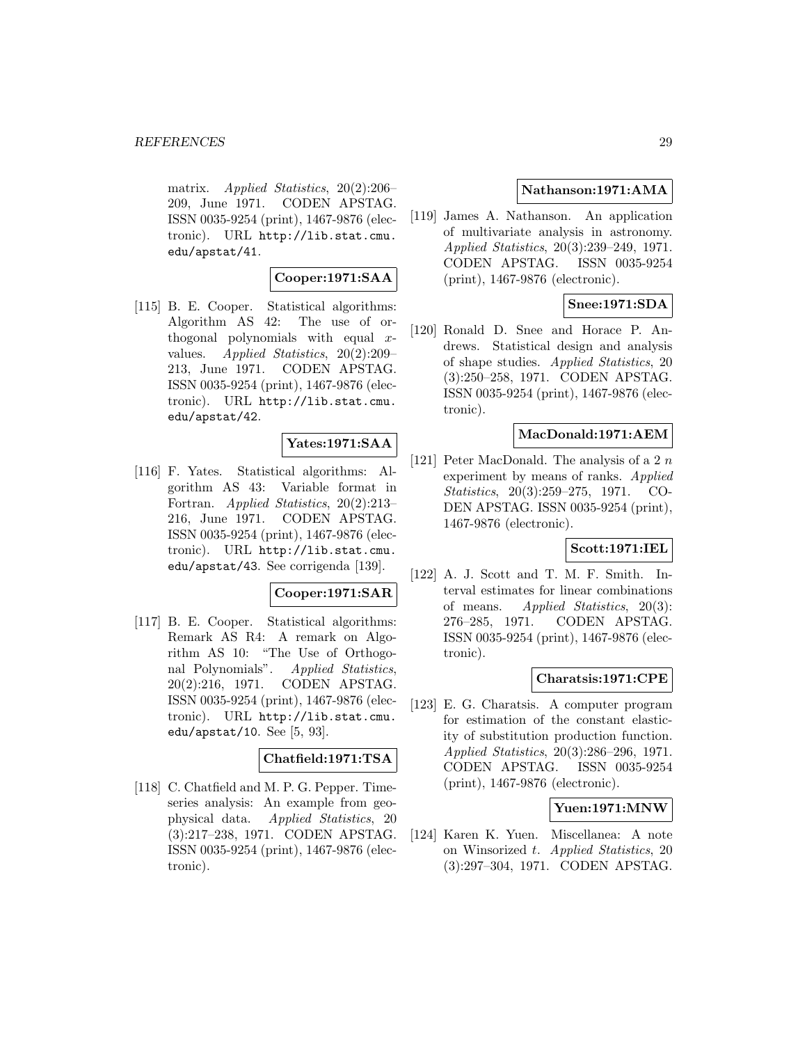matrix. *Applied Statistics*, 20(2):206–209, June 1971. CODEN APSTAG. ISSN 0035-9254 (print), 1467-9876 (electronic). URL http://lib.stat.cmu.edu/apstat/41.

**Cooper:1971:SAA**

[115] B. E. Cooper. Statistical algorithms: Algorithm AS 42: The use of orthogonal polynomials with equal $x$-values. *Applied Statistics*, 20(2):209–213, June 1971. CODEN APSTAG. ISSN 0035-9254 (print), 1467-9876 (electronic). URL http://lib.stat.cmu.edu/apstat/42.

**Yates:1971:SAA**

[116] F. Yates. Statistical algorithms: Algorithm AS 43: Variable format in Fortran. *Applied Statistics*, 20(2):213–216, June 1971. CODEN APSTAG. ISSN 0035-9254 (print), 1467-9876 (electronic). URL http://lib.stat.cmu.edu/apstat/43. See corrigenda [139].

**Cooper:1971:SAR**

[117] B. E. Cooper. Statistical algorithms: Remark AS R4: A remark on Algorithm AS 10: "The Use of Orthogonal Polynomials". *Applied Statistics*, 20(2):216, 1971. CODEN APSTAG. ISSN 0035-9254 (print), 1467-9876 (electronic). URL http://lib.stat.cmu.edu/apstat/10. See [5, 93].

**Chatfield:1971:TSA**

[118] C. Chatfield and M. P. G. Pepper. Time-series analysis: An example from geophysical data. *Applied Statistics*, 20 (3):217–238, 1971. CODEN APSTAG. ISSN 0035-9254 (print), 1467-9876 (electronic).

**Nathanson:1971:AMA**

[119] James A. Nathanson. An application of multivariate analysis in astronomy. *Applied Statistics*, 20(3):239–249, 1971. CODEN APSTAG. ISSN 0035-9254 (print), 1467-9876 (electronic).

**Snee:1971:SDA**

[120] Ronald D. Snee and Horace P. Andrews. Statistical design and analysis of shape studies. *Applied Statistics*, 20 (3):250–258, 1971. CODEN APSTAG. ISSN 0035-9254 (print), 1467-9876 (electronic).

**MacDonald:1971:AEM**

[121] Peter MacDonald. The analysis of a 2 $n$ experiment by means of ranks. *Applied Statistics*, 20(3):259–275, 1971. CODEN APSTAG. ISSN 0035-9254 (print), 1467-9876 (electronic).

**Scott:1971:IEL**

[122] A. J. Scott and T. M. F. Smith. Interval estimates for linear combinations of means. *Applied Statistics*, 20(3): 276–285, 1971. CODEN APSTAG. ISSN 0035-9254 (print), 1467-9876 (electronic).

**Charatsis:1971:CPE**

[123] E. G. Charatsis. A computer program for estimation of the constant elasticity of substitution production function. *Applied Statistics*, 20(3):286–296, 1971. CODEN APSTAG. ISSN 0035-9254 (print), 1467-9876 (electronic).

**Yuen:1971:MNW**

[124] Karen K. Yuen. Miscellanea: A note on Winsorized $t$. *Applied Statistics*, 20 (3):297–304, 1971. CODEN APSTAG.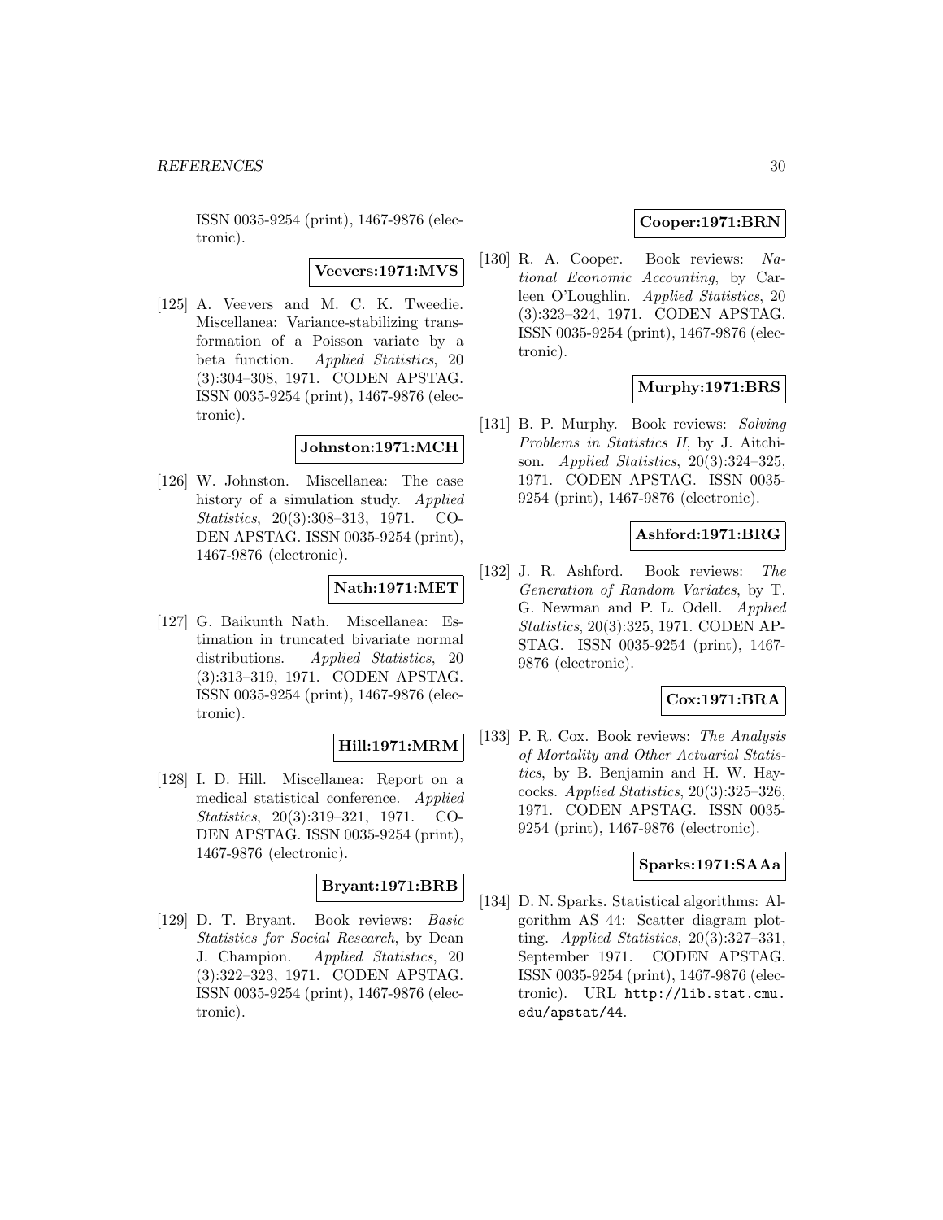ISSN 0035-9254 (print), 1467-9876 (electronic).

**Veevers:1971:MVS**

[125] A. Veevers and M. C. K. Tweedie. Miscellanea: Variance-stabilizing transformation of a Poisson variate by a beta function. *Applied Statistics*, 20 (3):304–308, 1971. CODEN APSTAG. ISSN 0035-9254 (print), 1467-9876 (electronic).

**Johnston:1971:MCH**

[126] W. Johnston. Miscellanea: The case history of a simulation study. *Applied Statistics*, 20(3):308–313, 1971. CODEN APSTAG. ISSN 0035-9254 (print), 1467-9876 (electronic).

**Nath:1971:MET**

[127] G. Baikunth Nath. Miscellanea: Estimation in truncated bivariate normal distributions. *Applied Statistics*, 20 (3):313–319, 1971. CODEN APSTAG. ISSN 0035-9254 (print), 1467-9876 (electronic).

**Hill:1971:MRM**

[128] I. D. Hill. Miscellanea: Report on a medical statistical conference. *Applied Statistics*, 20(3):319–321, 1971. CODEN APSTAG. ISSN 0035-9254 (print), 1467-9876 (electronic).

**Bryant:1971:BRB**

[129] D. T. Bryant. Book reviews: *Basic Statistics for Social Research*, by Dean J. Champion. *Applied Statistics*, 20 (3):322–323, 1971. CODEN APSTAG. ISSN 0035-9254 (print), 1467-9876 (electronic).

**Cooper:1971:BRN**

[130] R. A. Cooper. Book reviews: *National Economic Accounting*, by Carleen O'Loughlin. *Applied Statistics*, 20 (3):323–324, 1971. CODEN APSTAG. ISSN 0035-9254 (print), 1467-9876 (electronic).

**Murphy:1971:BRS**

[131] B. P. Murphy. Book reviews: *Solving Problems in Statistics II*, by J. Aitchison. *Applied Statistics*, 20(3):324–325, 1971. CODEN APSTAG. ISSN 0035-9254 (print), 1467-9876 (electronic).

**Ashford:1971:BRG**

[132] J. R. Ashford. Book reviews: *The Generation of Random Variates*, by T. G. Newman and P. L. Odell. *Applied Statistics*, 20(3):325, 1971. CODEN APSTAG. ISSN 0035-9254 (print), 1467-9876 (electronic).

**Cox:1971:BRA**

[133] P. R. Cox. Book reviews: *The Analysis of Mortality and Other Actuarial Statistics*, by B. Benjamin and H. W. Haycocks. *Applied Statistics*, 20(3):325–326, 1971. CODEN APSTAG. ISSN 0035-9254 (print), 1467-9876 (electronic).

**Sparks:1971:SAAa**

[134] D. N. Sparks. Statistical algorithms: Algorithm AS 44: Scatter diagram plotting. *Applied Statistics*, 20(3):327–331, September 1971. CODEN APSTAG. ISSN 0035-9254 (print), 1467-9876 (electronic). URL http://lib.stat.cmu.edu/apstat/44.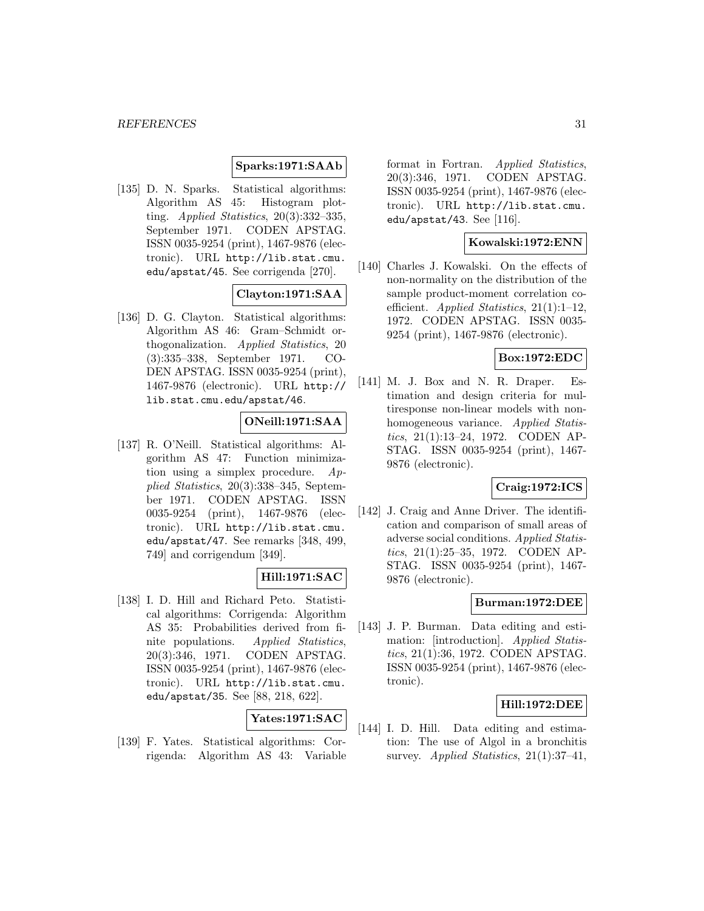**Sparks:1971:SAAb**

[135] D. N. Sparks. Statistical algorithms: Algorithm AS 45: Histogram plotting. *Applied Statistics*, 20(3):332–335, September 1971. CODEN APSTAG. ISSN 0035-9254 (print), 1467-9876 (electronic). URL `http://lib.stat.cmu.edu/apstat/45`. See corrigenda [270].

**Clayton:1971:SAA**

[136] D. G. Clayton. Statistical algorithms: Algorithm AS 46: Gram–Schmidt orthogonalization. *Applied Statistics*, 20 (3):335–338, September 1971. CODEN APSTAG. ISSN 0035-9254 (print), 1467-9876 (electronic). URL `http://lib.stat.cmu.edu/apstat/46`.

**ONeill:1971:SAA**

[137] R. O'Neill. Statistical algorithms: Algorithm AS 47: Function minimization using a simplex procedure. *Applied Statistics*, 20(3):338–345, September 1971. CODEN APSTAG. ISSN 0035-9254 (print), 1467-9876 (electronic). URL `http://lib.stat.cmu.edu/apstat/47`. See remarks [348, 499, 749] and corrigendum [349].

**Hill:1971:SAC**

[138] I. D. Hill and Richard Peto. Statistical algorithms: Corrigenda: Algorithm AS 35: Probabilities derived from finite populations. *Applied Statistics*, 20(3):346, 1971. CODEN APSTAG. ISSN 0035-9254 (print), 1467-9876 (electronic). URL `http://lib.stat.cmu.edu/apstat/35`. See [88, 218, 622].

**Yates:1971:SAC**

[139] F. Yates. Statistical algorithms: Corrigenda: Algorithm AS 43: Variable format in Fortran. *Applied Statistics*, 20(3):346, 1971. CODEN APSTAG. ISSN 0035-9254 (print), 1467-9876 (electronic). URL `http://lib.stat.cmu.edu/apstat/43`. See [116].

**Kowalski:1972:ENN**

[140] Charles J. Kowalski. On the effects of non-normality on the distribution of the sample product-moment correlation coefficient. *Applied Statistics*, 21(1):1–12, 1972. CODEN APSTAG. ISSN 0035-9254 (print), 1467-9876 (electronic).

**Box:1972:EDC**

[141] M. J. Box and N. R. Draper. Estimation and design criteria for multiresponse non-linear models with non-homogeneous variance. *Applied Statistics*, 21(1):13–24, 1972. CODEN APSTAG. ISSN 0035-9254 (print), 1467-9876 (electronic).

**Craig:1972:ICS**

[142] J. Craig and Anne Driver. The identification and comparison of small areas of adverse social conditions. *Applied Statistics*, 21(1):25–35, 1972. CODEN APSTAG. ISSN 0035-9254 (print), 1467-9876 (electronic).

**Burman:1972:DEE**

[143] J. P. Burman. Data editing and estimation: [introduction]. *Applied Statistics*, 21(1):36, 1972. CODEN APSTAG. ISSN 0035-9254 (print), 1467-9876 (electronic).

**Hill:1972:DEE**

[144] I. D. Hill. Data editing and estimation: The use of Algol in a bronchitis survey. *Applied Statistics*, 21(1):37–41,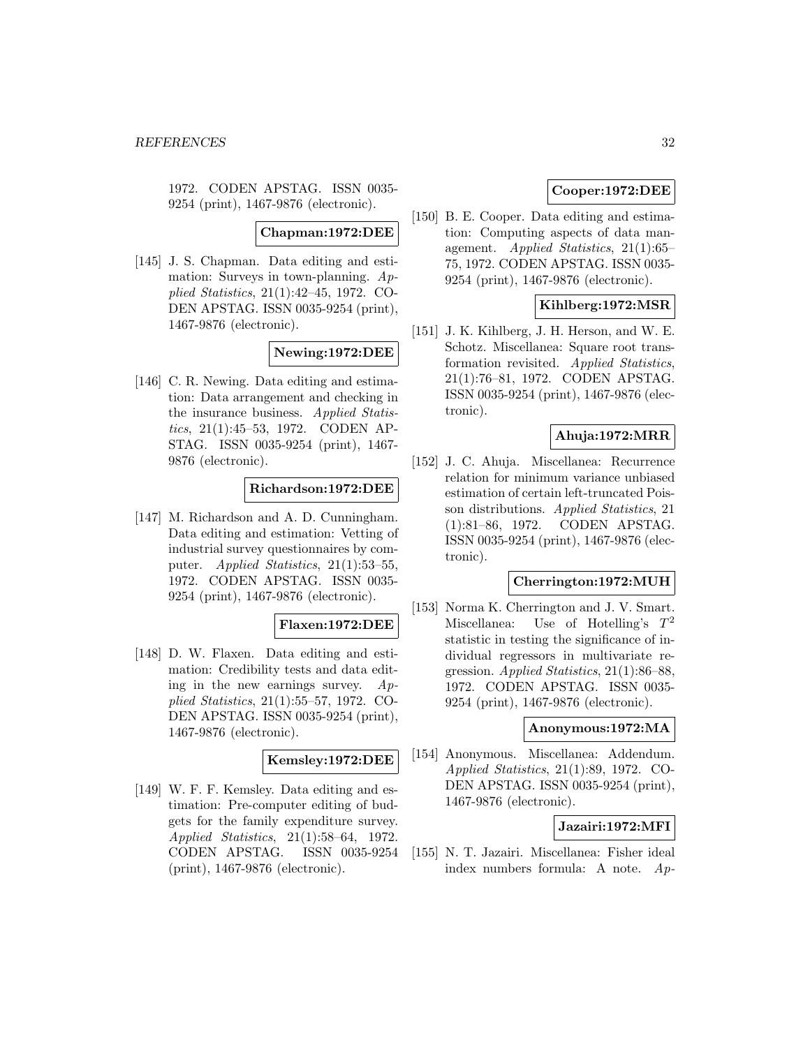1972. CODEN APSTAG. ISSN 0035-9254 (print), 1467-9876 (electronic).

**Chapman:1972:DEE**

[145] J. S. Chapman. Data editing and estimation: Surveys in town-planning. *Applied Statistics*, 21(1):42–45, 1972. CODEN APSTAG. ISSN 0035-9254 (print), 1467-9876 (electronic).

**Newing:1972:DEE**

[146] C. R. Newing. Data editing and estimation: Data arrangement and checking in the insurance business. *Applied Statistics*, 21(1):45–53, 1972. CODEN APSTAG. ISSN 0035-9254 (print), 1467-9876 (electronic).

**Richardson:1972:DEE**

[147] M. Richardson and A. D. Cunningham. Data editing and estimation: Vetting of industrial survey questionnaires by computer. *Applied Statistics*, 21(1):53–55, 1972. CODEN APSTAG. ISSN 0035-9254 (print), 1467-9876 (electronic).

**Flaxen:1972:DEE**

[148] D. W. Flaxen. Data editing and estimation: Credibility tests and data editing in the new earnings survey. *Applied Statistics*, 21(1):55–57, 1972. CODEN APSTAG. ISSN 0035-9254 (print), 1467-9876 (electronic).

**Kemsley:1972:DEE**

[149] W. F. F. Kemsley. Data editing and estimation: Pre-computer editing of budgets for the family expenditure survey. *Applied Statistics*, 21(1):58–64, 1972. CODEN APSTAG. ISSN 0035-9254 (print), 1467-9876 (electronic).

**Cooper:1972:DEE**

[150] B. E. Cooper. Data editing and estimation: Computing aspects of data management. *Applied Statistics*, 21(1):65–75, 1972. CODEN APSTAG. ISSN 0035-9254 (print), 1467-9876 (electronic).

**Kihlberg:1972:MSR**

[151] J. K. Kihlberg, J. H. Herson, and W. E. Schotz. Miscellanea: Square root transformation revisited. *Applied Statistics*, 21(1):76–81, 1972. CODEN APSTAG. ISSN 0035-9254 (print), 1467-9876 (electronic).

**Ahuja:1972:MRR**

[152] J. C. Ahuja. Miscellanea: Recurrence relation for minimum variance unbiased estimation of certain left-truncated Poisson distributions. *Applied Statistics*, 21 (1):81–86, 1972. CODEN APSTAG. ISSN 0035-9254 (print), 1467-9876 (electronic).

**Cherrington:1972:MUH**

[153] Norma K. Cherrington and J. V. Smart. Miscellanea: Use of Hotelling's $T^2$ statistic in testing the significance of individual regressors in multivariate regression. *Applied Statistics*, 21(1):86–88, 1972. CODEN APSTAG. ISSN 0035-9254 (print), 1467-9876 (electronic).

**Anonymous:1972:MA**

[154] Anonymous. Miscellanea: Addendum. *Applied Statistics*, 21(1):89, 1972. CODEN APSTAG. ISSN 0035-9254 (print), 1467-9876 (electronic).

**Jazairi:1972:MFI**

[155] N. T. Jazairi. Miscellanea: Fisher ideal index numbers formula: A note. *Ap-*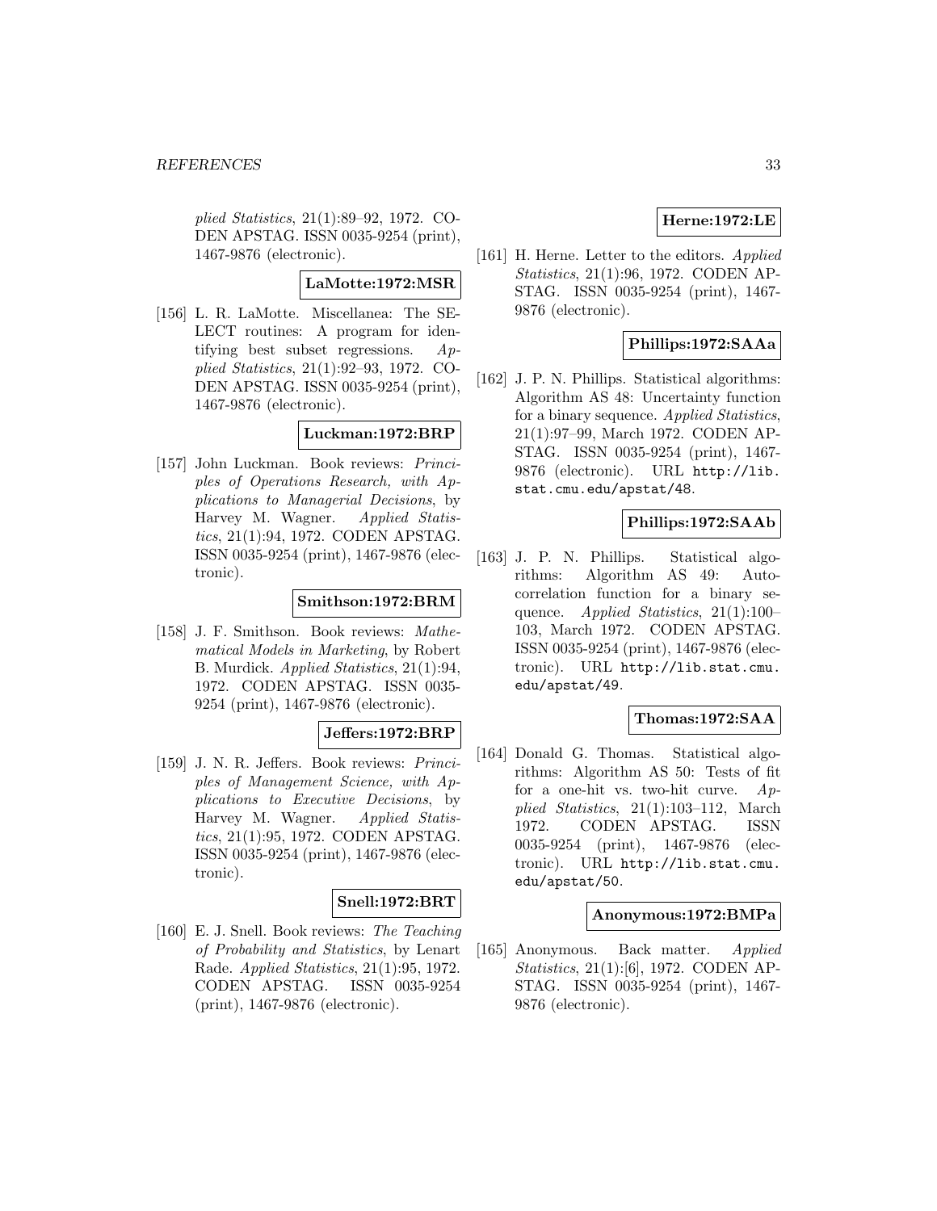plied Statistics, 21(1):89–92, 1972. CODEN APSTAG. ISSN 0035-9254 (print), 1467-9876 (electronic).

**LaMotte:1972:MSR**

[156] L. R. LaMotte. Miscellanea: The SELECT routines: A program for identifying best subset regressions. *Applied Statistics*, 21(1):92–93, 1972. CODEN APSTAG. ISSN 0035-9254 (print), 1467-9876 (electronic).

**Luckman:1972:BRP**

[157] John Luckman. Book reviews: *Principles of Operations Research, with Applications to Managerial Decisions*, by Harvey M. Wagner. *Applied Statistics*, 21(1):94, 1972. CODEN APSTAG. ISSN 0035-9254 (print), 1467-9876 (electronic).

**Smithson:1972:BRM**

[158] J. F. Smithson. Book reviews: *Mathematical Models in Marketing*, by Robert B. Murdick. *Applied Statistics*, 21(1):94, 1972. CODEN APSTAG. ISSN 0035-9254 (print), 1467-9876 (electronic).

**Jeffers:1972:BRP**

[159] J. N. R. Jeffers. Book reviews: *Principles of Management Science, with Applications to Executive Decisions*, by Harvey M. Wagner. *Applied Statistics*, 21(1):95, 1972. CODEN APSTAG. ISSN 0035-9254 (print), 1467-9876 (electronic).

**Snell:1972:BRT**

[160] E. J. Snell. Book reviews: *The Teaching of Probability and Statistics*, by Lenart Rade. *Applied Statistics*, 21(1):95, 1972. CODEN APSTAG. ISSN 0035-9254 (print), 1467-9876 (electronic).

**Herne:1972:LE**

[161] H. Herne. Letter to the editors. *Applied Statistics*, 21(1):96, 1972. CODEN APSTAG. ISSN 0035-9254 (print), 1467-9876 (electronic).

**Phillips:1972:SAAa**

[162] J. P. N. Phillips. Statistical algorithms: Algorithm AS 48: Uncertainty function for a binary sequence. *Applied Statistics*, 21(1):97–99, March 1972. CODEN APSTAG. ISSN 0035-9254 (print), 1467-9876 (electronic). URL http://lib.stat.cmu.edu/apstat/48.

**Phillips:1972:SAAb**

[163] J. P. N. Phillips. Statistical algorithms: Algorithm AS 49: Autocorrelation function for a binary sequence. *Applied Statistics*, 21(1):100–103, March 1972. CODEN APSTAG. ISSN 0035-9254 (print), 1467-9876 (electronic). URL http://lib.stat.cmu.edu/apstat/49.

**Thomas:1972:SAA**

[164] Donald G. Thomas. Statistical algorithms: Algorithm AS 50: Tests of fit for a one-hit vs. two-hit curve. *Applied Statistics*, 21(1):103–112, March 1972. CODEN APSTAG. ISSN 0035-9254 (print), 1467-9876 (electronic). URL http://lib.stat.cmu.edu/apstat/50.

**Anonymous:1972:BMPa**

[165] Anonymous. Back matter. *Applied Statistics*, 21(1):[6], 1972. CODEN APSTAG. ISSN 0035-9254 (print), 1467-9876 (electronic).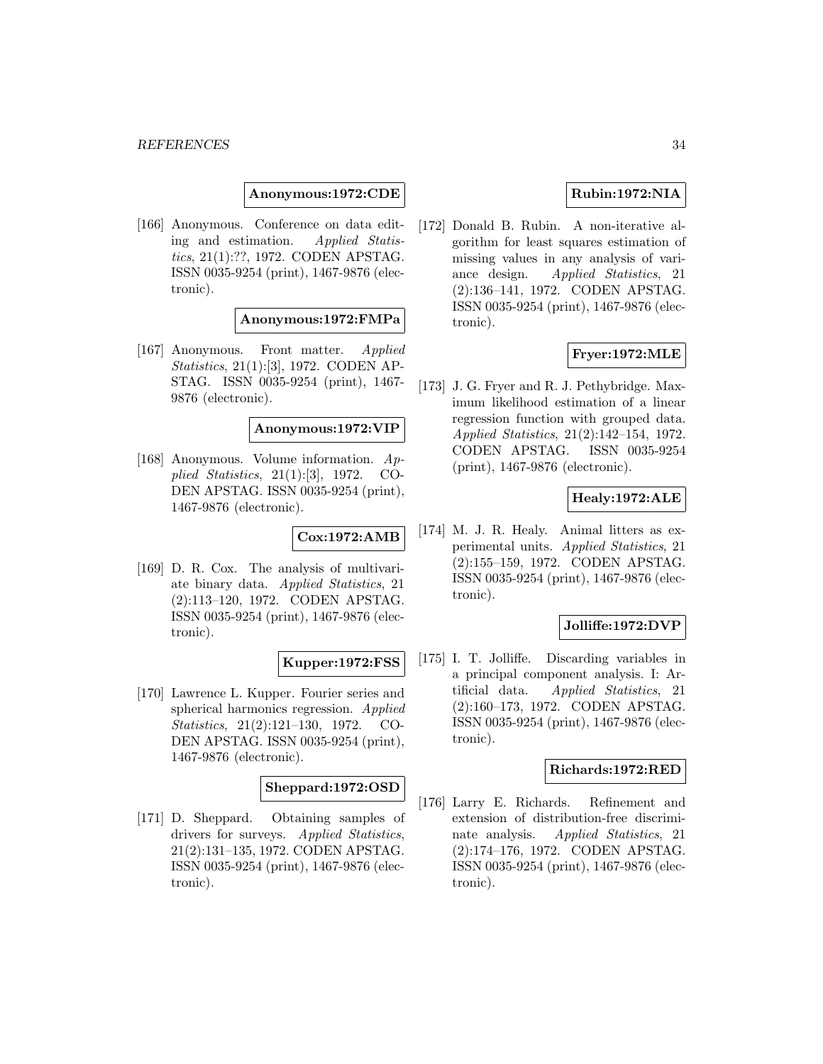**Anonymous:1972:CDE**

[166] Anonymous. Conference on data editing and estimation. *Applied Statistics*, 21(1):??, 1972. CODEN APSTAG. ISSN 0035-9254 (print), 1467-9876 (electronic).

**Anonymous:1972:FMPa**

[167] Anonymous. Front matter. *Applied Statistics*, 21(1):[3], 1972. CODEN APSTAG. ISSN 0035-9254 (print), 1467-9876 (electronic).

**Anonymous:1972:VIP**

[168] Anonymous. Volume information. *Applied Statistics*, 21(1):[3], 1972. CODEN APSTAG. ISSN 0035-9254 (print), 1467-9876 (electronic).

**Cox:1972:AMB**

[169] D. R. Cox. The analysis of multivariate binary data. *Applied Statistics*, 21 (2):113–120, 1972. CODEN APSTAG. ISSN 0035-9254 (print), 1467-9876 (electronic).

**Kupper:1972:FSS**

[170] Lawrence L. Kupper. Fourier series and spherical harmonics regression. *Applied Statistics*, 21(2):121–130, 1972. CODEN APSTAG. ISSN 0035-9254 (print), 1467-9876 (electronic).

**Sheppard:1972:OSD**

[171] D. Sheppard. Obtaining samples of drivers for surveys. *Applied Statistics*, 21(2):131–135, 1972. CODEN APSTAG. ISSN 0035-9254 (print), 1467-9876 (electronic).

**Rubin:1972:NIA**

[172] Donald B. Rubin. A non-iterative algorithm for least squares estimation of missing values in any analysis of variance design. *Applied Statistics*, 21 (2):136–141, 1972. CODEN APSTAG. ISSN 0035-9254 (print), 1467-9876 (electronic).

**Fryer:1972:MLE**

[173] J. G. Fryer and R. J. Pethybridge. Maximum likelihood estimation of a linear regression function with grouped data. *Applied Statistics*, 21(2):142–154, 1972. CODEN APSTAG. ISSN 0035-9254 (print), 1467-9876 (electronic).

**Healy:1972:ALE**

[174] M. J. R. Healy. Animal litters as experimental units. *Applied Statistics*, 21 (2):155–159, 1972. CODEN APSTAG. ISSN 0035-9254 (print), 1467-9876 (electronic).

**Jolliffe:1972:DVP**

[175] I. T. Jolliffe. Discarding variables in a principal component analysis. I: Artificial data. *Applied Statistics*, 21 (2):160–173, 1972. CODEN APSTAG. ISSN 0035-9254 (print), 1467-9876 (electronic).

**Richards:1972:RED**

[176] Larry E. Richards. Refinement and extension of distribution-free discriminate analysis. *Applied Statistics*, 21 (2):174–176, 1972. CODEN APSTAG. ISSN 0035-9254 (print), 1467-9876 (electronic).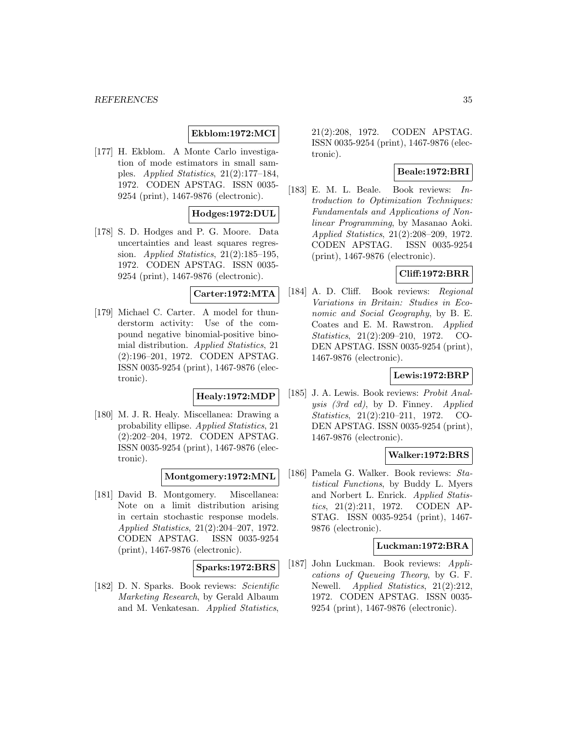**Ekblom:1972:MCI**

[177] H. Ekblom. A Monte Carlo investigation of mode estimators in small samples. *Applied Statistics*, 21(2):177–184, 1972. CODEN APSTAG. ISSN 0035-9254 (print), 1467-9876 (electronic).

**Hodges:1972:DUL**

[178] S. D. Hodges and P. G. Moore. Data uncertainties and least squares regression. *Applied Statistics*, 21(2):185–195, 1972. CODEN APSTAG. ISSN 0035-9254 (print), 1467-9876 (electronic).

**Carter:1972:MTA**

[179] Michael C. Carter. A model for thunderstorm activity: Use of the compound negative binomial-positive binomial distribution. *Applied Statistics*, 21 (2):196–201, 1972. CODEN APSTAG. ISSN 0035-9254 (print), 1467-9876 (electronic).

**Healy:1972:MDP**

[180] M. J. R. Healy. Miscellanea: Drawing a probability ellipse. *Applied Statistics*, 21 (2):202–204, 1972. CODEN APSTAG. ISSN 0035-9254 (print), 1467-9876 (electronic).

**Montgomery:1972:MNL**

[181] David B. Montgomery. Miscellanea: Note on a limit distribution arising in certain stochastic response models. *Applied Statistics*, 21(2):204–207, 1972. CODEN APSTAG. ISSN 0035-9254 (print), 1467-9876 (electronic).

**Sparks:1972:BRS**

[182] D. N. Sparks. Book reviews: *Scientific Marketing Research*, by Gerald Albaum and M. Venkatesan. *Applied Statistics*, 21(2):208, 1972. CODEN APSTAG. ISSN 0035-9254 (print), 1467-9876 (electronic).

**Beale:1972:BRI**

[183] E. M. L. Beale. Book reviews: *Introduction to Optimization Techniques: Fundamentals and Applications of Nonlinear Programming*, by Masanao Aoki. *Applied Statistics*, 21(2):208–209, 1972. CODEN APSTAG. ISSN 0035-9254 (print), 1467-9876 (electronic).

**Cliff:1972:BRR**

[184] A. D. Cliff. Book reviews: *Regional Variations in Britain: Studies in Economic and Social Geography*, by B. E. Coates and E. M. Rawstron. *Applied Statistics*, 21(2):209–210, 1972. CODEN APSTAG. ISSN 0035-9254 (print), 1467-9876 (electronic).

**Lewis:1972:BRP**

[185] J. A. Lewis. Book reviews: *Probit Analysis (3rd ed)*, by D. Finney. *Applied Statistics*, 21(2):210–211, 1972. CODEN APSTAG. ISSN 0035-9254 (print), 1467-9876 (electronic).

**Walker:1972:BRS**

[186] Pamela G. Walker. Book reviews: *Statistical Functions*, by Buddy L. Myers and Norbert L. Enrick. *Applied Statistics*, 21(2):211, 1972. CODEN APSTAG. ISSN 0035-9254 (print), 1467-9876 (electronic).

**Luckman:1972:BRA**

[187] John Luckman. Book reviews: *Applications of Queueing Theory*, by G. F. Newell. *Applied Statistics*, 21(2):212, 1972. CODEN APSTAG. ISSN 0035-9254 (print), 1467-9876 (electronic).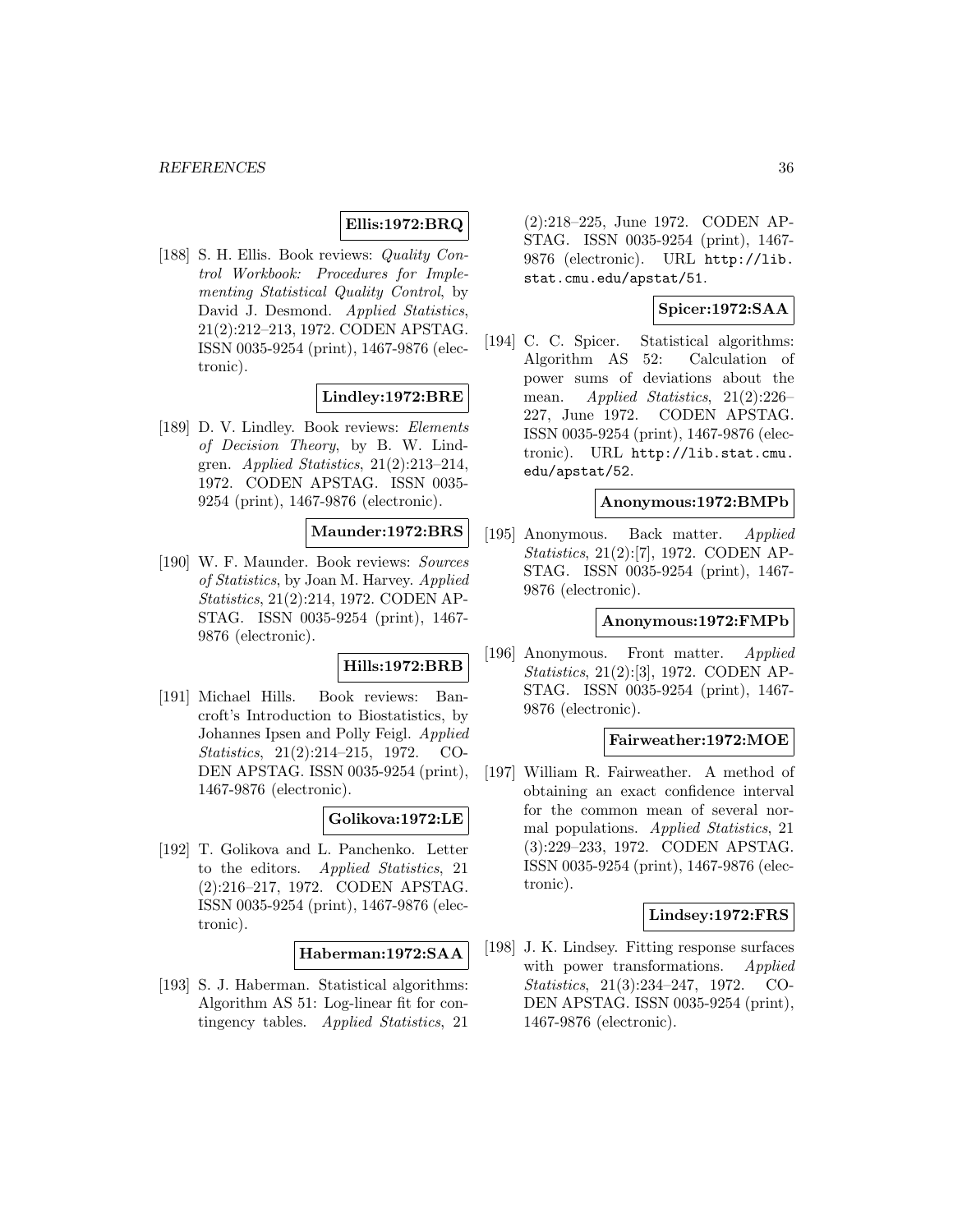**Ellis:1972:BRQ**

[188] S. H. Ellis. Book reviews: *Quality Control Workbook: Procedures for Implementing Statistical Quality Control*, by David J. Desmond. *Applied Statistics*, 21(2):212–213, 1972. CODEN APSTAG. ISSN 0035-9254 (print), 1467-9876 (electronic).

**Lindley:1972:BRE**

[189] D. V. Lindley. Book reviews: *Elements of Decision Theory*, by B. W. Lindgren. *Applied Statistics*, 21(2):213–214, 1972. CODEN APSTAG. ISSN 0035-9254 (print), 1467-9876 (electronic).

**Maunder:1972:BRS**

[190] W. F. Maunder. Book reviews: *Sources of Statistics*, by Joan M. Harvey. *Applied Statistics*, 21(2):214, 1972. CODEN APSTAG. ISSN 0035-9254 (print), 1467-9876 (electronic).

**Hills:1972:BRB**

[191] Michael Hills. Book reviews: Bancroft's Introduction to Biostatistics, by Johannes Ipsen and Polly Feigl. *Applied Statistics*, 21(2):214–215, 1972. CODEN APSTAG. ISSN 0035-9254 (print), 1467-9876 (electronic).

**Golikova:1972:LE**

[192] T. Golikova and L. Panchenko. Letter to the editors. *Applied Statistics*, 21 (2):216–217, 1972. CODEN APSTAG. ISSN 0035-9254 (print), 1467-9876 (electronic).

**Haberman:1972:SAA**

[193] S. J. Haberman. Statistical algorithms: Algorithm AS 51: Log-linear fit for contingency tables. *Applied Statistics*, 21 (2):218–225, June 1972. CODEN APSTAG. ISSN 0035-9254 (print), 1467-9876 (electronic). URL http://lib.stat.cmu.edu/apstat/51.

**Spicer:1972:SAA**

[194] C. C. Spicer. Statistical algorithms: Algorithm AS 52: Calculation of power sums of deviations about the mean. *Applied Statistics*, 21(2):226–227, June 1972. CODEN APSTAG. ISSN 0035-9254 (print), 1467-9876 (electronic). URL http://lib.stat.cmu.edu/apstat/52.

**Anonymous:1972:BMPb**

[195] Anonymous. Back matter. *Applied Statistics*, 21(2):[7], 1972. CODEN APSTAG. ISSN 0035-9254 (print), 1467-9876 (electronic).

**Anonymous:1972:FMPb**

[196] Anonymous. Front matter. *Applied Statistics*, 21(2):[3], 1972. CODEN APSTAG. ISSN 0035-9254 (print), 1467-9876 (electronic).

**Fairweather:1972:MOE**

[197] William R. Fairweather. A method of obtaining an exact confidence interval for the common mean of several normal populations. *Applied Statistics*, 21 (3):229–233, 1972. CODEN APSTAG. ISSN 0035-9254 (print), 1467-9876 (electronic).

**Lindsey:1972:FRS**

[198] J. K. Lindsey. Fitting response surfaces with power transformations. *Applied Statistics*, 21(3):234–247, 1972. CODEN APSTAG. ISSN 0035-9254 (print), 1467-9876 (electronic).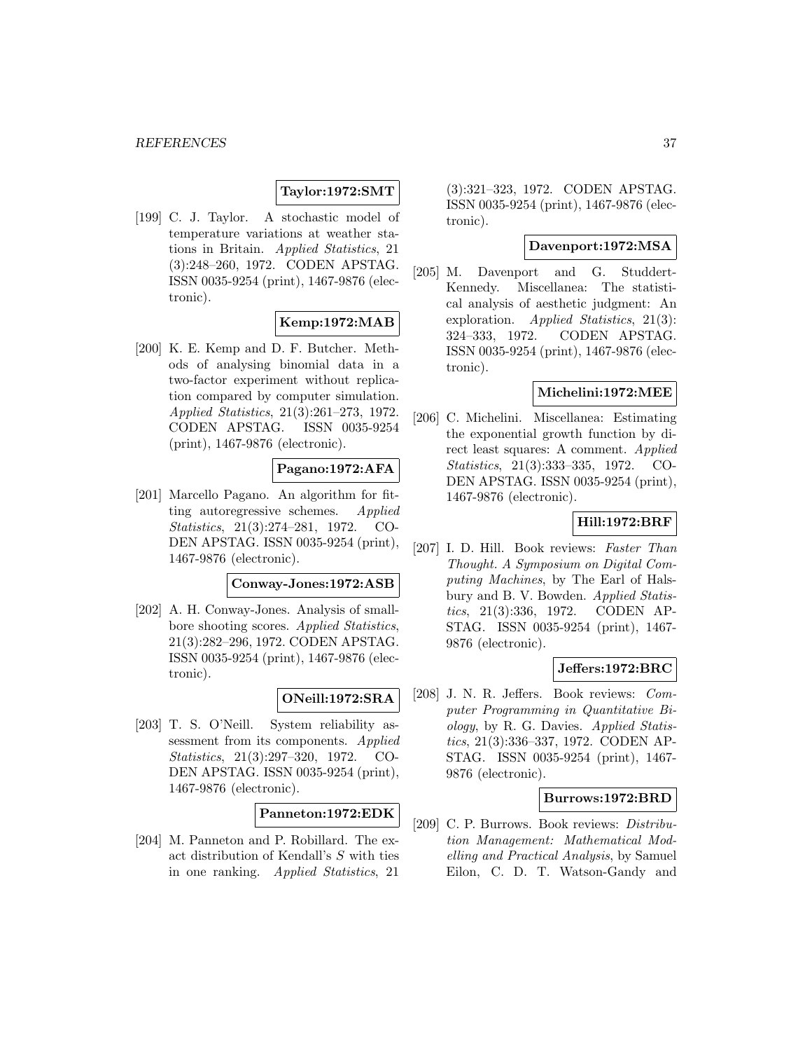**Taylor:1972:SMT**

[199] C. J. Taylor. A stochastic model of temperature variations at weather stations in Britain. *Applied Statistics*, 21 (3):248–260, 1972. CODEN APSTAG. ISSN 0035-9254 (print), 1467-9876 (electronic).

**Kemp:1972:MAB**

[200] K. E. Kemp and D. F. Butcher. Methods of analysing binomial data in a two-factor experiment without replication compared by computer simulation. *Applied Statistics*, 21(3):261–273, 1972. CODEN APSTAG. ISSN 0035-9254 (print), 1467-9876 (electronic).

**Pagano:1972:AFA**

[201] Marcello Pagano. An algorithm for fitting autoregressive schemes. *Applied Statistics*, 21(3):274–281, 1972. CODEN APSTAG. ISSN 0035-9254 (print), 1467-9876 (electronic).

**Conway-Jones:1972:ASB**

[202] A. H. Conway-Jones. Analysis of smallbore shooting scores. *Applied Statistics*, 21(3):282–296, 1972. CODEN APSTAG. ISSN 0035-9254 (print), 1467-9876 (electronic).

**ONeill:1972:SRA**

[203] T. S. O'Neill. System reliability assessment from its components. *Applied Statistics*, 21(3):297–320, 1972. CODEN APSTAG. ISSN 0035-9254 (print), 1467-9876 (electronic).

**Panneton:1972:EDK**

[204] M. Panneton and P. Robillard. The exact distribution of Kendall's $S$ with ties in one ranking. *Applied Statistics*, 21 (3):321–323, 1972. CODEN APSTAG. ISSN 0035-9254 (print), 1467-9876 (electronic).

**Davenport:1972:MSA**

[205] M. Davenport and G. Studdert-Kennedy. Miscellanea: The statistical analysis of aesthetic judgment: An exploration. *Applied Statistics*, 21(3): 324–333, 1972. CODEN APSTAG. ISSN 0035-9254 (print), 1467-9876 (electronic).

**Michelini:1972:MEE**

[206] C. Michelini. Miscellanea: Estimating the exponential growth function by direct least squares: A comment. *Applied Statistics*, 21(3):333–335, 1972. CODEN APSTAG. ISSN 0035-9254 (print), 1467-9876 (electronic).

**Hill:1972:BRF**

[207] I. D. Hill. Book reviews: *Faster Than Thought. A Symposium on Digital Computing Machines*, by The Earl of Halsbury and B. V. Bowden. *Applied Statistics*, 21(3):336, 1972. CODEN APSTAG. ISSN 0035-9254 (print), 1467-9876 (electronic).

**Jeffers:1972:BRC**

[208] J. N. R. Jeffers. Book reviews: *Computer Programming in Quantitative Biology*, by R. G. Davies. *Applied Statistics*, 21(3):336–337, 1972. CODEN APSTAG. ISSN 0035-9254 (print), 1467-9876 (electronic).

**Burrows:1972:BRD**

[209] C. P. Burrows. Book reviews: *Distribution Management: Mathematical Modelling and Practical Analysis*, by Samuel Eilon, C. D. T. Watson-Gandy and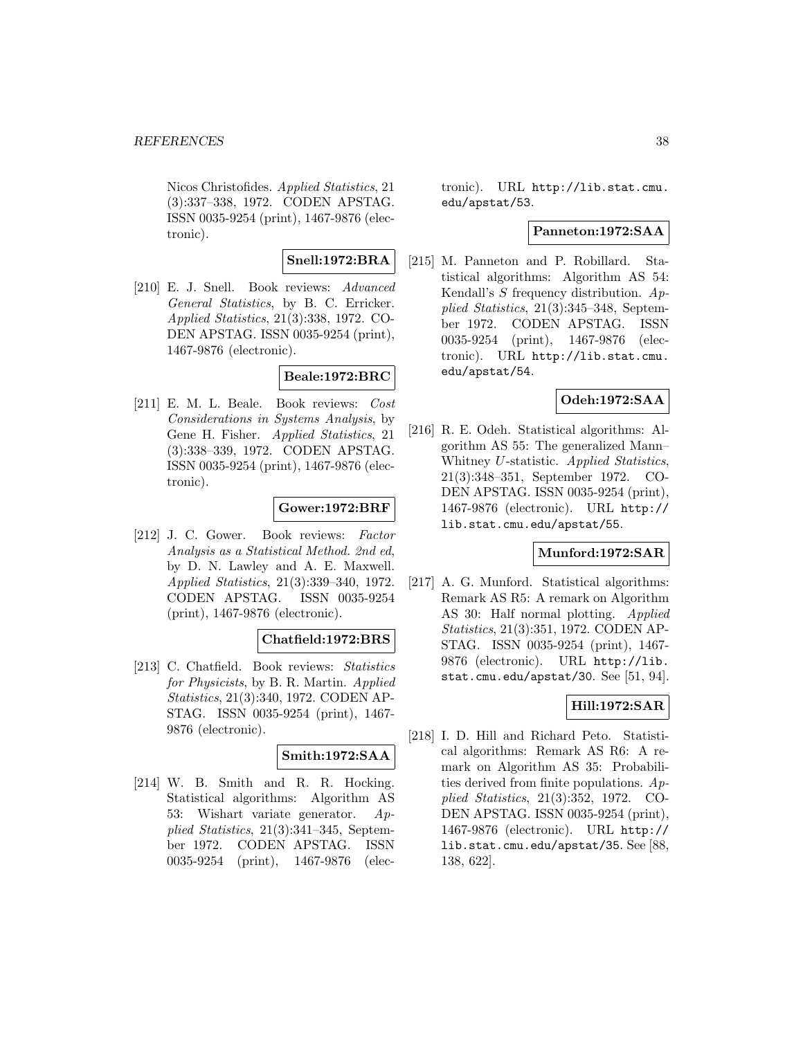Nicos Christofides. *Applied Statistics*, 21 (3):337–338, 1972. CODEN APSTAG. ISSN 0035-9254 (print), 1467-9876 (electronic).

**Snell:1972:BRA**

[210] E. J. Snell. Book reviews: *Advanced General Statistics*, by B. C. Erricker. *Applied Statistics*, 21(3):338, 1972. CODEN APSTAG. ISSN 0035-9254 (print), 1467-9876 (electronic).

**Beale:1972:BRC**

[211] E. M. L. Beale. Book reviews: *Cost Considerations in Systems Analysis*, by Gene H. Fisher. *Applied Statistics*, 21 (3):338–339, 1972. CODEN APSTAG. ISSN 0035-9254 (print), 1467-9876 (electronic).

**Gower:1972:BRF**

[212] J. C. Gower. Book reviews: *Factor Analysis as a Statistical Method. 2nd ed*, by D. N. Lawley and A. E. Maxwell. *Applied Statistics*, 21(3):339–340, 1972. CODEN APSTAG. ISSN 0035-9254 (print), 1467-9876 (electronic).

**Chatfield:1972:BRS**

[213] C. Chatfield. Book reviews: *Statistics for Physicists*, by B. R. Martin. *Applied Statistics*, 21(3):340, 1972. CODEN APSTAG. ISSN 0035-9254 (print), 1467-9876 (electronic).

**Smith:1972:SAA**

[214] W. B. Smith and R. R. Hocking. Statistical algorithms: Algorithm AS 53: Wishart variate generator. *Applied Statistics*, 21(3):341–345, September 1972. CODEN APSTAG. ISSN 0035-9254 (print), 1467-9876 (electronic). URL http://lib.stat.cmu.edu/apstat/53.

**Panneton:1972:SAA**

[215] M. Panneton and P. Robillard. Statistical algorithms: Algorithm AS 54: Kendall's $S$ frequency distribution. *Applied Statistics*, 21(3):345–348, September 1972. CODEN APSTAG. ISSN 0035-9254 (print), 1467-9876 (electronic). URL http://lib.stat.cmu.edu/apstat/54.

**Odeh:1972:SAA**

[216] R. E. Odeh. Statistical algorithms: Algorithm AS 55: The generalized Mann–Whitney $U$-statistic. *Applied Statistics*, 21(3):348–351, September 1972. CODEN APSTAG. ISSN 0035-9254 (print), 1467-9876 (electronic). URL http://lib.stat.cmu.edu/apstat/55.

**Munford:1972:SAR**

[217] A. G. Munford. Statistical algorithms: Remark AS R5: A remark on Algorithm AS 30: Half normal plotting. *Applied Statistics*, 21(3):351, 1972. CODEN APSTAG. ISSN 0035-9254 (print), 1467-9876 (electronic). URL http://lib.stat.cmu.edu/apstat/30. See [51, 94].

**Hill:1972:SAR**

[218] I. D. Hill and Richard Peto. Statistical algorithms: Remark AS R6: A remark on Algorithm AS 35: Probabilities derived from finite populations. *Applied Statistics*, 21(3):352, 1972. CODEN APSTAG. ISSN 0035-9254 (print), 1467-9876 (electronic). URL http://lib.stat.cmu.edu/apstat/35. See [88, 138, 622].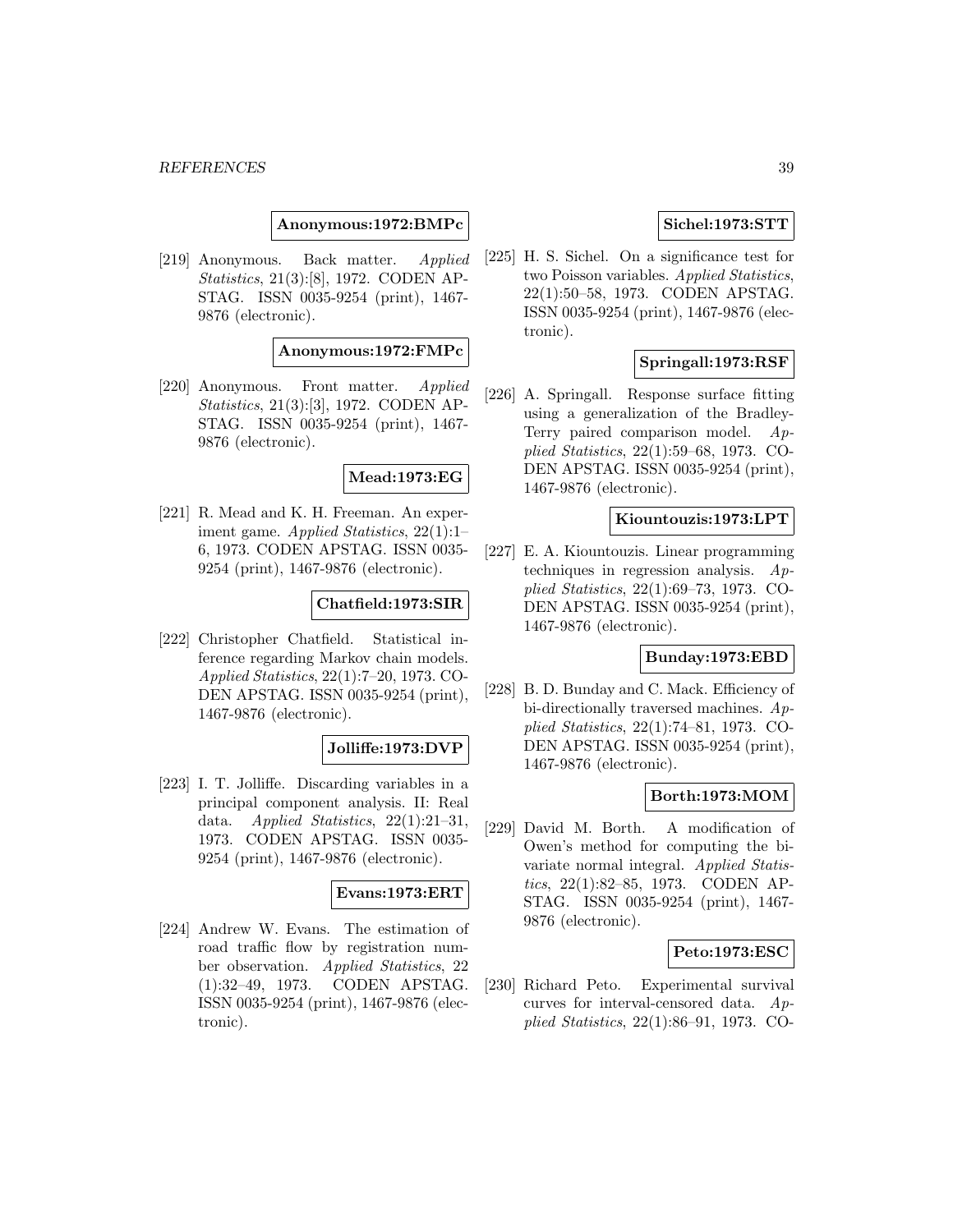**Anonymous:1972:BMPc**

[219] Anonymous. Back matter. *Applied Statistics*, 21(3):[8], 1972. CODEN APSTAG. ISSN 0035-9254 (print), 1467-9876 (electronic).

**Anonymous:1972:FMPc**

[220] Anonymous. Front matter. *Applied Statistics*, 21(3):[3], 1972. CODEN APSTAG. ISSN 0035-9254 (print), 1467-9876 (electronic).

**Mead:1973:EG**

[221] R. Mead and K. H. Freeman. An experiment game. *Applied Statistics*, 22(1):1–6, 1973. CODEN APSTAG. ISSN 0035-9254 (print), 1467-9876 (electronic).

**Chatfield:1973:SIR**

[222] Christopher Chatfield. Statistical inference regarding Markov chain models. *Applied Statistics*, 22(1):7–20, 1973. CODEN APSTAG. ISSN 0035-9254 (print), 1467-9876 (electronic).

**Jolliffe:1973:DVP**

[223] I. T. Jolliffe. Discarding variables in a principal component analysis. II: Real data. *Applied Statistics*, 22(1):21–31, 1973. CODEN APSTAG. ISSN 0035-9254 (print), 1467-9876 (electronic).

**Evans:1973:ERT**

[224] Andrew W. Evans. The estimation of road traffic flow by registration number observation. *Applied Statistics*, 22 (1):32–49, 1973. CODEN APSTAG. ISSN 0035-9254 (print), 1467-9876 (electronic).

**Sichel:1973:STT**

[225] H. S. Sichel. On a significance test for two Poisson variables. *Applied Statistics*, 22(1):50–58, 1973. CODEN APSTAG. ISSN 0035-9254 (print), 1467-9876 (electronic).

**Springall:1973:RSF**

[226] A. Springall. Response surface fitting using a generalization of the Bradley-Terry paired comparison model. *Applied Statistics*, 22(1):59–68, 1973. CODEN APSTAG. ISSN 0035-9254 (print), 1467-9876 (electronic).

**Kiountouzis:1973:LPT**

[227] E. A. Kiountouzis. Linear programming techniques in regression analysis. *Applied Statistics*, 22(1):69–73, 1973. CODEN APSTAG. ISSN 0035-9254 (print), 1467-9876 (electronic).

**Bunday:1973:EBD**

[228] B. D. Bunday and C. Mack. Efficiency of bi-directionally traversed machines. *Applied Statistics*, 22(1):74–81, 1973. CODEN APSTAG. ISSN 0035-9254 (print), 1467-9876 (electronic).

**Borth:1973:MOM**

[229] David M. Borth. A modification of Owen's method for computing the bivariate normal integral. *Applied Statistics*, 22(1):82–85, 1973. CODEN APSTAG. ISSN 0035-9254 (print), 1467-9876 (electronic).

**Peto:1973:ESC**

[230] Richard Peto. Experimental survival curves for interval-censored data. *Applied Statistics*, 22(1):86–91, 1973. CO-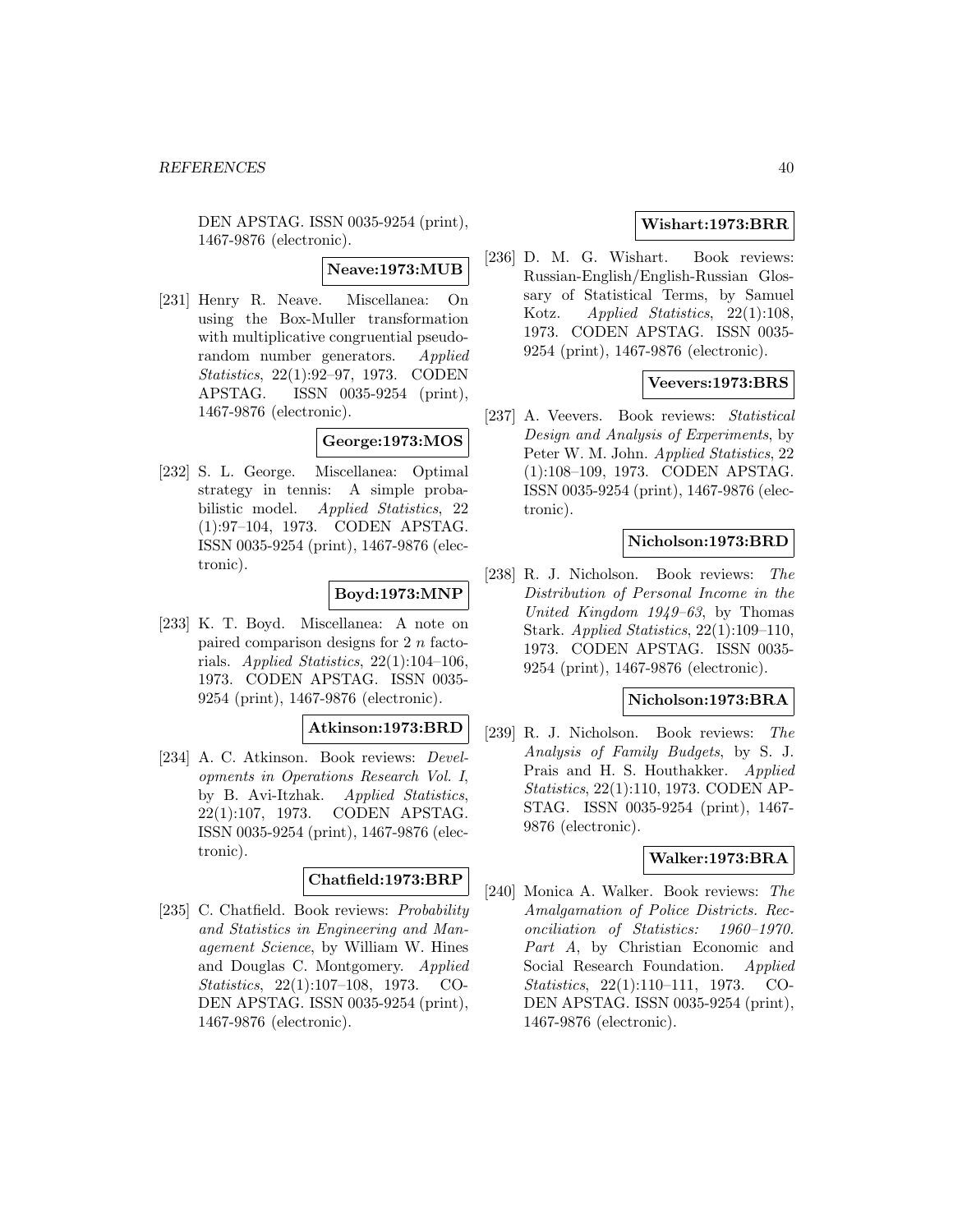DEN APSTAG. ISSN 0035-9254 (print), 1467-9876 (electronic).

**Neave:1973:MUB**

[231] Henry R. Neave. Miscellanea: On using the Box-Muller transformation with multiplicative congruential pseudo-random number generators. *Applied Statistics*, 22(1):92–97, 1973. CODEN APSTAG. ISSN 0035-9254 (print), 1467-9876 (electronic).

**George:1973:MOS**

[232] S. L. George. Miscellanea: Optimal strategy in tennis: A simple probabilistic model. *Applied Statistics*, 22 (1):97–104, 1973. CODEN APSTAG. ISSN 0035-9254 (print), 1467-9876 (electronic).

**Boyd:1973:MNP**

[233] K. T. Boyd. Miscellanea: A note on paired comparison designs for 2 $n$ factorials. *Applied Statistics*, 22(1):104–106, 1973. CODEN APSTAG. ISSN 0035-9254 (print), 1467-9876 (electronic).

**Atkinson:1973:BRD**

[234] A. C. Atkinson. Book reviews: *Developments in Operations Research Vol. I*, by B. Avi-Itzhak. *Applied Statistics*, 22(1):107, 1973. CODEN APSTAG. ISSN 0035-9254 (print), 1467-9876 (electronic).

**Chatfield:1973:BRP**

[235] C. Chatfield. Book reviews: *Probability and Statistics in Engineering and Management Science*, by William W. Hines and Douglas C. Montgomery. *Applied Statistics*, 22(1):107–108, 1973. CODEN APSTAG. ISSN 0035-9254 (print), 1467-9876 (electronic).

**Wishart:1973:BRR**

[236] D. M. G. Wishart. Book reviews: Russian-English/English-Russian Glossary of Statistical Terms, by Samuel Kotz. *Applied Statistics*, 22(1):108, 1973. CODEN APSTAG. ISSN 0035-9254 (print), 1467-9876 (electronic).

**Veevers:1973:BRS**

[237] A. Veevers. Book reviews: *Statistical Design and Analysis of Experiments*, by Peter W. M. John. *Applied Statistics*, 22 (1):108–109, 1973. CODEN APSTAG. ISSN 0035-9254 (print), 1467-9876 (electronic).

**Nicholson:1973:BRD**

[238] R. J. Nicholson. Book reviews: *The Distribution of Personal Income in the United Kingdom 1949–63*, by Thomas Stark. *Applied Statistics*, 22(1):109–110, 1973. CODEN APSTAG. ISSN 0035-9254 (print), 1467-9876 (electronic).

**Nicholson:1973:BRA**

[239] R. J. Nicholson. Book reviews: *The Analysis of Family Budgets*, by S. J. Prais and H. S. Houthakker. *Applied Statistics*, 22(1):110, 1973. CODEN APSTAG. ISSN 0035-9254 (print), 1467-9876 (electronic).

**Walker:1973:BRA**

[240] Monica A. Walker. Book reviews: *The Amalgamation of Police Districts. Reconciliation of Statistics: 1960–1970. Part A*, by Christian Economic and Social Research Foundation. *Applied Statistics*, 22(1):110–111, 1973. CODEN APSTAG. ISSN 0035-9254 (print), 1467-9876 (electronic).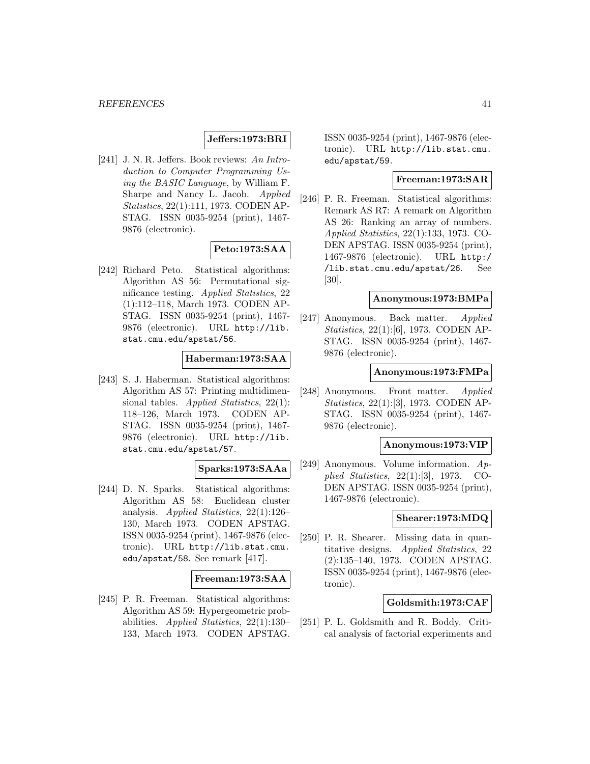**Jeffers:1973:BRI**

[241] J. N. R. Jeffers. Book reviews: *An Introduction to Computer Programming Using the BASIC Language*, by William F. Sharpe and Nancy L. Jacob. *Applied Statistics*, 22(1):111, 1973. CODEN APSTAG. ISSN 0035-9254 (print), 1467-9876 (electronic).

**Peto:1973:SAA**

[242] Richard Peto. Statistical algorithms: Algorithm AS 56: Permutational significance testing. *Applied Statistics*, 22 (1):112–118, March 1973. CODEN APSTAG. ISSN 0035-9254 (print), 1467-9876 (electronic). URL http://lib.stat.cmu.edu/apstat/56.

**Haberman:1973:SAA**

[243] S. J. Haberman. Statistical algorithms: Algorithm AS 57: Printing multidimensional tables. *Applied Statistics*, 22(1): 118–126, March 1973. CODEN APSTAG. ISSN 0035-9254 (print), 1467-9876 (electronic). URL http://lib.stat.cmu.edu/apstat/57.

**Sparks:1973:SAAa**

[244] D. N. Sparks. Statistical algorithms: Algorithm AS 58: Euclidean cluster analysis. *Applied Statistics*, 22(1):126–130, March 1973. CODEN APSTAG. ISSN 0035-9254 (print), 1467-9876 (electronic). URL http://lib.stat.cmu.edu/apstat/58. See remark [417].

**Freeman:1973:SAA**

[245] P. R. Freeman. Statistical algorithms: Algorithm AS 59: Hypergeometric probabilities. *Applied Statistics*, 22(1):130–133, March 1973. CODEN APSTAG. ISSN 0035-9254 (print), 1467-9876 (electronic). URL http://lib.stat.cmu.edu/apstat/59.

**Freeman:1973:SAR**

[246] P. R. Freeman. Statistical algorithms: Remark AS R7: A remark on Algorithm AS 26: Ranking an array of numbers. *Applied Statistics*, 22(1):133, 1973. CODEN APSTAG. ISSN 0035-9254 (print), 1467-9876 (electronic). URL http://lib.stat.cmu.edu/apstat/26. See [30].

**Anonymous:1973:BMPa**

[247] Anonymous. Back matter. *Applied Statistics*, 22(1):[6], 1973. CODEN APSTAG. ISSN 0035-9254 (print), 1467-9876 (electronic).

**Anonymous:1973:FMPa**

[248] Anonymous. Front matter. *Applied Statistics*, 22(1):[3], 1973. CODEN APSTAG. ISSN 0035-9254 (print), 1467-9876 (electronic).

**Anonymous:1973:VIP**

[249] Anonymous. Volume information. *Applied Statistics*, 22(1):[3], 1973. CODEN APSTAG. ISSN 0035-9254 (print), 1467-9876 (electronic).

**Shearer:1973:MDQ**

[250] P. R. Shearer. Missing data in quantitative designs. *Applied Statistics*, 22 (2):135–140, 1973. CODEN APSTAG. ISSN 0035-9254 (print), 1467-9876 (electronic).

**Goldsmith:1973:CAF**

[251] P. L. Goldsmith and R. Boddy. Critical analysis of factorial experiments and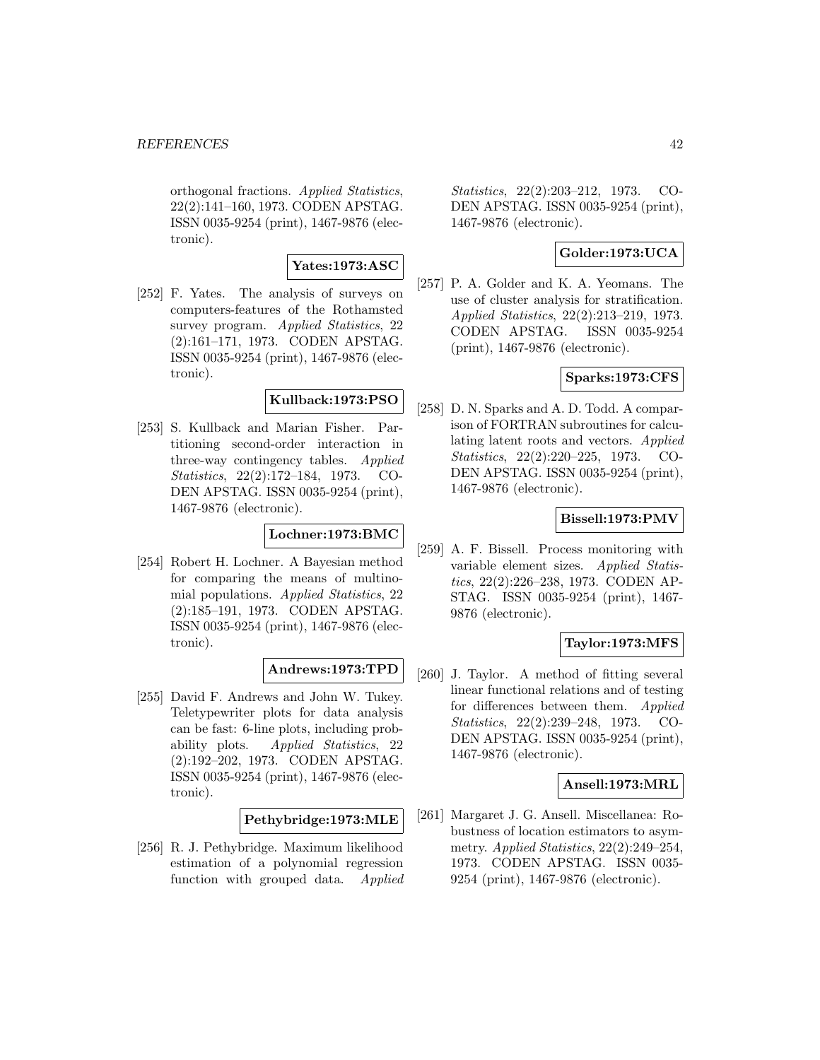orthogonal fractions. *Applied Statistics*, 22(2):141–160, 1973. CODEN APSTAG. ISSN 0035-9254 (print), 1467-9876 (electronic).

**Yates:1973:ASC**

[252] F. Yates. The analysis of surveys on computers-features of the Rothamsted survey program. *Applied Statistics*, 22 (2):161–171, 1973. CODEN APSTAG. ISSN 0035-9254 (print), 1467-9876 (electronic).

**Kullback:1973:PSO**

[253] S. Kullback and Marian Fisher. Partitioning second-order interaction in three-way contingency tables. *Applied Statistics*, 22(2):172–184, 1973. CODEN APSTAG. ISSN 0035-9254 (print), 1467-9876 (electronic).

**Lochner:1973:BMC**

[254] Robert H. Lochner. A Bayesian method for comparing the means of multinomial populations. *Applied Statistics*, 22 (2):185–191, 1973. CODEN APSTAG. ISSN 0035-9254 (print), 1467-9876 (electronic).

**Andrews:1973:TPD**

[255] David F. Andrews and John W. Tukey. Teletypewriter plots for data analysis can be fast: 6-line plots, including probability plots. *Applied Statistics*, 22 (2):192–202, 1973. CODEN APSTAG. ISSN 0035-9254 (print), 1467-9876 (electronic).

**Pethybridge:1973:MLE**

[256] R. J. Pethybridge. Maximum likelihood estimation of a polynomial regression function with grouped data. *Applied Statistics*, 22(2):203–212, 1973. CODEN APSTAG. ISSN 0035-9254 (print), 1467-9876 (electronic).

**Golder:1973:UCA**

[257] P. A. Golder and K. A. Yeomans. The use of cluster analysis for stratification. *Applied Statistics*, 22(2):213–219, 1973. CODEN APSTAG. ISSN 0035-9254 (print), 1467-9876 (electronic).

**Sparks:1973:CFS**

[258] D. N. Sparks and A. D. Todd. A comparison of FORTRAN subroutines for calculating latent roots and vectors. *Applied Statistics*, 22(2):220–225, 1973. CODEN APSTAG. ISSN 0035-9254 (print), 1467-9876 (electronic).

**Bissell:1973:PMV**

[259] A. F. Bissell. Process monitoring with variable element sizes. *Applied Statistics*, 22(2):226–238, 1973. CODEN APSTAG. ISSN 0035-9254 (print), 1467-9876 (electronic).

**Taylor:1973:MFS**

[260] J. Taylor. A method of fitting several linear functional relations and of testing for differences between them. *Applied Statistics*, 22(2):239–248, 1973. CODEN APSTAG. ISSN 0035-9254 (print), 1467-9876 (electronic).

**Ansell:1973:MRL**

[261] Margaret J. G. Ansell. Miscellanea: Robustness of location estimators to asymmetry. *Applied Statistics*, 22(2):249–254, 1973. CODEN APSTAG. ISSN 0035-9254 (print), 1467-9876 (electronic).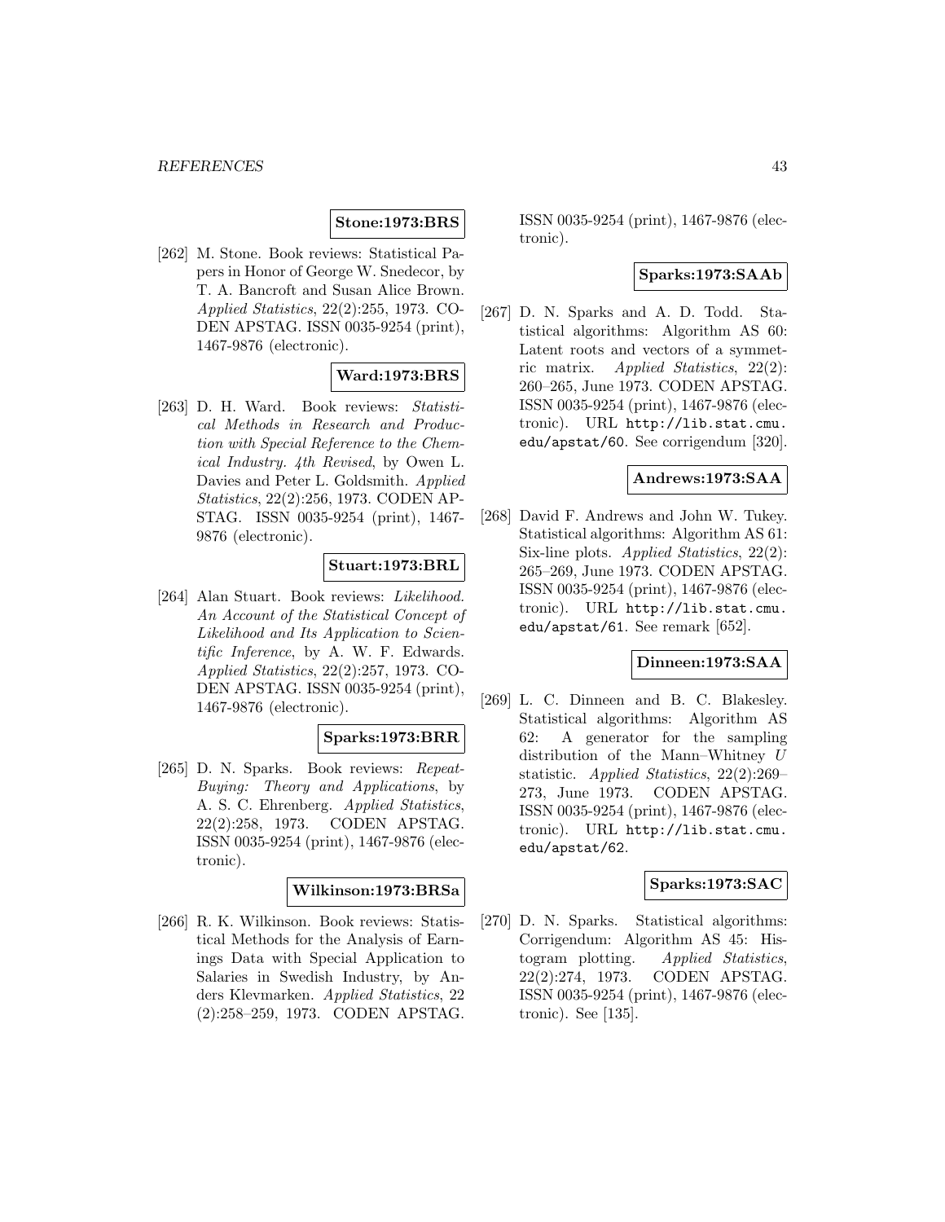**Stone:1973:BRS**

[262] M. Stone. Book reviews: Statistical Papers in Honor of George W. Snedecor, by T. A. Bancroft and Susan Alice Brown. *Applied Statistics*, 22(2):255, 1973. CODEN APSTAG. ISSN 0035-9254 (print), 1467-9876 (electronic).

**Ward:1973:BRS**

[263] D. H. Ward. Book reviews: *Statistical Methods in Research and Production with Special Reference to the Chemical Industry. 4th Revised*, by Owen L. Davies and Peter L. Goldsmith. *Applied Statistics*, 22(2):256, 1973. CODEN APSTAG. ISSN 0035-9254 (print), 1467-9876 (electronic).

**Stuart:1973:BRL**

[264] Alan Stuart. Book reviews: *Likelihood. An Account of the Statistical Concept of Likelihood and Its Application to Scientific Inference*, by A. W. F. Edwards. *Applied Statistics*, 22(2):257, 1973. CODEN APSTAG. ISSN 0035-9254 (print), 1467-9876 (electronic).

**Sparks:1973:BRR**

[265] D. N. Sparks. Book reviews: *Repeat-Buying: Theory and Applications*, by A. S. C. Ehrenberg. *Applied Statistics*, 22(2):258, 1973. CODEN APSTAG. ISSN 0035-9254 (print), 1467-9876 (electronic).

**Wilkinson:1973:BRSa**

[266] R. K. Wilkinson. Book reviews: Statistical Methods for the Analysis of Earnings Data with Special Application to Salaries in Swedish Industry, by Anders Klevmarken. *Applied Statistics*, 22 (2):258–259, 1973. CODEN APSTAG. ISSN 0035-9254 (print), 1467-9876 (electronic).

**Sparks:1973:SAAb**

[267] D. N. Sparks and A. D. Todd. Statistical algorithms: Algorithm AS 60: Latent roots and vectors of a symmetric matrix. *Applied Statistics*, 22(2): 260–265, June 1973. CODEN APSTAG. ISSN 0035-9254 (print), 1467-9876 (electronic). URL http://lib.stat.cmu.edu/apstat/60. See corrigendum [320].

**Andrews:1973:SAA**

[268] David F. Andrews and John W. Tukey. Statistical algorithms: Algorithm AS 61: Six-line plots. *Applied Statistics*, 22(2): 265–269, June 1973. CODEN APSTAG. ISSN 0035-9254 (print), 1467-9876 (electronic). URL http://lib.stat.cmu.edu/apstat/61. See remark [652].

**Dinneen:1973:SAA**

[269] L. C. Dinneen and B. C. Blakesley. Statistical algorithms: Algorithm AS 62: A generator for the sampling distribution of the Mann–Whitney $U$ statistic. *Applied Statistics*, 22(2):269–273, June 1973. CODEN APSTAG. ISSN 0035-9254 (print), 1467-9876 (electronic). URL http://lib.stat.cmu.edu/apstat/62.

**Sparks:1973:SAC**

[270] D. N. Sparks. Statistical algorithms: Corrigendum: Algorithm AS 45: Histogram plotting. *Applied Statistics*, 22(2):274, 1973. CODEN APSTAG. ISSN 0035-9254 (print), 1467-9876 (electronic). See [135].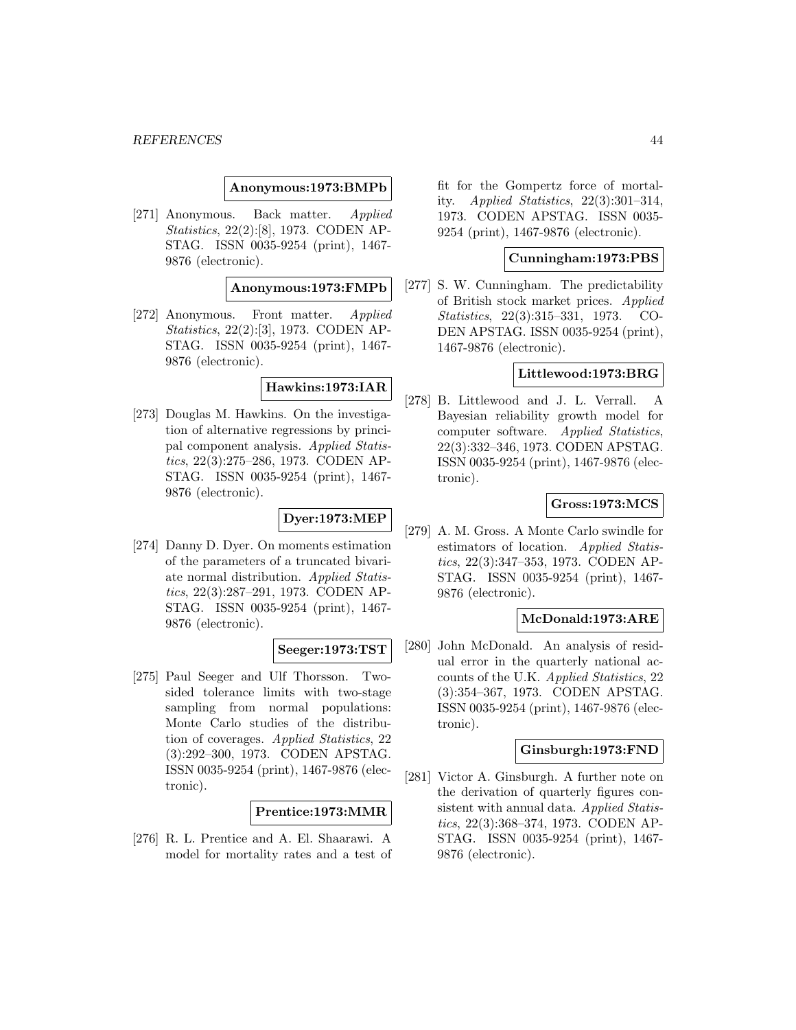**Anonymous:1973:BMPb**

[271] Anonymous. Back matter. *Applied Statistics*, 22(2):[8], 1973. CODEN APSTAG. ISSN 0035-9254 (print), 1467-9876 (electronic).

**Anonymous:1973:FMPb**

[272] Anonymous. Front matter. *Applied Statistics*, 22(2):[3], 1973. CODEN APSTAG. ISSN 0035-9254 (print), 1467-9876 (electronic).

**Hawkins:1973:IAR**

[273] Douglas M. Hawkins. On the investigation of alternative regressions by principal component analysis. *Applied Statistics*, 22(3):275–286, 1973. CODEN APSTAG. ISSN 0035-9254 (print), 1467-9876 (electronic).

**Dyer:1973:MEP**

[274] Danny D. Dyer. On moments estimation of the parameters of a truncated bivariate normal distribution. *Applied Statistics*, 22(3):287–291, 1973. CODEN APSTAG. ISSN 0035-9254 (print), 1467-9876 (electronic).

**Seeger:1973:TST**

[275] Paul Seeger and Ulf Thorsson. Two-sided tolerance limits with two-stage sampling from normal populations: Monte Carlo studies of the distribution of coverages. *Applied Statistics*, 22 (3):292–300, 1973. CODEN APSTAG. ISSN 0035-9254 (print), 1467-9876 (electronic).

**Prentice:1973:MMR**

[276] R. L. Prentice and A. El. Shaarawi. A model for mortality rates and a test of fit for the Gompertz force of mortality. *Applied Statistics*, 22(3):301–314, 1973. CODEN APSTAG. ISSN 0035-9254 (print), 1467-9876 (electronic).

**Cunningham:1973:PBS**

[277] S. W. Cunningham. The predictability of British stock market prices. *Applied Statistics*, 22(3):315–331, 1973. CODEN APSTAG. ISSN 0035-9254 (print), 1467-9876 (electronic).

**Littlewood:1973:BRG**

[278] B. Littlewood and J. L. Verrall. A Bayesian reliability growth model for computer software. *Applied Statistics*, 22(3):332–346, 1973. CODEN APSTAG. ISSN 0035-9254 (print), 1467-9876 (electronic).

**Gross:1973:MCS**

[279] A. M. Gross. A Monte Carlo swindle for estimators of location. *Applied Statistics*, 22(3):347–353, 1973. CODEN APSTAG. ISSN 0035-9254 (print), 1467-9876 (electronic).

**McDonald:1973:ARE**

[280] John McDonald. An analysis of residual error in the quarterly national accounts of the U.K. *Applied Statistics*, 22 (3):354–367, 1973. CODEN APSTAG. ISSN 0035-9254 (print), 1467-9876 (electronic).

**Ginsburgh:1973:FND**

[281] Victor A. Ginsburgh. A further note on the derivation of quarterly figures consistent with annual data. *Applied Statistics*, 22(3):368–374, 1973. CODEN APSTAG. ISSN 0035-9254 (print), 1467-9876 (electronic).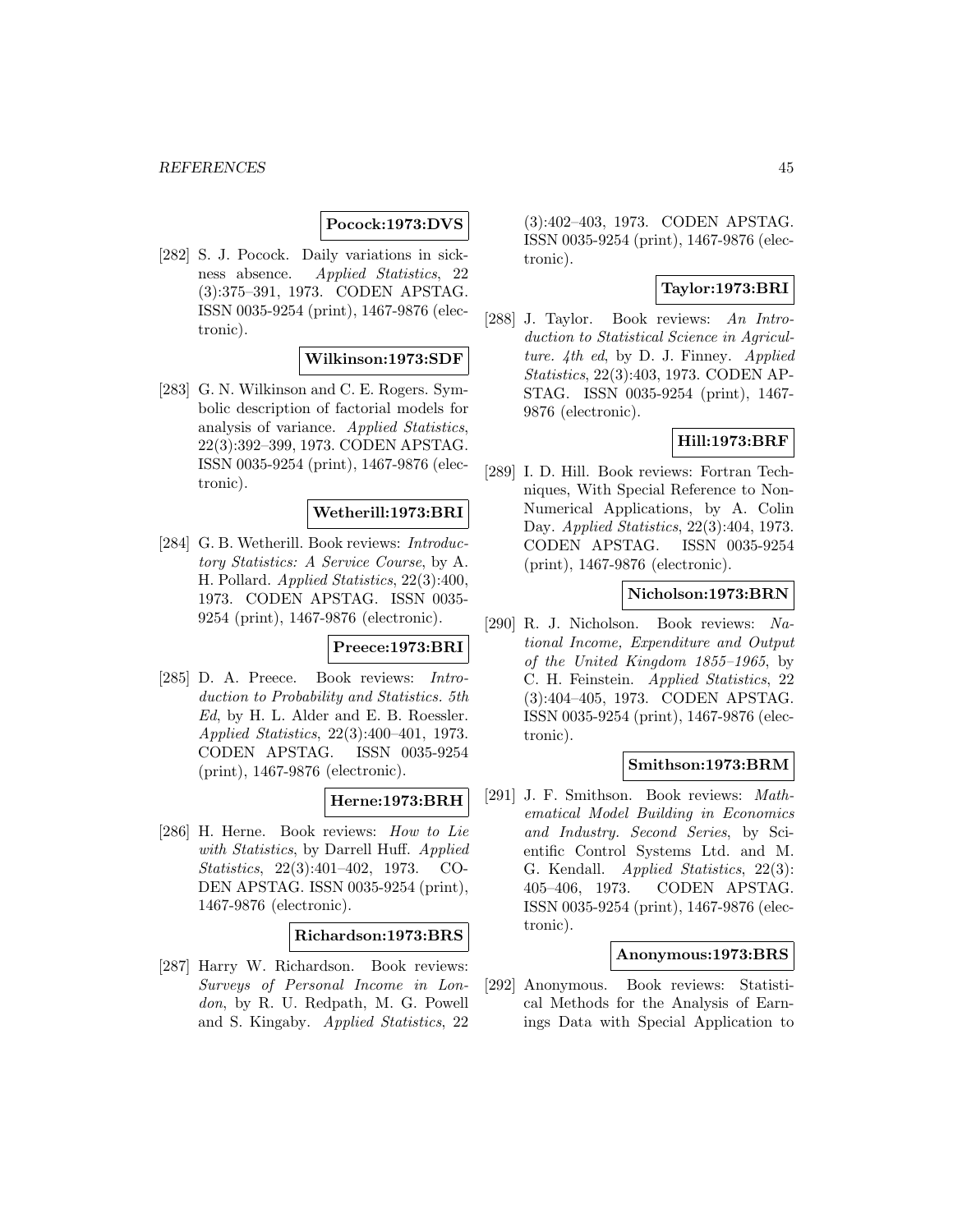**Pocock:1973:DVS**

[282] S. J. Pocock. Daily variations in sickness absence. *Applied Statistics*, 22 (3):375–391, 1973. CODEN APSTAG. ISSN 0035-9254 (print), 1467-9876 (electronic).

**Wilkinson:1973:SDF**

[283] G. N. Wilkinson and C. E. Rogers. Symbolic description of factorial models for analysis of variance. *Applied Statistics*, 22(3):392–399, 1973. CODEN APSTAG. ISSN 0035-9254 (print), 1467-9876 (electronic).

**Wetherill:1973:BRI**

[284] G. B. Wetherill. Book reviews: *Introductory Statistics: A Service Course*, by A. H. Pollard. *Applied Statistics*, 22(3):400, 1973. CODEN APSTAG. ISSN 0035-9254 (print), 1467-9876 (electronic).

**Preece:1973:BRI**

[285] D. A. Preece. Book reviews: *Introduction to Probability and Statistics. 5th Ed*, by H. L. Alder and E. B. Roessler. *Applied Statistics*, 22(3):400–401, 1973. CODEN APSTAG. ISSN 0035-9254 (print), 1467-9876 (electronic).

**Herne:1973:BRH**

[286] H. Herne. Book reviews: *How to Lie with Statistics*, by Darrell Huff. *Applied Statistics*, 22(3):401–402, 1973. CODEN APSTAG. ISSN 0035-9254 (print), 1467-9876 (electronic).

**Richardson:1973:BRS**

[287] Harry W. Richardson. Book reviews: *Surveys of Personal Income in London*, by R. U. Redpath, M. G. Powell and S. Kingaby. *Applied Statistics*, 22 (3):402–403, 1973. CODEN APSTAG. ISSN 0035-9254 (print), 1467-9876 (electronic).

**Taylor:1973:BRI**

[288] J. Taylor. Book reviews: *An Introduction to Statistical Science in Agriculture. 4th ed*, by D. J. Finney. *Applied Statistics*, 22(3):403, 1973. CODEN APSTAG. ISSN 0035-9254 (print), 1467-9876 (electronic).

**Hill:1973:BRF**

[289] I. D. Hill. Book reviews: Fortran Techniques, With Special Reference to Non-Numerical Applications, by A. Colin Day. *Applied Statistics*, 22(3):404, 1973. CODEN APSTAG. ISSN 0035-9254 (print), 1467-9876 (electronic).

**Nicholson:1973:BRN**

[290] R. J. Nicholson. Book reviews: *National Income, Expenditure and Output of the United Kingdom 1855–1965*, by C. H. Feinstein. *Applied Statistics*, 22 (3):404–405, 1973. CODEN APSTAG. ISSN 0035-9254 (print), 1467-9876 (electronic).

**Smithson:1973:BRM**

[291] J. F. Smithson. Book reviews: *Mathematical Model Building in Economics and Industry. Second Series*, by Scientific Control Systems Ltd. and M. G. Kendall. *Applied Statistics*, 22(3): 405–406, 1973. CODEN APSTAG. ISSN 0035-9254 (print), 1467-9876 (electronic).

**Anonymous:1973:BRS**

[292] Anonymous. Book reviews: Statistical Methods for the Analysis of Earnings Data with Special Application to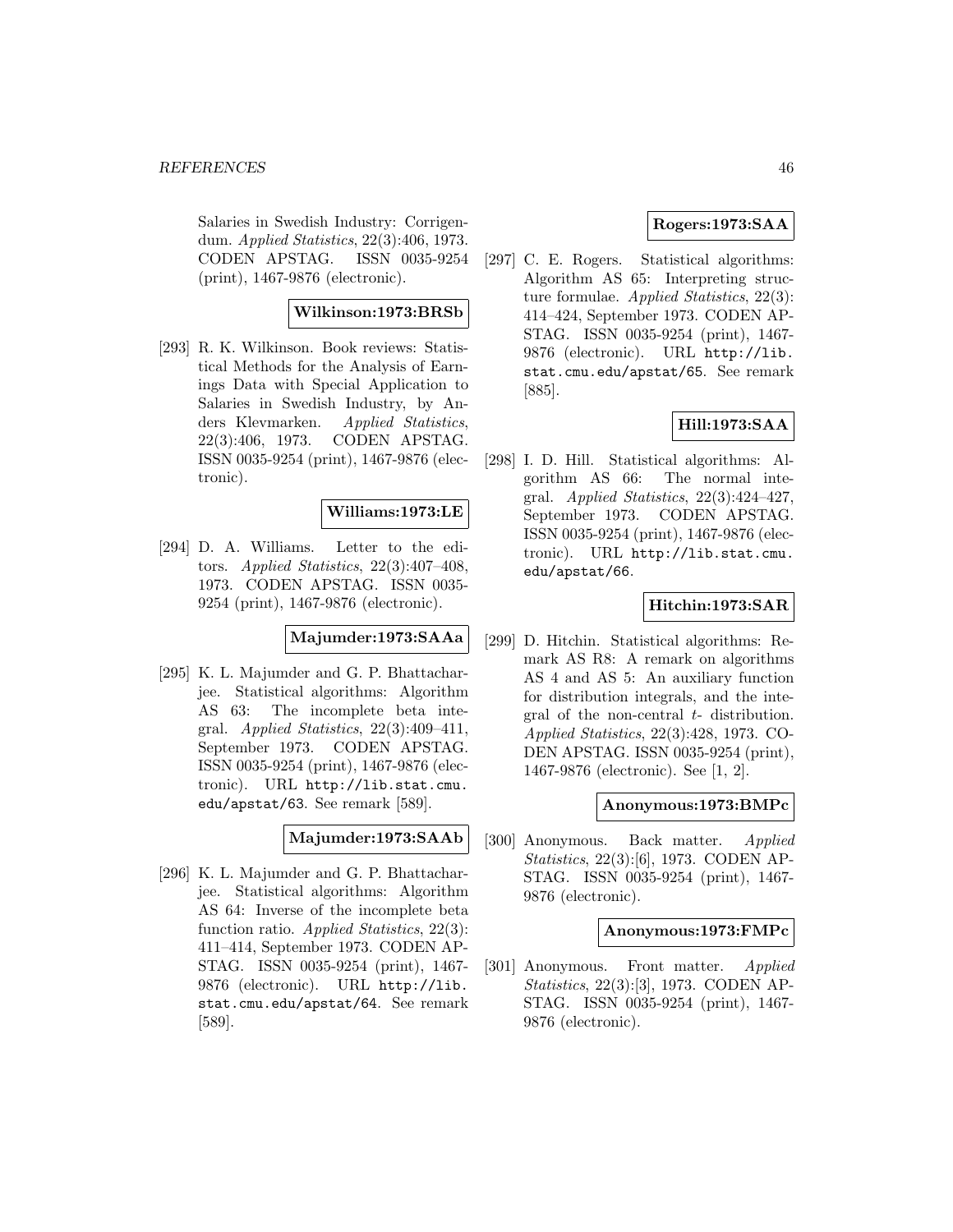Salaries in Swedish Industry: Corrigendum. *Applied Statistics*, 22(3):406, 1973. CODEN APSTAG. ISSN 0035-9254 (print), 1467-9876 (electronic).

**Wilkinson:1973:BRSb**

[293] R. K. Wilkinson. Book reviews: Statistical Methods for the Analysis of Earnings Data with Special Application to Salaries in Swedish Industry, by Anders Klevmarken. *Applied Statistics*, 22(3):406, 1973. CODEN APSTAG. ISSN 0035-9254 (print), 1467-9876 (electronic).

**Williams:1973:LE**

[294] D. A. Williams. Letter to the editors. *Applied Statistics*, 22(3):407–408, 1973. CODEN APSTAG. ISSN 0035-9254 (print), 1467-9876 (electronic).

**Majumder:1973:SAAa**

[295] K. L. Majumder and G. P. Bhattacharjee. Statistical algorithms: Algorithm AS 63: The incomplete beta integral. *Applied Statistics*, 22(3):409–411, September 1973. CODEN APSTAG. ISSN 0035-9254 (print), 1467-9876 (electronic). URL `http://lib.stat.cmu.edu/apstat/63`. See remark [589].

**Majumder:1973:SAAb**

[296] K. L. Majumder and G. P. Bhattacharjee. Statistical algorithms: Algorithm AS 64: Inverse of the incomplete beta function ratio. *Applied Statistics*, 22(3): 411–414, September 1973. CODEN APSTAG. ISSN 0035-9254 (print), 1467-9876 (electronic). URL `http://lib.stat.cmu.edu/apstat/64`. See remark [589].

**Rogers:1973:SAA**

[297] C. E. Rogers. Statistical algorithms: Algorithm AS 65: Interpreting structure formulae. *Applied Statistics*, 22(3): 414–424, September 1973. CODEN APSTAG. ISSN 0035-9254 (print), 1467-9876 (electronic). URL `http://lib.stat.cmu.edu/apstat/65`. See remark [885].

**Hill:1973:SAA**

[298] I. D. Hill. Statistical algorithms: Algorithm AS 66: The normal integral. *Applied Statistics*, 22(3):424–427, September 1973. CODEN APSTAG. ISSN 0035-9254 (print), 1467-9876 (electronic). URL `http://lib.stat.cmu.edu/apstat/66`.

**Hitchin:1973:SAR**

[299] D. Hitchin. Statistical algorithms: Remark AS R8: A remark on algorithms AS 4 and AS 5: An auxiliary function for distribution integrals, and the integral of the non-central $t$- distribution. *Applied Statistics*, 22(3):428, 1973. CODEN APSTAG. ISSN 0035-9254 (print), 1467-9876 (electronic). See [1, 2].

**Anonymous:1973:BMPc**

[300] Anonymous. Back matter. *Applied Statistics*, 22(3):[6], 1973. CODEN APSTAG. ISSN 0035-9254 (print), 1467-9876 (electronic).

**Anonymous:1973:FMPc**

[301] Anonymous. Front matter. *Applied Statistics*, 22(3):[3], 1973. CODEN APSTAG. ISSN 0035-9254 (print), 1467-9876 (electronic).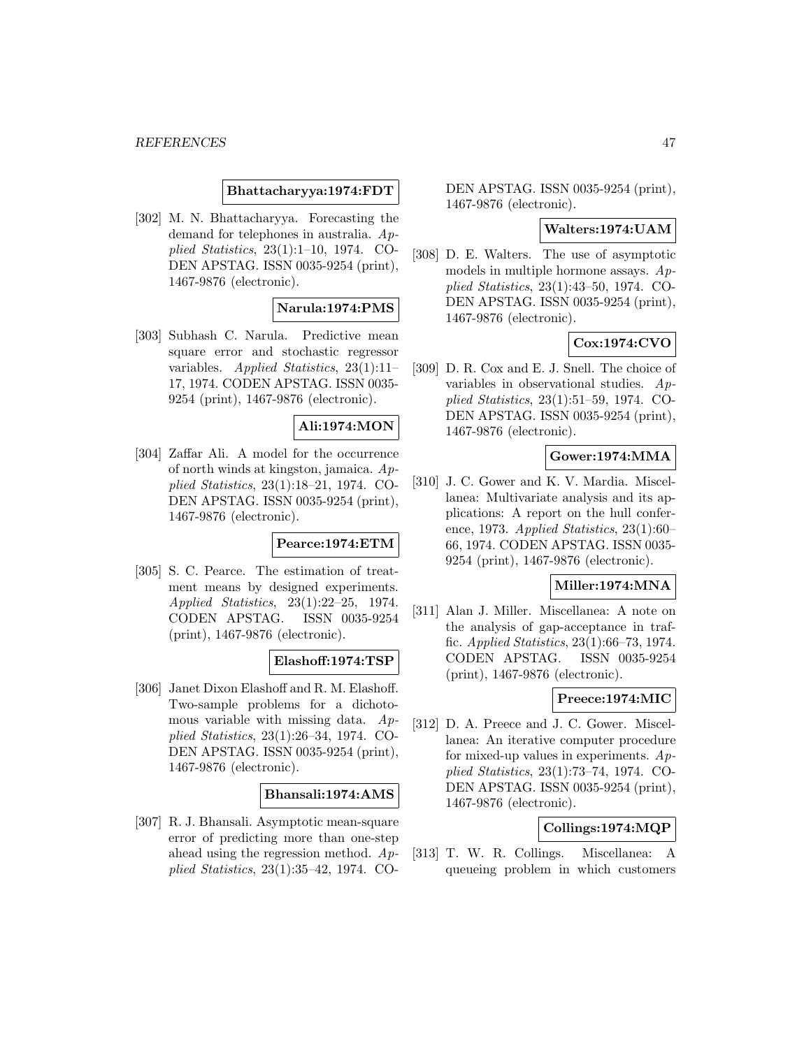**Bhattacharyya:1974:FDT**

[302] M. N. Bhattacharyya. Forecasting the demand for telephones in australia. *Applied Statistics*, 23(1):1–10, 1974. CODEN APSTAG. ISSN 0035-9254 (print), 1467-9876 (electronic).

**Narula:1974:PMS**

[303] Subhash C. Narula. Predictive mean square error and stochastic regressor variables. *Applied Statistics*, 23(1):11–17, 1974. CODEN APSTAG. ISSN 0035-9254 (print), 1467-9876 (electronic).

**Ali:1974:MON**

[304] Zaffar Ali. A model for the occurrence of north winds at kingston, jamaica. *Applied Statistics*, 23(1):18–21, 1974. CODEN APSTAG. ISSN 0035-9254 (print), 1467-9876 (electronic).

**Pearce:1974:ETM**

[305] S. C. Pearce. The estimation of treatment means by designed experiments. *Applied Statistics*, 23(1):22–25, 1974. CODEN APSTAG. ISSN 0035-9254 (print), 1467-9876 (electronic).

**Elashoff:1974:TSP**

[306] Janet Dixon Elashoff and R. M. Elashoff. Two-sample problems for a dichotomous variable with missing data. *Applied Statistics*, 23(1):26–34, 1974. CODEN APSTAG. ISSN 0035-9254 (print), 1467-9876 (electronic).

**Bhansali:1974:AMS**

[307] R. J. Bhansali. Asymptotic mean-square error of predicting more than one-step ahead using the regression method. *Applied Statistics*, 23(1):35–42, 1974. CODEN APSTAG. ISSN 0035-9254 (print), 1467-9876 (electronic).

**Walters:1974:UAM**

[308] D. E. Walters. The use of asymptotic models in multiple hormone assays. *Applied Statistics*, 23(1):43–50, 1974. CODEN APSTAG. ISSN 0035-9254 (print), 1467-9876 (electronic).

**Cox:1974:CVO**

[309] D. R. Cox and E. J. Snell. The choice of variables in observational studies. *Applied Statistics*, 23(1):51–59, 1974. CODEN APSTAG. ISSN 0035-9254 (print), 1467-9876 (electronic).

**Gower:1974:MMA**

[310] J. C. Gower and K. V. Mardia. Miscellanea: Multivariate analysis and its applications: A report on the hull conference, 1973. *Applied Statistics*, 23(1):60–66, 1974. CODEN APSTAG. ISSN 0035-9254 (print), 1467-9876 (electronic).

**Miller:1974:MNA**

[311] Alan J. Miller. Miscellanea: A note on the analysis of gap-acceptance in traffic. *Applied Statistics*, 23(1):66–73, 1974. CODEN APSTAG. ISSN 0035-9254 (print), 1467-9876 (electronic).

**Preece:1974:MIC**

[312] D. A. Preece and J. C. Gower. Miscellanea: An iterative computer procedure for mixed-up values in experiments. *Applied Statistics*, 23(1):73–74, 1974. CODEN APSTAG. ISSN 0035-9254 (print), 1467-9876 (electronic).

**Collings:1974:MQP**

[313] T. W. R. Collings. Miscellanea: A queueing problem in which customers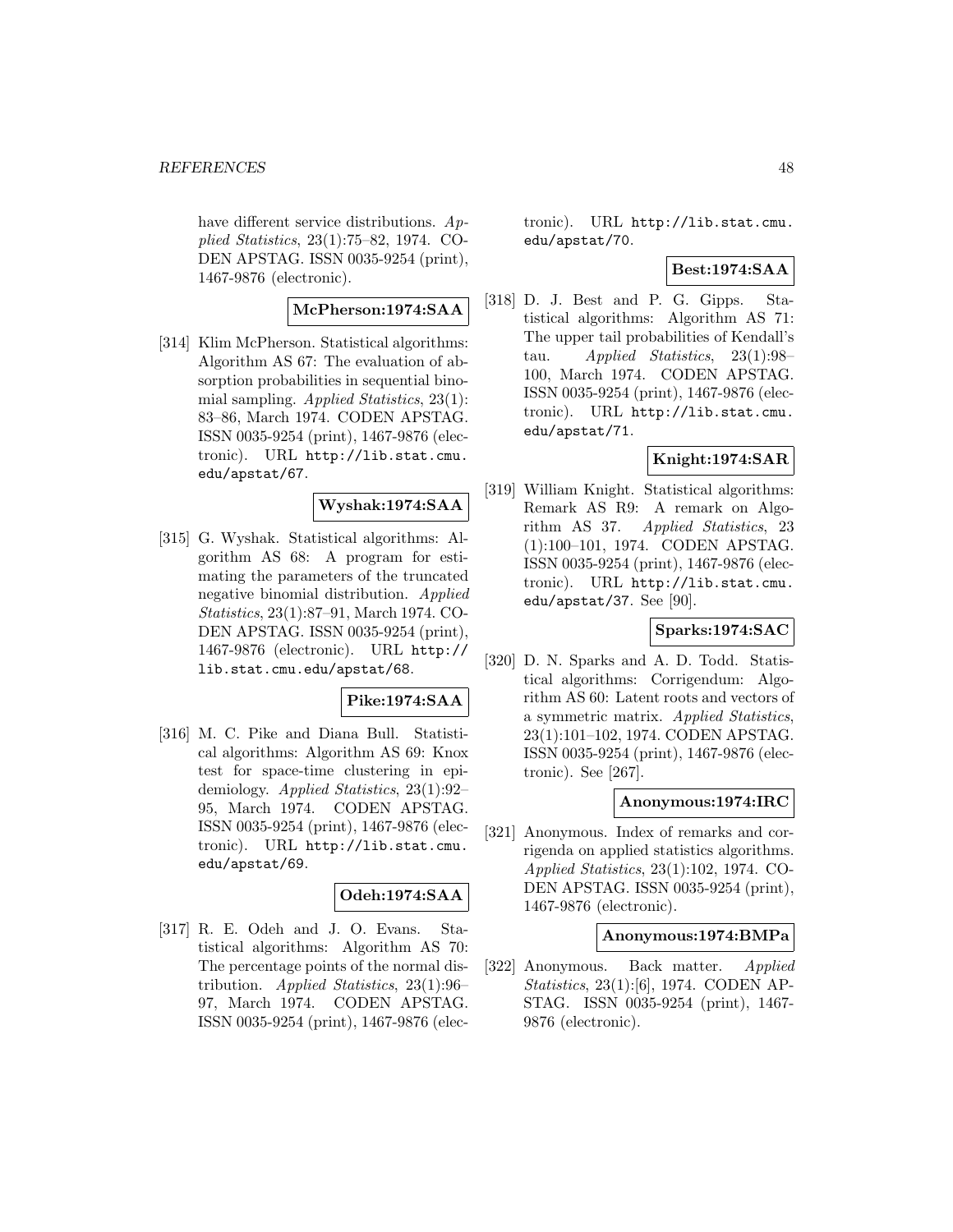have different service distributions. *Applied Statistics*, 23(1):75–82, 1974. CODEN APSTAG. ISSN 0035-9254 (print), 1467-9876 (electronic).

**McPherson:1974:SAA**

[314] Klim McPherson. Statistical algorithms: Algorithm AS 67: The evaluation of absorption probabilities in sequential binomial sampling. *Applied Statistics*, 23(1): 83–86, March 1974. CODEN APSTAG. ISSN 0035-9254 (print), 1467-9876 (electronic). URL http://lib.stat.cmu.edu/apstat/67.

**Wyshak:1974:SAA**

[315] G. Wyshak. Statistical algorithms: Algorithm AS 68: A program for estimating the parameters of the truncated negative binomial distribution. *Applied Statistics*, 23(1):87–91, March 1974. CODEN APSTAG. ISSN 0035-9254 (print), 1467-9876 (electronic). URL http://lib.stat.cmu.edu/apstat/68.

**Pike:1974:SAA**

[316] M. C. Pike and Diana Bull. Statistical algorithms: Algorithm AS 69: Knox test for space-time clustering in epidemiology. *Applied Statistics*, 23(1):92–95, March 1974. CODEN APSTAG. ISSN 0035-9254 (print), 1467-9876 (electronic). URL http://lib.stat.cmu.edu/apstat/69.

**Odeh:1974:SAA**

[317] R. E. Odeh and J. O. Evans. Statistical algorithms: Algorithm AS 70: The percentage points of the normal distribution. *Applied Statistics*, 23(1):96–97, March 1974. CODEN APSTAG. ISSN 0035-9254 (print), 1467-9876 (electronic). URL http://lib.stat.cmu.edu/apstat/70.

**Best:1974:SAA**

[318] D. J. Best and P. G. Gipps. Statistical algorithms: Algorithm AS 71: The upper tail probabilities of Kendall's tau. *Applied Statistics*, 23(1):98–100, March 1974. CODEN APSTAG. ISSN 0035-9254 (print), 1467-9876 (electronic). URL http://lib.stat.cmu.edu/apstat/71.

**Knight:1974:SAR**

[319] William Knight. Statistical algorithms: Remark AS R9: A remark on Algorithm AS 37. *Applied Statistics*, 23 (1):100–101, 1974. CODEN APSTAG. ISSN 0035-9254 (print), 1467-9876 (electronic). URL http://lib.stat.cmu.edu/apstat/37. See [90].

**Sparks:1974:SAC**

[320] D. N. Sparks and A. D. Todd. Statistical algorithms: Corrigendum: Algorithm AS 60: Latent roots and vectors of a symmetric matrix. *Applied Statistics*, 23(1):101–102, 1974. CODEN APSTAG. ISSN 0035-9254 (print), 1467-9876 (electronic). See [267].

**Anonymous:1974:IRC**

[321] Anonymous. Index of remarks and corrigenda on applied statistics algorithms. *Applied Statistics*, 23(1):102, 1974. CODEN APSTAG. ISSN 0035-9254 (print), 1467-9876 (electronic).

**Anonymous:1974:BMPa**

[322] Anonymous. Back matter. *Applied Statistics*, 23(1):[6], 1974. CODEN APSTAG. ISSN 0035-9254 (print), 1467-9876 (electronic).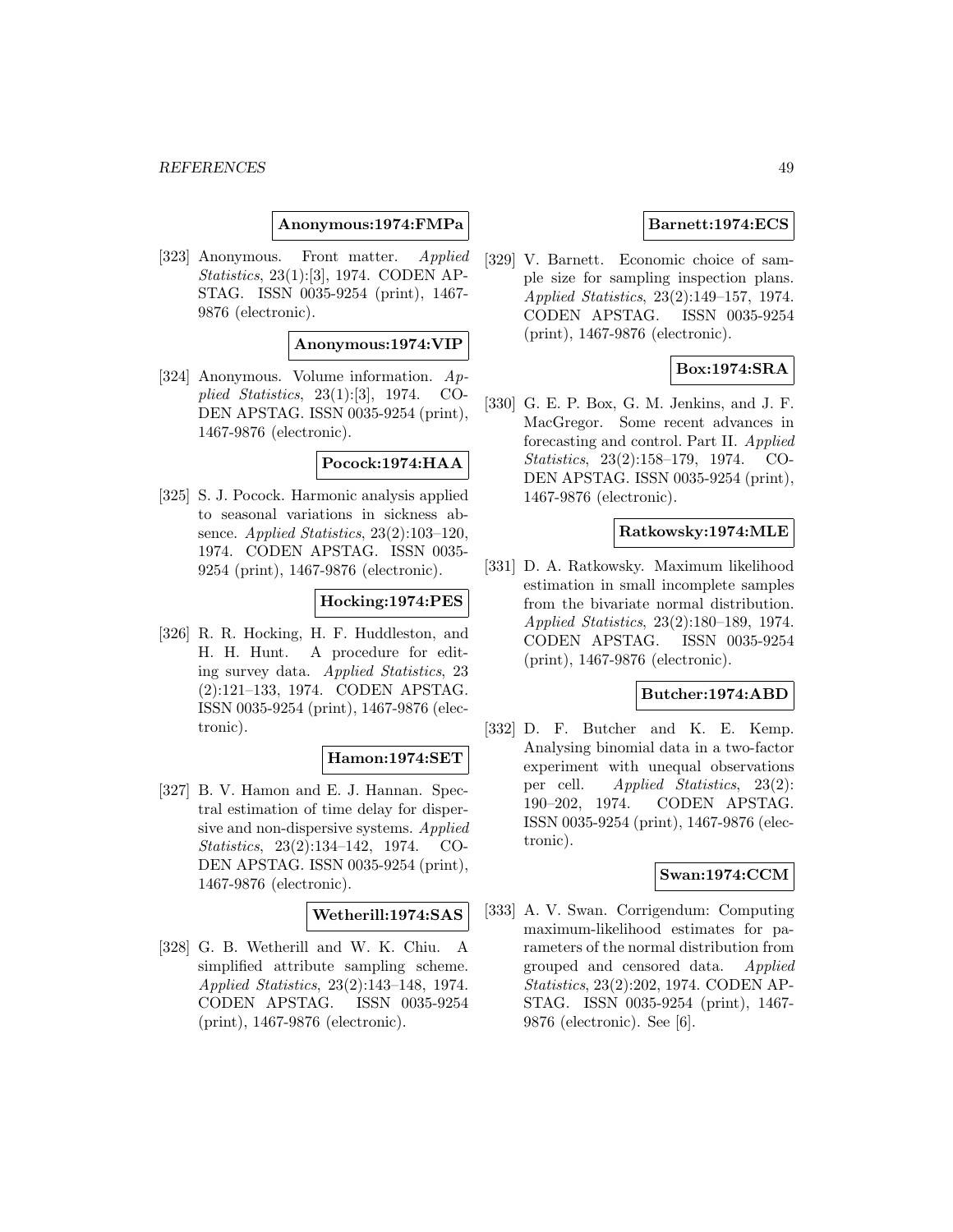**Anonymous:1974:FMPa**

[323] Anonymous. Front matter. *Applied Statistics*, 23(1):[3], 1974. CODEN APSTAG. ISSN 0035-9254 (print), 1467-9876 (electronic).

**Anonymous:1974:VIP**

[324] Anonymous. Volume information. *Applied Statistics*, 23(1):[3], 1974. CODEN APSTAG. ISSN 0035-9254 (print), 1467-9876 (electronic).

**Pocock:1974:HAA**

[325] S. J. Pocock. Harmonic analysis applied to seasonal variations in sickness absence. *Applied Statistics*, 23(2):103–120, 1974. CODEN APSTAG. ISSN 0035-9254 (print), 1467-9876 (electronic).

**Hocking:1974:PES**

[326] R. R. Hocking, H. F. Huddleston, and H. H. Hunt. A procedure for editing survey data. *Applied Statistics*, 23 (2):121–133, 1974. CODEN APSTAG. ISSN 0035-9254 (print), 1467-9876 (electronic).

**Hamon:1974:SET**

[327] B. V. Hamon and E. J. Hannan. Spectral estimation of time delay for dispersive and non-dispersive systems. *Applied Statistics*, 23(2):134–142, 1974. CODEN APSTAG. ISSN 0035-9254 (print), 1467-9876 (electronic).

**Wetherill:1974:SAS**

[328] G. B. Wetherill and W. K. Chiu. A simplified attribute sampling scheme. *Applied Statistics*, 23(2):143–148, 1974. CODEN APSTAG. ISSN 0035-9254 (print), 1467-9876 (electronic).

**Barnett:1974:ECS**

[329] V. Barnett. Economic choice of sample size for sampling inspection plans. *Applied Statistics*, 23(2):149–157, 1974. CODEN APSTAG. ISSN 0035-9254 (print), 1467-9876 (electronic).

**Box:1974:SRA**

[330] G. E. P. Box, G. M. Jenkins, and J. F. MacGregor. Some recent advances in forecasting and control. Part II. *Applied Statistics*, 23(2):158–179, 1974. CODEN APSTAG. ISSN 0035-9254 (print), 1467-9876 (electronic).

**Ratkowsky:1974:MLE**

[331] D. A. Ratkowsky. Maximum likelihood estimation in small incomplete samples from the bivariate normal distribution. *Applied Statistics*, 23(2):180–189, 1974. CODEN APSTAG. ISSN 0035-9254 (print), 1467-9876 (electronic).

**Butcher:1974:ABD**

[332] D. F. Butcher and K. E. Kemp. Analysing binomial data in a two-factor experiment with unequal observations per cell. *Applied Statistics*, 23(2): 190–202, 1974. CODEN APSTAG. ISSN 0035-9254 (print), 1467-9876 (electronic).

**Swan:1974:CCM**

[333] A. V. Swan. Corrigendum: Computing maximum-likelihood estimates for parameters of the normal distribution from grouped and censored data. *Applied Statistics*, 23(2):202, 1974. CODEN APSTAG. ISSN 0035-9254 (print), 1467-9876 (electronic). See [6].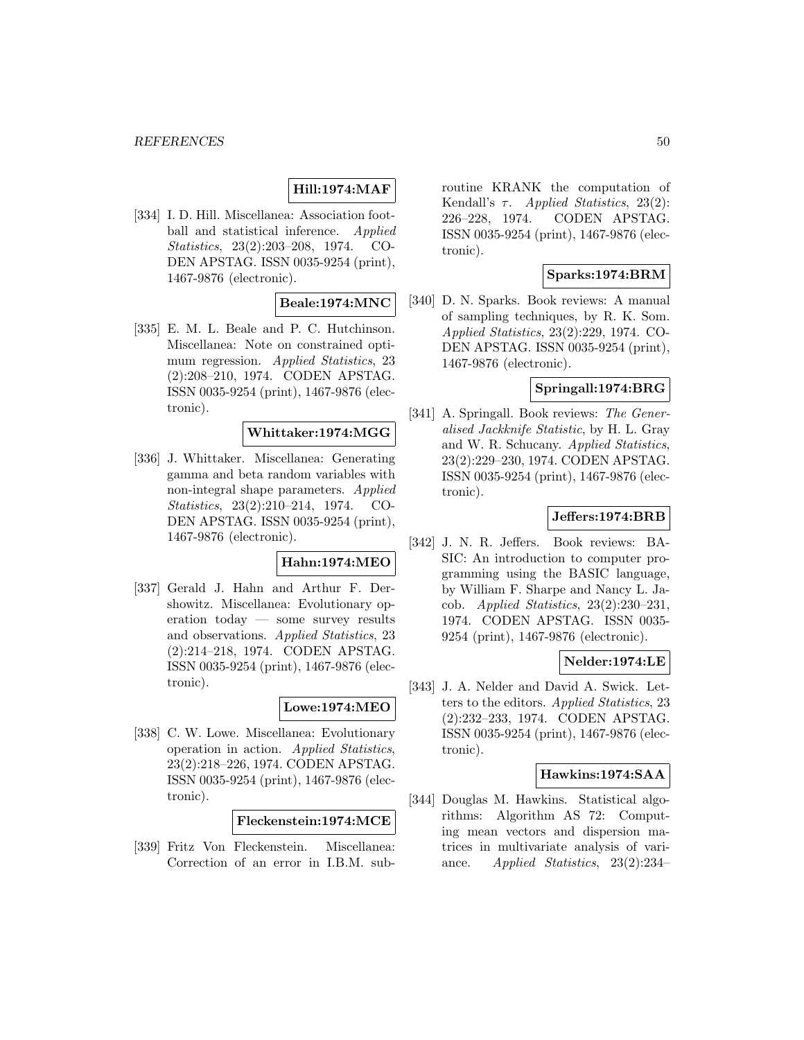**Hill:1974:MAF**

[334] I. D. Hill. Miscellanea: Association football and statistical inference. *Applied Statistics*, 23(2):203–208, 1974. CODEN APSTAG. ISSN 0035-9254 (print), 1467-9876 (electronic).

**Beale:1974:MNC**

[335] E. M. L. Beale and P. C. Hutchinson. Miscellanea: Note on constrained optimum regression. *Applied Statistics*, 23 (2):208–210, 1974. CODEN APSTAG. ISSN 0035-9254 (print), 1467-9876 (electronic).

**Whittaker:1974:MGG**

[336] J. Whittaker. Miscellanea: Generating gamma and beta random variables with non-integral shape parameters. *Applied Statistics*, 23(2):210–214, 1974. CODEN APSTAG. ISSN 0035-9254 (print), 1467-9876 (electronic).

**Hahn:1974:MEO**

[337] Gerald J. Hahn and Arthur F. Dershowitz. Miscellanea: Evolutionary operation today — some survey results and observations. *Applied Statistics*, 23 (2):214–218, 1974. CODEN APSTAG. ISSN 0035-9254 (print), 1467-9876 (electronic).

**Lowe:1974:MEO**

[338] C. W. Lowe. Miscellanea: Evolutionary operation in action. *Applied Statistics*, 23(2):218–226, 1974. CODEN APSTAG. ISSN 0035-9254 (print), 1467-9876 (electronic).

**Fleckenstein:1974:MCE**

[339] Fritz Von Fleckenstein. Miscellanea: Correction of an error in I.B.M. subroutine KRANK the computation of Kendall's $\tau$. *Applied Statistics*, 23(2): 226–228, 1974. CODEN APSTAG. ISSN 0035-9254 (print), 1467-9876 (electronic).

**Sparks:1974:BRM**

[340] D. N. Sparks. Book reviews: A manual of sampling techniques, by R. K. Som. *Applied Statistics*, 23(2):229, 1974. CODEN APSTAG. ISSN 0035-9254 (print), 1467-9876 (electronic).

**Springall:1974:BRG**

[341] A. Springall. Book reviews: *The Generalised Jackknife Statistic*, by H. L. Gray and W. R. Schucany. *Applied Statistics*, 23(2):229–230, 1974. CODEN APSTAG. ISSN 0035-9254 (print), 1467-9876 (electronic).

**Jeffers:1974:BRB**

[342] J. N. R. Jeffers. Book reviews: BASIC: An introduction to computer programming using the BASIC language, by William F. Sharpe and Nancy L. Jacob. *Applied Statistics*, 23(2):230–231, 1974. CODEN APSTAG. ISSN 0035-9254 (print), 1467-9876 (electronic).

**Nelder:1974:LE**

[343] J. A. Nelder and David A. Swick. Letters to the editors. *Applied Statistics*, 23 (2):232–233, 1974. CODEN APSTAG. ISSN 0035-9254 (print), 1467-9876 (electronic).

**Hawkins:1974:SAA**

[344] Douglas M. Hawkins. Statistical algorithms: Algorithm AS 72: Computing mean vectors and dispersion matrices in multivariate analysis of variance. *Applied Statistics*, 23(2):234–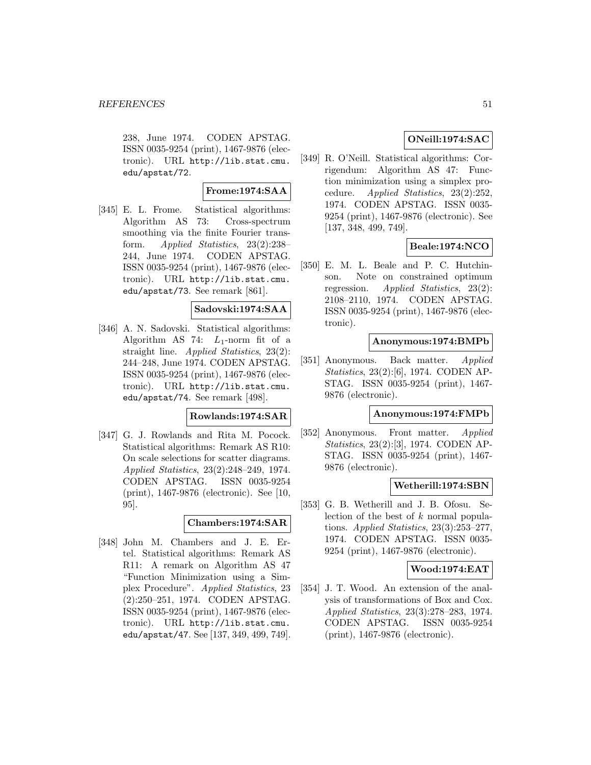238, June 1974. CODEN APSTAG. ISSN 0035-9254 (print), 1467-9876 (electronic). URL http://lib.stat.cmu.edu/apstat/72.

**Frome:1974:SAA**

[345] E. L. Frome. Statistical algorithms: Algorithm AS 73: Cross-spectrum smoothing via the finite Fourier transform. *Applied Statistics*, 23(2):238–244, June 1974. CODEN APSTAG. ISSN 0035-9254 (print), 1467-9876 (electronic). URL http://lib.stat.cmu.edu/apstat/73. See remark [861].

**Sadovski:1974:SAA**

[346] A. N. Sadovski. Statistical algorithms: Algorithm AS 74: $L_1$-norm fit of a straight line. *Applied Statistics*, 23(2): 244–248, June 1974. CODEN APSTAG. ISSN 0035-9254 (print), 1467-9876 (electronic). URL http://lib.stat.cmu.edu/apstat/74. See remark [498].

**Rowlands:1974:SAR**

[347] G. J. Rowlands and Rita M. Pocock. Statistical algorithms: Remark AS R10: On scale selections for scatter diagrams. *Applied Statistics*, 23(2):248–249, 1974. CODEN APSTAG. ISSN 0035-9254 (print), 1467-9876 (electronic). See [10, 95].

**Chambers:1974:SAR**

[348] John M. Chambers and J. E. Ertel. Statistical algorithms: Remark AS R11: A remark on Algorithm AS 47 "Function Minimization using a Simplex Procedure". *Applied Statistics*, 23 (2):250–251, 1974. CODEN APSTAG. ISSN 0035-9254 (print), 1467-9876 (electronic). URL http://lib.stat.cmu.edu/apstat/47. See [137, 349, 499, 749].

**ONeill:1974:SAC**

[349] R. O'Neill. Statistical algorithms: Corrigendum: Algorithm AS 47: Function minimization using a simplex procedure. *Applied Statistics*, 23(2):252, 1974. CODEN APSTAG. ISSN 0035-9254 (print), 1467-9876 (electronic). See [137, 348, 499, 749].

**Beale:1974:NCO**

[350] E. M. L. Beale and P. C. Hutchinson. Note on constrained optimum regression. *Applied Statistics*, 23(2): 2108–2110, 1974. CODEN APSTAG. ISSN 0035-9254 (print), 1467-9876 (electronic).

**Anonymous:1974:BMPb**

[351] Anonymous. Back matter. *Applied Statistics*, 23(2):[6], 1974. CODEN APSTAG. ISSN 0035-9254 (print), 1467-9876 (electronic).

**Anonymous:1974:FMPb**

[352] Anonymous. Front matter. *Applied Statistics*, 23(2):[3], 1974. CODEN APSTAG. ISSN 0035-9254 (print), 1467-9876 (electronic).

**Wetherill:1974:SBN**

[353] G. B. Wetherill and J. B. Ofosu. Selection of the best of $k$ normal populations. *Applied Statistics*, 23(3):253–277, 1974. CODEN APSTAG. ISSN 0035-9254 (print), 1467-9876 (electronic).

**Wood:1974:EAT**

[354] J. T. Wood. An extension of the analysis of transformations of Box and Cox. *Applied Statistics*, 23(3):278–283, 1974. CODEN APSTAG. ISSN 0035-9254 (print), 1467-9876 (electronic).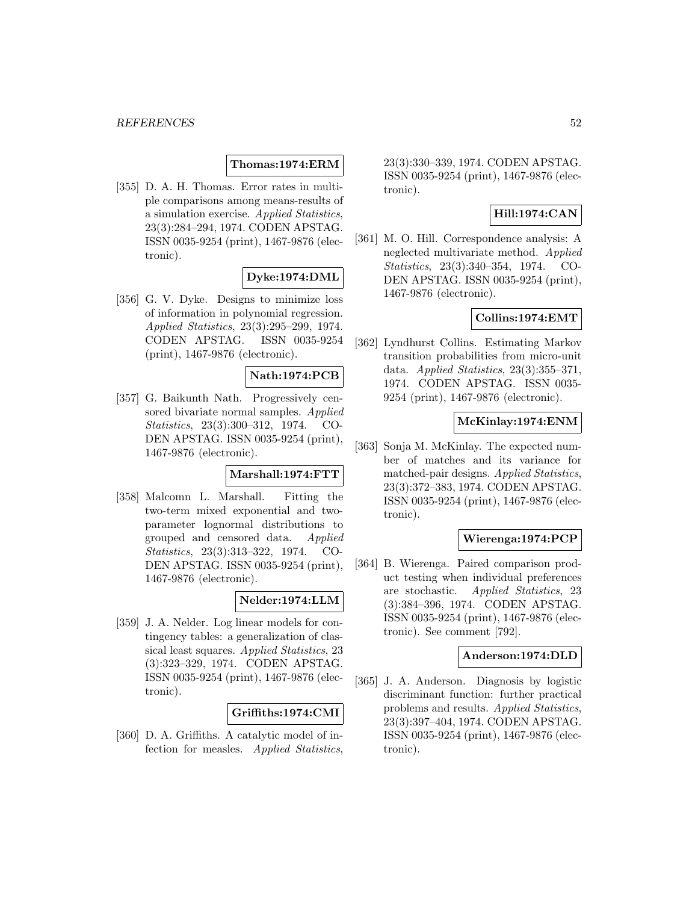**Thomas:1974:ERM**

[355] D. A. H. Thomas. Error rates in multiple comparisons among means-results of a simulation exercise. *Applied Statistics*, 23(3):284–294, 1974. CODEN APSTAG. ISSN 0035-9254 (print), 1467-9876 (electronic).

**Dyke:1974:DML**

[356] G. V. Dyke. Designs to minimize loss of information in polynomial regression. *Applied Statistics*, 23(3):295–299, 1974. CODEN APSTAG. ISSN 0035-9254 (print), 1467-9876 (electronic).

**Nath:1974:PCB**

[357] G. Baikunth Nath. Progressively censored bivariate normal samples. *Applied Statistics*, 23(3):300–312, 1974. CODEN APSTAG. ISSN 0035-9254 (print), 1467-9876 (electronic).

**Marshall:1974:FTT**

[358] Malcomn L. Marshall. Fitting the two-term mixed exponential and two-parameter lognormal distributions to grouped and censored data. *Applied Statistics*, 23(3):313–322, 1974. CODEN APSTAG. ISSN 0035-9254 (print), 1467-9876 (electronic).

**Nelder:1974:LLM**

[359] J. A. Nelder. Log linear models for contingency tables: a generalization of classical least squares. *Applied Statistics*, 23 (3):323–329, 1974. CODEN APSTAG. ISSN 0035-9254 (print), 1467-9876 (electronic).

**Griffiths:1974:CMI**

[360] D. A. Griffiths. A catalytic model of infection for measles. *Applied Statistics*, 23(3):330–339, 1974. CODEN APSTAG. ISSN 0035-9254 (print), 1467-9876 (electronic).

**Hill:1974:CAN**

[361] M. O. Hill. Correspondence analysis: A neglected multivariate method. *Applied Statistics*, 23(3):340–354, 1974. CODEN APSTAG. ISSN 0035-9254 (print), 1467-9876 (electronic).

**Collins:1974:EMT**

[362] Lyndhurst Collins. Estimating Markov transition probabilities from micro-unit data. *Applied Statistics*, 23(3):355–371, 1974. CODEN APSTAG. ISSN 0035-9254 (print), 1467-9876 (electronic).

**McKinlay:1974:ENM**

[363] Sonja M. McKinlay. The expected number of matches and its variance for matched-pair designs. *Applied Statistics*, 23(3):372–383, 1974. CODEN APSTAG. ISSN 0035-9254 (print), 1467-9876 (electronic).

**Wierenga:1974:PCP**

[364] B. Wierenga. Paired comparison product testing when individual preferences are stochastic. *Applied Statistics*, 23 (3):384–396, 1974. CODEN APSTAG. ISSN 0035-9254 (print), 1467-9876 (electronic). See comment [792].

**Anderson:1974:DLD**

[365] J. A. Anderson. Diagnosis by logistic discriminant function: further practical problems and results. *Applied Statistics*, 23(3):397–404, 1974. CODEN APSTAG. ISSN 0035-9254 (print), 1467-9876 (electronic).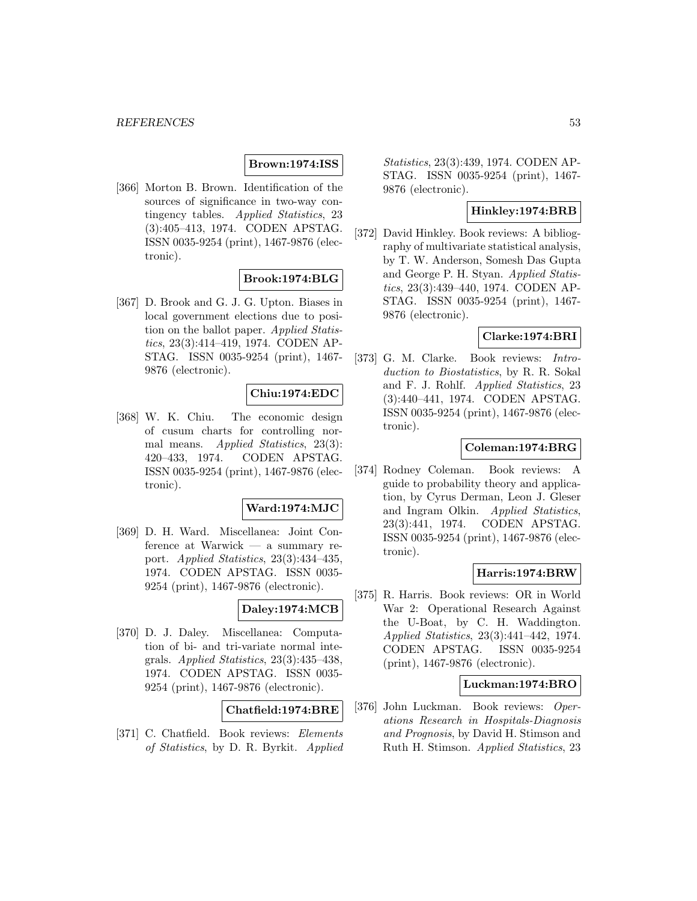**Brown:1974:ISS**

[366] Morton B. Brown. Identification of the sources of significance in two-way contingency tables. *Applied Statistics*, 23 (3):405–413, 1974. CODEN APSTAG. ISSN 0035-9254 (print), 1467-9876 (electronic).

**Brook:1974:BLG**

[367] D. Brook and G. J. G. Upton. Biases in local government elections due to position on the ballot paper. *Applied Statistics*, 23(3):414–419, 1974. CODEN APSTAG. ISSN 0035-9254 (print), 1467-9876 (electronic).

**Chiu:1974:EDC**

[368] W. K. Chiu. The economic design of cusum charts for controlling normal means. *Applied Statistics*, 23(3): 420–433, 1974. CODEN APSTAG. ISSN 0035-9254 (print), 1467-9876 (electronic).

**Ward:1974:MJC**

[369] D. H. Ward. Miscellanea: Joint Conference at Warwick — a summary report. *Applied Statistics*, 23(3):434–435, 1974. CODEN APSTAG. ISSN 0035-9254 (print), 1467-9876 (electronic).

**Daley:1974:MCB**

[370] D. J. Daley. Miscellanea: Computation of bi- and tri-variate normal integrals. *Applied Statistics*, 23(3):435–438, 1974. CODEN APSTAG. ISSN 0035-9254 (print), 1467-9876 (electronic).

**Chatfield:1974:BRE**

[371] C. Chatfield. Book reviews: *Elements of Statistics*, by D. R. Byrkit. *Applied Statistics*, 23(3):439, 1974. CODEN APSTAG. ISSN 0035-9254 (print), 1467-9876 (electronic).

**Hinkley:1974:BRB**

[372] David Hinkley. Book reviews: A bibliography of multivariate statistical analysis, by T. W. Anderson, Somesh Das Gupta and George P. H. Styan. *Applied Statistics*, 23(3):439–440, 1974. CODEN APSTAG. ISSN 0035-9254 (print), 1467-9876 (electronic).

**Clarke:1974:BRI**

[373] G. M. Clarke. Book reviews: *Introduction to Biostatistics*, by R. R. Sokal and F. J. Rohlf. *Applied Statistics*, 23 (3):440–441, 1974. CODEN APSTAG. ISSN 0035-9254 (print), 1467-9876 (electronic).

**Coleman:1974:BRG**

[374] Rodney Coleman. Book reviews: A guide to probability theory and application, by Cyrus Derman, Leon J. Gleser and Ingram Olkin. *Applied Statistics*, 23(3):441, 1974. CODEN APSTAG. ISSN 0035-9254 (print), 1467-9876 (electronic).

**Harris:1974:BRW**

[375] R. Harris. Book reviews: OR in World War 2: Operational Research Against the U-Boat, by C. H. Waddington. *Applied Statistics*, 23(3):441–442, 1974. CODEN APSTAG. ISSN 0035-9254 (print), 1467-9876 (electronic).

**Luckman:1974:BRO**

[376] John Luckman. Book reviews: *Operations Research in Hospitals-Diagnosis and Prognosis*, by David H. Stimson and Ruth H. Stimson. *Applied Statistics*, 23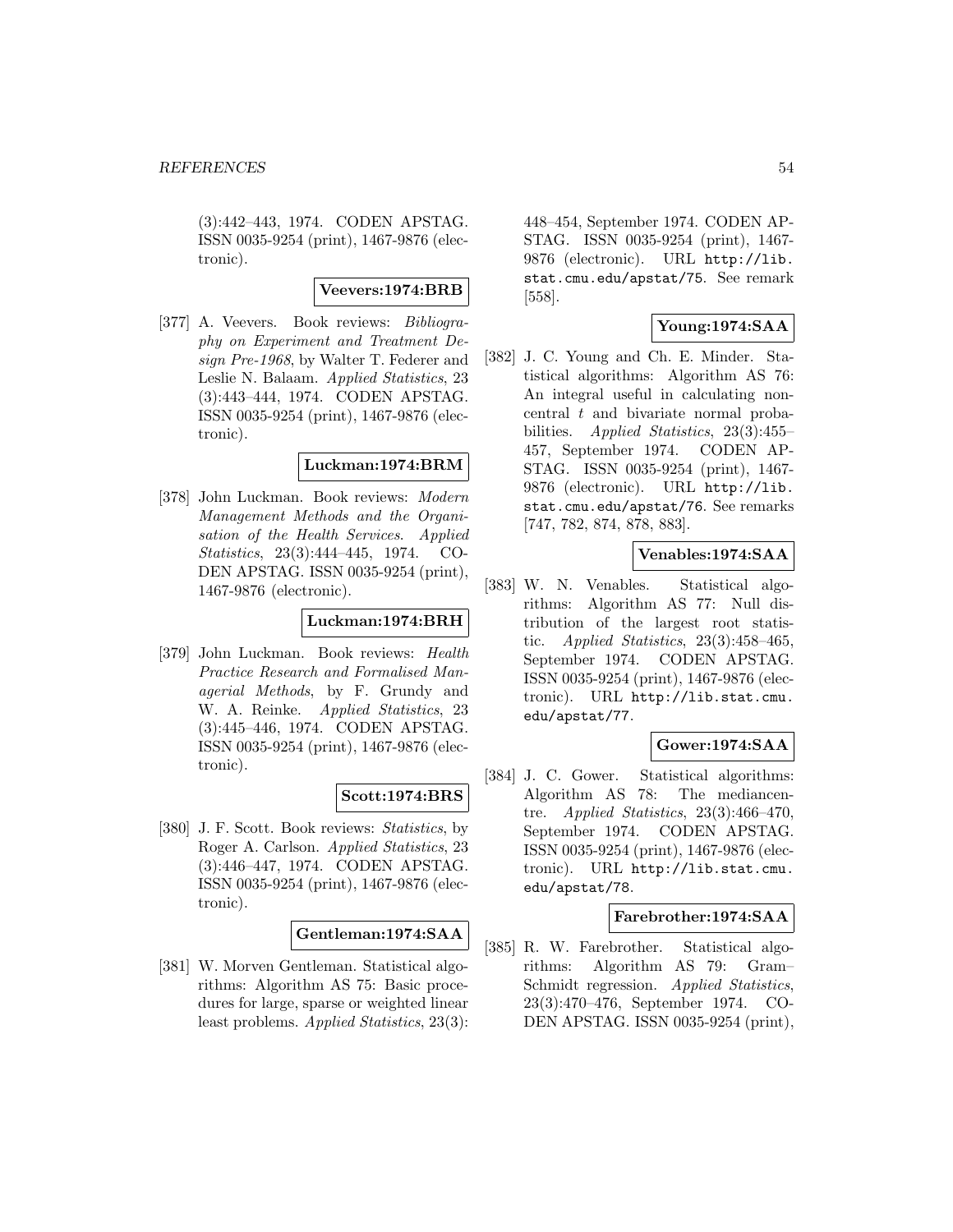(3):442–443, 1974. CODEN APSTAG. ISSN 0035-9254 (print), 1467-9876 (electronic).

**Veevers:1974:BRB**

[377] A. Veevers. Book reviews: *Bibliography on Experiment and Treatment Design Pre-1968*, by Walter T. Federer and Leslie N. Balaam. *Applied Statistics*, 23 (3):443–444, 1974. CODEN APSTAG. ISSN 0035-9254 (print), 1467-9876 (electronic).

**Luckman:1974:BRM**

[378] John Luckman. Book reviews: *Modern Management Methods and the Organisation of the Health Services*. *Applied Statistics*, 23(3):444–445, 1974. CODEN APSTAG. ISSN 0035-9254 (print), 1467-9876 (electronic).

**Luckman:1974:BRH**

[379] John Luckman. Book reviews: *Health Practice Research and Formalised Managerial Methods*, by F. Grundy and W. A. Reinke. *Applied Statistics*, 23 (3):445–446, 1974. CODEN APSTAG. ISSN 0035-9254 (print), 1467-9876 (electronic).

**Scott:1974:BRS**

[380] J. F. Scott. Book reviews: *Statistics*, by Roger A. Carlson. *Applied Statistics*, 23 (3):446–447, 1974. CODEN APSTAG. ISSN 0035-9254 (print), 1467-9876 (electronic).

**Gentleman:1974:SAA**

[381] W. Morven Gentleman. Statistical algorithms: Algorithm AS 75: Basic procedures for large, sparse or weighted linear least problems. *Applied Statistics*, 23(3): 448–454, September 1974. CODEN APSTAG. ISSN 0035-9254 (print), 1467-9876 (electronic). URL http://lib.stat.cmu.edu/apstat/75. See remark [558].

**Young:1974:SAA**

[382] J. C. Young and Ch. E. Minder. Statistical algorithms: Algorithm AS 76: An integral useful in calculating noncentral $t$ and bivariate normal probabilities. *Applied Statistics*, 23(3):455–457, September 1974. CODEN APSTAG. ISSN 0035-9254 (print), 1467-9876 (electronic). URL http://lib.stat.cmu.edu/apstat/76. See remarks [747, 782, 874, 878, 883].

**Venables:1974:SAA**

[383] W. N. Venables. Statistical algorithms: Algorithm AS 77: Null distribution of the largest root statistic. *Applied Statistics*, 23(3):458–465, September 1974. CODEN APSTAG. ISSN 0035-9254 (print), 1467-9876 (electronic). URL http://lib.stat.cmu.edu/apstat/77.

**Gower:1974:SAA**

[384] J. C. Gower. Statistical algorithms: Algorithm AS 78: The mediancentre. *Applied Statistics*, 23(3):466–470, September 1974. CODEN APSTAG. ISSN 0035-9254 (print), 1467-9876 (electronic). URL http://lib.stat.cmu.edu/apstat/78.

**Farebrother:1974:SAA**

[385] R. W. Farebrother. Statistical algorithms: Algorithm AS 79: Gram–Schmidt regression. *Applied Statistics*, 23(3):470–476, September 1974. CODEN APSTAG. ISSN 0035-9254 (print),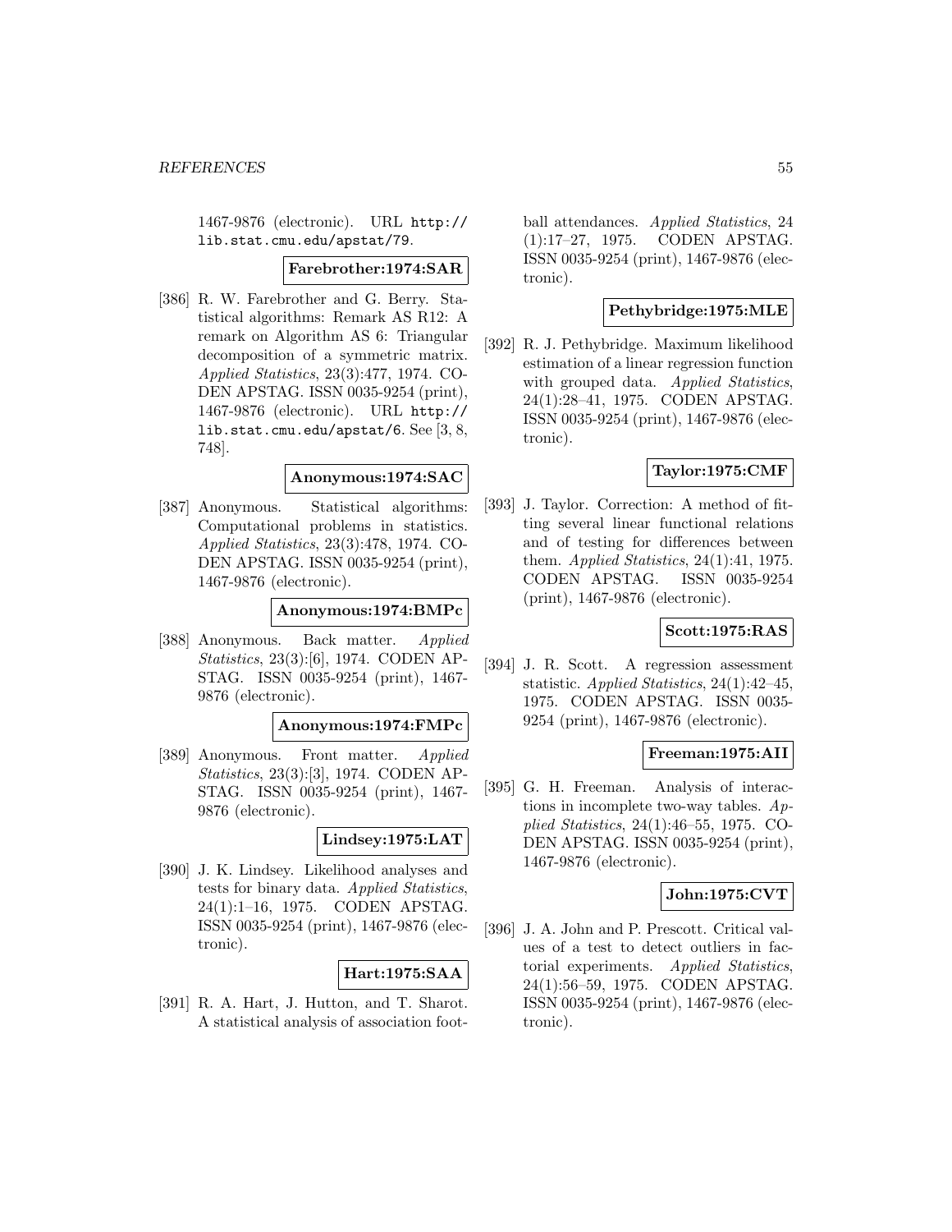1467-9876 (electronic). URL http://lib.stat.cmu.edu/apstat/79.

**Farebrother:1974:SAR**

[386] R. W. Farebrother and G. Berry. Statistical algorithms: Remark AS R12: A remark on Algorithm AS 6: Triangular decomposition of a symmetric matrix. *Applied Statistics*, 23(3):477, 1974. CODEN APSTAG. ISSN 0035-9254 (print), 1467-9876 (electronic). URL http://lib.stat.cmu.edu/apstat/6. See [3, 8, 748].

**Anonymous:1974:SAC**

[387] Anonymous. Statistical algorithms: Computational problems in statistics. *Applied Statistics*, 23(3):478, 1974. CODEN APSTAG. ISSN 0035-9254 (print), 1467-9876 (electronic).

**Anonymous:1974:BMPc**

[388] Anonymous. Back matter. *Applied Statistics*, 23(3):[6], 1974. CODEN APSTAG. ISSN 0035-9254 (print), 1467-9876 (electronic).

**Anonymous:1974:FMPc**

[389] Anonymous. Front matter. *Applied Statistics*, 23(3):[3], 1974. CODEN APSTAG. ISSN 0035-9254 (print), 1467-9876 (electronic).

**Lindsey:1975:LAT**

[390] J. K. Lindsey. Likelihood analyses and tests for binary data. *Applied Statistics*, 24(1):1–16, 1975. CODEN APSTAG. ISSN 0035-9254 (print), 1467-9876 (electronic).

**Hart:1975:SAA**

[391] R. A. Hart, J. Hutton, and T. Sharot. A statistical analysis of association football attendances. *Applied Statistics*, 24 (1):17–27, 1975. CODEN APSTAG. ISSN 0035-9254 (print), 1467-9876 (electronic).

**Pethybridge:1975:MLE**

[392] R. J. Pethybridge. Maximum likelihood estimation of a linear regression function with grouped data. *Applied Statistics*, 24(1):28–41, 1975. CODEN APSTAG. ISSN 0035-9254 (print), 1467-9876 (electronic).

**Taylor:1975:CMF**

[393] J. Taylor. Correction: A method of fitting several linear functional relations and of testing for differences between them. *Applied Statistics*, 24(1):41, 1975. CODEN APSTAG. ISSN 0035-9254 (print), 1467-9876 (electronic).

**Scott:1975:RAS**

[394] J. R. Scott. A regression assessment statistic. *Applied Statistics*, 24(1):42–45, 1975. CODEN APSTAG. ISSN 0035-9254 (print), 1467-9876 (electronic).

**Freeman:1975:AII**

[395] G. H. Freeman. Analysis of interactions in incomplete two-way tables. *Applied Statistics*, 24(1):46–55, 1975. CODEN APSTAG. ISSN 0035-9254 (print), 1467-9876 (electronic).

**John:1975:CVT**

[396] J. A. John and P. Prescott. Critical values of a test to detect outliers in factorial experiments. *Applied Statistics*, 24(1):56–59, 1975. CODEN APSTAG. ISSN 0035-9254 (print), 1467-9876 (electronic).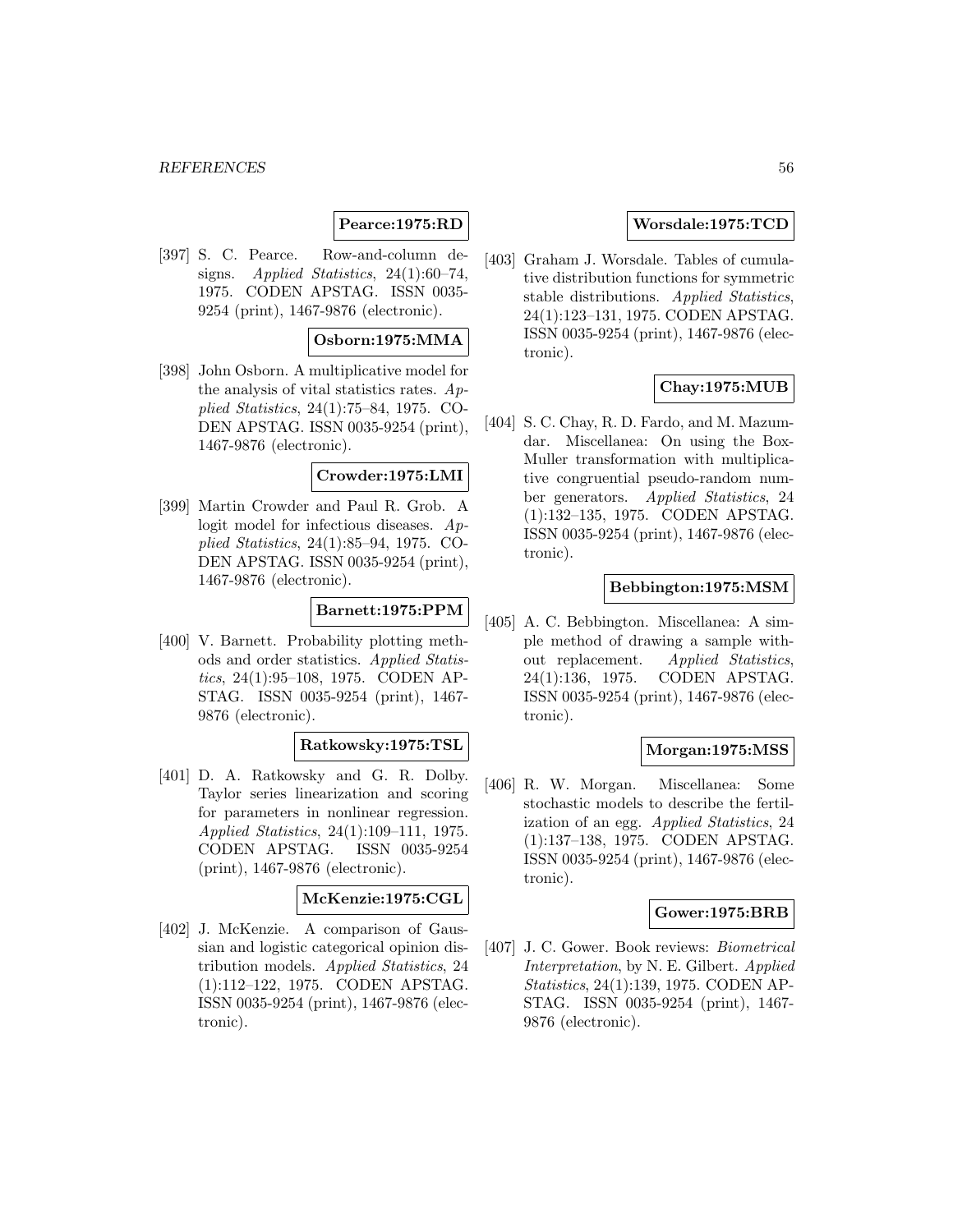**Pearce:1975:RD**

[397] S. C. Pearce. Row-and-column designs. *Applied Statistics*, 24(1):60–74, 1975. CODEN APSTAG. ISSN 0035-9254 (print), 1467-9876 (electronic).

**Osborn:1975:MMA**

[398] John Osborn. A multiplicative model for the analysis of vital statistics rates. *Applied Statistics*, 24(1):75–84, 1975. CODEN APSTAG. ISSN 0035-9254 (print), 1467-9876 (electronic).

**Crowder:1975:LMI**

[399] Martin Crowder and Paul R. Grob. A logit model for infectious diseases. *Applied Statistics*, 24(1):85–94, 1975. CODEN APSTAG. ISSN 0035-9254 (print), 1467-9876 (electronic).

**Barnett:1975:PPM**

[400] V. Barnett. Probability plotting methods and order statistics. *Applied Statistics*, 24(1):95–108, 1975. CODEN APSTAG. ISSN 0035-9254 (print), 1467-9876 (electronic).

**Ratkowsky:1975:TSL**

[401] D. A. Ratkowsky and G. R. Dolby. Taylor series linearization and scoring for parameters in nonlinear regression. *Applied Statistics*, 24(1):109–111, 1975. CODEN APSTAG. ISSN 0035-9254 (print), 1467-9876 (electronic).

**McKenzie:1975:CGL**

[402] J. McKenzie. A comparison of Gaussian and logistic categorical opinion distribution models. *Applied Statistics*, 24 (1):112–122, 1975. CODEN APSTAG. ISSN 0035-9254 (print), 1467-9876 (electronic).

**Worsdale:1975:TCD**

[403] Graham J. Worsdale. Tables of cumulative distribution functions for symmetric stable distributions. *Applied Statistics*, 24(1):123–131, 1975. CODEN APSTAG. ISSN 0035-9254 (print), 1467-9876 (electronic).

**Chay:1975:MUB**

[404] S. C. Chay, R. D. Fardo, and M. Mazumdar. Miscellanea: On using the Box-Muller transformation with multiplicative congruential pseudo-random number generators. *Applied Statistics*, 24 (1):132–135, 1975. CODEN APSTAG. ISSN 0035-9254 (print), 1467-9876 (electronic).

**Bebbington:1975:MSM**

[405] A. C. Bebbington. Miscellanea: A simple method of drawing a sample without replacement. *Applied Statistics*, 24(1):136, 1975. CODEN APSTAG. ISSN 0035-9254 (print), 1467-9876 (electronic).

**Morgan:1975:MSS**

[406] R. W. Morgan. Miscellanea: Some stochastic models to describe the fertilization of an egg. *Applied Statistics*, 24 (1):137–138, 1975. CODEN APSTAG. ISSN 0035-9254 (print), 1467-9876 (electronic).

**Gower:1975:BRB**

[407] J. C. Gower. Book reviews: *Biometrical Interpretation*, by N. E. Gilbert. *Applied Statistics*, 24(1):139, 1975. CODEN APSTAG. ISSN 0035-9254 (print), 1467-9876 (electronic).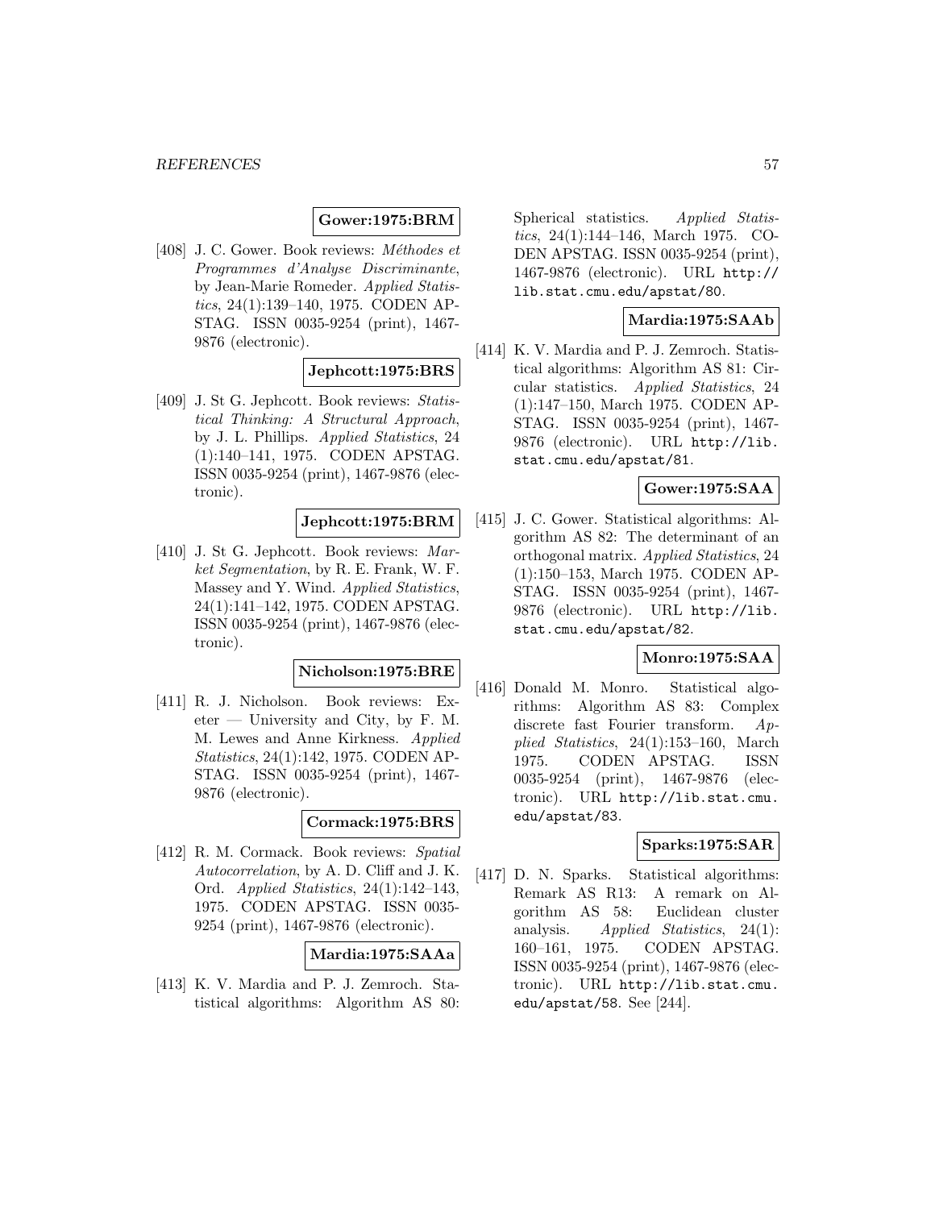**Gower:1975:BRM**

[408] J. C. Gower. Book reviews: *Méthodes et Programmes d'Analyse Discriminante*, by Jean-Marie Romeder. *Applied Statistics*, 24(1):139–140, 1975. CODEN APSTAG. ISSN 0035-9254 (print), 1467-9876 (electronic).

**Jephcott:1975:BRS**

[409] J. St G. Jephcott. Book reviews: *Statistical Thinking: A Structural Approach*, by J. L. Phillips. *Applied Statistics*, 24 (1):140–141, 1975. CODEN APSTAG. ISSN 0035-9254 (print), 1467-9876 (electronic).

**Jephcott:1975:BRM**

[410] J. St G. Jephcott. Book reviews: *Market Segmentation*, by R. E. Frank, W. F. Massey and Y. Wind. *Applied Statistics*, 24(1):141–142, 1975. CODEN APSTAG. ISSN 0035-9254 (print), 1467-9876 (electronic).

**Nicholson:1975:BRE**

[411] R. J. Nicholson. Book reviews: Exeter — University and City, by F. M. M. Lewes and Anne Kirkness. *Applied Statistics*, 24(1):142, 1975. CODEN APSTAG. ISSN 0035-9254 (print), 1467-9876 (electronic).

**Cormack:1975:BRS**

[412] R. M. Cormack. Book reviews: *Spatial Autocorrelation*, by A. D. Cliff and J. K. Ord. *Applied Statistics*, 24(1):142–143, 1975. CODEN APSTAG. ISSN 0035-9254 (print), 1467-9876 (electronic).

**Mardia:1975:SAAa**

[413] K. V. Mardia and P. J. Zemroch. Statistical algorithms: Algorithm AS 80: Spherical statistics. *Applied Statistics*, 24(1):144–146, March 1975. CODEN APSTAG. ISSN 0035-9254 (print), 1467-9876 (electronic). URL http://lib.stat.cmu.edu/apstat/80.

**Mardia:1975:SAAb**

[414] K. V. Mardia and P. J. Zemroch. Statistical algorithms: Algorithm AS 81: Circular statistics. *Applied Statistics*, 24 (1):147–150, March 1975. CODEN APSTAG. ISSN 0035-9254 (print), 1467-9876 (electronic). URL http://lib.stat.cmu.edu/apstat/81.

**Gower:1975:SAA**

[415] J. C. Gower. Statistical algorithms: Algorithm AS 82: The determinant of an orthogonal matrix. *Applied Statistics*, 24 (1):150–153, March 1975. CODEN APSTAG. ISSN 0035-9254 (print), 1467-9876 (electronic). URL http://lib.stat.cmu.edu/apstat/82.

**Monro:1975:SAA**

[416] Donald M. Monro. Statistical algorithms: Algorithm AS 83: Complex discrete fast Fourier transform. *Applied Statistics*, 24(1):153–160, March 1975. CODEN APSTAG. ISSN 0035-9254 (print), 1467-9876 (electronic). URL http://lib.stat.cmu.edu/apstat/83.

**Sparks:1975:SAR**

[417] D. N. Sparks. Statistical algorithms: Remark AS R13: A remark on Algorithm AS 58: Euclidean cluster analysis. *Applied Statistics*, 24(1): 160–161, 1975. CODEN APSTAG. ISSN 0035-9254 (print), 1467-9876 (electronic). URL http://lib.stat.cmu.edu/apstat/58. See [244].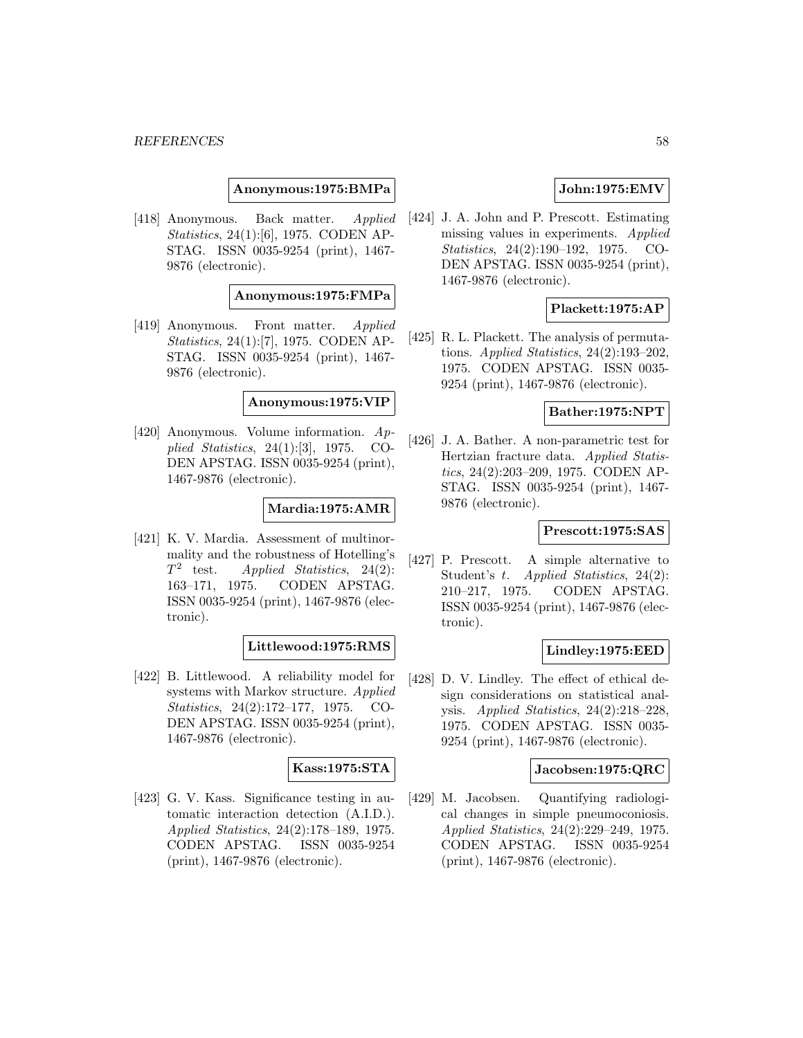**Anonymous:1975:BMPa**

[418] Anonymous. Back matter. *Applied Statistics*, 24(1):[6], 1975. CODEN APSTAG. ISSN 0035-9254 (print), 1467-9876 (electronic).

**Anonymous:1975:FMPa**

[419] Anonymous. Front matter. *Applied Statistics*, 24(1):[7], 1975. CODEN APSTAG. ISSN 0035-9254 (print), 1467-9876 (electronic).

**Anonymous:1975:VIP**

[420] Anonymous. Volume information. *Applied Statistics*, 24(1):[3], 1975. CODEN APSTAG. ISSN 0035-9254 (print), 1467-9876 (electronic).

**Mardia:1975:AMR**

[421] K. V. Mardia. Assessment of multinormality and the robustness of Hotelling's $T^2$ test. *Applied Statistics*, 24(2): 163–171, 1975. CODEN APSTAG. ISSN 0035-9254 (print), 1467-9876 (electronic).

**Littlewood:1975:RMS**

[422] B. Littlewood. A reliability model for systems with Markov structure. *Applied Statistics*, 24(2):172–177, 1975. CODEN APSTAG. ISSN 0035-9254 (print), 1467-9876 (electronic).

**Kass:1975:STA**

[423] G. V. Kass. Significance testing in automatic interaction detection (A.I.D.). *Applied Statistics*, 24(2):178–189, 1975. CODEN APSTAG. ISSN 0035-9254 (print), 1467-9876 (electronic).

**John:1975:EMV**

[424] J. A. John and P. Prescott. Estimating missing values in experiments. *Applied Statistics*, 24(2):190–192, 1975. CODEN APSTAG. ISSN 0035-9254 (print), 1467-9876 (electronic).

**Plackett:1975:AP**

[425] R. L. Plackett. The analysis of permutations. *Applied Statistics*, 24(2):193–202, 1975. CODEN APSTAG. ISSN 0035-9254 (print), 1467-9876 (electronic).

**Bather:1975:NPT**

[426] J. A. Bather. A non-parametric test for Hertzian fracture data. *Applied Statistics*, 24(2):203–209, 1975. CODEN APSTAG. ISSN 0035-9254 (print), 1467-9876 (electronic).

**Prescott:1975:SAS**

[427] P. Prescott. A simple alternative to Student's *t*. *Applied Statistics*, 24(2): 210–217, 1975. CODEN APSTAG. ISSN 0035-9254 (print), 1467-9876 (electronic).

**Lindley:1975:EED**

[428] D. V. Lindley. The effect of ethical design considerations on statistical analysis. *Applied Statistics*, 24(2):218–228, 1975. CODEN APSTAG. ISSN 0035-9254 (print), 1467-9876 (electronic).

**Jacobsen:1975:QRC**

[429] M. Jacobsen. Quantifying radiological changes in simple pneumoconiosis. *Applied Statistics*, 24(2):229–249, 1975. CODEN APSTAG. ISSN 0035-9254 (print), 1467-9876 (electronic).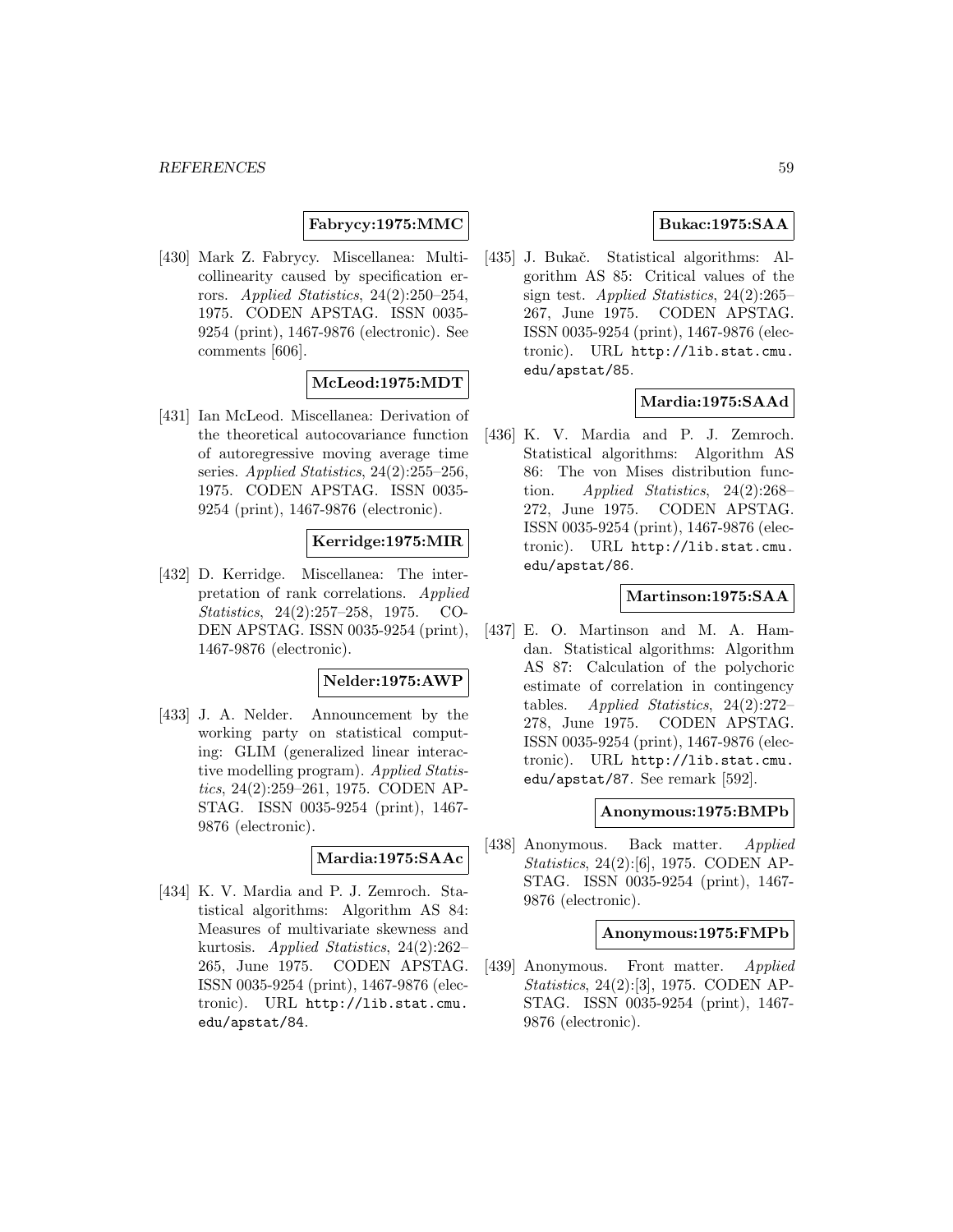**Fabrycy:1975:MMC**

[430] Mark Z. Fabrycy. Miscellanea: Multicollinearity caused by specification errors. *Applied Statistics*, 24(2):250–254, 1975. CODEN APSTAG. ISSN 0035-9254 (print), 1467-9876 (electronic). See comments [606].

**McLeod:1975:MDT**

[431] Ian McLeod. Miscellanea: Derivation of the theoretical autocovariance function of autoregressive moving average time series. *Applied Statistics*, 24(2):255–256, 1975. CODEN APSTAG. ISSN 0035-9254 (print), 1467-9876 (electronic).

**Kerridge:1975:MIR**

[432] D. Kerridge. Miscellanea: The interpretation of rank correlations. *Applied Statistics*, 24(2):257–258, 1975. CODEN APSTAG. ISSN 0035-9254 (print), 1467-9876 (electronic).

**Nelder:1975:AWP**

[433] J. A. Nelder. Announcement by the working party on statistical computing: GLIM (generalized linear interactive modelling program). *Applied Statistics*, 24(2):259–261, 1975. CODEN APSTAG. ISSN 0035-9254 (print), 1467-9876 (electronic).

**Mardia:1975:SAAc**

[434] K. V. Mardia and P. J. Zemroch. Statistical algorithms: Algorithm AS 84: Measures of multivariate skewness and kurtosis. *Applied Statistics*, 24(2):262–265, June 1975. CODEN APSTAG. ISSN 0035-9254 (print), 1467-9876 (electronic). URL http://lib.stat.cmu.edu/apstat/84.

**Bukac:1975:SAA**

[435] J. Bukač. Statistical algorithms: Algorithm AS 85: Critical values of the sign test. *Applied Statistics*, 24(2):265–267, June 1975. CODEN APSTAG. ISSN 0035-9254 (print), 1467-9876 (electronic). URL http://lib.stat.cmu.edu/apstat/85.

**Mardia:1975:SAAd**

[436] K. V. Mardia and P. J. Zemroch. Statistical algorithms: Algorithm AS 86: The von Mises distribution function. *Applied Statistics*, 24(2):268–272, June 1975. CODEN APSTAG. ISSN 0035-9254 (print), 1467-9876 (electronic). URL http://lib.stat.cmu.edu/apstat/86.

**Martinson:1975:SAA**

[437] E. O. Martinson and M. A. Hamdan. Statistical algorithms: Algorithm AS 87: Calculation of the polychoric estimate of correlation in contingency tables. *Applied Statistics*, 24(2):272–278, June 1975. CODEN APSTAG. ISSN 0035-9254 (print), 1467-9876 (electronic). URL http://lib.stat.cmu.edu/apstat/87. See remark [592].

**Anonymous:1975:BMPb**

[438] Anonymous. Back matter. *Applied Statistics*, 24(2):[6], 1975. CODEN APSTAG. ISSN 0035-9254 (print), 1467-9876 (electronic).

**Anonymous:1975:FMPb**

[439] Anonymous. Front matter. *Applied Statistics*, 24(2):[3], 1975. CODEN APSTAG. ISSN 0035-9254 (print), 1467-9876 (electronic).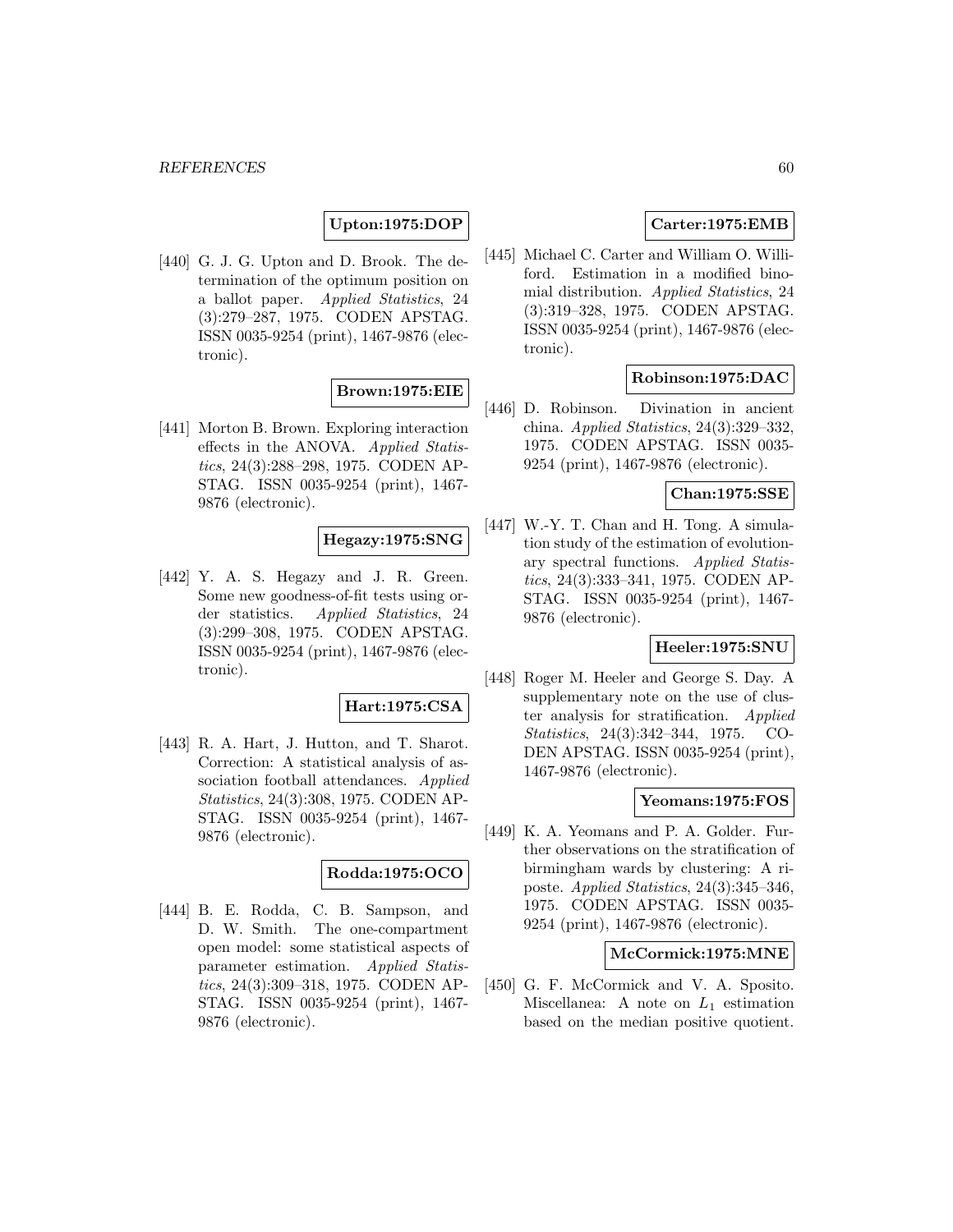**Upton:1975:DOP**

[440] G. J. G. Upton and D. Brook. The determination of the optimum position on a ballot paper. *Applied Statistics*, 24 (3):279–287, 1975. CODEN APSTAG. ISSN 0035-9254 (print), 1467-9876 (electronic).

**Brown:1975:EIE**

[441] Morton B. Brown. Exploring interaction effects in the ANOVA. *Applied Statistics*, 24(3):288–298, 1975. CODEN APSTAG. ISSN 0035-9254 (print), 1467-9876 (electronic).

**Hegazy:1975:SNG**

[442] Y. A. S. Hegazy and J. R. Green. Some new goodness-of-fit tests using order statistics. *Applied Statistics*, 24 (3):299–308, 1975. CODEN APSTAG. ISSN 0035-9254 (print), 1467-9876 (electronic).

**Hart:1975:CSA**

[443] R. A. Hart, J. Hutton, and T. Sharot. Correction: A statistical analysis of association football attendances. *Applied Statistics*, 24(3):308, 1975. CODEN APSTAG. ISSN 0035-9254 (print), 1467-9876 (electronic).

**Rodda:1975:OCO**

[444] B. E. Rodda, C. B. Sampson, and D. W. Smith. The one-compartment open model: some statistical aspects of parameter estimation. *Applied Statistics*, 24(3):309–318, 1975. CODEN APSTAG. ISSN 0035-9254 (print), 1467-9876 (electronic).

**Carter:1975:EMB**

[445] Michael C. Carter and William O. Williford. Estimation in a modified binomial distribution. *Applied Statistics*, 24 (3):319–328, 1975. CODEN APSTAG. ISSN 0035-9254 (print), 1467-9876 (electronic).

**Robinson:1975:DAC**

[446] D. Robinson. Divination in ancient china. *Applied Statistics*, 24(3):329–332, 1975. CODEN APSTAG. ISSN 0035-9254 (print), 1467-9876 (electronic).

**Chan:1975:SSE**

[447] W.-Y. T. Chan and H. Tong. A simulation study of the estimation of evolutionary spectral functions. *Applied Statistics*, 24(3):333–341, 1975. CODEN APSTAG. ISSN 0035-9254 (print), 1467-9876 (electronic).

**Heeler:1975:SNU**

[448] Roger M. Heeler and George S. Day. A supplementary note on the use of cluster analysis for stratification. *Applied Statistics*, 24(3):342–344, 1975. CODEN APSTAG. ISSN 0035-9254 (print), 1467-9876 (electronic).

**Yeomans:1975:FOS**

[449] K. A. Yeomans and P. A. Golder. Further observations on the stratification of birmingham wards by clustering: A riposte. *Applied Statistics*, 24(3):345–346, 1975. CODEN APSTAG. ISSN 0035-9254 (print), 1467-9876 (electronic).

**McCormick:1975:MNE**

[450] G. F. McCormick and V. A. Sposito. Miscellanea: A note on $L_1$ estimation based on the median positive quotient.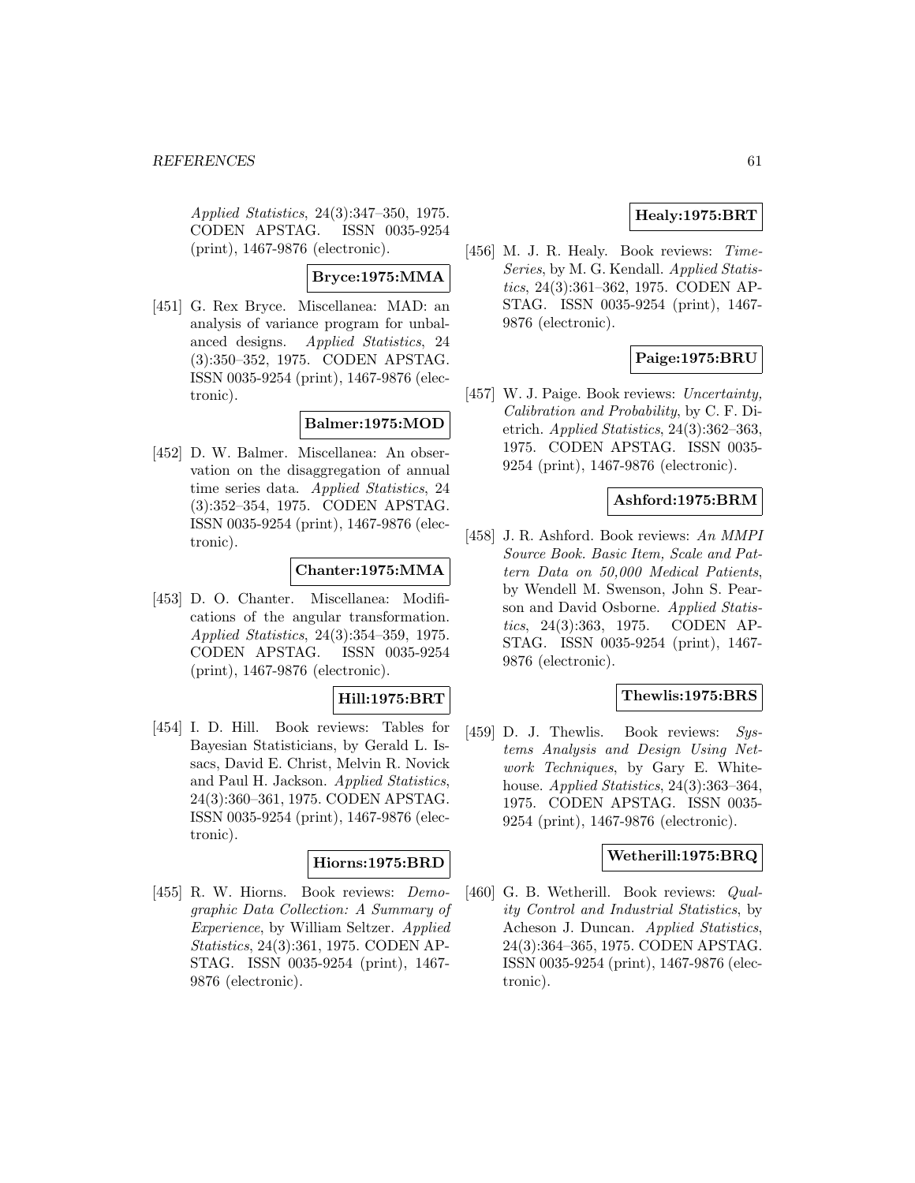*Applied Statistics*, 24(3):347–350, 1975. CODEN APSTAG. ISSN 0035-9254 (print), 1467-9876 (electronic).

**Bryce:1975:MMA**

[451] G. Rex Bryce. Miscellanea: MAD: an analysis of variance program for unbalanced designs. *Applied Statistics*, 24 (3):350–352, 1975. CODEN APSTAG. ISSN 0035-9254 (print), 1467-9876 (electronic).

**Balmer:1975:MOD**

[452] D. W. Balmer. Miscellanea: An observation on the disaggregation of annual time series data. *Applied Statistics*, 24 (3):352–354, 1975. CODEN APSTAG. ISSN 0035-9254 (print), 1467-9876 (electronic).

**Chanter:1975:MMA**

[453] D. O. Chanter. Miscellanea: Modifications of the angular transformation. *Applied Statistics*, 24(3):354–359, 1975. CODEN APSTAG. ISSN 0035-9254 (print), 1467-9876 (electronic).

**Hill:1975:BRT**

[454] I. D. Hill. Book reviews: Tables for Bayesian Statisticians, by Gerald L. Issacs, David E. Christ, Melvin R. Novick and Paul H. Jackson. *Applied Statistics*, 24(3):360–361, 1975. CODEN APSTAG. ISSN 0035-9254 (print), 1467-9876 (electronic).

**Hiorns:1975:BRD**

[455] R. W. Hiorns. Book reviews: *Demographic Data Collection: A Summary of Experience*, by William Seltzer. *Applied Statistics*, 24(3):361, 1975. CODEN APSTAG. ISSN 0035-9254 (print), 1467-9876 (electronic).

**Healy:1975:BRT**

[456] M. J. R. Healy. Book reviews: *Time-Series*, by M. G. Kendall. *Applied Statistics*, 24(3):361–362, 1975. CODEN APSTAG. ISSN 0035-9254 (print), 1467-9876 (electronic).

**Paige:1975:BRU**

[457] W. J. Paige. Book reviews: *Uncertainty, Calibration and Probability*, by C. F. Dietrich. *Applied Statistics*, 24(3):362–363, 1975. CODEN APSTAG. ISSN 0035-9254 (print), 1467-9876 (electronic).

**Ashford:1975:BRM**

[458] J. R. Ashford. Book reviews: *An MMPI Source Book. Basic Item, Scale and Pattern Data on 50,000 Medical Patients*, by Wendell M. Swenson, John S. Pearson and David Osborne. *Applied Statistics*, 24(3):363, 1975. CODEN APSTAG. ISSN 0035-9254 (print), 1467-9876 (electronic).

**Thewlis:1975:BRS**

[459] D. J. Thewlis. Book reviews: *Systems Analysis and Design Using Network Techniques*, by Gary E. Whitehouse. *Applied Statistics*, 24(3):363–364, 1975. CODEN APSTAG. ISSN 0035-9254 (print), 1467-9876 (electronic).

**Wetherill:1975:BRQ**

[460] G. B. Wetherill. Book reviews: *Quality Control and Industrial Statistics*, by Acheson J. Duncan. *Applied Statistics*, 24(3):364–365, 1975. CODEN APSTAG. ISSN 0035-9254 (print), 1467-9876 (electronic).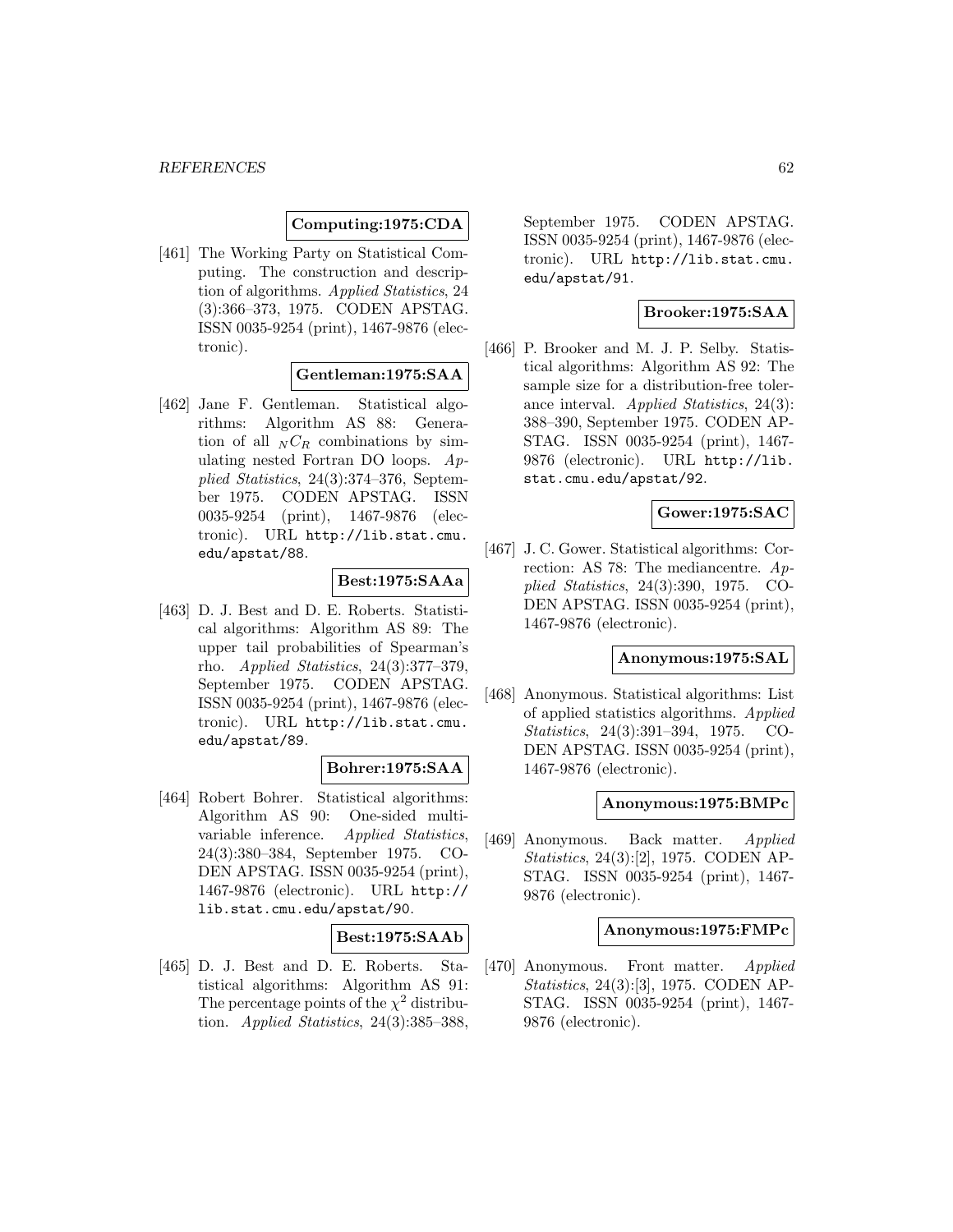**Computing:1975:CDA**

[461] The Working Party on Statistical Computing. The construction and description of algorithms. *Applied Statistics*, 24 (3):366–373, 1975. CODEN APSTAG. ISSN 0035-9254 (print), 1467-9876 (electronic).

**Gentleman:1975:SAA**

[462] Jane F. Gentleman. Statistical algorithms: Algorithm AS 88: Generation of all $_NC_R$ combinations by simulating nested Fortran DO loops. *Applied Statistics*, 24(3):374–376, September 1975. CODEN APSTAG. ISSN 0035-9254 (print), 1467-9876 (electronic). URL http://lib.stat.cmu.edu/apstat/88.

**Best:1975:SAAa**

[463] D. J. Best and D. E. Roberts. Statistical algorithms: Algorithm AS 89: The upper tail probabilities of Spearman's rho. *Applied Statistics*, 24(3):377–379, September 1975. CODEN APSTAG. ISSN 0035-9254 (print), 1467-9876 (electronic). URL http://lib.stat.cmu.edu/apstat/89.

**Bohrer:1975:SAA**

[464] Robert Bohrer. Statistical algorithms: Algorithm AS 90: One-sided multivariable inference. *Applied Statistics*, 24(3):380–384, September 1975. CODEN APSTAG. ISSN 0035-9254 (print), 1467-9876 (electronic). URL http://lib.stat.cmu.edu/apstat/90.

**Best:1975:SAAb**

[465] D. J. Best and D. E. Roberts. Statistical algorithms: Algorithm AS 91: The percentage points of the $\chi^2$ distribution. *Applied Statistics*, 24(3):385–388, September 1975. CODEN APSTAG. ISSN 0035-9254 (print), 1467-9876 (electronic). URL http://lib.stat.cmu.edu/apstat/91.

**Brooker:1975:SAA**

[466] P. Brooker and M. J. P. Selby. Statistical algorithms: Algorithm AS 92: The sample size for a distribution-free tolerance interval. *Applied Statistics*, 24(3): 388–390, September 1975. CODEN APSTAG. ISSN 0035-9254 (print), 1467-9876 (electronic). URL http://lib.stat.cmu.edu/apstat/92.

**Gower:1975:SAC**

[467] J. C. Gower. Statistical algorithms: Correction: AS 78: The mediancentre. *Applied Statistics*, 24(3):390, 1975. CODEN APSTAG. ISSN 0035-9254 (print), 1467-9876 (electronic).

**Anonymous:1975:SAL**

[468] Anonymous. Statistical algorithms: List of applied statistics algorithms. *Applied Statistics*, 24(3):391–394, 1975. CODEN APSTAG. ISSN 0035-9254 (print), 1467-9876 (electronic).

**Anonymous:1975:BMPc**

[469] Anonymous. Back matter. *Applied Statistics*, 24(3):[2], 1975. CODEN APSTAG. ISSN 0035-9254 (print), 1467-9876 (electronic).

**Anonymous:1975:FMPc**

[470] Anonymous. Front matter. *Applied Statistics*, 24(3):[3], 1975. CODEN APSTAG. ISSN 0035-9254 (print), 1467-9876 (electronic).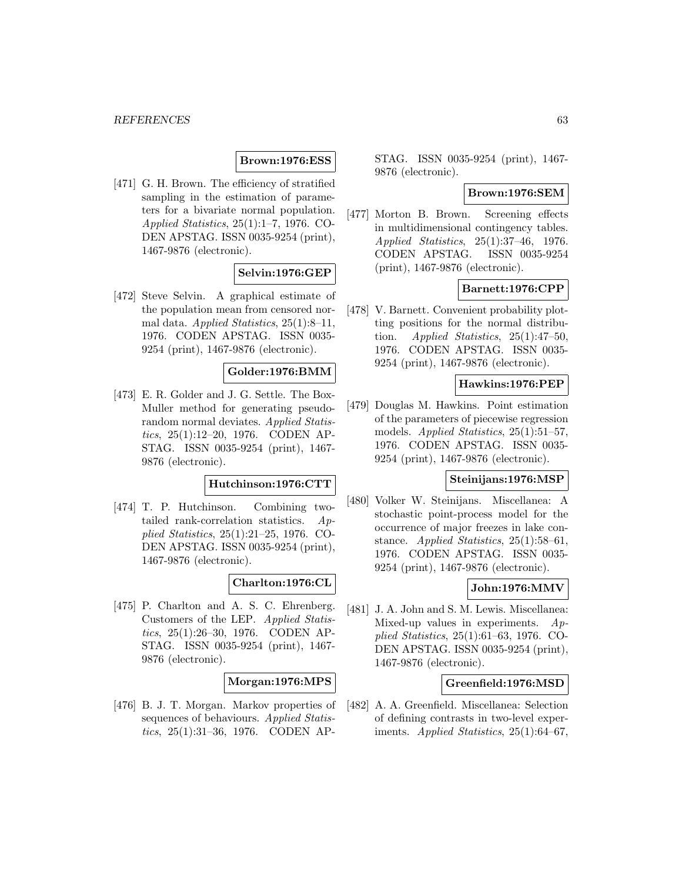**Brown:1976:ESS**

[471] G. H. Brown. The efficiency of stratified sampling in the estimation of parameters for a bivariate normal population. *Applied Statistics*, 25(1):1–7, 1976. CODEN APSTAG. ISSN 0035-9254 (print), 1467-9876 (electronic).

**Selvin:1976:GEP**

[472] Steve Selvin. A graphical estimate of the population mean from censored normal data. *Applied Statistics*, 25(1):8–11, 1976. CODEN APSTAG. ISSN 0035-9254 (print), 1467-9876 (electronic).

**Golder:1976:BMM**

[473] E. R. Golder and J. G. Settle. The Box-Muller method for generating pseudorandom normal deviates. *Applied Statistics*, 25(1):12–20, 1976. CODEN APSTAG. ISSN 0035-9254 (print), 1467-9876 (electronic).

**Hutchinson:1976:CTT**

[474] T. P. Hutchinson. Combining two-tailed rank-correlation statistics. *Applied Statistics*, 25(1):21–25, 1976. CODEN APSTAG. ISSN 0035-9254 (print), 1467-9876 (electronic).

**Charlton:1976:CL**

[475] P. Charlton and A. S. C. Ehrenberg. Customers of the LEP. *Applied Statistics*, 25(1):26–30, 1976. CODEN APSTAG. ISSN 0035-9254 (print), 1467-9876 (electronic).

**Morgan:1976:MPS**

[476] B. J. T. Morgan. Markov properties of sequences of behaviours. *Applied Statistics*, 25(1):31–36, 1976. CODEN APSTAG. ISSN 0035-9254 (print), 1467-9876 (electronic).

**Brown:1976:SEM**

[477] Morton B. Brown. Screening effects in multidimensional contingency tables. *Applied Statistics*, 25(1):37–46, 1976. CODEN APSTAG. ISSN 0035-9254 (print), 1467-9876 (electronic).

**Barnett:1976:CPP**

[478] V. Barnett. Convenient probability plotting positions for the normal distribution. *Applied Statistics*, 25(1):47–50, 1976. CODEN APSTAG. ISSN 0035-9254 (print), 1467-9876 (electronic).

**Hawkins:1976:PEP**

[479] Douglas M. Hawkins. Point estimation of the parameters of piecewise regression models. *Applied Statistics*, 25(1):51–57, 1976. CODEN APSTAG. ISSN 0035-9254 (print), 1467-9876 (electronic).

**Steinijans:1976:MSP**

[480] Volker W. Steinijans. Miscellanea: A stochastic point-process model for the occurrence of major freezes in lake constance. *Applied Statistics*, 25(1):58–61, 1976. CODEN APSTAG. ISSN 0035-9254 (print), 1467-9876 (electronic).

**John:1976:MMV**

[481] J. A. John and S. M. Lewis. Miscellanea: Mixed-up values in experiments. *Applied Statistics*, 25(1):61–63, 1976. CODEN APSTAG. ISSN 0035-9254 (print), 1467-9876 (electronic).

**Greenfield:1976:MSD**

[482] A. A. Greenfield. Miscellanea: Selection of defining contrasts in two-level experiments. *Applied Statistics*, 25(1):64–67,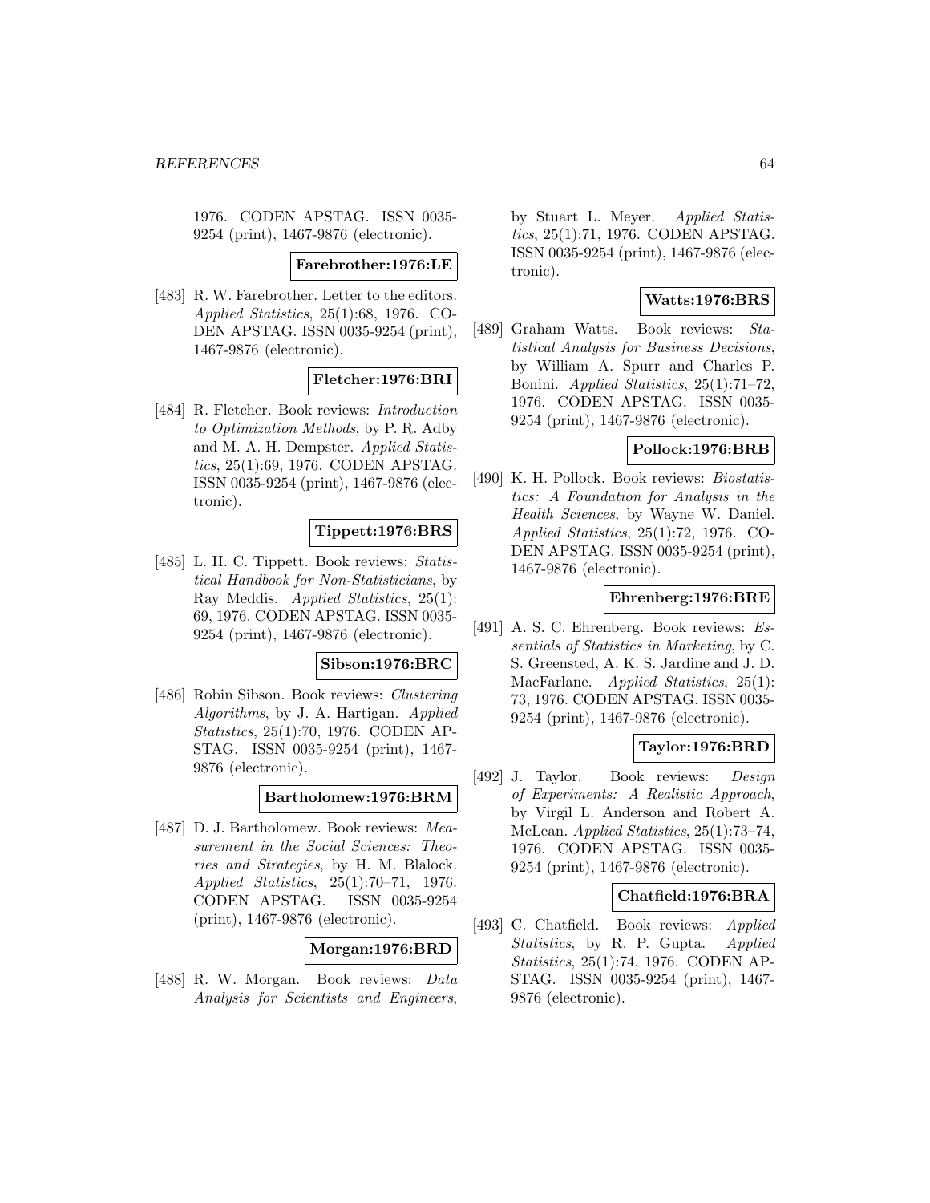1976. CODEN APSTAG. ISSN 0035-9254 (print), 1467-9876 (electronic).

**Farebrother:1976:LE**

[483] R. W. Farebrother. Letter to the editors. *Applied Statistics*, 25(1):68, 1976. CODEN APSTAG. ISSN 0035-9254 (print), 1467-9876 (electronic).

**Fletcher:1976:BRI**

[484] R. Fletcher. Book reviews: *Introduction to Optimization Methods*, by P. R. Adby and M. A. H. Dempster. *Applied Statistics*, 25(1):69, 1976. CODEN APSTAG. ISSN 0035-9254 (print), 1467-9876 (electronic).

**Tippett:1976:BRS**

[485] L. H. C. Tippett. Book reviews: *Statistical Handbook for Non-Statisticians*, by Ray Meddis. *Applied Statistics*, 25(1): 69, 1976. CODEN APSTAG. ISSN 0035-9254 (print), 1467-9876 (electronic).

**Sibson:1976:BRC**

[486] Robin Sibson. Book reviews: *Clustering Algorithms*, by J. A. Hartigan. *Applied Statistics*, 25(1):70, 1976. CODEN APSTAG. ISSN 0035-9254 (print), 1467-9876 (electronic).

**Bartholomew:1976:BRM**

[487] D. J. Bartholomew. Book reviews: *Measurement in the Social Sciences: Theories and Strategies*, by H. M. Blalock. *Applied Statistics*, 25(1):70–71, 1976. CODEN APSTAG. ISSN 0035-9254 (print), 1467-9876 (electronic).

**Morgan:1976:BRD**

[488] R. W. Morgan. Book reviews: *Data Analysis for Scientists and Engineers*, by Stuart L. Meyer. *Applied Statistics*, 25(1):71, 1976. CODEN APSTAG. ISSN 0035-9254 (print), 1467-9876 (electronic).

**Watts:1976:BRS**

[489] Graham Watts. Book reviews: *Statistical Analysis for Business Decisions*, by William A. Spurr and Charles P. Bonini. *Applied Statistics*, 25(1):71–72, 1976. CODEN APSTAG. ISSN 0035-9254 (print), 1467-9876 (electronic).

**Pollock:1976:BRB**

[490] K. H. Pollock. Book reviews: *Biostatistics: A Foundation for Analysis in the Health Sciences*, by Wayne W. Daniel. *Applied Statistics*, 25(1):72, 1976. CODEN APSTAG. ISSN 0035-9254 (print), 1467-9876 (electronic).

**Ehrenberg:1976:BRE**

[491] A. S. C. Ehrenberg. Book reviews: *Essentials of Statistics in Marketing*, by C. S. Greensted, A. K. S. Jardine and J. D. MacFarlane. *Applied Statistics*, 25(1): 73, 1976. CODEN APSTAG. ISSN 0035-9254 (print), 1467-9876 (electronic).

**Taylor:1976:BRD**

[492] J. Taylor. Book reviews: *Design of Experiments: A Realistic Approach*, by Virgil L. Anderson and Robert A. McLean. *Applied Statistics*, 25(1):73–74, 1976. CODEN APSTAG. ISSN 0035-9254 (print), 1467-9876 (electronic).

**Chatfield:1976:BRA**

[493] C. Chatfield. Book reviews: *Applied Statistics*, by R. P. Gupta. *Applied Statistics*, 25(1):74, 1976. CODEN APSTAG. ISSN 0035-9254 (print), 1467-9876 (electronic).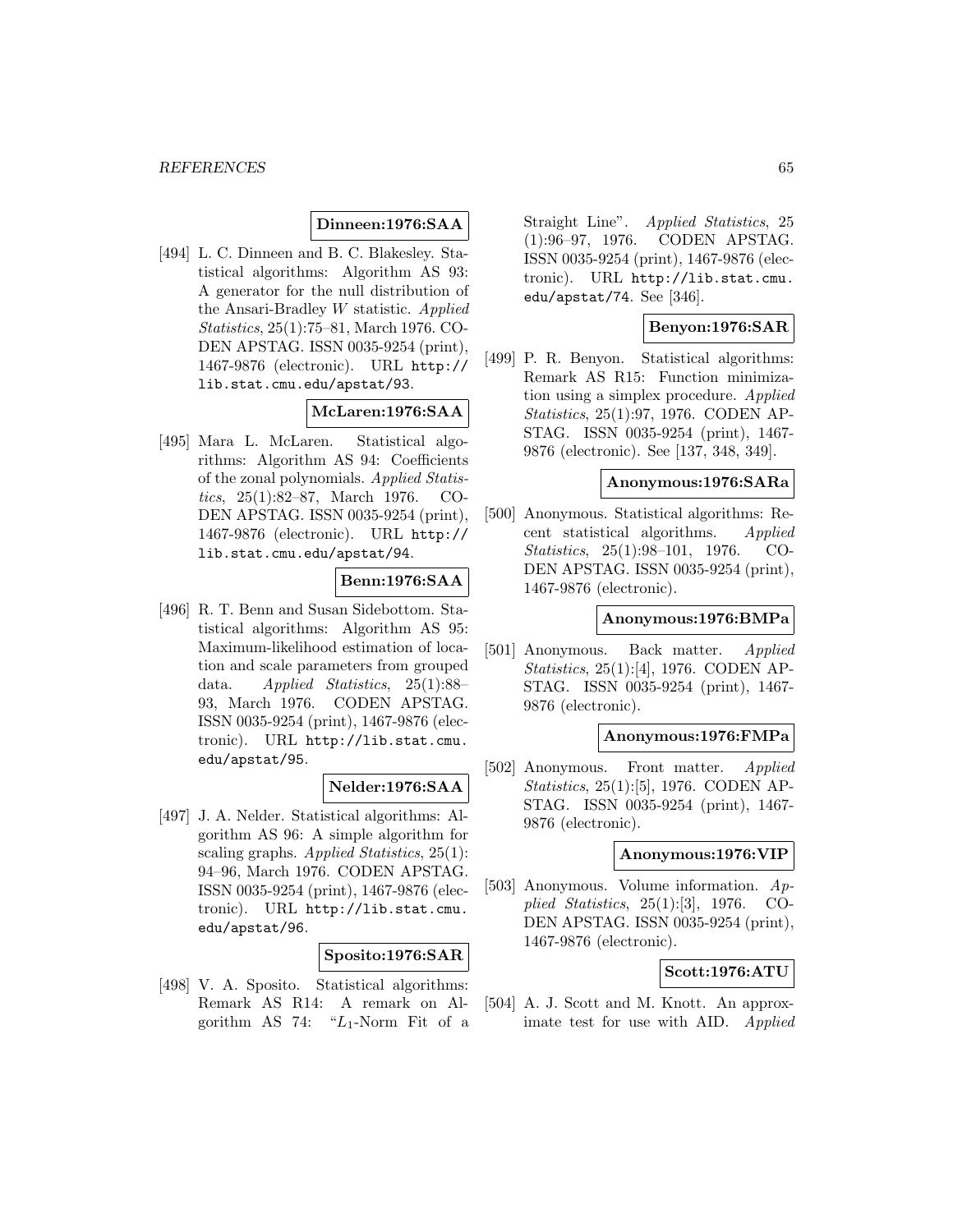**Dinneen:1976:SAA**

[494] L. C. Dinneen and B. C. Blakesley. Statistical algorithms: Algorithm AS 93: A generator for the null distribution of the Ansari-Bradley $W$ statistic. *Applied Statistics*, 25(1):75–81, March 1976. CODEN APSTAG. ISSN 0035-9254 (print), 1467-9876 (electronic). URL http://lib.stat.cmu.edu/apstat/93.

**McLaren:1976:SAA**

[495] Mara L. McLaren. Statistical algorithms: Algorithm AS 94: Coefficients of the zonal polynomials. *Applied Statistics*, 25(1):82–87, March 1976. CODEN APSTAG. ISSN 0035-9254 (print), 1467-9876 (electronic). URL http://lib.stat.cmu.edu/apstat/94.

**Benn:1976:SAA**

[496] R. T. Benn and Susan Sidebottom. Statistical algorithms: Algorithm AS 95: Maximum-likelihood estimation of location and scale parameters from grouped data. *Applied Statistics*, 25(1):88–93, March 1976. CODEN APSTAG. ISSN 0035-9254 (print), 1467-9876 (electronic). URL http://lib.stat.cmu.edu/apstat/95.

**Nelder:1976:SAA**

[497] J. A. Nelder. Statistical algorithms: Algorithm AS 96: A simple algorithm for scaling graphs. *Applied Statistics*, 25(1): 94–96, March 1976. CODEN APSTAG. ISSN 0035-9254 (print), 1467-9876 (electronic). URL http://lib.stat.cmu.edu/apstat/96.

**Sposito:1976:SAR**

[498] V. A. Sposito. Statistical algorithms: Remark AS R14: A remark on Algorithm AS 74: "$L_1$-Norm Fit of a Straight Line". *Applied Statistics*, 25 (1):96–97, 1976. CODEN APSTAG. ISSN 0035-9254 (print), 1467-9876 (electronic). URL http://lib.stat.cmu.edu/apstat/74. See [346].

**Benyon:1976:SAR**

[499] P. R. Benyon. Statistical algorithms: Remark AS R15: Function minimization using a simplex procedure. *Applied Statistics*, 25(1):97, 1976. CODEN APSTAG. ISSN 0035-9254 (print), 1467-9876 (electronic). See [137, 348, 349].

**Anonymous:1976:SARa**

[500] Anonymous. Statistical algorithms: Recent statistical algorithms. *Applied Statistics*, 25(1):98–101, 1976. CODEN APSTAG. ISSN 0035-9254 (print), 1467-9876 (electronic).

**Anonymous:1976:BMPa**

[501] Anonymous. Back matter. *Applied Statistics*, 25(1):[4], 1976. CODEN APSTAG. ISSN 0035-9254 (print), 1467-9876 (electronic).

**Anonymous:1976:FMPa**

[502] Anonymous. Front matter. *Applied Statistics*, 25(1):[5], 1976. CODEN APSTAG. ISSN 0035-9254 (print), 1467-9876 (electronic).

**Anonymous:1976:VIP**

[503] Anonymous. Volume information. *Applied Statistics*, 25(1):[3], 1976. CODEN APSTAG. ISSN 0035-9254 (print), 1467-9876 (electronic).

**Scott:1976:ATU**

[504] A. J. Scott and M. Knott. An approximate test for use with AID. *Applied*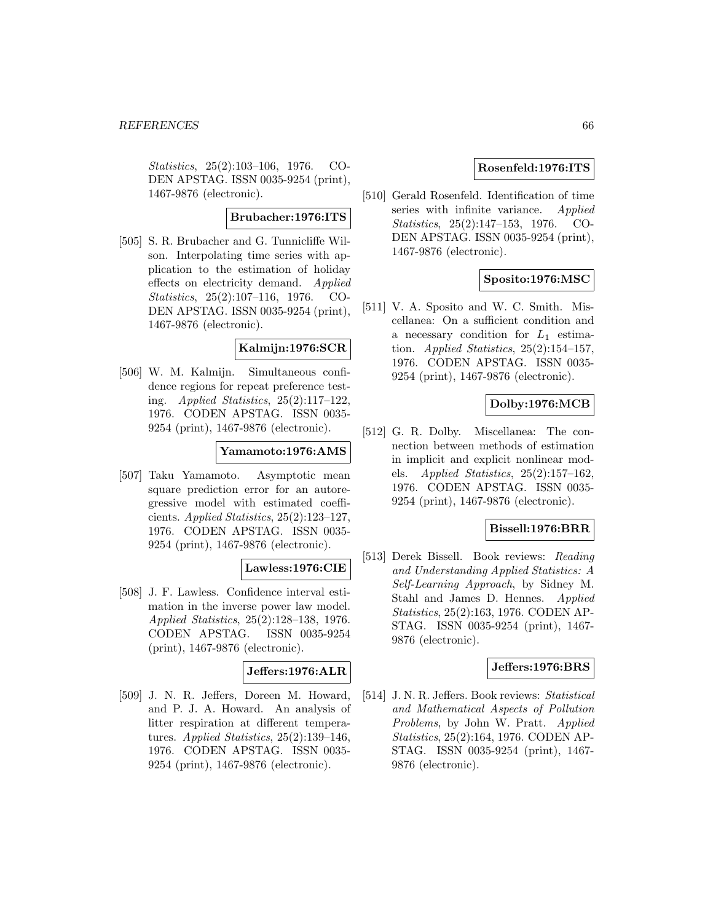*Statistics*, 25(2):103–106, 1976. CODEN APSTAG. ISSN 0035-9254 (print), 1467-9876 (electronic).

**Brubacher:1976:ITS**

[505] S. R. Brubacher and G. Tunnicliffe Wilson. Interpolating time series with application to the estimation of holiday effects on electricity demand. *Applied Statistics*, 25(2):107–116, 1976. CODEN APSTAG. ISSN 0035-9254 (print), 1467-9876 (electronic).

**Kalmijn:1976:SCR**

[506] W. M. Kalmijn. Simultaneous confidence regions for repeat preference testing. *Applied Statistics*, 25(2):117–122, 1976. CODEN APSTAG. ISSN 0035-9254 (print), 1467-9876 (electronic).

**Yamamoto:1976:AMS**

[507] Taku Yamamoto. Asymptotic mean square prediction error for an autoregressive model with estimated coefficients. *Applied Statistics*, 25(2):123–127, 1976. CODEN APSTAG. ISSN 0035-9254 (print), 1467-9876 (electronic).

**Lawless:1976:CIE**

[508] J. F. Lawless. Confidence interval estimation in the inverse power law model. *Applied Statistics*, 25(2):128–138, 1976. CODEN APSTAG. ISSN 0035-9254 (print), 1467-9876 (electronic).

**Jeffers:1976:ALR**

[509] J. N. R. Jeffers, Doreen M. Howard, and P. J. A. Howard. An analysis of litter respiration at different temperatures. *Applied Statistics*, 25(2):139–146, 1976. CODEN APSTAG. ISSN 0035-9254 (print), 1467-9876 (electronic).

**Rosenfeld:1976:ITS**

[510] Gerald Rosenfeld. Identification of time series with infinite variance. *Applied Statistics*, 25(2):147–153, 1976. CODEN APSTAG. ISSN 0035-9254 (print), 1467-9876 (electronic).

**Sposito:1976:MSC**

[511] V. A. Sposito and W. C. Smith. Miscellanea: On a sufficient condition and a necessary condition for $L_1$ estimation. *Applied Statistics*, 25(2):154–157, 1976. CODEN APSTAG. ISSN 0035-9254 (print), 1467-9876 (electronic).

**Dolby:1976:MCB**

[512] G. R. Dolby. Miscellanea: The connection between methods of estimation in implicit and explicit nonlinear models. *Applied Statistics*, 25(2):157–162, 1976. CODEN APSTAG. ISSN 0035-9254 (print), 1467-9876 (electronic).

**Bissell:1976:BRR**

[513] Derek Bissell. Book reviews: *Reading and Understanding Applied Statistics: A Self-Learning Approach*, by Sidney M. Stahl and James D. Hennes. *Applied Statistics*, 25(2):163, 1976. CODEN APSTAG. ISSN 0035-9254 (print), 1467-9876 (electronic).

**Jeffers:1976:BRS**

[514] J. N. R. Jeffers. Book reviews: *Statistical and Mathematical Aspects of Pollution Problems*, by John W. Pratt. *Applied Statistics*, 25(2):164, 1976. CODEN APSTAG. ISSN 0035-9254 (print), 1467-9876 (electronic).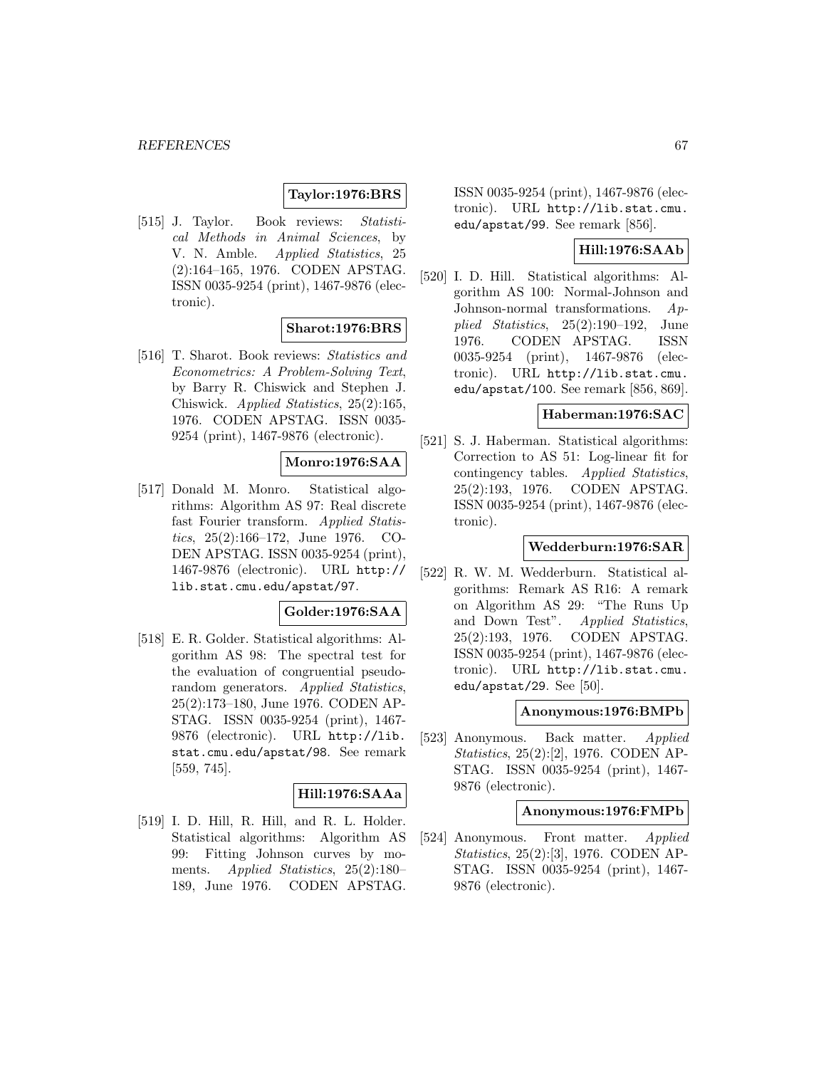**Taylor:1976:BRS**

[515] J. Taylor. Book reviews: *Statistical Methods in Animal Sciences*, by V. N. Amble. *Applied Statistics*, 25 (2):164–165, 1976. CODEN APSTAG. ISSN 0035-9254 (print), 1467-9876 (electronic).

**Sharot:1976:BRS**

[516] T. Sharot. Book reviews: *Statistics and Econometrics: A Problem-Solving Text*, by Barry R. Chiswick and Stephen J. Chiswick. *Applied Statistics*, 25(2):165, 1976. CODEN APSTAG. ISSN 0035-9254 (print), 1467-9876 (electronic).

**Monro:1976:SAA**

[517] Donald M. Monro. Statistical algorithms: Algorithm AS 97: Real discrete fast Fourier transform. *Applied Statistics*, 25(2):166–172, June 1976. CODEN APSTAG. ISSN 0035-9254 (print), 1467-9876 (electronic). URL http://lib.stat.cmu.edu/apstat/97.

**Golder:1976:SAA**

[518] E. R. Golder. Statistical algorithms: Algorithm AS 98: The spectral test for the evaluation of congruential pseudo-random generators. *Applied Statistics*, 25(2):173–180, June 1976. CODEN APSTAG. ISSN 0035-9254 (print), 1467-9876 (electronic). URL http://lib.stat.cmu.edu/apstat/98. See remark [559, 745].

**Hill:1976:SAAa**

[519] I. D. Hill, R. Hill, and R. L. Holder. Statistical algorithms: Algorithm AS 99: Fitting Johnson curves by moments. *Applied Statistics*, 25(2):180–189, June 1976. CODEN APSTAG. ISSN 0035-9254 (print), 1467-9876 (electronic). URL http://lib.stat.cmu.edu/apstat/99. See remark [856].

**Hill:1976:SAAb**

[520] I. D. Hill. Statistical algorithms: Algorithm AS 100: Normal-Johnson and Johnson-normal transformations. *Applied Statistics*, 25(2):190–192, June 1976. CODEN APSTAG. ISSN 0035-9254 (print), 1467-9876 (electronic). URL http://lib.stat.cmu.edu/apstat/100. See remark [856, 869].

**Haberman:1976:SAC**

[521] S. J. Haberman. Statistical algorithms: Correction to AS 51: Log-linear fit for contingency tables. *Applied Statistics*, 25(2):193, 1976. CODEN APSTAG. ISSN 0035-9254 (print), 1467-9876 (electronic).

**Wedderburn:1976:SAR**

[522] R. W. M. Wedderburn. Statistical algorithms: Remark AS R16: A remark on Algorithm AS 29: "The Runs Up and Down Test". *Applied Statistics*, 25(2):193, 1976. CODEN APSTAG. ISSN 0035-9254 (print), 1467-9876 (electronic). URL http://lib.stat.cmu.edu/apstat/29. See [50].

**Anonymous:1976:BMPb**

[523] Anonymous. Back matter. *Applied Statistics*, 25(2):[2], 1976. CODEN APSTAG. ISSN 0035-9254 (print), 1467-9876 (electronic).

**Anonymous:1976:FMPb**

[524] Anonymous. Front matter. *Applied Statistics*, 25(2):[3], 1976. CODEN APSTAG. ISSN 0035-9254 (print), 1467-9876 (electronic).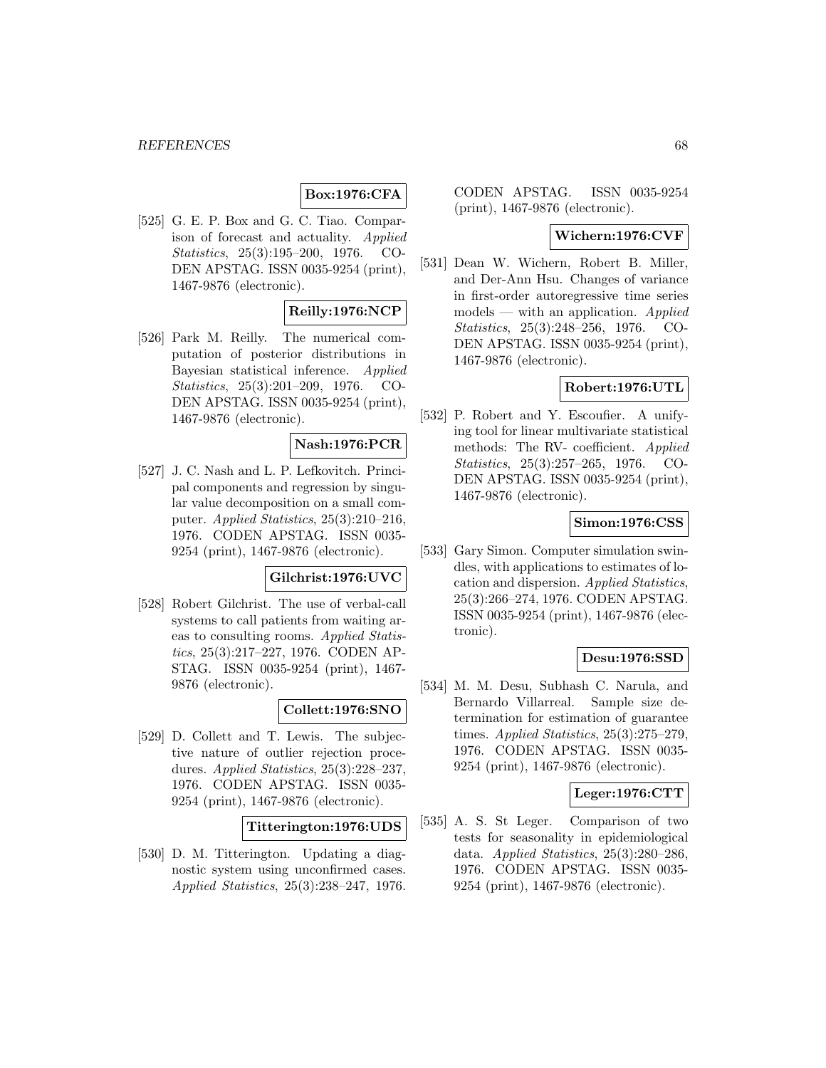**Box:1976:CFA**

[525] G. E. P. Box and G. C. Tiao. Comparison of forecast and actuality. *Applied Statistics*, 25(3):195–200, 1976. CODEN APSTAG. ISSN 0035-9254 (print), 1467-9876 (electronic).

**Reilly:1976:NCP**

[526] Park M. Reilly. The numerical computation of posterior distributions in Bayesian statistical inference. *Applied Statistics*, 25(3):201–209, 1976. CODEN APSTAG. ISSN 0035-9254 (print), 1467-9876 (electronic).

**Nash:1976:PCR**

[527] J. C. Nash and L. P. Lefkovitch. Principal components and regression by singular value decomposition on a small computer. *Applied Statistics*, 25(3):210–216, 1976. CODEN APSTAG. ISSN 0035-9254 (print), 1467-9876 (electronic).

**Gilchrist:1976:UVC**

[528] Robert Gilchrist. The use of verbal-call systems to call patients from waiting areas to consulting rooms. *Applied Statistics*, 25(3):217–227, 1976. CODEN APSTAG. ISSN 0035-9254 (print), 1467-9876 (electronic).

**Collett:1976:SNO**

[529] D. Collett and T. Lewis. The subjective nature of outlier rejection procedures. *Applied Statistics*, 25(3):228–237, 1976. CODEN APSTAG. ISSN 0035-9254 (print), 1467-9876 (electronic).

**Titterington:1976:UDS**

[530] D. M. Titterington. Updating a diagnostic system using unconfirmed cases. *Applied Statistics*, 25(3):238–247, 1976. CODEN APSTAG. ISSN 0035-9254 (print), 1467-9876 (electronic).

**Wichern:1976:CVF**

[531] Dean W. Wichern, Robert B. Miller, and Der-Ann Hsu. Changes of variance in first-order autoregressive time series models — with an application. *Applied Statistics*, 25(3):248–256, 1976. CODEN APSTAG. ISSN 0035-9254 (print), 1467-9876 (electronic).

**Robert:1976:UTL**

[532] P. Robert and Y. Escoufier. A unifying tool for linear multivariate statistical methods: The RV- coefficient. *Applied Statistics*, 25(3):257–265, 1976. CODEN APSTAG. ISSN 0035-9254 (print), 1467-9876 (electronic).

**Simon:1976:CSS**

[533] Gary Simon. Computer simulation swindles, with applications to estimates of location and dispersion. *Applied Statistics*, 25(3):266–274, 1976. CODEN APSTAG. ISSN 0035-9254 (print), 1467-9876 (electronic).

**Desu:1976:SSD**

[534] M. M. Desu, Subhash C. Narula, and Bernardo Villarreal. Sample size determination for estimation of guarantee times. *Applied Statistics*, 25(3):275–279, 1976. CODEN APSTAG. ISSN 0035-9254 (print), 1467-9876 (electronic).

**Leger:1976:CTT**

[535] A. S. St Leger. Comparison of two tests for seasonality in epidemiological data. *Applied Statistics*, 25(3):280–286, 1976. CODEN APSTAG. ISSN 0035-9254 (print), 1467-9876 (electronic).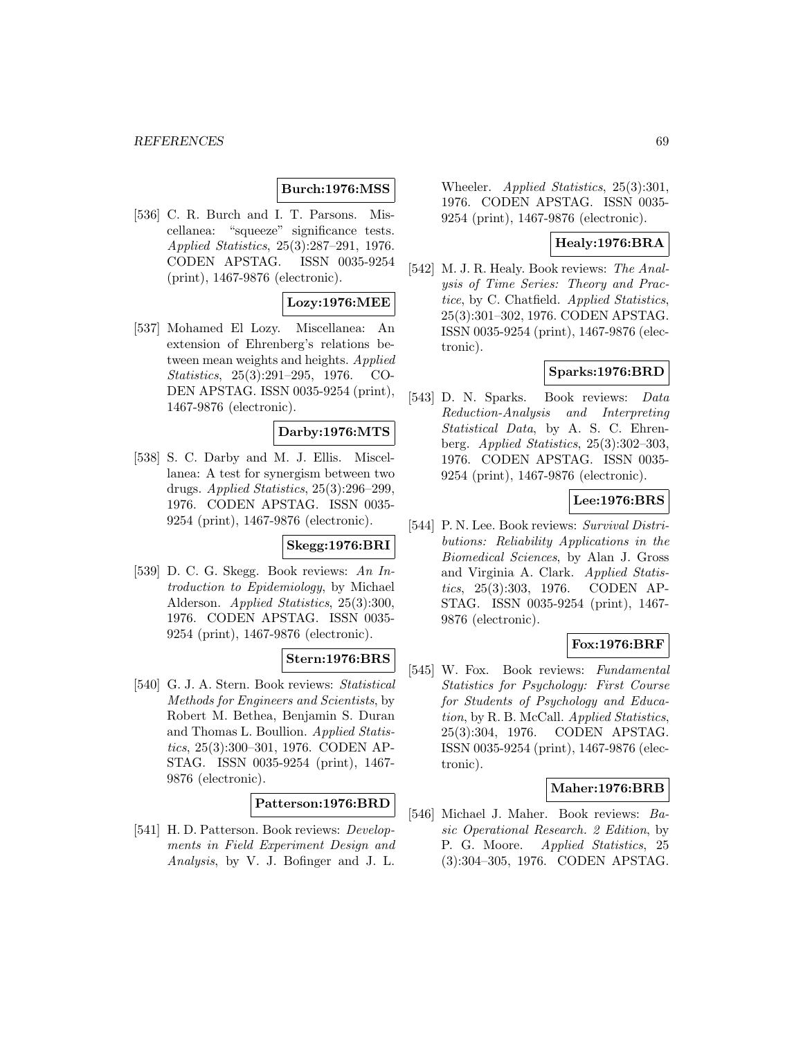**Burch:1976:MSS**

[536] C. R. Burch and I. T. Parsons. Miscellanea: "squeeze" significance tests. *Applied Statistics*, 25(3):287–291, 1976. CODEN APSTAG. ISSN 0035-9254 (print), 1467-9876 (electronic).

**Lozy:1976:MEE**

[537] Mohamed El Lozy. Miscellanea: An extension of Ehrenberg's relations between mean weights and heights. *Applied Statistics*, 25(3):291–295, 1976. CODEN APSTAG. ISSN 0035-9254 (print), 1467-9876 (electronic).

**Darby:1976:MTS**

[538] S. C. Darby and M. J. Ellis. Miscellanea: A test for synergism between two drugs. *Applied Statistics*, 25(3):296–299, 1976. CODEN APSTAG. ISSN 0035-9254 (print), 1467-9876 (electronic).

**Skegg:1976:BRI**

[539] D. C. G. Skegg. Book reviews: *An Introduction to Epidemiology*, by Michael Alderson. *Applied Statistics*, 25(3):300, 1976. CODEN APSTAG. ISSN 0035-9254 (print), 1467-9876 (electronic).

**Stern:1976:BRS**

[540] G. J. A. Stern. Book reviews: *Statistical Methods for Engineers and Scientists*, by Robert M. Bethea, Benjamin S. Duran and Thomas L. Boullion. *Applied Statistics*, 25(3):300–301, 1976. CODEN APSTAG. ISSN 0035-9254 (print), 1467-9876 (electronic).

**Patterson:1976:BRD**

[541] H. D. Patterson. Book reviews: *Developments in Field Experiment Design and Analysis*, by V. J. Bofinger and J. L. Wheeler. *Applied Statistics*, 25(3):301, 1976. CODEN APSTAG. ISSN 0035-9254 (print), 1467-9876 (electronic).

**Healy:1976:BRA**

[542] M. J. R. Healy. Book reviews: *The Analysis of Time Series: Theory and Practice*, by C. Chatfield. *Applied Statistics*, 25(3):301–302, 1976. CODEN APSTAG. ISSN 0035-9254 (print), 1467-9876 (electronic).

**Sparks:1976:BRD**

[543] D. N. Sparks. Book reviews: *Data Reduction-Analysis and Interpreting Statistical Data*, by A. S. C. Ehrenberg. *Applied Statistics*, 25(3):302–303, 1976. CODEN APSTAG. ISSN 0035-9254 (print), 1467-9876 (electronic).

**Lee:1976:BRS**

[544] P. N. Lee. Book reviews: *Survival Distributions: Reliability Applications in the Biomedical Sciences*, by Alan J. Gross and Virginia A. Clark. *Applied Statistics*, 25(3):303, 1976. CODEN APSTAG. ISSN 0035-9254 (print), 1467-9876 (electronic).

**Fox:1976:BRF**

[545] W. Fox. Book reviews: *Fundamental Statistics for Psychology: First Course for Students of Psychology and Education*, by R. B. McCall. *Applied Statistics*, 25(3):304, 1976. CODEN APSTAG. ISSN 0035-9254 (print), 1467-9876 (electronic).

**Maher:1976:BRB**

[546] Michael J. Maher. Book reviews: *Basic Operational Research. 2 Edition*, by P. G. Moore. *Applied Statistics*, 25 (3):304–305, 1976. CODEN APSTAG.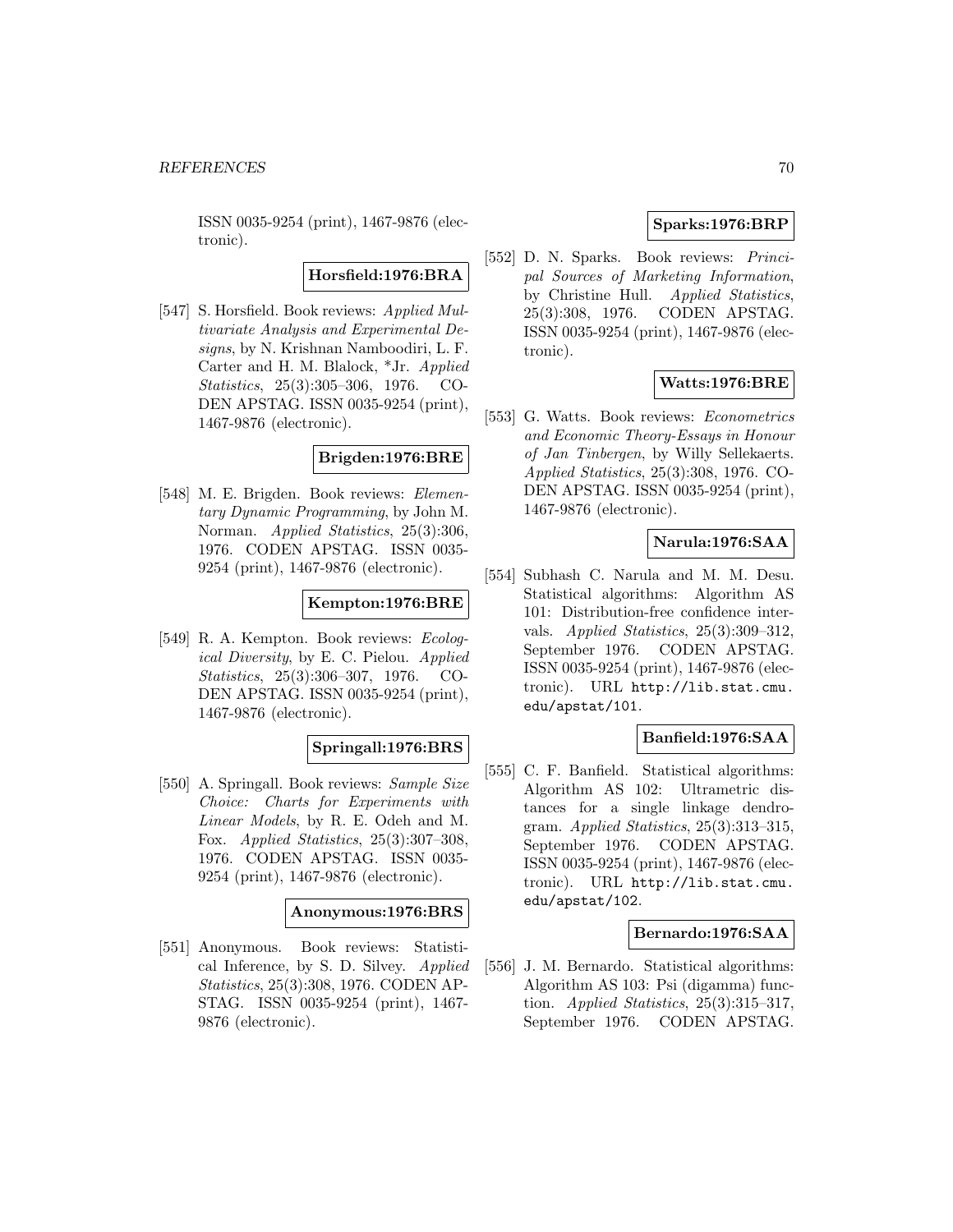ISSN 0035-9254 (print), 1467-9876 (electronic).

**Horsfield:1976:BRA**

[547] S. Horsfield. Book reviews: *Applied Multivariate Analysis and Experimental Designs*, by N. Krishnan Namboodiri, L. F. Carter and H. M. Blalock, *Jr. *Applied Statistics*, 25(3):305–306, 1976. CODEN APSTAG. ISSN 0035-9254 (print), 1467-9876 (electronic).

**Brigden:1976:BRE**

[548] M. E. Brigden. Book reviews: *Elementary Dynamic Programming*, by John M. Norman. *Applied Statistics*, 25(3):306, 1976. CODEN APSTAG. ISSN 0035-9254 (print), 1467-9876 (electronic).

**Kempton:1976:BRE**

[549] R. A. Kempton. Book reviews: *Ecological Diversity*, by E. C. Pielou. *Applied Statistics*, 25(3):306–307, 1976. CODEN APSTAG. ISSN 0035-9254 (print), 1467-9876 (electronic).

**Springall:1976:BRS**

[550] A. Springall. Book reviews: *Sample Size Choice: Charts for Experiments with Linear Models*, by R. E. Odeh and M. Fox. *Applied Statistics*, 25(3):307–308, 1976. CODEN APSTAG. ISSN 0035-9254 (print), 1467-9876 (electronic).

**Anonymous:1976:BRS**

[551] Anonymous. Book reviews: Statistical Inference, by S. D. Silvey. *Applied Statistics*, 25(3):308, 1976. CODEN APSTAG. ISSN 0035-9254 (print), 1467-9876 (electronic).

**Sparks:1976:BRP**

[552] D. N. Sparks. Book reviews: *Principal Sources of Marketing Information*, by Christine Hull. *Applied Statistics*, 25(3):308, 1976. CODEN APSTAG. ISSN 0035-9254 (print), 1467-9876 (electronic).

**Watts:1976:BRE**

[553] G. Watts. Book reviews: *Econometrics and Economic Theory-Essays in Honour of Jan Tinbergen*, by Willy Sellekaerts. *Applied Statistics*, 25(3):308, 1976. CODEN APSTAG. ISSN 0035-9254 (print), 1467-9876 (electronic).

**Narula:1976:SAA**

[554] Subhash C. Narula and M. M. Desu. Statistical algorithms: Algorithm AS 101: Distribution-free confidence intervals. *Applied Statistics*, 25(3):309–312, September 1976. CODEN APSTAG. ISSN 0035-9254 (print), 1467-9876 (electronic). URL http://lib.stat.cmu.edu/apstat/101.

**Banfield:1976:SAA**

[555] C. F. Banfield. Statistical algorithms: Algorithm AS 102: Ultrametric distances for a single linkage dendrogram. *Applied Statistics*, 25(3):313–315, September 1976. CODEN APSTAG. ISSN 0035-9254 (print), 1467-9876 (electronic). URL http://lib.stat.cmu.edu/apstat/102.

**Bernardo:1976:SAA**

[556] J. M. Bernardo. Statistical algorithms: Algorithm AS 103: Psi (digamma) function. *Applied Statistics*, 25(3):315–317, September 1976. CODEN APSTAG.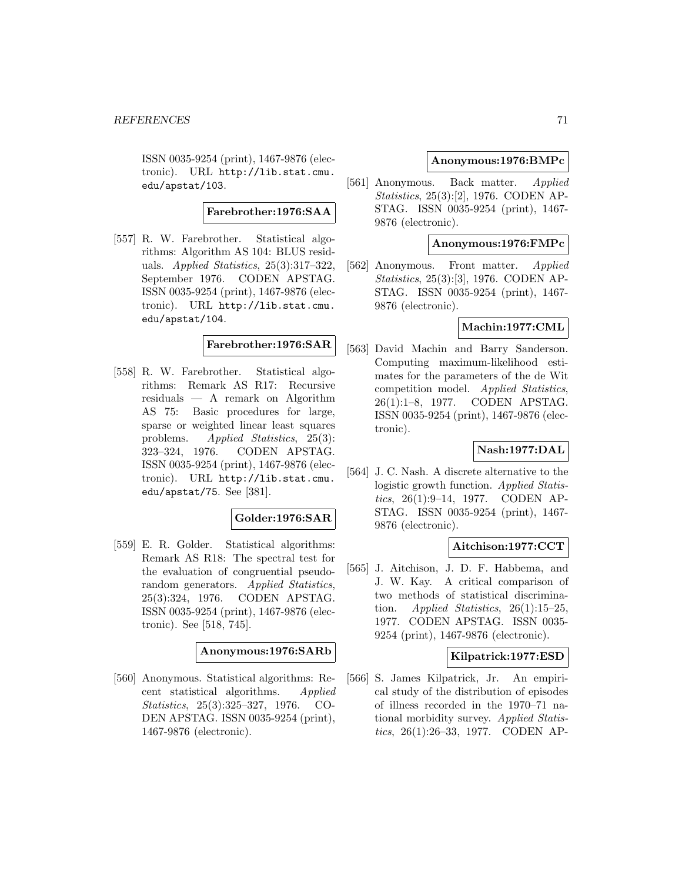ISSN 0035-9254 (print), 1467-9876 (electronic). URL http://lib.stat.cmu.edu/apstat/103.

**Farebrother:1976:SAA**

[557] R. W. Farebrother. Statistical algorithms: Algorithm AS 104: BLUS residuals. *Applied Statistics*, 25(3):317–322, September 1976. CODEN APSTAG. ISSN 0035-9254 (print), 1467-9876 (electronic). URL http://lib.stat.cmu.edu/apstat/104.

**Farebrother:1976:SAR**

[558] R. W. Farebrother. Statistical algorithms: Remark AS R17: Recursive residuals — A remark on Algorithm AS 75: Basic procedures for large, sparse or weighted linear least squares problems. *Applied Statistics*, 25(3): 323–324, 1976. CODEN APSTAG. ISSN 0035-9254 (print), 1467-9876 (electronic). URL http://lib.stat.cmu.edu/apstat/75. See [381].

**Golder:1976:SAR**

[559] E. R. Golder. Statistical algorithms: Remark AS R18: The spectral test for the evaluation of congruential pseudo-random generators. *Applied Statistics*, 25(3):324, 1976. CODEN APSTAG. ISSN 0035-9254 (print), 1467-9876 (electronic). See [518, 745].

**Anonymous:1976:SARb**

[560] Anonymous. Statistical algorithms: Recent statistical algorithms. *Applied Statistics*, 25(3):325–327, 1976. CODEN APSTAG. ISSN 0035-9254 (print), 1467-9876 (electronic).

**Anonymous:1976:BMPc**

[561] Anonymous. Back matter. *Applied Statistics*, 25(3):[2], 1976. CODEN APSTAG. ISSN 0035-9254 (print), 1467-9876 (electronic).

**Anonymous:1976:FMPc**

[562] Anonymous. Front matter. *Applied Statistics*, 25(3):[3], 1976. CODEN APSTAG. ISSN 0035-9254 (print), 1467-9876 (electronic).

**Machin:1977:CML**

[563] David Machin and Barry Sanderson. Computing maximum-likelihood estimates for the parameters of the de Wit competition model. *Applied Statistics*, 26(1):1–8, 1977. CODEN APSTAG. ISSN 0035-9254 (print), 1467-9876 (electronic).

**Nash:1977:DAL**

[564] J. C. Nash. A discrete alternative to the logistic growth function. *Applied Statistics*, 26(1):9–14, 1977. CODEN APSTAG. ISSN 0035-9254 (print), 1467-9876 (electronic).

**Aitchison:1977:CCT**

[565] J. Aitchison, J. D. F. Habbema, and J. W. Kay. A critical comparison of two methods of statistical discrimination. *Applied Statistics*, 26(1):15–25, 1977. CODEN APSTAG. ISSN 0035-9254 (print), 1467-9876 (electronic).

**Kilpatrick:1977:ESD**

[566] S. James Kilpatrick, Jr. An empirical study of the distribution of episodes of illness recorded in the 1970–71 national morbidity survey. *Applied Statistics*, 26(1):26–33, 1977. CODEN AP-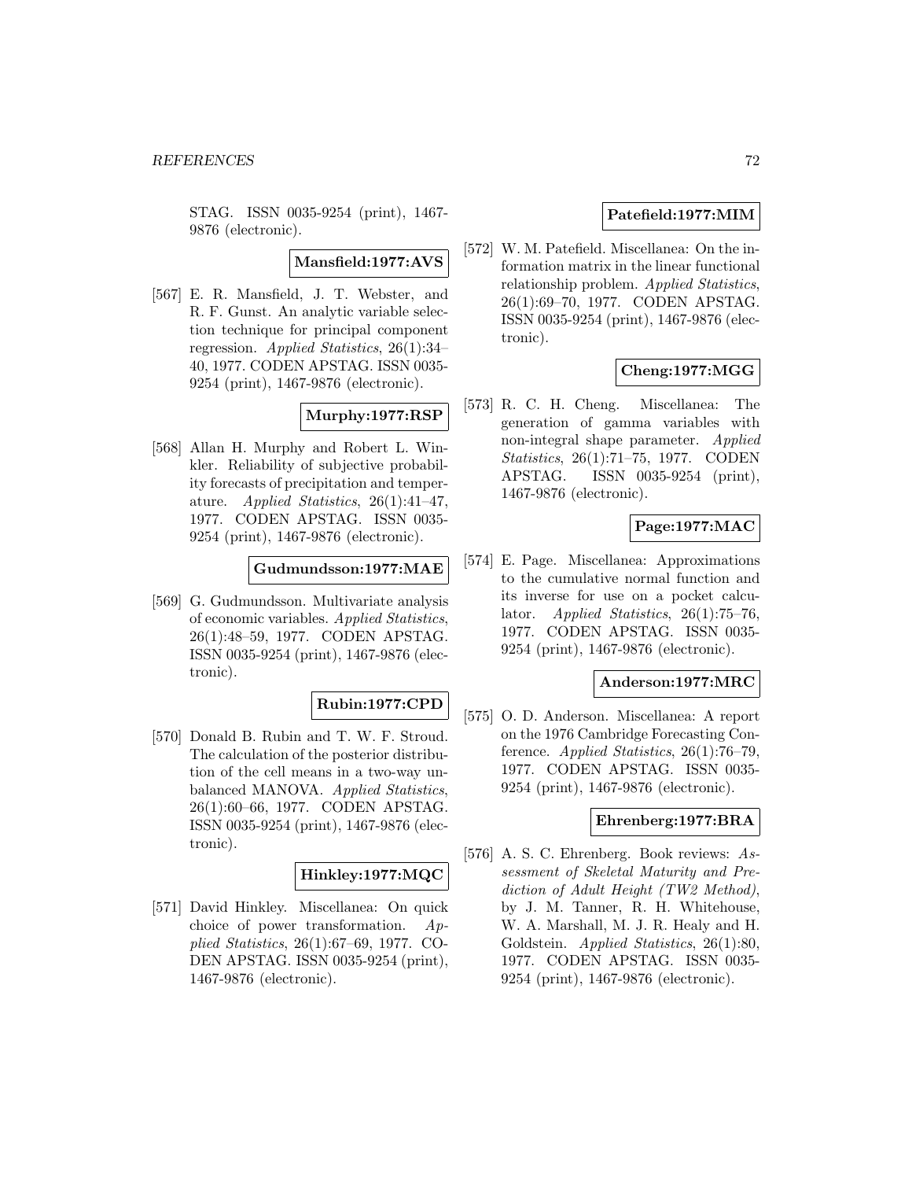STAG. ISSN 0035-9254 (print), 1467-9876 (electronic).

**Mansfield:1977:AVS**

[567] E. R. Mansfield, J. T. Webster, and R. F. Gunst. An analytic variable selection technique for principal component regression. *Applied Statistics*, 26(1):34–40, 1977. CODEN APSTAG. ISSN 0035-9254 (print), 1467-9876 (electronic).

**Murphy:1977:RSP**

[568] Allan H. Murphy and Robert L. Winkler. Reliability of subjective probability forecasts of precipitation and temperature. *Applied Statistics*, 26(1):41–47, 1977. CODEN APSTAG. ISSN 0035-9254 (print), 1467-9876 (electronic).

**Gudmundsson:1977:MAE**

[569] G. Gudmundsson. Multivariate analysis of economic variables. *Applied Statistics*, 26(1):48–59, 1977. CODEN APSTAG. ISSN 0035-9254 (print), 1467-9876 (electronic).

**Rubin:1977:CPD**

[570] Donald B. Rubin and T. W. F. Stroud. The calculation of the posterior distribution of the cell means in a two-way unbalanced MANOVA. *Applied Statistics*, 26(1):60–66, 1977. CODEN APSTAG. ISSN 0035-9254 (print), 1467-9876 (electronic).

**Hinkley:1977:MQC**

[571] David Hinkley. Miscellanea: On quick choice of power transformation. *Applied Statistics*, 26(1):67–69, 1977. CODEN APSTAG. ISSN 0035-9254 (print), 1467-9876 (electronic).

**Patefield:1977:MIM**

[572] W. M. Patefield. Miscellanea: On the information matrix in the linear functional relationship problem. *Applied Statistics*, 26(1):69–70, 1977. CODEN APSTAG. ISSN 0035-9254 (print), 1467-9876 (electronic).

**Cheng:1977:MGG**

[573] R. C. H. Cheng. Miscellanea: The generation of gamma variables with non-integral shape parameter. *Applied Statistics*, 26(1):71–75, 1977. CODEN APSTAG. ISSN 0035-9254 (print), 1467-9876 (electronic).

**Page:1977:MAC**

[574] E. Page. Miscellanea: Approximations to the cumulative normal function and its inverse for use on a pocket calculator. *Applied Statistics*, 26(1):75–76, 1977. CODEN APSTAG. ISSN 0035-9254 (print), 1467-9876 (electronic).

**Anderson:1977:MRC**

[575] O. D. Anderson. Miscellanea: A report on the 1976 Cambridge Forecasting Conference. *Applied Statistics*, 26(1):76–79, 1977. CODEN APSTAG. ISSN 0035-9254 (print), 1467-9876 (electronic).

**Ehrenberg:1977:BRA**

[576] A. S. C. Ehrenberg. Book reviews: *Assessment of Skeletal Maturity and Prediction of Adult Height (TW2 Method)*, by J. M. Tanner, R. H. Whitehouse, W. A. Marshall, M. J. R. Healy and H. Goldstein. *Applied Statistics*, 26(1):80, 1977. CODEN APSTAG. ISSN 0035-9254 (print), 1467-9876 (electronic).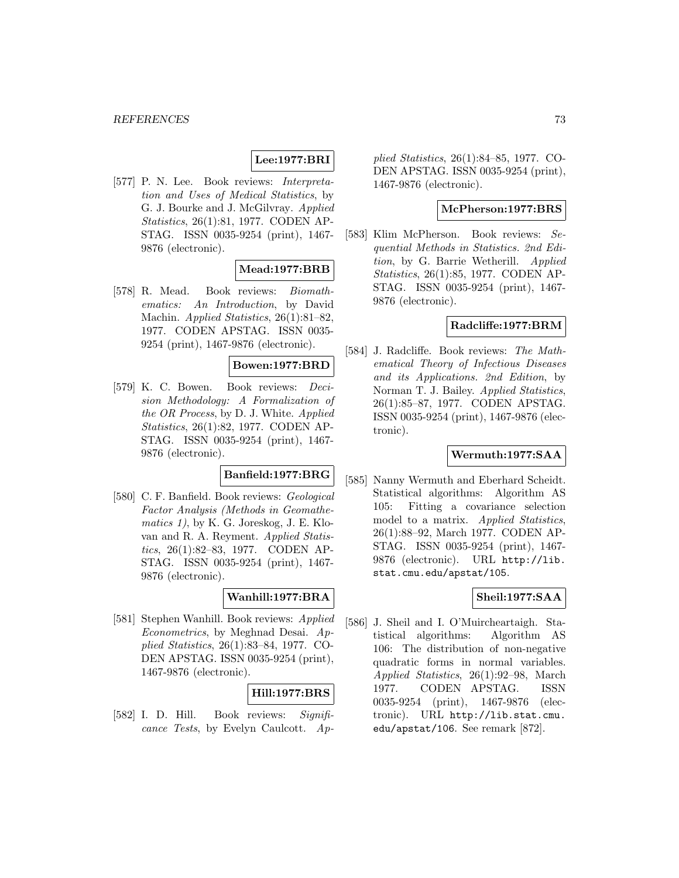**Lee:1977:BRI**

[577] P. N. Lee. Book reviews: *Interpretation and Uses of Medical Statistics*, by G. J. Bourke and J. McGilvray. *Applied Statistics*, 26(1):81, 1977. CODEN APSTAG. ISSN 0035-9254 (print), 1467-9876 (electronic).

**Mead:1977:BRB**

[578] R. Mead. Book reviews: *Biomathematics: An Introduction*, by David Machin. *Applied Statistics*, 26(1):81–82, 1977. CODEN APSTAG. ISSN 0035-9254 (print), 1467-9876 (electronic).

**Bowen:1977:BRD**

[579] K. C. Bowen. Book reviews: *Decision Methodology: A Formalization of the OR Process*, by D. J. White. *Applied Statistics*, 26(1):82, 1977. CODEN APSTAG. ISSN 0035-9254 (print), 1467-9876 (electronic).

**Banfield:1977:BRG**

[580] C. F. Banfield. Book reviews: *Geological Factor Analysis (Methods in Geomathematics 1)*, by K. G. Joreskog, J. E. Klovan and R. A. Reyment. *Applied Statistics*, 26(1):82–83, 1977. CODEN APSTAG. ISSN 0035-9254 (print), 1467-9876 (electronic).

**Wanhill:1977:BRA**

[581] Stephen Wanhill. Book reviews: *Applied Econometrics*, by Meghnad Desai. *Applied Statistics*, 26(1):83–84, 1977. CODEN APSTAG. ISSN 0035-9254 (print), 1467-9876 (electronic).

**Hill:1977:BRS**

[582] I. D. Hill. Book reviews: *Significance Tests*, by Evelyn Caulcott. *Applied Statistics*, 26(1):84–85, 1977. CODEN APSTAG. ISSN 0035-9254 (print), 1467-9876 (electronic).

**McPherson:1977:BRS**

[583] Klim McPherson. Book reviews: *Sequential Methods in Statistics. 2nd Edition*, by G. Barrie Wetherill. *Applied Statistics*, 26(1):85, 1977. CODEN APSTAG. ISSN 0035-9254 (print), 1467-9876 (electronic).

**Radcliffe:1977:BRM**

[584] J. Radcliffe. Book reviews: *The Mathematical Theory of Infectious Diseases and its Applications. 2nd Edition*, by Norman T. J. Bailey. *Applied Statistics*, 26(1):85–87, 1977. CODEN APSTAG. ISSN 0035-9254 (print), 1467-9876 (electronic).

**Wermuth:1977:SAA**

[585] Nanny Wermuth and Eberhard Scheidt. Statistical algorithms: Algorithm AS 105: Fitting a covariance selection model to a matrix. *Applied Statistics*, 26(1):88–92, March 1977. CODEN APSTAG. ISSN 0035-9254 (print), 1467-9876 (electronic). URL http://lib.stat.cmu.edu/apstat/105.

**Sheil:1977:SAA**

[586] J. Sheil and I. O'Muircheartaigh. Statistical algorithms: Algorithm AS 106: The distribution of non-negative quadratic forms in normal variables. *Applied Statistics*, 26(1):92–98, March 1977. CODEN APSTAG. ISSN 0035-9254 (print), 1467-9876 (electronic). URL http://lib.stat.cmu.edu/apstat/106. See remark [872].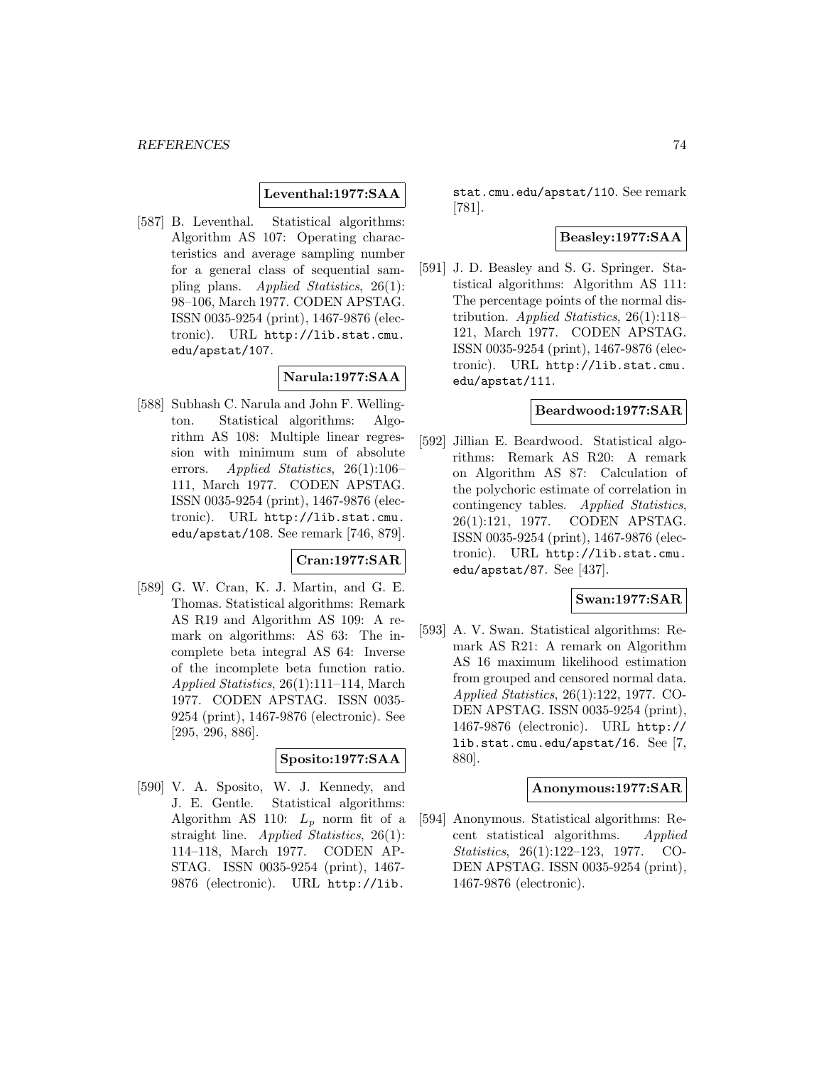**Leventhal:1977:SAA**

[587] B. Leventhal. Statistical algorithms: Algorithm AS 107: Operating characteristics and average sampling number for a general class of sequential sampling plans. *Applied Statistics*, 26(1): 98–106, March 1977. CODEN APSTAG. ISSN 0035-9254 (print), 1467-9876 (electronic). URL http://lib.stat.cmu.edu/apstat/107.

**Narula:1977:SAA**

[588] Subhash C. Narula and John F. Wellington. Statistical algorithms: Algorithm AS 108: Multiple linear regression with minimum sum of absolute errors. *Applied Statistics*, 26(1):106–111, March 1977. CODEN APSTAG. ISSN 0035-9254 (print), 1467-9876 (electronic). URL http://lib.stat.cmu.edu/apstat/108. See remark [746, 879].

**Cran:1977:SAR**

[589] G. W. Cran, K. J. Martin, and G. E. Thomas. Statistical algorithms: Remark AS R19 and Algorithm AS 109: A remark on algorithms: AS 63: The incomplete beta integral AS 64: Inverse of the incomplete beta function ratio. *Applied Statistics*, 26(1):111–114, March 1977. CODEN APSTAG. ISSN 0035-9254 (print), 1467-9876 (electronic). See [295, 296, 886].

**Sposito:1977:SAA**

[590] V. A. Sposito, W. J. Kennedy, and J. E. Gentle. Statistical algorithms: Algorithm AS 110: $L_p$ norm fit of a straight line. *Applied Statistics*, 26(1): 114–118, March 1977. CODEN APSTAG. ISSN 0035-9254 (print), 1467-9876 (electronic). URL http://lib.stat.cmu.edu/apstat/110. See remark [781].

**Beasley:1977:SAA**

[591] J. D. Beasley and S. G. Springer. Statistical algorithms: Algorithm AS 111: The percentage points of the normal distribution. *Applied Statistics*, 26(1):118–121, March 1977. CODEN APSTAG. ISSN 0035-9254 (print), 1467-9876 (electronic). URL http://lib.stat.cmu.edu/apstat/111.

**Beardwood:1977:SAR**

[592] Jillian E. Beardwood. Statistical algorithms: Remark AS R20: A remark on Algorithm AS 87: Calculation of the polychoric estimate of correlation in contingency tables. *Applied Statistics*, 26(1):121, 1977. CODEN APSTAG. ISSN 0035-9254 (print), 1467-9876 (electronic). URL http://lib.stat.cmu.edu/apstat/87. See [437].

**Swan:1977:SAR**

[593] A. V. Swan. Statistical algorithms: Remark AS R21: A remark on Algorithm AS 16 maximum likelihood estimation from grouped and censored normal data. *Applied Statistics*, 26(1):122, 1977. CODEN APSTAG. ISSN 0035-9254 (print), 1467-9876 (electronic). URL http://lib.stat.cmu.edu/apstat/16. See [7, 880].

**Anonymous:1977:SAR**

[594] Anonymous. Statistical algorithms: Recent statistical algorithms. *Applied Statistics*, 26(1):122–123, 1977. CODEN APSTAG. ISSN 0035-9254 (print), 1467-9876 (electronic).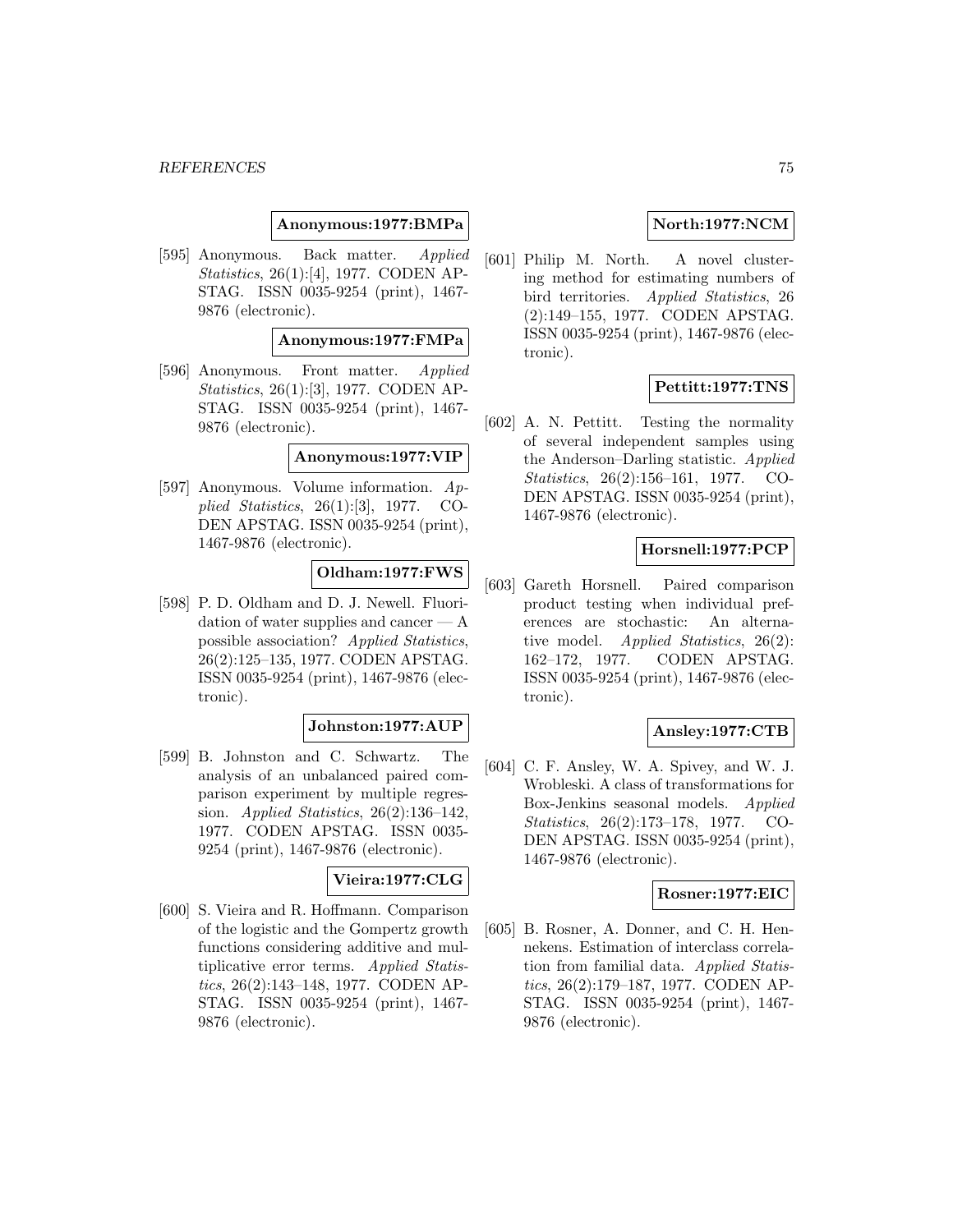**Anonymous:1977:BMPa**

[595] Anonymous. Back matter. *Applied Statistics*, 26(1):[4], 1977. CODEN APSTAG. ISSN 0035-9254 (print), 1467-9876 (electronic).

**Anonymous:1977:FMPa**

[596] Anonymous. Front matter. *Applied Statistics*, 26(1):[3], 1977. CODEN APSTAG. ISSN 0035-9254 (print), 1467-9876 (electronic).

**Anonymous:1977:VIP**

[597] Anonymous. Volume information. *Applied Statistics*, 26(1):[3], 1977. CODEN APSTAG. ISSN 0035-9254 (print), 1467-9876 (electronic).

**Oldham:1977:FWS**

[598] P. D. Oldham and D. J. Newell. Fluoridation of water supplies and cancer — A possible association? *Applied Statistics*, 26(2):125–135, 1977. CODEN APSTAG. ISSN 0035-9254 (print), 1467-9876 (electronic).

**Johnston:1977:AUP**

[599] B. Johnston and C. Schwartz. The analysis of an unbalanced paired comparison experiment by multiple regression. *Applied Statistics*, 26(2):136–142, 1977. CODEN APSTAG. ISSN 0035-9254 (print), 1467-9876 (electronic).

**Vieira:1977:CLG**

[600] S. Vieira and R. Hoffmann. Comparison of the logistic and the Gompertz growth functions considering additive and multiplicative error terms. *Applied Statistics*, 26(2):143–148, 1977. CODEN APSTAG. ISSN 0035-9254 (print), 1467-9876 (electronic).

**North:1977:NCM**

[601] Philip M. North. A novel clustering method for estimating numbers of bird territories. *Applied Statistics*, 26 (2):149–155, 1977. CODEN APSTAG. ISSN 0035-9254 (print), 1467-9876 (electronic).

**Pettitt:1977:TNS**

[602] A. N. Pettitt. Testing the normality of several independent samples using the Anderson–Darling statistic. *Applied Statistics*, 26(2):156–161, 1977. CODEN APSTAG. ISSN 0035-9254 (print), 1467-9876 (electronic).

**Horsnell:1977:PCP**

[603] Gareth Horsnell. Paired comparison product testing when individual preferences are stochastic: An alternative model. *Applied Statistics*, 26(2): 162–172, 1977. CODEN APSTAG. ISSN 0035-9254 (print), 1467-9876 (electronic).

**Ansley:1977:CTB**

[604] C. F. Ansley, W. A. Spivey, and W. J. Wrobleski. A class of transformations for Box-Jenkins seasonal models. *Applied Statistics*, 26(2):173–178, 1977. CODEN APSTAG. ISSN 0035-9254 (print), 1467-9876 (electronic).

**Rosner:1977:EIC**

[605] B. Rosner, A. Donner, and C. H. Hennekens. Estimation of interclass correlation from familial data. *Applied Statistics*, 26(2):179–187, 1977. CODEN APSTAG. ISSN 0035-9254 (print), 1467-9876 (electronic).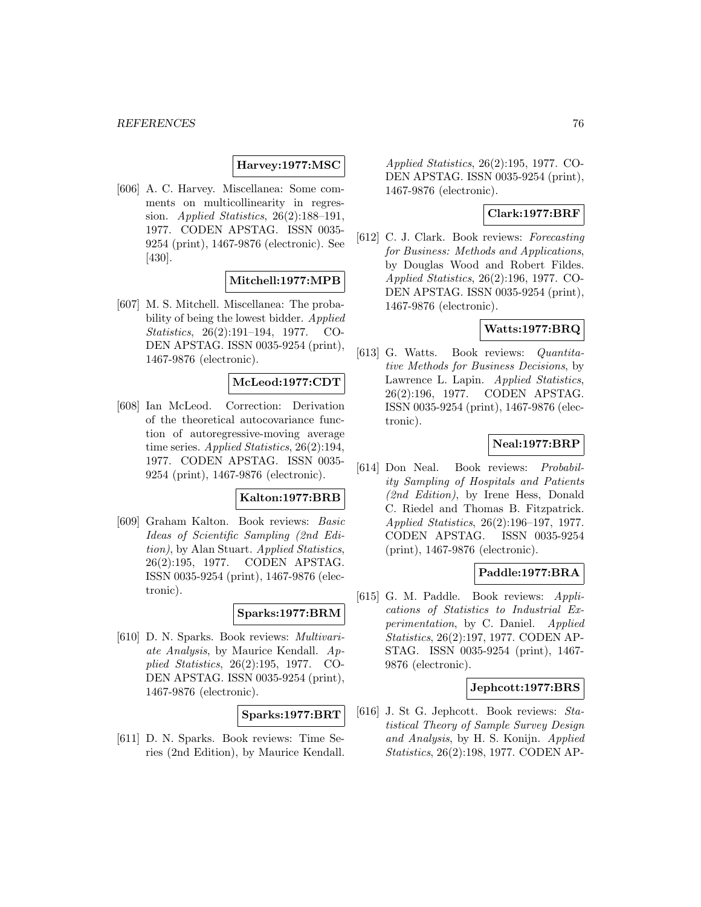**Harvey:1977:MSC**

[606] A. C. Harvey. Miscellanea: Some comments on multicollinearity in regression. *Applied Statistics*, 26(2):188–191, 1977. CODEN APSTAG. ISSN 0035-9254 (print), 1467-9876 (electronic). See [430].

**Mitchell:1977:MPB**

[607] M. S. Mitchell. Miscellanea: The probability of being the lowest bidder. *Applied Statistics*, 26(2):191–194, 1977. CODEN APSTAG. ISSN 0035-9254 (print), 1467-9876 (electronic).

**McLeod:1977:CDT**

[608] Ian McLeod. Correction: Derivation of the theoretical autocovariance function of autoregressive-moving average time series. *Applied Statistics*, 26(2):194, 1977. CODEN APSTAG. ISSN 0035-9254 (print), 1467-9876 (electronic).

**Kalton:1977:BRB**

[609] Graham Kalton. Book reviews: *Basic Ideas of Scientific Sampling (2nd Edition)*, by Alan Stuart. *Applied Statistics*, 26(2):195, 1977. CODEN APSTAG. ISSN 0035-9254 (print), 1467-9876 (electronic).

**Sparks:1977:BRM**

[610] D. N. Sparks. Book reviews: *Multivariate Analysis*, by Maurice Kendall. *Applied Statistics*, 26(2):195, 1977. CODEN APSTAG. ISSN 0035-9254 (print), 1467-9876 (electronic).

**Sparks:1977:BRT**

[611] D. N. Sparks. Book reviews: Time Series (2nd Edition), by Maurice Kendall. *Applied Statistics*, 26(2):195, 1977. CODEN APSTAG. ISSN 0035-9254 (print), 1467-9876 (electronic).

**Clark:1977:BRF**

[612] C. J. Clark. Book reviews: *Forecasting for Business: Methods and Applications*, by Douglas Wood and Robert Fildes. *Applied Statistics*, 26(2):196, 1977. CODEN APSTAG. ISSN 0035-9254 (print), 1467-9876 (electronic).

**Watts:1977:BRQ**

[613] G. Watts. Book reviews: *Quantitative Methods for Business Decisions*, by Lawrence L. Lapin. *Applied Statistics*, 26(2):196, 1977. CODEN APSTAG. ISSN 0035-9254 (print), 1467-9876 (electronic).

**Neal:1977:BRP**

[614] Don Neal. Book reviews: *Probability Sampling of Hospitals and Patients (2nd Edition)*, by Irene Hess, Donald C. Riedel and Thomas B. Fitzpatrick. *Applied Statistics*, 26(2):196–197, 1977. CODEN APSTAG. ISSN 0035-9254 (print), 1467-9876 (electronic).

**Paddle:1977:BRA**

[615] G. M. Paddle. Book reviews: *Applications of Statistics to Industrial Experimentation*, by C. Daniel. *Applied Statistics*, 26(2):197, 1977. CODEN APSTAG. ISSN 0035-9254 (print), 1467-9876 (electronic).

**Jephcott:1977:BRS**

[616] J. St G. Jephcott. Book reviews: *Statistical Theory of Sample Survey Design and Analysis*, by H. S. Konijn. *Applied Statistics*, 26(2):198, 1977. CODEN AP-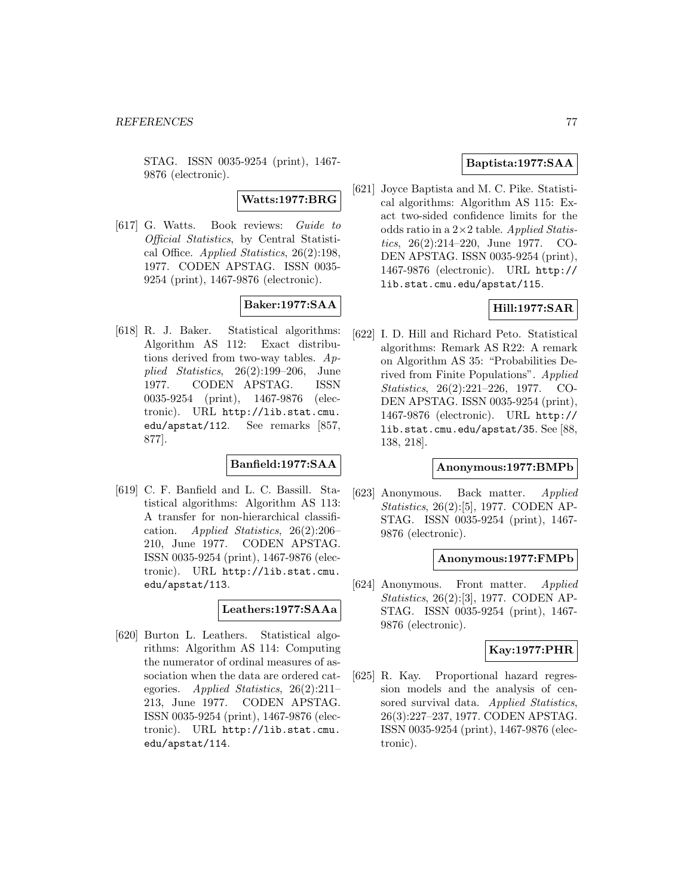STAG. ISSN 0035-9254 (print), 1467-9876 (electronic).

**Watts:1977:BRG**

[617] G. Watts. Book reviews: *Guide to Official Statistics*, by Central Statistical Office. *Applied Statistics*, 26(2):198, 1977. CODEN APSTAG. ISSN 0035-9254 (print), 1467-9876 (electronic).

**Baker:1977:SAA**

[618] R. J. Baker. Statistical algorithms: Algorithm AS 112: Exact distributions derived from two-way tables. *Applied Statistics*, 26(2):199–206, June 1977. CODEN APSTAG. ISSN 0035-9254 (print), 1467-9876 (electronic). URL http://lib.stat.cmu.edu/apstat/112. See remarks [857, 877].

**Banfield:1977:SAA**

[619] C. F. Banfield and L. C. Bassill. Statistical algorithms: Algorithm AS 113: A transfer for non-hierarchical classification. *Applied Statistics*, 26(2):206–210, June 1977. CODEN APSTAG. ISSN 0035-9254 (print), 1467-9876 (electronic). URL http://lib.stat.cmu.edu/apstat/113.

**Leathers:1977:SAAa**

[620] Burton L. Leathers. Statistical algorithms: Algorithm AS 114: Computing the numerator of ordinal measures of association when the data are ordered categories. *Applied Statistics*, 26(2):211–213, June 1977. CODEN APSTAG. ISSN 0035-9254 (print), 1467-9876 (electronic). URL http://lib.stat.cmu.edu/apstat/114.

**Baptista:1977:SAA**

[621] Joyce Baptista and M. C. Pike. Statistical algorithms: Algorithm AS 115: Exact two-sided confidence limits for the odds ratio in a 2×2 table. *Applied Statistics*, 26(2):214–220, June 1977. CODEN APSTAG. ISSN 0035-9254 (print), 1467-9876 (electronic). URL http://lib.stat.cmu.edu/apstat/115.

**Hill:1977:SAR**

[622] I. D. Hill and Richard Peto. Statistical algorithms: Remark AS R22: A remark on Algorithm AS 35: "Probabilities Derived from Finite Populations". *Applied Statistics*, 26(2):221–226, 1977. CODEN APSTAG. ISSN 0035-9254 (print), 1467-9876 (electronic). URL http://lib.stat.cmu.edu/apstat/35. See [88, 138, 218].

**Anonymous:1977:BMPb**

[623] Anonymous. Back matter. *Applied Statistics*, 26(2):[5], 1977. CODEN APSTAG. ISSN 0035-9254 (print), 1467-9876 (electronic).

**Anonymous:1977:FMPb**

[624] Anonymous. Front matter. *Applied Statistics*, 26(2):[3], 1977. CODEN APSTAG. ISSN 0035-9254 (print), 1467-9876 (electronic).

**Kay:1977:PHR**

[625] R. Kay. Proportional hazard regression models and the analysis of censored survival data. *Applied Statistics*, 26(3):227–237, 1977. CODEN APSTAG. ISSN 0035-9254 (print), 1467-9876 (electronic).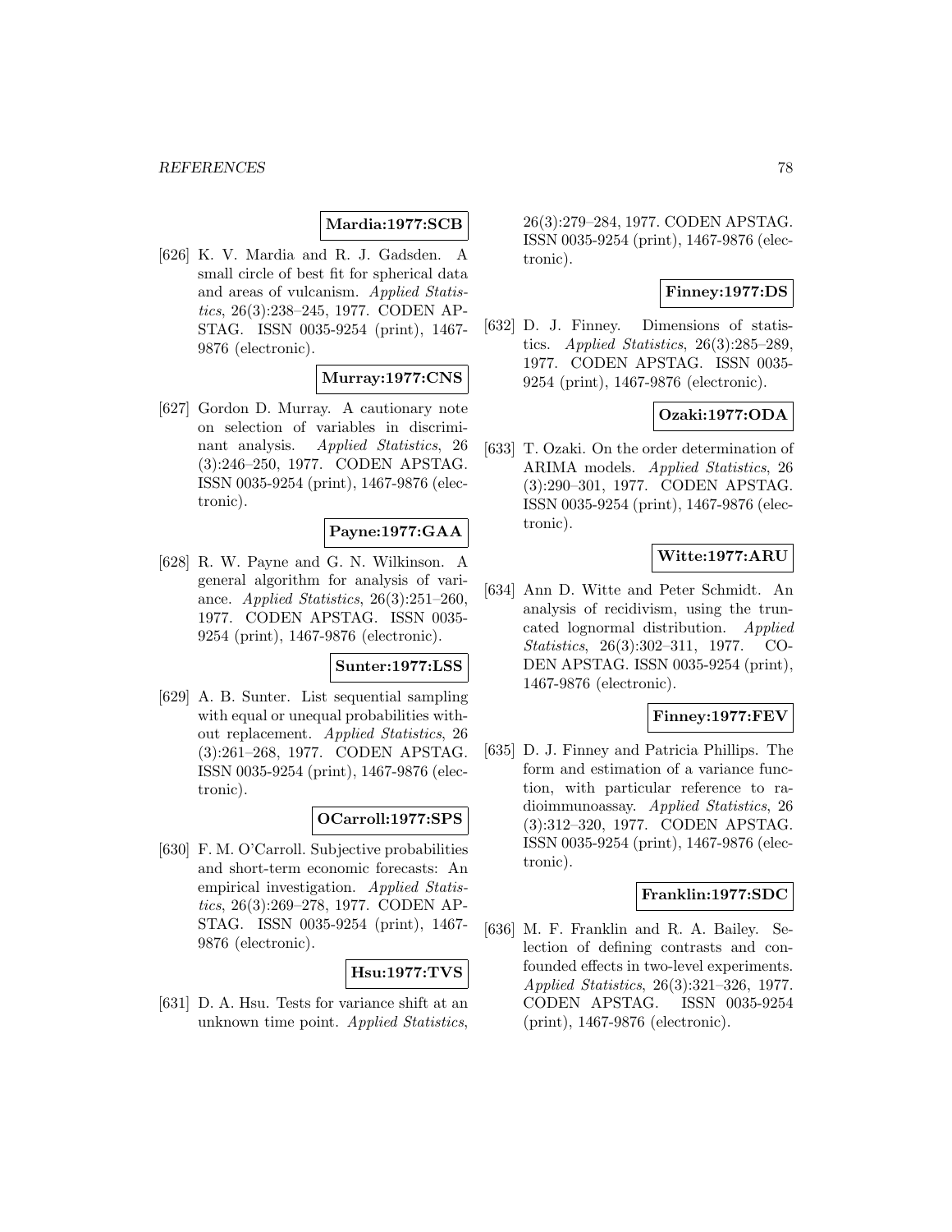**Mardia:1977:SCB**

[626] K. V. Mardia and R. J. Gadsden. A small circle of best fit for spherical data and areas of vulcanism. *Applied Statistics*, 26(3):238–245, 1977. CODEN APSTAG. ISSN 0035-9254 (print), 1467-9876 (electronic).

**Murray:1977:CNS**

[627] Gordon D. Murray. A cautionary note on selection of variables in discriminant analysis. *Applied Statistics*, 26 (3):246–250, 1977. CODEN APSTAG. ISSN 0035-9254 (print), 1467-9876 (electronic).

**Payne:1977:GAA**

[628] R. W. Payne and G. N. Wilkinson. A general algorithm for analysis of variance. *Applied Statistics*, 26(3):251–260, 1977. CODEN APSTAG. ISSN 0035-9254 (print), 1467-9876 (electronic).

**Sunter:1977:LSS**

[629] A. B. Sunter. List sequential sampling with equal or unequal probabilities without replacement. *Applied Statistics*, 26 (3):261–268, 1977. CODEN APSTAG. ISSN 0035-9254 (print), 1467-9876 (electronic).

**OCarroll:1977:SPS**

[630] F. M. O'Carroll. Subjective probabilities and short-term economic forecasts: An empirical investigation. *Applied Statistics*, 26(3):269–278, 1977. CODEN APSTAG. ISSN 0035-9254 (print), 1467-9876 (electronic).

**Hsu:1977:TVS**

[631] D. A. Hsu. Tests for variance shift at an unknown time point. *Applied Statistics*, 26(3):279–284, 1977. CODEN APSTAG. ISSN 0035-9254 (print), 1467-9876 (electronic).

**Finney:1977:DS**

[632] D. J. Finney. Dimensions of statistics. *Applied Statistics*, 26(3):285–289, 1977. CODEN APSTAG. ISSN 0035-9254 (print), 1467-9876 (electronic).

**Ozaki:1977:ODA**

[633] T. Ozaki. On the order determination of ARIMA models. *Applied Statistics*, 26 (3):290–301, 1977. CODEN APSTAG. ISSN 0035-9254 (print), 1467-9876 (electronic).

**Witte:1977:ARU**

[634] Ann D. Witte and Peter Schmidt. An analysis of recidivism, using the truncated lognormal distribution. *Applied Statistics*, 26(3):302–311, 1977. CODEN APSTAG. ISSN 0035-9254 (print), 1467-9876 (electronic).

**Finney:1977:FEV**

[635] D. J. Finney and Patricia Phillips. The form and estimation of a variance function, with particular reference to radioimmunoassay. *Applied Statistics*, 26 (3):312–320, 1977. CODEN APSTAG. ISSN 0035-9254 (print), 1467-9876 (electronic).

**Franklin:1977:SDC**

[636] M. F. Franklin and R. A. Bailey. Selection of defining contrasts and confounded effects in two-level experiments. *Applied Statistics*, 26(3):321–326, 1977. CODEN APSTAG. ISSN 0035-9254 (print), 1467-9876 (electronic).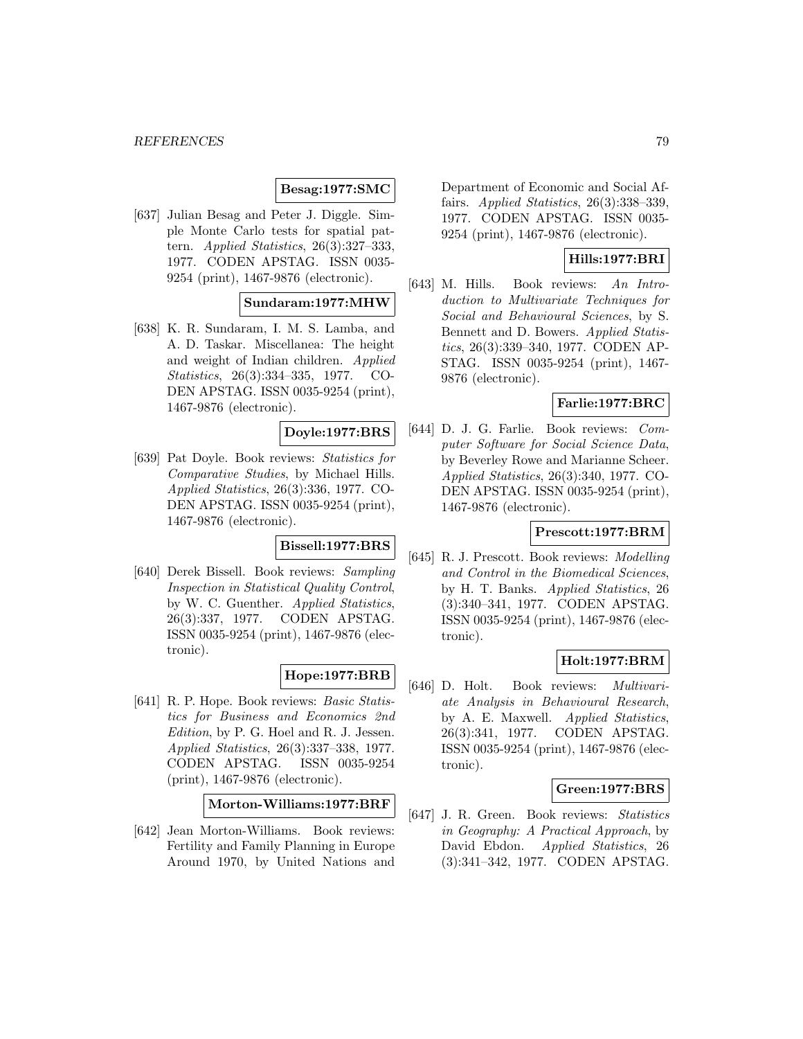**Besag:1977:SMC**

[637] Julian Besag and Peter J. Diggle. Simple Monte Carlo tests for spatial pattern. *Applied Statistics*, 26(3):327–333, 1977. CODEN APSTAG. ISSN 0035-9254 (print), 1467-9876 (electronic).

**Sundaram:1977:MHW**

[638] K. R. Sundaram, I. M. S. Lamba, and A. D. Taskar. Miscellanea: The height and weight of Indian children. *Applied Statistics*, 26(3):334–335, 1977. CODEN APSTAG. ISSN 0035-9254 (print), 1467-9876 (electronic).

**Doyle:1977:BRS**

[639] Pat Doyle. Book reviews: *Statistics for Comparative Studies*, by Michael Hills. *Applied Statistics*, 26(3):336, 1977. CODEN APSTAG. ISSN 0035-9254 (print), 1467-9876 (electronic).

**Bissell:1977:BRS**

[640] Derek Bissell. Book reviews: *Sampling Inspection in Statistical Quality Control*, by W. C. Guenther. *Applied Statistics*, 26(3):337, 1977. CODEN APSTAG. ISSN 0035-9254 (print), 1467-9876 (electronic).

**Hope:1977:BRB**

[641] R. P. Hope. Book reviews: *Basic Statistics for Business and Economics 2nd Edition*, by P. G. Hoel and R. J. Jessen. *Applied Statistics*, 26(3):337–338, 1977. CODEN APSTAG. ISSN 0035-9254 (print), 1467-9876 (electronic).

**Morton-Williams:1977:BRF**

[642] Jean Morton-Williams. Book reviews: Fertility and Family Planning in Europe Around 1970, by United Nations and Department of Economic and Social Affairs. *Applied Statistics*, 26(3):338–339, 1977. CODEN APSTAG. ISSN 0035-9254 (print), 1467-9876 (electronic).

**Hills:1977:BRI**

[643] M. Hills. Book reviews: *An Introduction to Multivariate Techniques for Social and Behavioural Sciences*, by S. Bennett and D. Bowers. *Applied Statistics*, 26(3):339–340, 1977. CODEN APSTAG. ISSN 0035-9254 (print), 1467-9876 (electronic).

**Farlie:1977:BRC**

[644] D. J. G. Farlie. Book reviews: *Computer Software for Social Science Data*, by Beverley Rowe and Marianne Scheer. *Applied Statistics*, 26(3):340, 1977. CODEN APSTAG. ISSN 0035-9254 (print), 1467-9876 (electronic).

**Prescott:1977:BRM**

[645] R. J. Prescott. Book reviews: *Modelling and Control in the Biomedical Sciences*, by H. T. Banks. *Applied Statistics*, 26 (3):340–341, 1977. CODEN APSTAG. ISSN 0035-9254 (print), 1467-9876 (electronic).

**Holt:1977:BRM**

[646] D. Holt. Book reviews: *Multivariate Analysis in Behavioural Research*, by A. E. Maxwell. *Applied Statistics*, 26(3):341, 1977. CODEN APSTAG. ISSN 0035-9254 (print), 1467-9876 (electronic).

**Green:1977:BRS**

[647] J. R. Green. Book reviews: *Statistics in Geography: A Practical Approach*, by David Ebdon. *Applied Statistics*, 26 (3):341–342, 1977. CODEN APSTAG.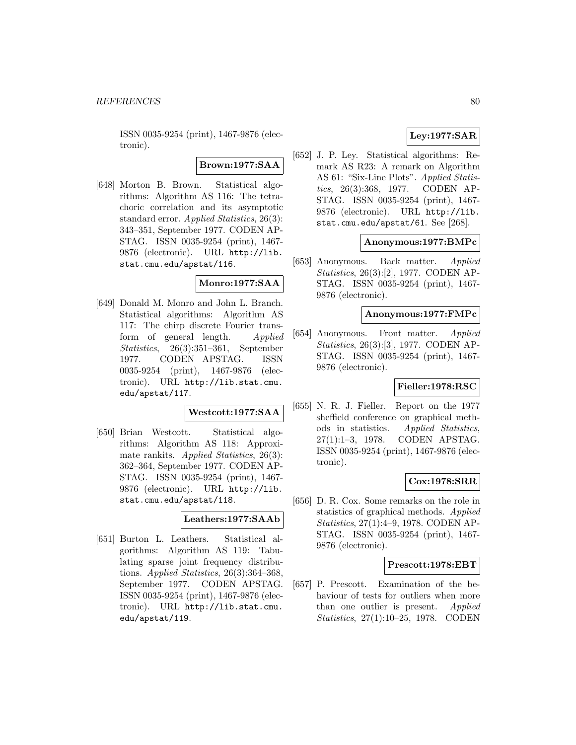ISSN 0035-9254 (print), 1467-9876 (electronic).

**Brown:1977:SAA**

[648] Morton B. Brown. Statistical algorithms: Algorithm AS 116: The tetrachoric correlation and its asymptotic standard error. *Applied Statistics*, 26(3): 343–351, September 1977. CODEN APSTAG. ISSN 0035-9254 (print), 1467-9876 (electronic). URL http://lib.stat.cmu.edu/apstat/116.

**Monro:1977:SAA**

[649] Donald M. Monro and John L. Branch. Statistical algorithms: Algorithm AS 117: The chirp discrete Fourier transform of general length. *Applied Statistics*, 26(3):351–361, September 1977. CODEN APSTAG. ISSN 0035-9254 (print), 1467-9876 (electronic). URL http://lib.stat.cmu.edu/apstat/117.

**Westcott:1977:SAA**

[650] Brian Westcott. Statistical algorithms: Algorithm AS 118: Approximate rankits. *Applied Statistics*, 26(3): 362–364, September 1977. CODEN APSTAG. ISSN 0035-9254 (print), 1467-9876 (electronic). URL http://lib.stat.cmu.edu/apstat/118.

**Leathers:1977:SAAb**

[651] Burton L. Leathers. Statistical algorithms: Algorithm AS 119: Tabulating sparse joint frequency distributions. *Applied Statistics*, 26(3):364–368, September 1977. CODEN APSTAG. ISSN 0035-9254 (print), 1467-9876 (electronic). URL http://lib.stat.cmu.edu/apstat/119.

**Ley:1977:SAR**

[652] J. P. Ley. Statistical algorithms: Remark AS R23: A remark on Algorithm AS 61: "Six-Line Plots". *Applied Statistics*, 26(3):368, 1977. CODEN APSTAG. ISSN 0035-9254 (print), 1467-9876 (electronic). URL http://lib.stat.cmu.edu/apstat/61. See [268].

**Anonymous:1977:BMPc**

[653] Anonymous. Back matter. *Applied Statistics*, 26(3):[2], 1977. CODEN APSTAG. ISSN 0035-9254 (print), 1467-9876 (electronic).

**Anonymous:1977:FMPc**

[654] Anonymous. Front matter. *Applied Statistics*, 26(3):[3], 1977. CODEN APSTAG. ISSN 0035-9254 (print), 1467-9876 (electronic).

**Fieller:1978:RSC**

[655] N. R. J. Fieller. Report on the 1977 sheffield conference on graphical methods in statistics. *Applied Statistics*, 27(1):1–3, 1978. CODEN APSTAG. ISSN 0035-9254 (print), 1467-9876 (electronic).

**Cox:1978:SRR**

[656] D. R. Cox. Some remarks on the role in statistics of graphical methods. *Applied Statistics*, 27(1):4–9, 1978. CODEN APSTAG. ISSN 0035-9254 (print), 1467-9876 (electronic).

**Prescott:1978:EBT**

[657] P. Prescott. Examination of the behaviour of tests for outliers when more than one outlier is present. *Applied Statistics*, 27(1):10–25, 1978. CODEN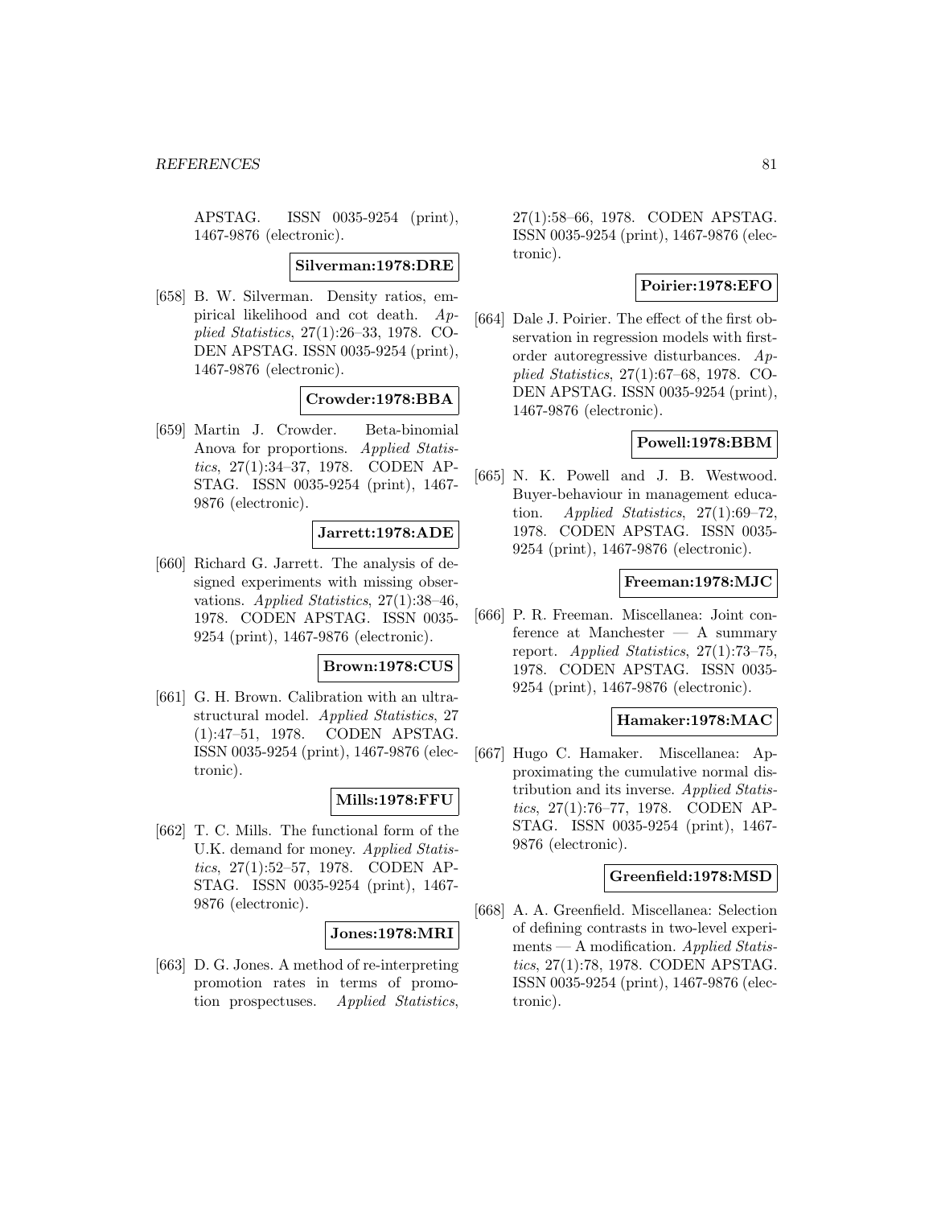APSTAG. ISSN 0035-9254 (print), 1467-9876 (electronic).

**Silverman:1978:DRE**

[658] B. W. Silverman. Density ratios, empirical likelihood and cot death. *Applied Statistics*, 27(1):26–33, 1978. CODEN APSTAG. ISSN 0035-9254 (print), 1467-9876 (electronic).

**Crowder:1978:BBA**

[659] Martin J. Crowder. Beta-binomial Anova for proportions. *Applied Statistics*, 27(1):34–37, 1978. CODEN APSTAG. ISSN 0035-9254 (print), 1467-9876 (electronic).

**Jarrett:1978:ADE**

[660] Richard G. Jarrett. The analysis of designed experiments with missing observations. *Applied Statistics*, 27(1):38–46, 1978. CODEN APSTAG. ISSN 0035-9254 (print), 1467-9876 (electronic).

**Brown:1978:CUS**

[661] G. H. Brown. Calibration with an ultrastructural model. *Applied Statistics*, 27 (1):47–51, 1978. CODEN APSTAG. ISSN 0035-9254 (print), 1467-9876 (electronic).

**Mills:1978:FFU**

[662] T. C. Mills. The functional form of the U.K. demand for money. *Applied Statistics*, 27(1):52–57, 1978. CODEN APSTAG. ISSN 0035-9254 (print), 1467-9876 (electronic).

**Jones:1978:MRI**

[663] D. G. Jones. A method of re-interpreting promotion rates in terms of promotion prospectuses. *Applied Statistics*, 27(1):58–66, 1978. CODEN APSTAG. ISSN 0035-9254 (print), 1467-9876 (electronic).

**Poirier:1978:EFO**

[664] Dale J. Poirier. The effect of the first observation in regression models with first-order autoregressive disturbances. *Applied Statistics*, 27(1):67–68, 1978. CODEN APSTAG. ISSN 0035-9254 (print), 1467-9876 (electronic).

**Powell:1978:BBM**

[665] N. K. Powell and J. B. Westwood. Buyer-behaviour in management education. *Applied Statistics*, 27(1):69–72, 1978. CODEN APSTAG. ISSN 0035-9254 (print), 1467-9876 (electronic).

**Freeman:1978:MJC**

[666] P. R. Freeman. Miscellanea: Joint conference at Manchester — A summary report. *Applied Statistics*, 27(1):73–75, 1978. CODEN APSTAG. ISSN 0035-9254 (print), 1467-9876 (electronic).

**Hamaker:1978:MAC**

[667] Hugo C. Hamaker. Miscellanea: Approximating the cumulative normal distribution and its inverse. *Applied Statistics*, 27(1):76–77, 1978. CODEN APSTAG. ISSN 0035-9254 (print), 1467-9876 (electronic).

**Greenfield:1978:MSD**

[668] A. A. Greenfield. Miscellanea: Selection of defining contrasts in two-level experiments — A modification. *Applied Statistics*, 27(1):78, 1978. CODEN APSTAG. ISSN 0035-9254 (print), 1467-9876 (electronic).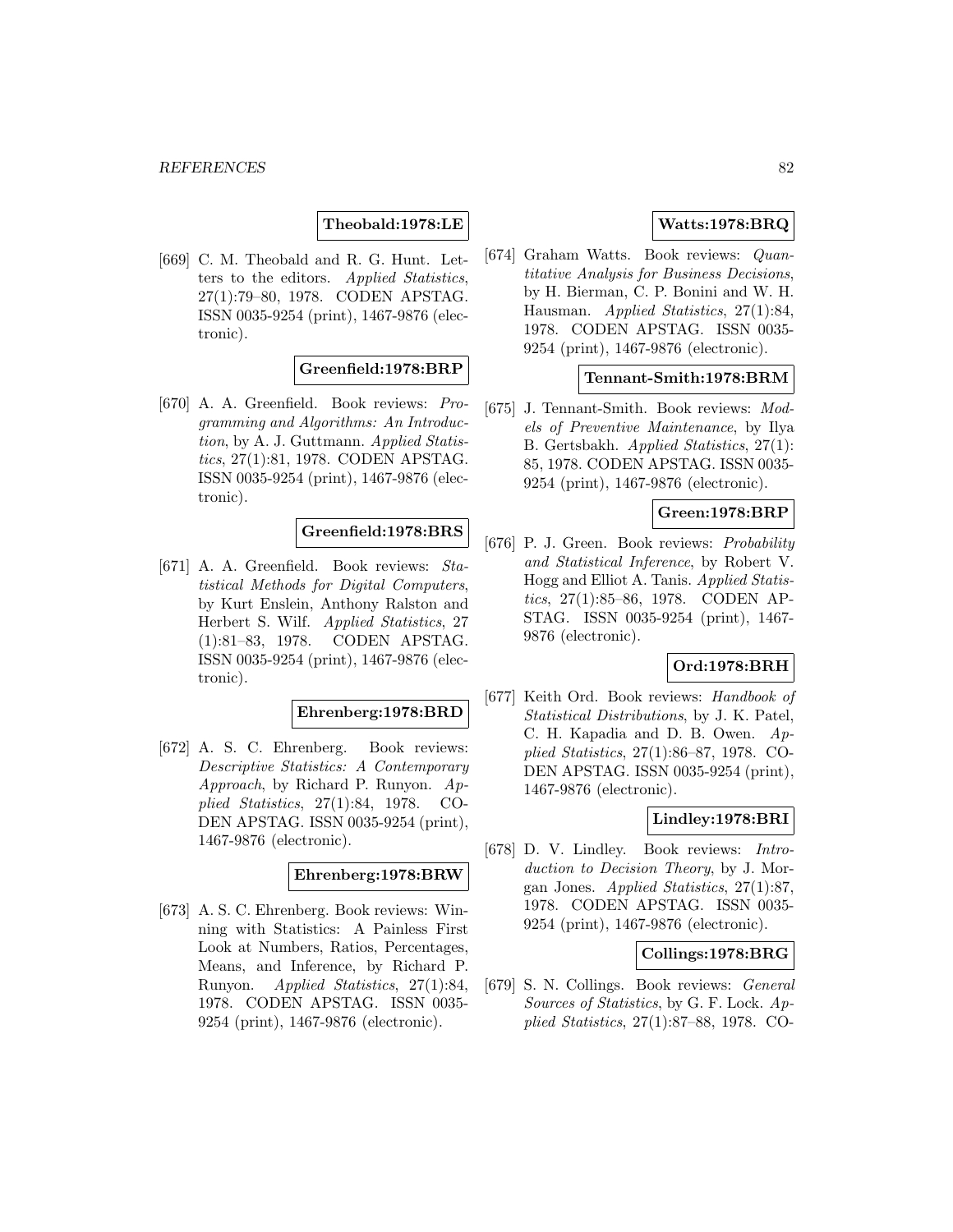**Theobald:1978:LE**

[669] C. M. Theobald and R. G. Hunt. Letters to the editors. *Applied Statistics*, 27(1):79–80, 1978. CODEN APSTAG. ISSN 0035-9254 (print), 1467-9876 (electronic).

**Greenfield:1978:BRP**

[670] A. A. Greenfield. Book reviews: *Programming and Algorithms: An Introduction*, by A. J. Guttmann. *Applied Statistics*, 27(1):81, 1978. CODEN APSTAG. ISSN 0035-9254 (print), 1467-9876 (electronic).

**Greenfield:1978:BRS**

[671] A. A. Greenfield. Book reviews: *Statistical Methods for Digital Computers*, by Kurt Enslein, Anthony Ralston and Herbert S. Wilf. *Applied Statistics*, 27 (1):81–83, 1978. CODEN APSTAG. ISSN 0035-9254 (print), 1467-9876 (electronic).

**Ehrenberg:1978:BRD**

[672] A. S. C. Ehrenberg. Book reviews: *Descriptive Statistics: A Contemporary Approach*, by Richard P. Runyon. *Applied Statistics*, 27(1):84, 1978. CODEN APSTAG. ISSN 0035-9254 (print), 1467-9876 (electronic).

**Ehrenberg:1978:BRW**

[673] A. S. C. Ehrenberg. Book reviews: Winning with Statistics: A Painless First Look at Numbers, Ratios, Percentages, Means, and Inference, by Richard P. Runyon. *Applied Statistics*, 27(1):84, 1978. CODEN APSTAG. ISSN 0035-9254 (print), 1467-9876 (electronic).

**Watts:1978:BRQ**

[674] Graham Watts. Book reviews: *Quantitative Analysis for Business Decisions*, by H. Bierman, C. P. Bonini and W. H. Hausman. *Applied Statistics*, 27(1):84, 1978. CODEN APSTAG. ISSN 0035-9254 (print), 1467-9876 (electronic).

**Tennant-Smith:1978:BRM**

[675] J. Tennant-Smith. Book reviews: *Models of Preventive Maintenance*, by Ilya B. Gertsbakh. *Applied Statistics*, 27(1): 85, 1978. CODEN APSTAG. ISSN 0035-9254 (print), 1467-9876 (electronic).

**Green:1978:BRP**

[676] P. J. Green. Book reviews: *Probability and Statistical Inference*, by Robert V. Hogg and Elliot A. Tanis. *Applied Statistics*, 27(1):85–86, 1978. CODEN APSTAG. ISSN 0035-9254 (print), 1467-9876 (electronic).

**Ord:1978:BRH**

[677] Keith Ord. Book reviews: *Handbook of Statistical Distributions*, by J. K. Patel, C. H. Kapadia and D. B. Owen. *Applied Statistics*, 27(1):86–87, 1978. CODEN APSTAG. ISSN 0035-9254 (print), 1467-9876 (electronic).

**Lindley:1978:BRI**

[678] D. V. Lindley. Book reviews: *Introduction to Decision Theory*, by J. Morgan Jones. *Applied Statistics*, 27(1):87, 1978. CODEN APSTAG. ISSN 0035-9254 (print), 1467-9876 (electronic).

**Collings:1978:BRG**

[679] S. N. Collings. Book reviews: *General Sources of Statistics*, by G. F. Lock. *Applied Statistics*, 27(1):87–88, 1978. CO-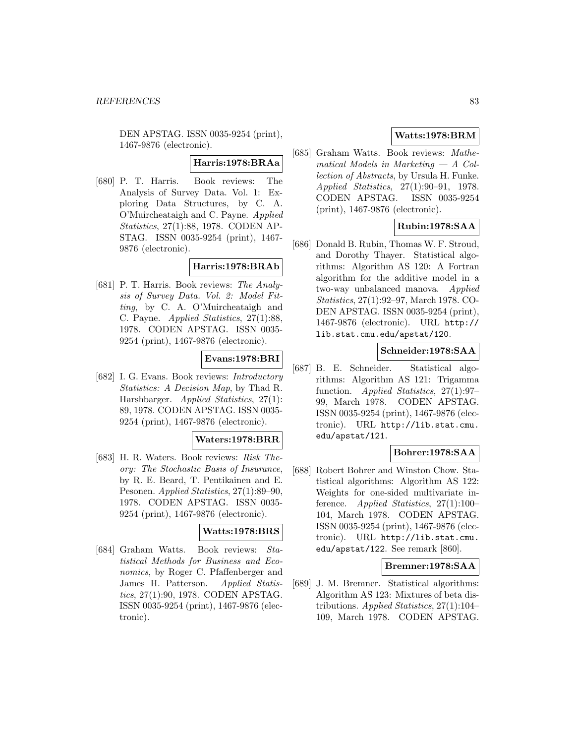DEN APSTAG. ISSN 0035-9254 (print), 1467-9876 (electronic).

**Harris:1978:BRAa**

[680] P. T. Harris. Book reviews: The Analysis of Survey Data. Vol. 1: Exploring Data Structures, by C. A. O'Muircheataigh and C. Payne. *Applied Statistics*, 27(1):88, 1978. CODEN APSTAG. ISSN 0035-9254 (print), 1467-9876 (electronic).

**Harris:1978:BRAb**

[681] P. T. Harris. Book reviews: *The Analysis of Survey Data. Vol. 2: Model Fitting*, by C. A. O'Muircheataigh and C. Payne. *Applied Statistics*, 27(1):88, 1978. CODEN APSTAG. ISSN 0035-9254 (print), 1467-9876 (electronic).

**Evans:1978:BRI**

[682] I. G. Evans. Book reviews: *Introductory Statistics: A Decision Map*, by Thad R. Harshbarger. *Applied Statistics*, 27(1): 89, 1978. CODEN APSTAG. ISSN 0035-9254 (print), 1467-9876 (electronic).

**Waters:1978:BRR**

[683] H. R. Waters. Book reviews: *Risk Theory: The Stochastic Basis of Insurance*, by R. E. Beard, T. Pentikainen and E. Pesonen. *Applied Statistics*, 27(1):89–90, 1978. CODEN APSTAG. ISSN 0035-9254 (print), 1467-9876 (electronic).

**Watts:1978:BRS**

[684] Graham Watts. Book reviews: *Statistical Methods for Business and Economics*, by Roger C. Pfaffenberger and James H. Patterson. *Applied Statistics*, 27(1):90, 1978. CODEN APSTAG. ISSN 0035-9254 (print), 1467-9876 (electronic).

**Watts:1978:BRM**

[685] Graham Watts. Book reviews: *Mathematical Models in Marketing — A Collection of Abstracts*, by Ursula H. Funke. *Applied Statistics*, 27(1):90–91, 1978. CODEN APSTAG. ISSN 0035-9254 (print), 1467-9876 (electronic).

**Rubin:1978:SAA**

[686] Donald B. Rubin, Thomas W. F. Stroud, and Dorothy Thayer. Statistical algorithms: Algorithm AS 120: A Fortran algorithm for the additive model in a two-way unbalanced manova. *Applied Statistics*, 27(1):92–97, March 1978. CODEN APSTAG. ISSN 0035-9254 (print), 1467-9876 (electronic). URL http://lib.stat.cmu.edu/apstat/120.

**Schneider:1978:SAA**

[687] B. E. Schneider. Statistical algorithms: Algorithm AS 121: Trigamma function. *Applied Statistics*, 27(1):97–99, March 1978. CODEN APSTAG. ISSN 0035-9254 (print), 1467-9876 (electronic). URL http://lib.stat.cmu.edu/apstat/121.

**Bohrer:1978:SAA**

[688] Robert Bohrer and Winston Chow. Statistical algorithms: Algorithm AS 122: Weights for one-sided multivariate inference. *Applied Statistics*, 27(1):100–104, March 1978. CODEN APSTAG. ISSN 0035-9254 (print), 1467-9876 (electronic). URL http://lib.stat.cmu.edu/apstat/122. See remark [860].

**Bremner:1978:SAA**

[689] J. M. Bremner. Statistical algorithms: Algorithm AS 123: Mixtures of beta distributions. *Applied Statistics*, 27(1):104–109, March 1978. CODEN APSTAG.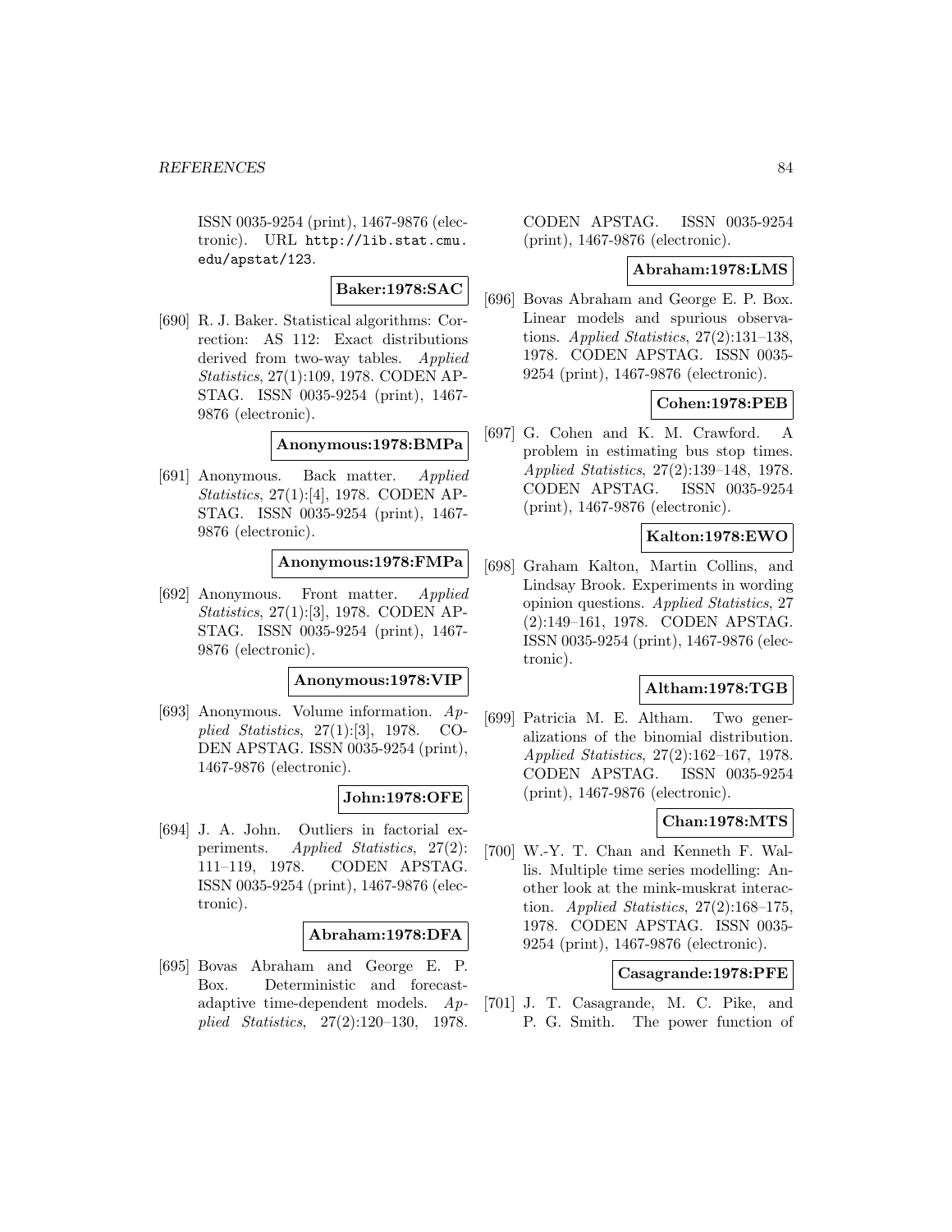ISSN 0035-9254 (print), 1467-9876 (electronic). URL http://lib.stat.cmu.edu/apstat/123.

**Baker:1978:SAC**

[690] R. J. Baker. Statistical algorithms: Correction: AS 112: Exact distributions derived from two-way tables. *Applied Statistics*, 27(1):109, 1978. CODEN APSTAG. ISSN 0035-9254 (print), 1467-9876 (electronic).

**Anonymous:1978:BMPa**

[691] Anonymous. Back matter. *Applied Statistics*, 27(1):[4], 1978. CODEN APSTAG. ISSN 0035-9254 (print), 1467-9876 (electronic).

**Anonymous:1978:FMPa**

[692] Anonymous. Front matter. *Applied Statistics*, 27(1):[3], 1978. CODEN APSTAG. ISSN 0035-9254 (print), 1467-9876 (electronic).

**Anonymous:1978:VIP**

[693] Anonymous. Volume information. *Applied Statistics*, 27(1):[3], 1978. CODEN APSTAG. ISSN 0035-9254 (print), 1467-9876 (electronic).

**John:1978:OFE**

[694] J. A. John. Outliers in factorial experiments. *Applied Statistics*, 27(2): 111–119, 1978. CODEN APSTAG. ISSN 0035-9254 (print), 1467-9876 (electronic).

**Abraham:1978:DFA**

[695] Bovas Abraham and George E. P. Box. Deterministic and forecast-adaptive time-dependent models. *Applied Statistics*, 27(2):120–130, 1978. CODEN APSTAG. ISSN 0035-9254 (print), 1467-9876 (electronic).

**Abraham:1978:LMS**

[696] Bovas Abraham and George E. P. Box. Linear models and spurious observations. *Applied Statistics*, 27(2):131–138, 1978. CODEN APSTAG. ISSN 0035-9254 (print), 1467-9876 (electronic).

**Cohen:1978:PEB**

[697] G. Cohen and K. M. Crawford. A problem in estimating bus stop times. *Applied Statistics*, 27(2):139–148, 1978. CODEN APSTAG. ISSN 0035-9254 (print), 1467-9876 (electronic).

**Kalton:1978:EWO**

[698] Graham Kalton, Martin Collins, and Lindsay Brook. Experiments in wording opinion questions. *Applied Statistics*, 27 (2):149–161, 1978. CODEN APSTAG. ISSN 0035-9254 (print), 1467-9876 (electronic).

**Altham:1978:TGB**

[699] Patricia M. E. Altham. Two generalizations of the binomial distribution. *Applied Statistics*, 27(2):162–167, 1978. CODEN APSTAG. ISSN 0035-9254 (print), 1467-9876 (electronic).

**Chan:1978:MTS**

[700] W.-Y. T. Chan and Kenneth F. Wallis. Multiple time series modelling: Another look at the mink-muskrat interaction. *Applied Statistics*, 27(2):168–175, 1978. CODEN APSTAG. ISSN 0035-9254 (print), 1467-9876 (electronic).

**Casagrande:1978:PFE**

[701] J. T. Casagrande, M. C. Pike, and P. G. Smith. The power function of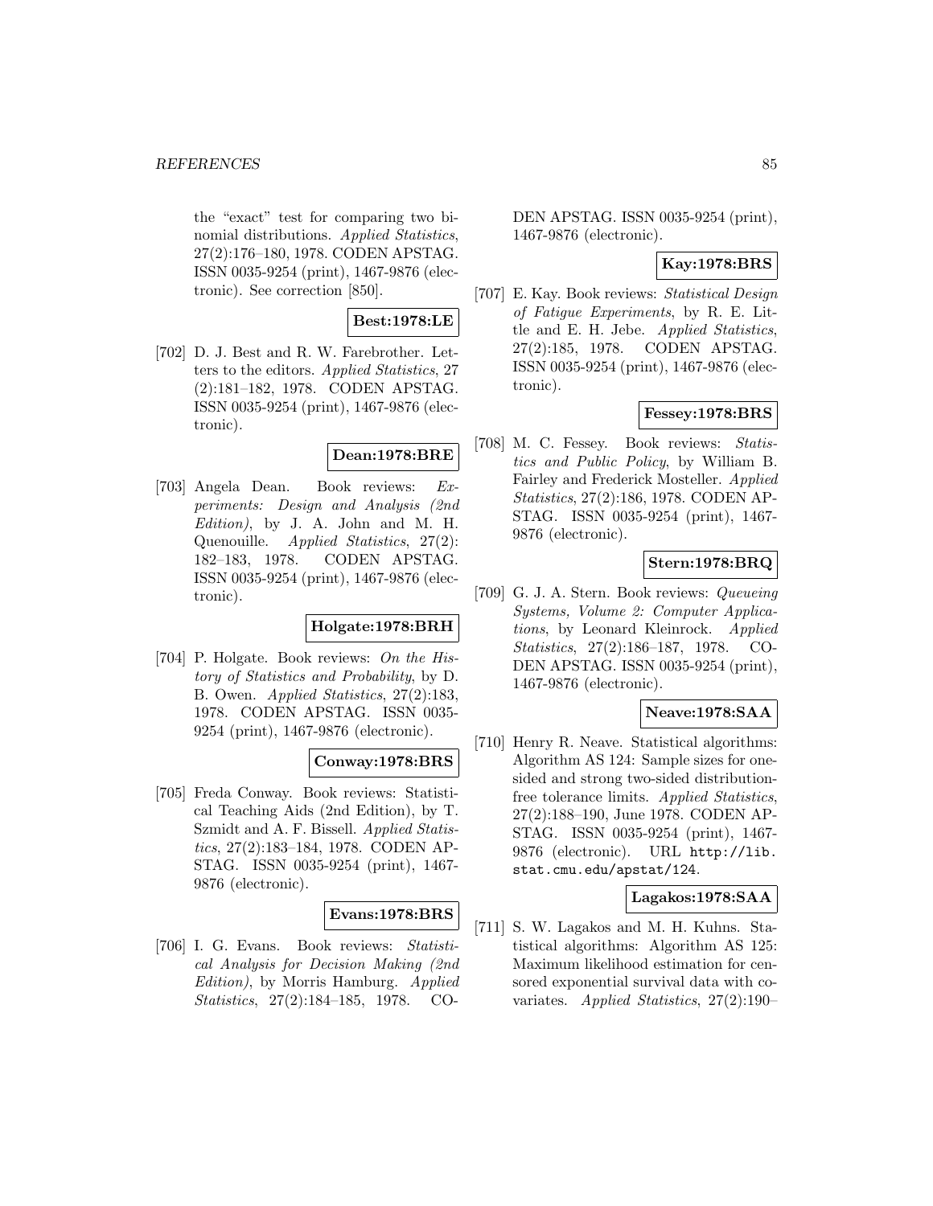the "exact" test for comparing two binomial distributions. *Applied Statistics*, 27(2):176–180, 1978. CODEN APSTAG. ISSN 0035-9254 (print), 1467-9876 (electronic). See correction [850].

**Best:1978:LE**

[702] D. J. Best and R. W. Farebrother. Letters to the editors. *Applied Statistics*, 27 (2):181–182, 1978. CODEN APSTAG. ISSN 0035-9254 (print), 1467-9876 (electronic).

**Dean:1978:BRE**

[703] Angela Dean. Book reviews: *Experiments: Design and Analysis (2nd Edition)*, by J. A. John and M. H. Quenouille. *Applied Statistics*, 27(2): 182–183, 1978. CODEN APSTAG. ISSN 0035-9254 (print), 1467-9876 (electronic).

**Holgate:1978:BRH**

[704] P. Holgate. Book reviews: *On the History of Statistics and Probability*, by D. B. Owen. *Applied Statistics*, 27(2):183, 1978. CODEN APSTAG. ISSN 0035-9254 (print), 1467-9876 (electronic).

**Conway:1978:BRS**

[705] Freda Conway. Book reviews: Statistical Teaching Aids (2nd Edition), by T. Szmidt and A. F. Bissell. *Applied Statistics*, 27(2):183–184, 1978. CODEN APSTAG. ISSN 0035-9254 (print), 1467-9876 (electronic).

**Evans:1978:BRS**

[706] I. G. Evans. Book reviews: *Statistical Analysis for Decision Making (2nd Edition)*, by Morris Hamburg. *Applied Statistics*, 27(2):184–185, 1978. CODEN APSTAG. ISSN 0035-9254 (print), 1467-9876 (electronic).

**Kay:1978:BRS**

[707] E. Kay. Book reviews: *Statistical Design of Fatigue Experiments*, by R. E. Little and E. H. Jebe. *Applied Statistics*, 27(2):185, 1978. CODEN APSTAG. ISSN 0035-9254 (print), 1467-9876 (electronic).

**Fessey:1978:BRS**

[708] M. C. Fessey. Book reviews: *Statistics and Public Policy*, by William B. Fairley and Frederick Mosteller. *Applied Statistics*, 27(2):186, 1978. CODEN APSTAG. ISSN 0035-9254 (print), 1467-9876 (electronic).

**Stern:1978:BRQ**

[709] G. J. A. Stern. Book reviews: *Queueing Systems, Volume 2: Computer Applications*, by Leonard Kleinrock. *Applied Statistics*, 27(2):186–187, 1978. CODEN APSTAG. ISSN 0035-9254 (print), 1467-9876 (electronic).

**Neave:1978:SAA**

[710] Henry R. Neave. Statistical algorithms: Algorithm AS 124: Sample sizes for one-sided and strong two-sided distribution-free tolerance limits. *Applied Statistics*, 27(2):188–190, June 1978. CODEN APSTAG. ISSN 0035-9254 (print), 1467-9876 (electronic). URL http://lib.stat.cmu.edu/apstat/124.

**Lagakos:1978:SAA**

[711] S. W. Lagakos and M. H. Kuhns. Statistical algorithms: Algorithm AS 125: Maximum likelihood estimation for censored exponential survival data with covariates. *Applied Statistics*, 27(2):190–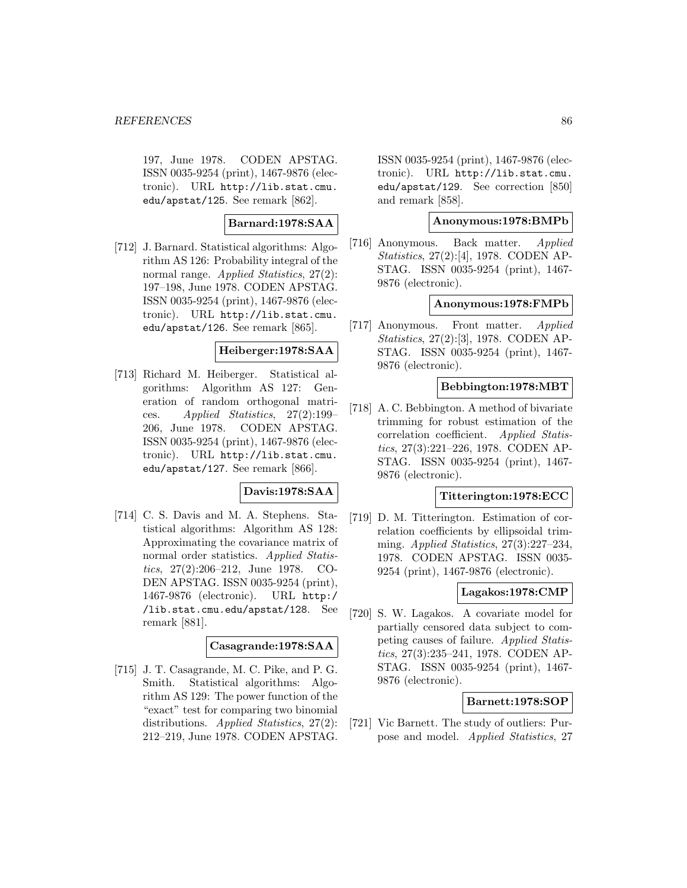197, June 1978. CODEN APSTAG. ISSN 0035-9254 (print), 1467-9876 (electronic). URL http://lib.stat.cmu.edu/apstat/125. See remark [862].

**Barnard:1978:SAA**

[712] J. Barnard. Statistical algorithms: Algorithm AS 126: Probability integral of the normal range. *Applied Statistics*, 27(2): 197–198, June 1978. CODEN APSTAG. ISSN 0035-9254 (print), 1467-9876 (electronic). URL http://lib.stat.cmu.edu/apstat/126. See remark [865].

**Heiberger:1978:SAA**

[713] Richard M. Heiberger. Statistical algorithms: Algorithm AS 127: Generation of random orthogonal matrices. *Applied Statistics*, 27(2):199–206, June 1978. CODEN APSTAG. ISSN 0035-9254 (print), 1467-9876 (electronic). URL http://lib.stat.cmu.edu/apstat/127. See remark [866].

**Davis:1978:SAA**

[714] C. S. Davis and M. A. Stephens. Statistical algorithms: Algorithm AS 128: Approximating the covariance matrix of normal order statistics. *Applied Statistics*, 27(2):206–212, June 1978. CODEN APSTAG. ISSN 0035-9254 (print), 1467-9876 (electronic). URL http://lib.stat.cmu.edu/apstat/128. See remark [881].

**Casagrande:1978:SAA**

[715] J. T. Casagrande, M. C. Pike, and P. G. Smith. Statistical algorithms: Algorithm AS 129: The power function of the "exact" test for comparing two binomial distributions. *Applied Statistics*, 27(2): 212–219, June 1978. CODEN APSTAG. ISSN 0035-9254 (print), 1467-9876 (electronic). URL http://lib.stat.cmu.edu/apstat/129. See correction [850] and remark [858].

**Anonymous:1978:BMPb**

[716] Anonymous. Back matter. *Applied Statistics*, 27(2):[4], 1978. CODEN APSTAG. ISSN 0035-9254 (print), 1467-9876 (electronic).

**Anonymous:1978:FMPb**

[717] Anonymous. Front matter. *Applied Statistics*, 27(2):[3], 1978. CODEN APSTAG. ISSN 0035-9254 (print), 1467-9876 (electronic).

**Bebbington:1978:MBT**

[718] A. C. Bebbington. A method of bivariate trimming for robust estimation of the correlation coefficient. *Applied Statistics*, 27(3):221–226, 1978. CODEN APSTAG. ISSN 0035-9254 (print), 1467-9876 (electronic).

**Titterington:1978:ECC**

[719] D. M. Titterington. Estimation of correlation coefficients by ellipsoidal trimming. *Applied Statistics*, 27(3):227–234, 1978. CODEN APSTAG. ISSN 0035-9254 (print), 1467-9876 (electronic).

**Lagakos:1978:CMP**

[720] S. W. Lagakos. A covariate model for partially censored data subject to competing causes of failure. *Applied Statistics*, 27(3):235–241, 1978. CODEN APSTAG. ISSN 0035-9254 (print), 1467-9876 (electronic).

**Barnett:1978:SOP**

[721] Vic Barnett. The study of outliers: Purpose and model. *Applied Statistics*, 27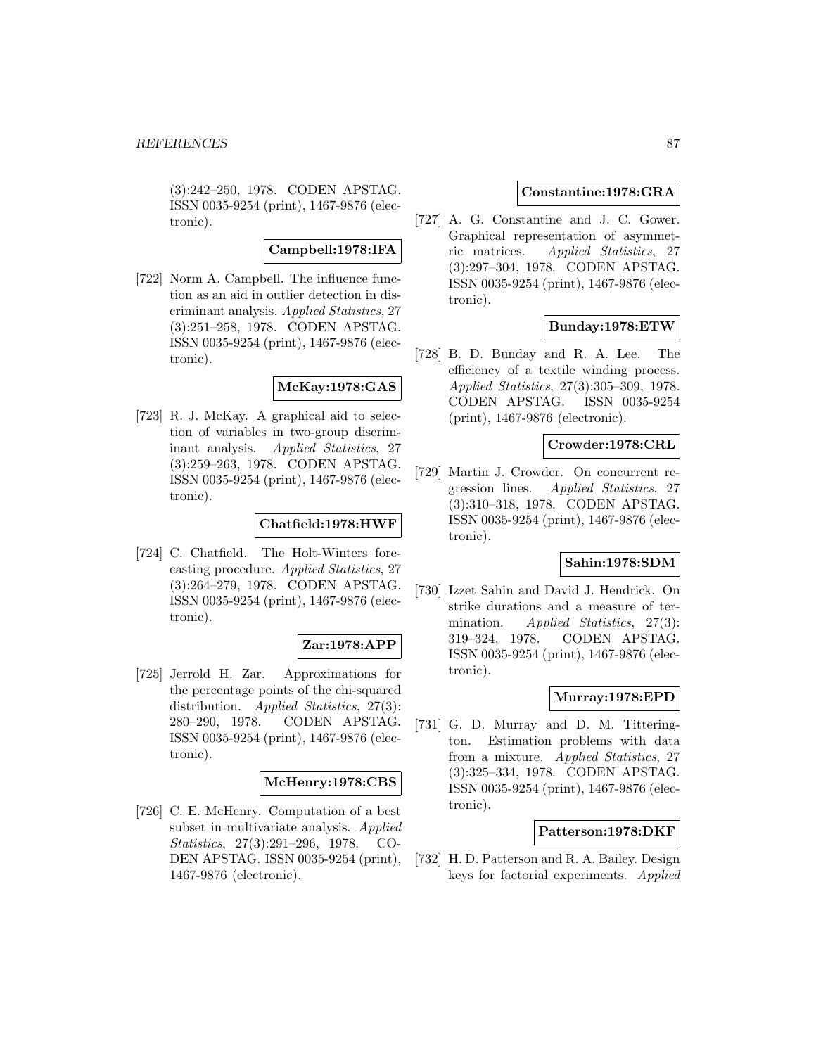(3):242–250, 1978. CODEN APSTAG. ISSN 0035-9254 (print), 1467-9876 (electronic).

**Campbell:1978:IFA**

[722] Norm A. Campbell. The influence function as an aid in outlier detection in discriminant analysis. *Applied Statistics*, 27 (3):251–258, 1978. CODEN APSTAG. ISSN 0035-9254 (print), 1467-9876 (electronic).

**McKay:1978:GAS**

[723] R. J. McKay. A graphical aid to selection of variables in two-group discriminant analysis. *Applied Statistics*, 27 (3):259–263, 1978. CODEN APSTAG. ISSN 0035-9254 (print), 1467-9876 (electronic).

**Chatfield:1978:HWF**

[724] C. Chatfield. The Holt-Winters forecasting procedure. *Applied Statistics*, 27 (3):264–279, 1978. CODEN APSTAG. ISSN 0035-9254 (print), 1467-9876 (electronic).

**Zar:1978:APP**

[725] Jerrold H. Zar. Approximations for the percentage points of the chi-squared distribution. *Applied Statistics*, 27(3): 280–290, 1978. CODEN APSTAG. ISSN 0035-9254 (print), 1467-9876 (electronic).

**McHenry:1978:CBS**

[726] C. E. McHenry. Computation of a best subset in multivariate analysis. *Applied Statistics*, 27(3):291–296, 1978. CODEN APSTAG. ISSN 0035-9254 (print), 1467-9876 (electronic).

**Constantine:1978:GRA**

[727] A. G. Constantine and J. C. Gower. Graphical representation of asymmetric matrices. *Applied Statistics*, 27 (3):297–304, 1978. CODEN APSTAG. ISSN 0035-9254 (print), 1467-9876 (electronic).

**Bunday:1978:ETW**

[728] B. D. Bunday and R. A. Lee. The efficiency of a textile winding process. *Applied Statistics*, 27(3):305–309, 1978. CODEN APSTAG. ISSN 0035-9254 (print), 1467-9876 (electronic).

**Crowder:1978:CRL**

[729] Martin J. Crowder. On concurrent regression lines. *Applied Statistics*, 27 (3):310–318, 1978. CODEN APSTAG. ISSN 0035-9254 (print), 1467-9876 (electronic).

**Sahin:1978:SDM**

[730] Izzet Sahin and David J. Hendrick. On strike durations and a measure of termination. *Applied Statistics*, 27(3): 319–324, 1978. CODEN APSTAG. ISSN 0035-9254 (print), 1467-9876 (electronic).

**Murray:1978:EPD**

[731] G. D. Murray and D. M. Titterington. Estimation problems with data from a mixture. *Applied Statistics*, 27 (3):325–334, 1978. CODEN APSTAG. ISSN 0035-9254 (print), 1467-9876 (electronic).

**Patterson:1978:DKF**

[732] H. D. Patterson and R. A. Bailey. Design keys for factorial experiments. *Applied*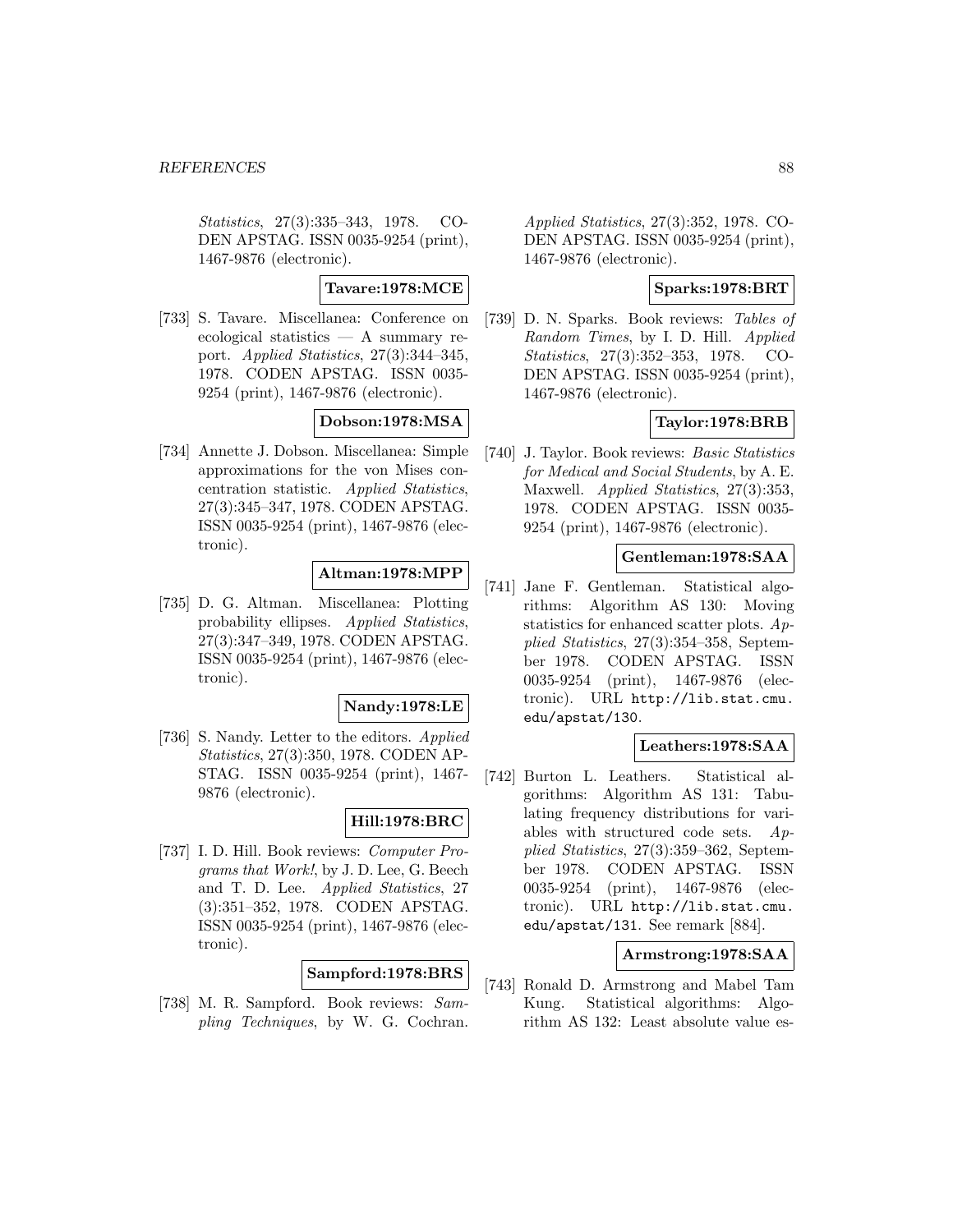*Statistics*, 27(3):335–343, 1978. CODEN APSTAG. ISSN 0035-9254 (print), 1467-9876 (electronic).

**Tavare:1978:MCE**

[733] S. Tavare. Miscellanea: Conference on ecological statistics — A summary report. *Applied Statistics*, 27(3):344–345, 1978. CODEN APSTAG. ISSN 0035-9254 (print), 1467-9876 (electronic).

**Dobson:1978:MSA**

[734] Annette J. Dobson. Miscellanea: Simple approximations for the von Mises concentration statistic. *Applied Statistics*, 27(3):345–347, 1978. CODEN APSTAG. ISSN 0035-9254 (print), 1467-9876 (electronic).

**Altman:1978:MPP**

[735] D. G. Altman. Miscellanea: Plotting probability ellipses. *Applied Statistics*, 27(3):347–349, 1978. CODEN APSTAG. ISSN 0035-9254 (print), 1467-9876 (electronic).

**Nandy:1978:LE**

[736] S. Nandy. Letter to the editors. *Applied Statistics*, 27(3):350, 1978. CODEN APSTAG. ISSN 0035-9254 (print), 1467-9876 (electronic).

**Hill:1978:BRC**

[737] I. D. Hill. Book reviews: *Computer Programs that Work!*, by J. D. Lee, G. Beech and T. D. Lee. *Applied Statistics*, 27 (3):351–352, 1978. CODEN APSTAG. ISSN 0035-9254 (print), 1467-9876 (electronic).

**Sampford:1978:BRS**

[738] M. R. Sampford. Book reviews: *Sampling Techniques*, by W. G. Cochran. *Applied Statistics*, 27(3):352, 1978. CODEN APSTAG. ISSN 0035-9254 (print), 1467-9876 (electronic).

**Sparks:1978:BRT**

[739] D. N. Sparks. Book reviews: *Tables of Random Times*, by I. D. Hill. *Applied Statistics*, 27(3):352–353, 1978. CODEN APSTAG. ISSN 0035-9254 (print), 1467-9876 (electronic).

**Taylor:1978:BRB**

[740] J. Taylor. Book reviews: *Basic Statistics for Medical and Social Students*, by A. E. Maxwell. *Applied Statistics*, 27(3):353, 1978. CODEN APSTAG. ISSN 0035-9254 (print), 1467-9876 (electronic).

**Gentleman:1978:SAA**

[741] Jane F. Gentleman. Statistical algorithms: Algorithm AS 130: Moving statistics for enhanced scatter plots. *Applied Statistics*, 27(3):354–358, September 1978. CODEN APSTAG. ISSN 0035-9254 (print), 1467-9876 (electronic). URL http://lib.stat.cmu.edu/apstat/130.

**Leathers:1978:SAA**

[742] Burton L. Leathers. Statistical algorithms: Algorithm AS 131: Tabulating frequency distributions for variables with structured code sets. *Applied Statistics*, 27(3):359–362, September 1978. CODEN APSTAG. ISSN 0035-9254 (print), 1467-9876 (electronic). URL http://lib.stat.cmu.edu/apstat/131. See remark [884].

**Armstrong:1978:SAA**

[743] Ronald D. Armstrong and Mabel Tam Kung. Statistical algorithms: Algorithm AS 132: Least absolute value es-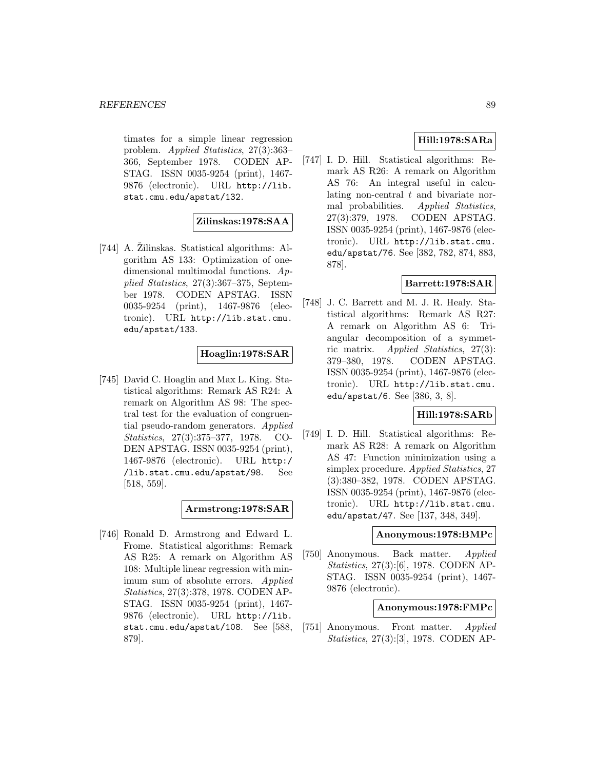timates for a simple linear regression problem. *Applied Statistics*, 27(3):363–366, September 1978. CODEN APSTAG. ISSN 0035-9254 (print), 1467-9876 (electronic). URL http://lib.stat.cmu.edu/apstat/132.

**Zilinskas:1978:SAA**

[744] A. Žilinskas. Statistical algorithms: Algorithm AS 133: Optimization of one-dimensional multimodal functions. *Applied Statistics*, 27(3):367–375, September 1978. CODEN APSTAG. ISSN 0035-9254 (print), 1467-9876 (electronic). URL http://lib.stat.cmu.edu/apstat/133.

**Hoaglin:1978:SAR**

[745] David C. Hoaglin and Max L. King. Statistical algorithms: Remark AS R24: A remark on Algorithm AS 98: The spectral test for the evaluation of congruential pseudo-random generators. *Applied Statistics*, 27(3):375–377, 1978. CODEN APSTAG. ISSN 0035-9254 (print), 1467-9876 (electronic). URL http://lib.stat.cmu.edu/apstat/98. See [518, 559].

**Armstrong:1978:SAR**

[746] Ronald D. Armstrong and Edward L. Frome. Statistical algorithms: Remark AS R25: A remark on Algorithm AS 108: Multiple linear regression with minimum sum of absolute errors. *Applied Statistics*, 27(3):378, 1978. CODEN APSTAG. ISSN 0035-9254 (print), 1467-9876 (electronic). URL http://lib.stat.cmu.edu/apstat/108. See [588, 879].

**Hill:1978:SARa**

[747] I. D. Hill. Statistical algorithms: Remark AS R26: A remark on Algorithm AS 76: An integral useful in calculating non-central $t$ and bivariate normal probabilities. *Applied Statistics*, 27(3):379, 1978. CODEN APSTAG. ISSN 0035-9254 (print), 1467-9876 (electronic). URL http://lib.stat.cmu.edu/apstat/76. See [382, 782, 874, 883, 878].

**Barrett:1978:SAR**

[748] J. C. Barrett and M. J. R. Healy. Statistical algorithms: Remark AS R27: A remark on Algorithm AS 6: Triangular decomposition of a symmetric matrix. *Applied Statistics*, 27(3):379–380, 1978. CODEN APSTAG. ISSN 0035-9254 (print), 1467-9876 (electronic). URL http://lib.stat.cmu.edu/apstat/6. See [386, 3, 8].

**Hill:1978:SARb**

[749] I. D. Hill. Statistical algorithms: Remark AS R28: A remark on Algorithm AS 47: Function minimization using a simplex procedure. *Applied Statistics*, 27(3):380–382, 1978. CODEN APSTAG. ISSN 0035-9254 (print), 1467-9876 (electronic). URL http://lib.stat.cmu.edu/apstat/47. See [137, 348, 349].

**Anonymous:1978:BMPc**

[750] Anonymous. Back matter. *Applied Statistics*, 27(3):[6], 1978. CODEN APSTAG. ISSN 0035-9254 (print), 1467-9876 (electronic).

**Anonymous:1978:FMPc**

[751] Anonymous. Front matter. *Applied Statistics*, 27(3):[3], 1978. CODEN AP-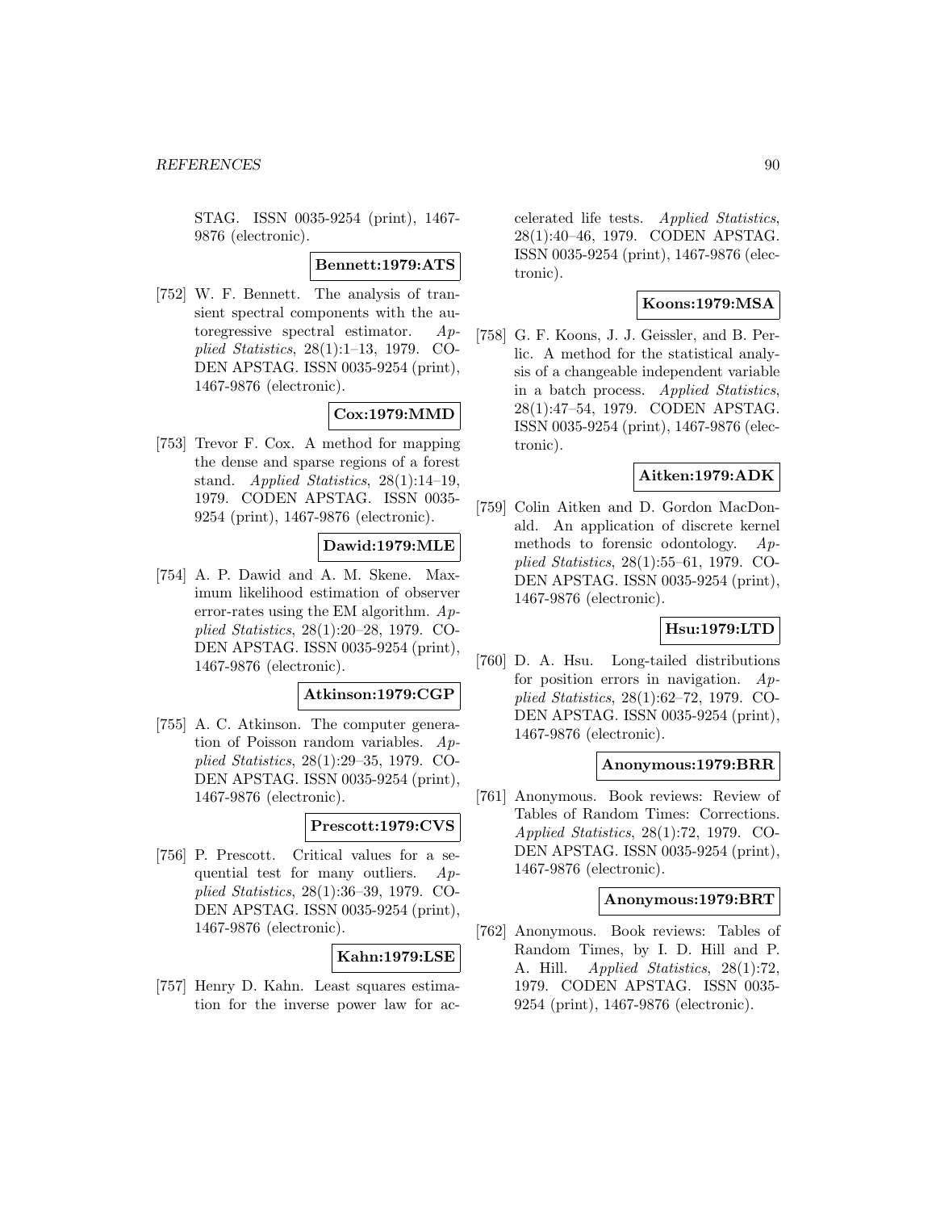STAG. ISSN 0035-9254 (print), 1467-9876 (electronic).

**Bennett:1979:ATS**

[752] W. F. Bennett. The analysis of transient spectral components with the autoregressive spectral estimator. *Applied Statistics*, 28(1):1–13, 1979. CODEN APSTAG. ISSN 0035-9254 (print), 1467-9876 (electronic).

**Cox:1979:MMD**

[753] Trevor F. Cox. A method for mapping the dense and sparse regions of a forest stand. *Applied Statistics*, 28(1):14–19, 1979. CODEN APSTAG. ISSN 0035-9254 (print), 1467-9876 (electronic).

**Dawid:1979:MLE**

[754] A. P. Dawid and A. M. Skene. Maximum likelihood estimation of observer error-rates using the EM algorithm. *Applied Statistics*, 28(1):20–28, 1979. CODEN APSTAG. ISSN 0035-9254 (print), 1467-9876 (electronic).

**Atkinson:1979:CGP**

[755] A. C. Atkinson. The computer generation of Poisson random variables. *Applied Statistics*, 28(1):29–35, 1979. CODEN APSTAG. ISSN 0035-9254 (print), 1467-9876 (electronic).

**Prescott:1979:CVS**

[756] P. Prescott. Critical values for a sequential test for many outliers. *Applied Statistics*, 28(1):36–39, 1979. CODEN APSTAG. ISSN 0035-9254 (print), 1467-9876 (electronic).

**Kahn:1979:LSE**

[757] Henry D. Kahn. Least squares estimation for the inverse power law for accelerated life tests. *Applied Statistics*, 28(1):40–46, 1979. CODEN APSTAG. ISSN 0035-9254 (print), 1467-9876 (electronic).

**Koons:1979:MSA**

[758] G. F. Koons, J. J. Geissler, and B. Perlic. A method for the statistical analysis of a changeable independent variable in a batch process. *Applied Statistics*, 28(1):47–54, 1979. CODEN APSTAG. ISSN 0035-9254 (print), 1467-9876 (electronic).

**Aitken:1979:ADK**

[759] Colin Aitken and D. Gordon MacDonald. An application of discrete kernel methods to forensic odontology. *Applied Statistics*, 28(1):55–61, 1979. CODEN APSTAG. ISSN 0035-9254 (print), 1467-9876 (electronic).

**Hsu:1979:LTD**

[760] D. A. Hsu. Long-tailed distributions for position errors in navigation. *Applied Statistics*, 28(1):62–72, 1979. CODEN APSTAG. ISSN 0035-9254 (print), 1467-9876 (electronic).

**Anonymous:1979:BRR**

[761] Anonymous. Book reviews: Review of Tables of Random Times: Corrections. *Applied Statistics*, 28(1):72, 1979. CODEN APSTAG. ISSN 0035-9254 (print), 1467-9876 (electronic).

**Anonymous:1979:BRT**

[762] Anonymous. Book reviews: Tables of Random Times, by I. D. Hill and P. A. Hill. *Applied Statistics*, 28(1):72, 1979. CODEN APSTAG. ISSN 0035-9254 (print), 1467-9876 (electronic).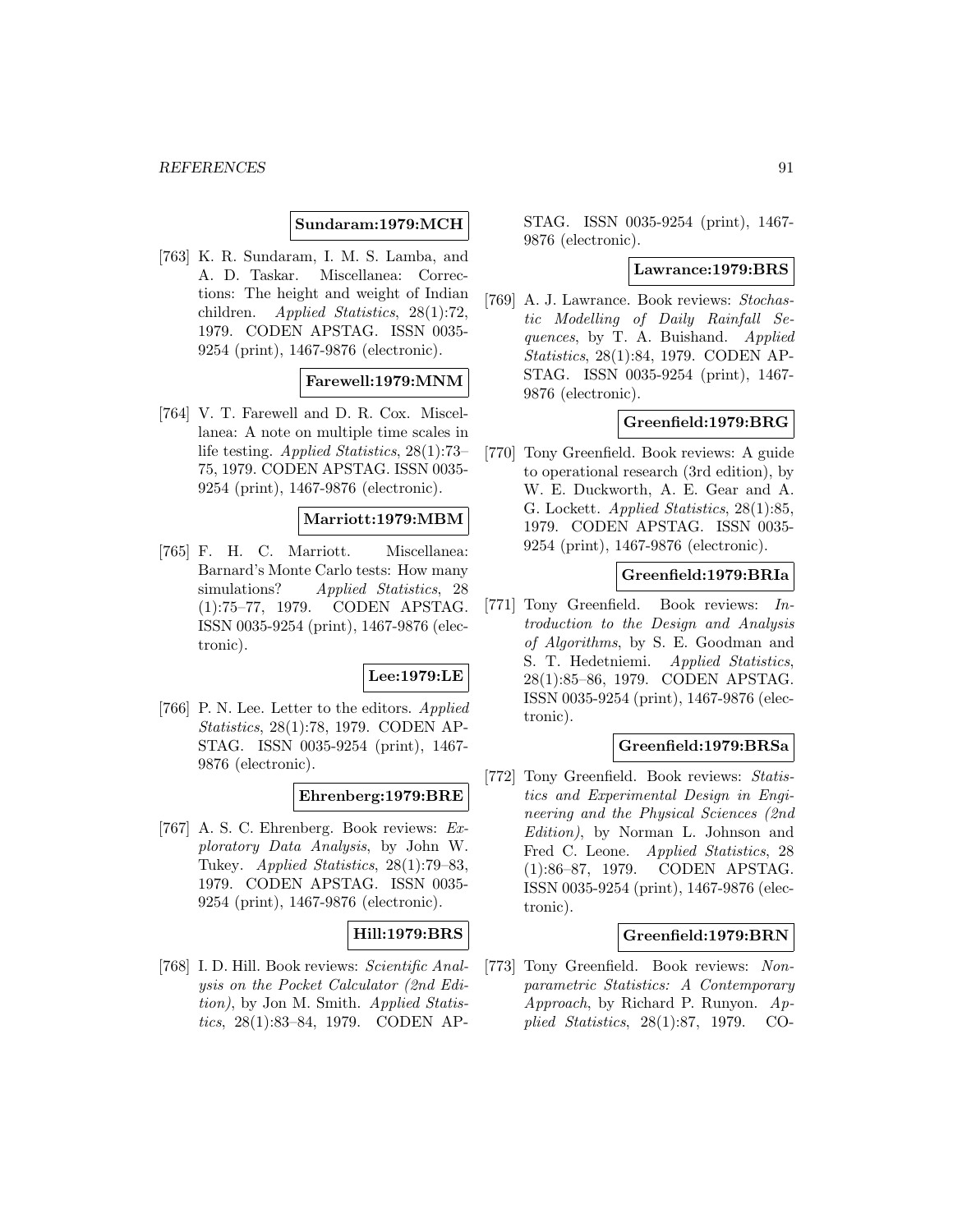**Sundaram:1979:MCH**

[763] K. R. Sundaram, I. M. S. Lamba, and A. D. Taskar. Miscellanea: Corrections: The height and weight of Indian children. *Applied Statistics*, 28(1):72, 1979. CODEN APSTAG. ISSN 0035-9254 (print), 1467-9876 (electronic).

**Farewell:1979:MNM**

[764] V. T. Farewell and D. R. Cox. Miscellanea: A note on multiple time scales in life testing. *Applied Statistics*, 28(1):73–75, 1979. CODEN APSTAG. ISSN 0035-9254 (print), 1467-9876 (electronic).

**Marriott:1979:MBM**

[765] F. H. C. Marriott. Miscellanea: Barnard's Monte Carlo tests: How many simulations? *Applied Statistics*, 28 (1):75–77, 1979. CODEN APSTAG. ISSN 0035-9254 (print), 1467-9876 (electronic).

**Lee:1979:LE**

[766] P. N. Lee. Letter to the editors. *Applied Statistics*, 28(1):78, 1979. CODEN APSTAG. ISSN 0035-9254 (print), 1467-9876 (electronic).

**Ehrenberg:1979:BRE**

[767] A. S. C. Ehrenberg. Book reviews: *Exploratory Data Analysis*, by John W. Tukey. *Applied Statistics*, 28(1):79–83, 1979. CODEN APSTAG. ISSN 0035-9254 (print), 1467-9876 (electronic).

**Hill:1979:BRS**

[768] I. D. Hill. Book reviews: *Scientific Analysis on the Pocket Calculator (2nd Edition)*, by Jon M. Smith. *Applied Statistics*, 28(1):83–84, 1979. CODEN APSTAG. ISSN 0035-9254 (print), 1467-9876 (electronic).

**Lawrance:1979:BRS**

[769] A. J. Lawrance. Book reviews: *Stochastic Modelling of Daily Rainfall Sequences*, by T. A. Buishand. *Applied Statistics*, 28(1):84, 1979. CODEN APSTAG. ISSN 0035-9254 (print), 1467-9876 (electronic).

**Greenfield:1979:BRG**

[770] Tony Greenfield. Book reviews: A guide to operational research (3rd edition), by W. E. Duckworth, A. E. Gear and A. G. Lockett. *Applied Statistics*, 28(1):85, 1979. CODEN APSTAG. ISSN 0035-9254 (print), 1467-9876 (electronic).

**Greenfield:1979:BRIa**

[771] Tony Greenfield. Book reviews: *Introduction to the Design and Analysis of Algorithms*, by S. E. Goodman and S. T. Hedetniemi. *Applied Statistics*, 28(1):85–86, 1979. CODEN APSTAG. ISSN 0035-9254 (print), 1467-9876 (electronic).

**Greenfield:1979:BRSa**

[772] Tony Greenfield. Book reviews: *Statistics and Experimental Design in Engineering and the Physical Sciences (2nd Edition)*, by Norman L. Johnson and Fred C. Leone. *Applied Statistics*, 28 (1):86–87, 1979. CODEN APSTAG. ISSN 0035-9254 (print), 1467-9876 (electronic).

**Greenfield:1979:BRN**

[773] Tony Greenfield. Book reviews: *Nonparametric Statistics: A Contemporary Approach*, by Richard P. Runyon. *Applied Statistics*, 28(1):87, 1979. CO-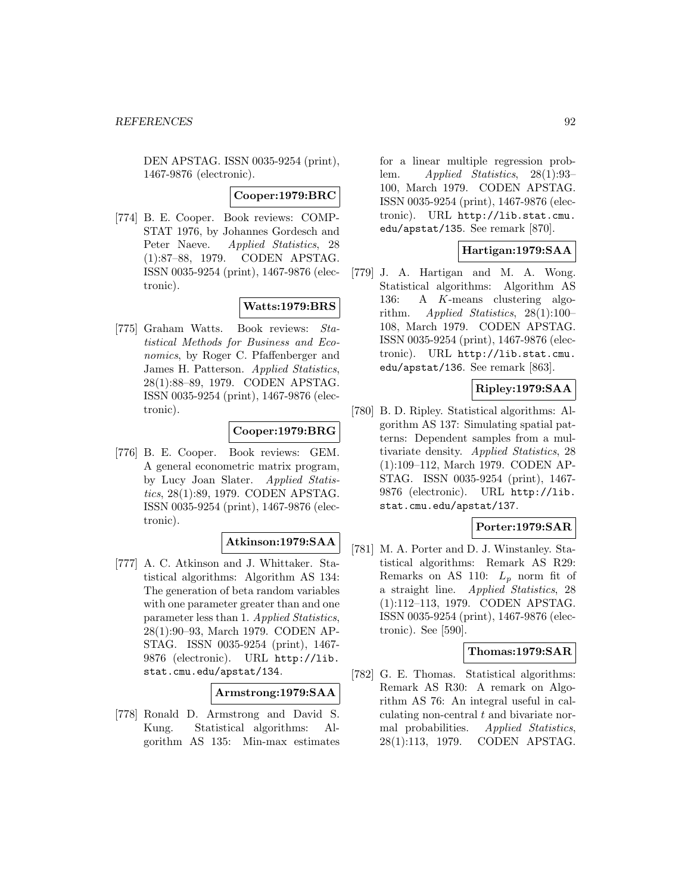DEN APSTAG. ISSN 0035-9254 (print), 1467-9876 (electronic).

**Cooper:1979:BRC**

[774] B. E. Cooper. Book reviews: COMPSTAT 1976, by Johannes Gordesch and Peter Naeve. *Applied Statistics*, 28 (1):87–88, 1979. CODEN APSTAG. ISSN 0035-9254 (print), 1467-9876 (electronic).

**Watts:1979:BRS**

[775] Graham Watts. Book reviews: *Statistical Methods for Business and Economics*, by Roger C. Pfaffenberger and James H. Patterson. *Applied Statistics*, 28(1):88–89, 1979. CODEN APSTAG. ISSN 0035-9254 (print), 1467-9876 (electronic).

**Cooper:1979:BRG**

[776] B. E. Cooper. Book reviews: GEM. A general econometric matrix program, by Lucy Joan Slater. *Applied Statistics*, 28(1):89, 1979. CODEN APSTAG. ISSN 0035-9254 (print), 1467-9876 (electronic).

**Atkinson:1979:SAA**

[777] A. C. Atkinson and J. Whittaker. Statistical algorithms: Algorithm AS 134: The generation of beta random variables with one parameter greater than and one parameter less than 1. *Applied Statistics*, 28(1):90–93, March 1979. CODEN APSTAG. ISSN 0035-9254 (print), 1467-9876 (electronic). URL http://lib.stat.cmu.edu/apstat/134.

**Armstrong:1979:SAA**

[778] Ronald D. Armstrong and David S. Kung. Statistical algorithms: Algorithm AS 135: Min-max estimates for a linear multiple regression problem. *Applied Statistics*, 28(1):93–100, March 1979. CODEN APSTAG. ISSN 0035-9254 (print), 1467-9876 (electronic). URL http://lib.stat.cmu.edu/apstat/135. See remark [870].

**Hartigan:1979:SAA**

[779] J. A. Hartigan and M. A. Wong. Statistical algorithms: Algorithm AS 136: A $K$-means clustering algorithm. *Applied Statistics*, 28(1):100–108, March 1979. CODEN APSTAG. ISSN 0035-9254 (print), 1467-9876 (electronic). URL http://lib.stat.cmu.edu/apstat/136. See remark [863].

**Ripley:1979:SAA**

[780] B. D. Ripley. Statistical algorithms: Algorithm AS 137: Simulating spatial patterns: Dependent samples from a multivariate density. *Applied Statistics*, 28 (1):109–112, March 1979. CODEN APSTAG. ISSN 0035-9254 (print), 1467-9876 (electronic). URL http://lib.stat.cmu.edu/apstat/137.

**Porter:1979:SAR**

[781] M. A. Porter and D. J. Winstanley. Statistical algorithms: Remark AS R29: Remarks on AS 110: $L_p$ norm fit of a straight line. *Applied Statistics*, 28 (1):112–113, 1979. CODEN APSTAG. ISSN 0035-9254 (print), 1467-9876 (electronic). See [590].

**Thomas:1979:SAR**

[782] G. E. Thomas. Statistical algorithms: Remark AS R30: A remark on Algorithm AS 76: An integral useful in calculating non-central $t$ and bivariate normal probabilities. *Applied Statistics*, 28(1):113, 1979. CODEN APSTAG.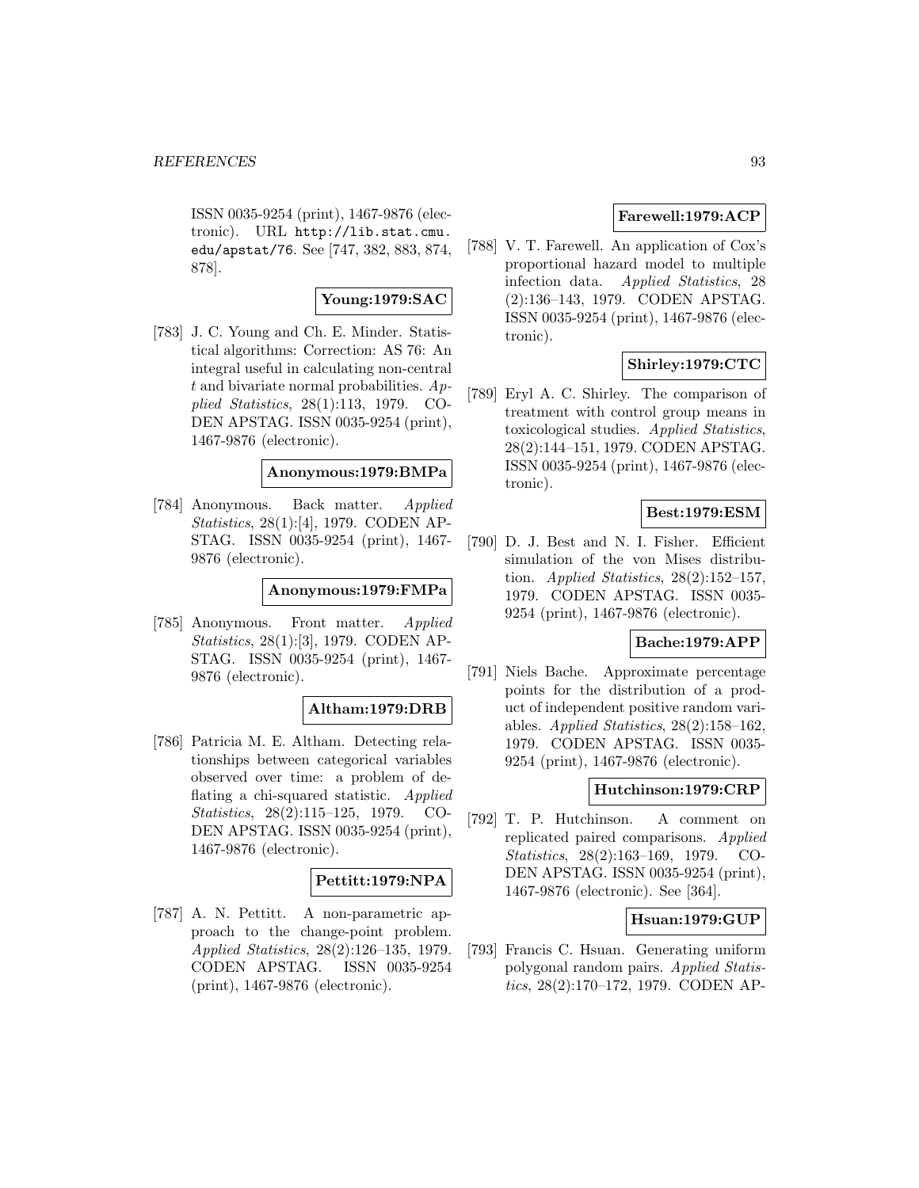ISSN 0035-9254 (print), 1467-9876 (electronic). URL http://lib.stat.cmu.edu/apstat/76. See [747, 382, 883, 874, 878].

**Young:1979:SAC**

[783] J. C. Young and Ch. E. Minder. Statistical algorithms: Correction: AS 76: An integral useful in calculating non-central $t$ and bivariate normal probabilities. *Applied Statistics*, 28(1):113, 1979. CODEN APSTAG. ISSN 0035-9254 (print), 1467-9876 (electronic).

**Anonymous:1979:BMPa**

[784] Anonymous. Back matter. *Applied Statistics*, 28(1):[4], 1979. CODEN APSTAG. ISSN 0035-9254 (print), 1467-9876 (electronic).

**Anonymous:1979:FMPa**

[785] Anonymous. Front matter. *Applied Statistics*, 28(1):[3], 1979. CODEN APSTAG. ISSN 0035-9254 (print), 1467-9876 (electronic).

**Altham:1979:DRB**

[786] Patricia M. E. Altham. Detecting relationships between categorical variables observed over time: a problem of deflating a chi-squared statistic. *Applied Statistics*, 28(2):115–125, 1979. CODEN APSTAG. ISSN 0035-9254 (print), 1467-9876 (electronic).

**Pettitt:1979:NPA**

[787] A. N. Pettitt. A non-parametric approach to the change-point problem. *Applied Statistics*, 28(2):126–135, 1979. CODEN APSTAG. ISSN 0035-9254 (print), 1467-9876 (electronic).

**Farewell:1979:ACP**

[788] V. T. Farewell. An application of Cox's proportional hazard model to multiple infection data. *Applied Statistics*, 28 (2):136–143, 1979. CODEN APSTAG. ISSN 0035-9254 (print), 1467-9876 (electronic).

**Shirley:1979:CTC**

[789] Eryl A. C. Shirley. The comparison of treatment with control group means in toxicological studies. *Applied Statistics*, 28(2):144–151, 1979. CODEN APSTAG. ISSN 0035-9254 (print), 1467-9876 (electronic).

**Best:1979:ESM**

[790] D. J. Best and N. I. Fisher. Efficient simulation of the von Mises distribution. *Applied Statistics*, 28(2):152–157, 1979. CODEN APSTAG. ISSN 0035-9254 (print), 1467-9876 (electronic).

**Bache:1979:APP**

[791] Niels Bache. Approximate percentage points for the distribution of a product of independent positive random variables. *Applied Statistics*, 28(2):158–162, 1979. CODEN APSTAG. ISSN 0035-9254 (print), 1467-9876 (electronic).

**Hutchinson:1979:CRP**

[792] T. P. Hutchinson. A comment on replicated paired comparisons. *Applied Statistics*, 28(2):163–169, 1979. CODEN APSTAG. ISSN 0035-9254 (print), 1467-9876 (electronic). See [364].

**Hsuan:1979:GUP**

[793] Francis C. Hsuan. Generating uniform polygonal random pairs. *Applied Statistics*, 28(2):170–172, 1979. CODEN AP-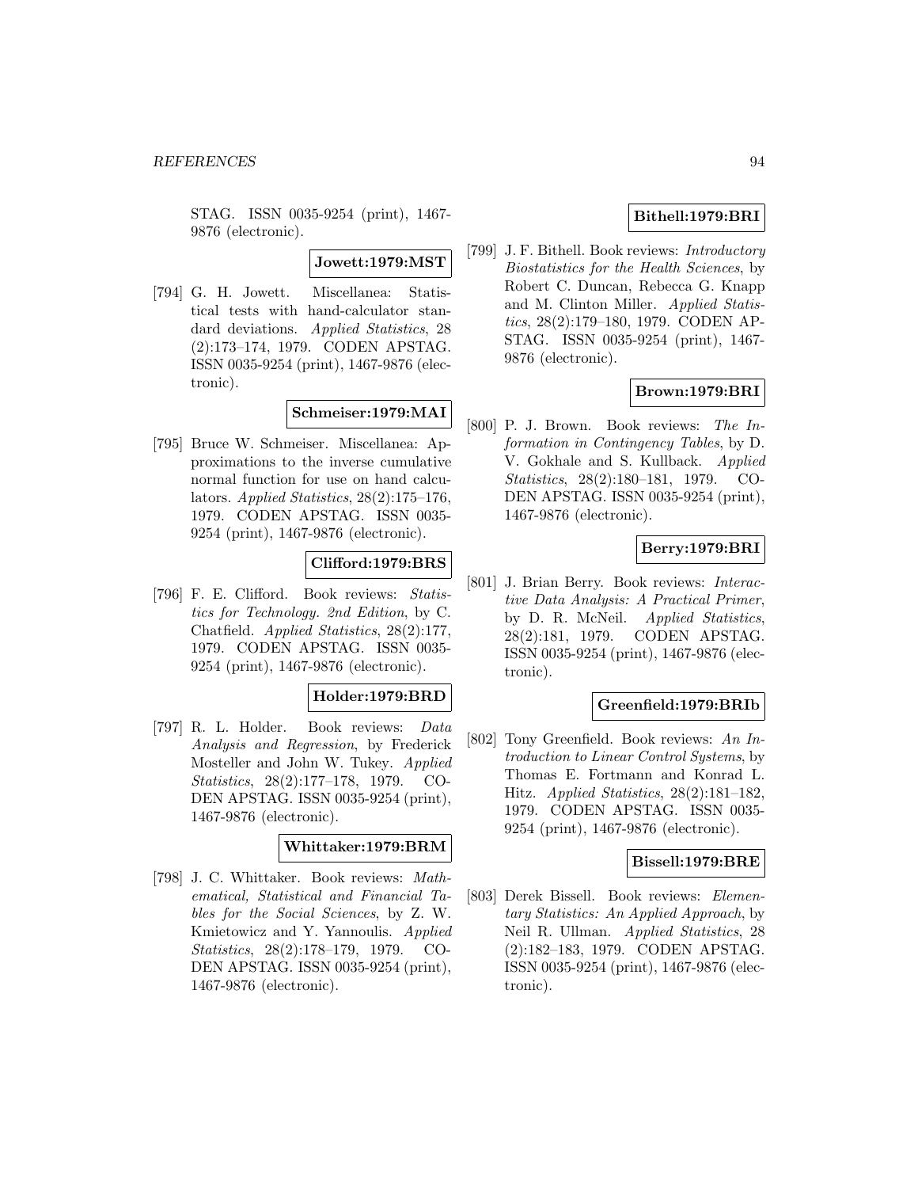STAG. ISSN 0035-9254 (print), 1467-9876 (electronic).

**Jowett:1979:MST**

[794] G. H. Jowett. Miscellanea: Statistical tests with hand-calculator standard deviations. *Applied Statistics*, 28 (2):173–174, 1979. CODEN APSTAG. ISSN 0035-9254 (print), 1467-9876 (electronic).

**Schmeiser:1979:MAI**

[795] Bruce W. Schmeiser. Miscellanea: Approximations to the inverse cumulative normal function for use on hand calculators. *Applied Statistics*, 28(2):175–176, 1979. CODEN APSTAG. ISSN 0035-9254 (print), 1467-9876 (electronic).

**Clifford:1979:BRS**

[796] F. E. Clifford. Book reviews: *Statistics for Technology. 2nd Edition*, by C. Chatfield. *Applied Statistics*, 28(2):177, 1979. CODEN APSTAG. ISSN 0035-9254 (print), 1467-9876 (electronic).

**Holder:1979:BRD**

[797] R. L. Holder. Book reviews: *Data Analysis and Regression*, by Frederick Mosteller and John W. Tukey. *Applied Statistics*, 28(2):177–178, 1979. CODEN APSTAG. ISSN 0035-9254 (print), 1467-9876 (electronic).

**Whittaker:1979:BRM**

[798] J. C. Whittaker. Book reviews: *Mathematical, Statistical and Financial Tables for the Social Sciences*, by Z. W. Kmietowicz and Y. Yannoulis. *Applied Statistics*, 28(2):178–179, 1979. CODEN APSTAG. ISSN 0035-9254 (print), 1467-9876 (electronic).

**Bithell:1979:BRI**

[799] J. F. Bithell. Book reviews: *Introductory Biostatistics for the Health Sciences*, by Robert C. Duncan, Rebecca G. Knapp and M. Clinton Miller. *Applied Statistics*, 28(2):179–180, 1979. CODEN APSTAG. ISSN 0035-9254 (print), 1467-9876 (electronic).

**Brown:1979:BRI**

[800] P. J. Brown. Book reviews: *The Information in Contingency Tables*, by D. V. Gokhale and S. Kullback. *Applied Statistics*, 28(2):180–181, 1979. CODEN APSTAG. ISSN 0035-9254 (print), 1467-9876 (electronic).

**Berry:1979:BRI**

[801] J. Brian Berry. Book reviews: *Interactive Data Analysis: A Practical Primer*, by D. R. McNeil. *Applied Statistics*, 28(2):181, 1979. CODEN APSTAG. ISSN 0035-9254 (print), 1467-9876 (electronic).

**Greenfield:1979:BRIb**

[802] Tony Greenfield. Book reviews: *An Introduction to Linear Control Systems*, by Thomas E. Fortmann and Konrad L. Hitz. *Applied Statistics*, 28(2):181–182, 1979. CODEN APSTAG. ISSN 0035-9254 (print), 1467-9876 (electronic).

**Bissell:1979:BRE**

[803] Derek Bissell. Book reviews: *Elementary Statistics: An Applied Approach*, by Neil R. Ullman. *Applied Statistics*, 28 (2):182–183, 1979. CODEN APSTAG. ISSN 0035-9254 (print), 1467-9876 (electronic).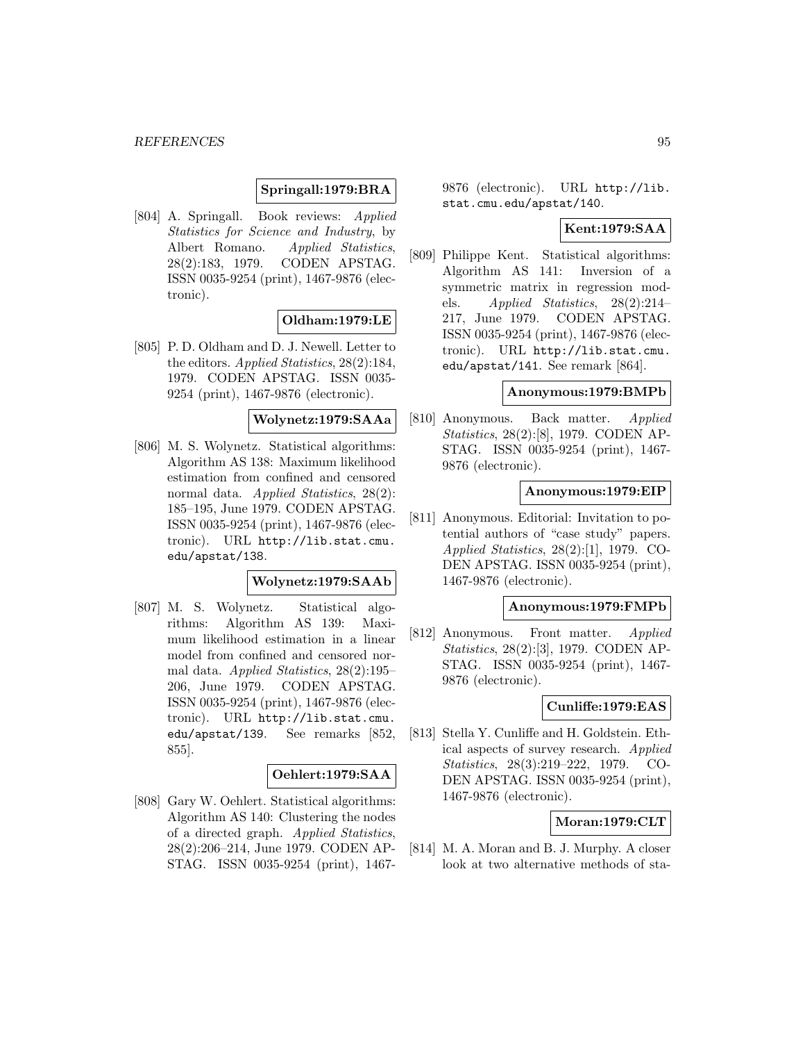**Springall:1979:BRA**

[804] A. Springall. Book reviews: *Applied Statistics for Science and Industry*, by Albert Romano. *Applied Statistics*, 28(2):183, 1979. CODEN APSTAG. ISSN 0035-9254 (print), 1467-9876 (electronic).

**Oldham:1979:LE**

[805] P. D. Oldham and D. J. Newell. Letter to the editors. *Applied Statistics*, 28(2):184, 1979. CODEN APSTAG. ISSN 0035-9254 (print), 1467-9876 (electronic).

**Wolynetz:1979:SAAa**

[806] M. S. Wolynetz. Statistical algorithms: Algorithm AS 138: Maximum likelihood estimation from confined and censored normal data. *Applied Statistics*, 28(2): 185–195, June 1979. CODEN APSTAG. ISSN 0035-9254 (print), 1467-9876 (electronic). URL http://lib.stat.cmu.edu/apstat/138.

**Wolynetz:1979:SAAb**

[807] M. S. Wolynetz. Statistical algorithms: Algorithm AS 139: Maximum likelihood estimation in a linear model from confined and censored normal data. *Applied Statistics*, 28(2):195–206, June 1979. CODEN APSTAG. ISSN 0035-9254 (print), 1467-9876 (electronic). URL http://lib.stat.cmu.edu/apstat/139. See remarks [852, 855].

**Oehlert:1979:SAA**

[808] Gary W. Oehlert. Statistical algorithms: Algorithm AS 140: Clustering the nodes of a directed graph. *Applied Statistics*, 28(2):206–214, June 1979. CODEN APSTAG. ISSN 0035-9254 (print), 1467-9876 (electronic). URL http://lib.stat.cmu.edu/apstat/140.

**Kent:1979:SAA**

[809] Philippe Kent. Statistical algorithms: Algorithm AS 141: Inversion of a symmetric matrix in regression models. *Applied Statistics*, 28(2):214–217, June 1979. CODEN APSTAG. ISSN 0035-9254 (print), 1467-9876 (electronic). URL http://lib.stat.cmu.edu/apstat/141. See remark [864].

**Anonymous:1979:BMPb**

[810] Anonymous. Back matter. *Applied Statistics*, 28(2):[8], 1979. CODEN APSTAG. ISSN 0035-9254 (print), 1467-9876 (electronic).

**Anonymous:1979:EIP**

[811] Anonymous. Editorial: Invitation to potential authors of "case study" papers. *Applied Statistics*, 28(2):[1], 1979. CODEN APSTAG. ISSN 0035-9254 (print), 1467-9876 (electronic).

**Anonymous:1979:FMPb**

[812] Anonymous. Front matter. *Applied Statistics*, 28(2):[3], 1979. CODEN APSTAG. ISSN 0035-9254 (print), 1467-9876 (electronic).

**Cunliffe:1979:EAS**

[813] Stella Y. Cunliffe and H. Goldstein. Ethical aspects of survey research. *Applied Statistics*, 28(3):219–222, 1979. CODEN APSTAG. ISSN 0035-9254 (print), 1467-9876 (electronic).

**Moran:1979:CLT**

[814] M. A. Moran and B. J. Murphy. A closer look at two alternative methods of sta-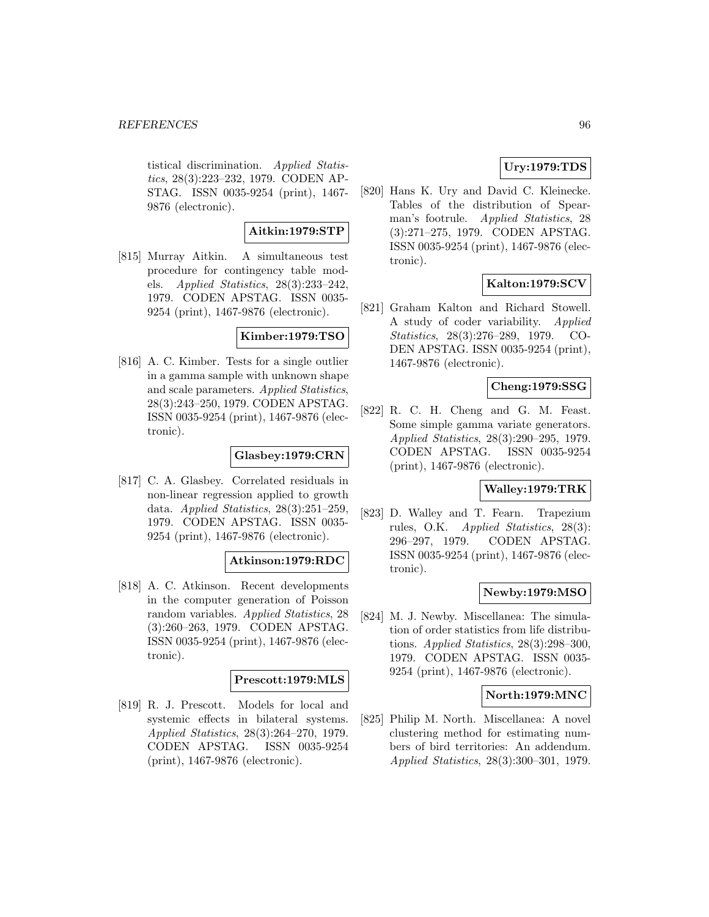tistical discrimination. *Applied Statistics*, 28(3):223–232, 1979. CODEN APSTAG. ISSN 0035-9254 (print), 1467-9876 (electronic).

**Aitkin:1979:STP**

[815] Murray Aitkin. A simultaneous test procedure for contingency table models. *Applied Statistics*, 28(3):233–242, 1979. CODEN APSTAG. ISSN 0035-9254 (print), 1467-9876 (electronic).

**Kimber:1979:TSO**

[816] A. C. Kimber. Tests for a single outlier in a gamma sample with unknown shape and scale parameters. *Applied Statistics*, 28(3):243–250, 1979. CODEN APSTAG. ISSN 0035-9254 (print), 1467-9876 (electronic).

**Glasbey:1979:CRN**

[817] C. A. Glasbey. Correlated residuals in non-linear regression applied to growth data. *Applied Statistics*, 28(3):251–259, 1979. CODEN APSTAG. ISSN 0035-9254 (print), 1467-9876 (electronic).

**Atkinson:1979:RDC**

[818] A. C. Atkinson. Recent developments in the computer generation of Poisson random variables. *Applied Statistics*, 28 (3):260–263, 1979. CODEN APSTAG. ISSN 0035-9254 (print), 1467-9876 (electronic).

**Prescott:1979:MLS**

[819] R. J. Prescott. Models for local and systemic effects in bilateral systems. *Applied Statistics*, 28(3):264–270, 1979. CODEN APSTAG. ISSN 0035-9254 (print), 1467-9876 (electronic).

**Ury:1979:TDS**

[820] Hans K. Ury and David C. Kleinecke. Tables of the distribution of Spearman's footrule. *Applied Statistics*, 28 (3):271–275, 1979. CODEN APSTAG. ISSN 0035-9254 (print), 1467-9876 (electronic).

**Kalton:1979:SCV**

[821] Graham Kalton and Richard Stowell. A study of coder variability. *Applied Statistics*, 28(3):276–289, 1979. CODEN APSTAG. ISSN 0035-9254 (print), 1467-9876 (electronic).

**Cheng:1979:SSG**

[822] R. C. H. Cheng and G. M. Feast. Some simple gamma variate generators. *Applied Statistics*, 28(3):290–295, 1979. CODEN APSTAG. ISSN 0035-9254 (print), 1467-9876 (electronic).

**Walley:1979:TRK**

[823] D. Walley and T. Fearn. Trapezium rules, O.K. *Applied Statistics*, 28(3): 296–297, 1979. CODEN APSTAG. ISSN 0035-9254 (print), 1467-9876 (electronic).

**Newby:1979:MSO**

[824] M. J. Newby. Miscellanea: The simulation of order statistics from life distributions. *Applied Statistics*, 28(3):298–300, 1979. CODEN APSTAG. ISSN 0035-9254 (print), 1467-9876 (electronic).

**North:1979:MNC**

[825] Philip M. North. Miscellanea: A novel clustering method for estimating numbers of bird territories: An addendum. *Applied Statistics*, 28(3):300–301, 1979.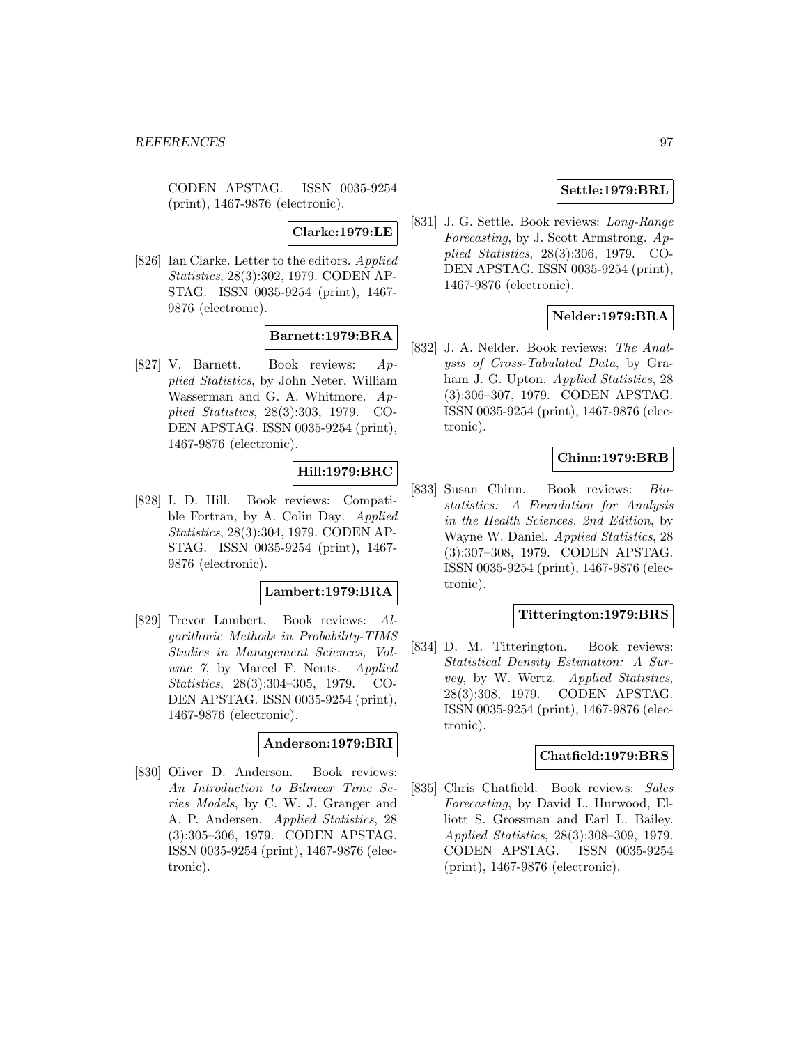CODEN APSTAG. ISSN 0035-9254 (print), 1467-9876 (electronic).

**Clarke:1979:LE**

[826] Ian Clarke. Letter to the editors. *Applied Statistics*, 28(3):302, 1979. CODEN APSTAG. ISSN 0035-9254 (print), 1467-9876 (electronic).

**Barnett:1979:BRA**

[827] V. Barnett. Book reviews: *Applied Statistics*, by John Neter, William Wasserman and G. A. Whitmore. *Applied Statistics*, 28(3):303, 1979. CODEN APSTAG. ISSN 0035-9254 (print), 1467-9876 (electronic).

**Hill:1979:BRC**

[828] I. D. Hill. Book reviews: Compatible Fortran, by A. Colin Day. *Applied Statistics*, 28(3):304, 1979. CODEN APSTAG. ISSN 0035-9254 (print), 1467-9876 (electronic).

**Lambert:1979:BRA**

[829] Trevor Lambert. Book reviews: *Algorithmic Methods in Probability-TIMS Studies in Management Sciences, Volume 7*, by Marcel F. Neuts. *Applied Statistics*, 28(3):304–305, 1979. CODEN APSTAG. ISSN 0035-9254 (print), 1467-9876 (electronic).

**Anderson:1979:BRI**

[830] Oliver D. Anderson. Book reviews: *An Introduction to Bilinear Time Series Models*, by C. W. J. Granger and A. P. Andersen. *Applied Statistics*, 28 (3):305–306, 1979. CODEN APSTAG. ISSN 0035-9254 (print), 1467-9876 (electronic).

**Settle:1979:BRL**

[831] J. G. Settle. Book reviews: *Long-Range Forecasting*, by J. Scott Armstrong. *Applied Statistics*, 28(3):306, 1979. CODEN APSTAG. ISSN 0035-9254 (print), 1467-9876 (electronic).

**Nelder:1979:BRA**

[832] J. A. Nelder. Book reviews: *The Analysis of Cross-Tabulated Data*, by Graham J. G. Upton. *Applied Statistics*, 28 (3):306–307, 1979. CODEN APSTAG. ISSN 0035-9254 (print), 1467-9876 (electronic).

**Chinn:1979:BRB**

[833] Susan Chinn. Book reviews: *Biostatistics: A Foundation for Analysis in the Health Sciences. 2nd Edition*, by Wayne W. Daniel. *Applied Statistics*, 28 (3):307–308, 1979. CODEN APSTAG. ISSN 0035-9254 (print), 1467-9876 (electronic).

**Titterington:1979:BRS**

[834] D. M. Titterington. Book reviews: *Statistical Density Estimation: A Survey*, by W. Wertz. *Applied Statistics*, 28(3):308, 1979. CODEN APSTAG. ISSN 0035-9254 (print), 1467-9876 (electronic).

**Chatfield:1979:BRS**

[835] Chris Chatfield. Book reviews: *Sales Forecasting*, by David L. Hurwood, Elliott S. Grossman and Earl L. Bailey. *Applied Statistics*, 28(3):308–309, 1979. CODEN APSTAG. ISSN 0035-9254 (print), 1467-9876 (electronic).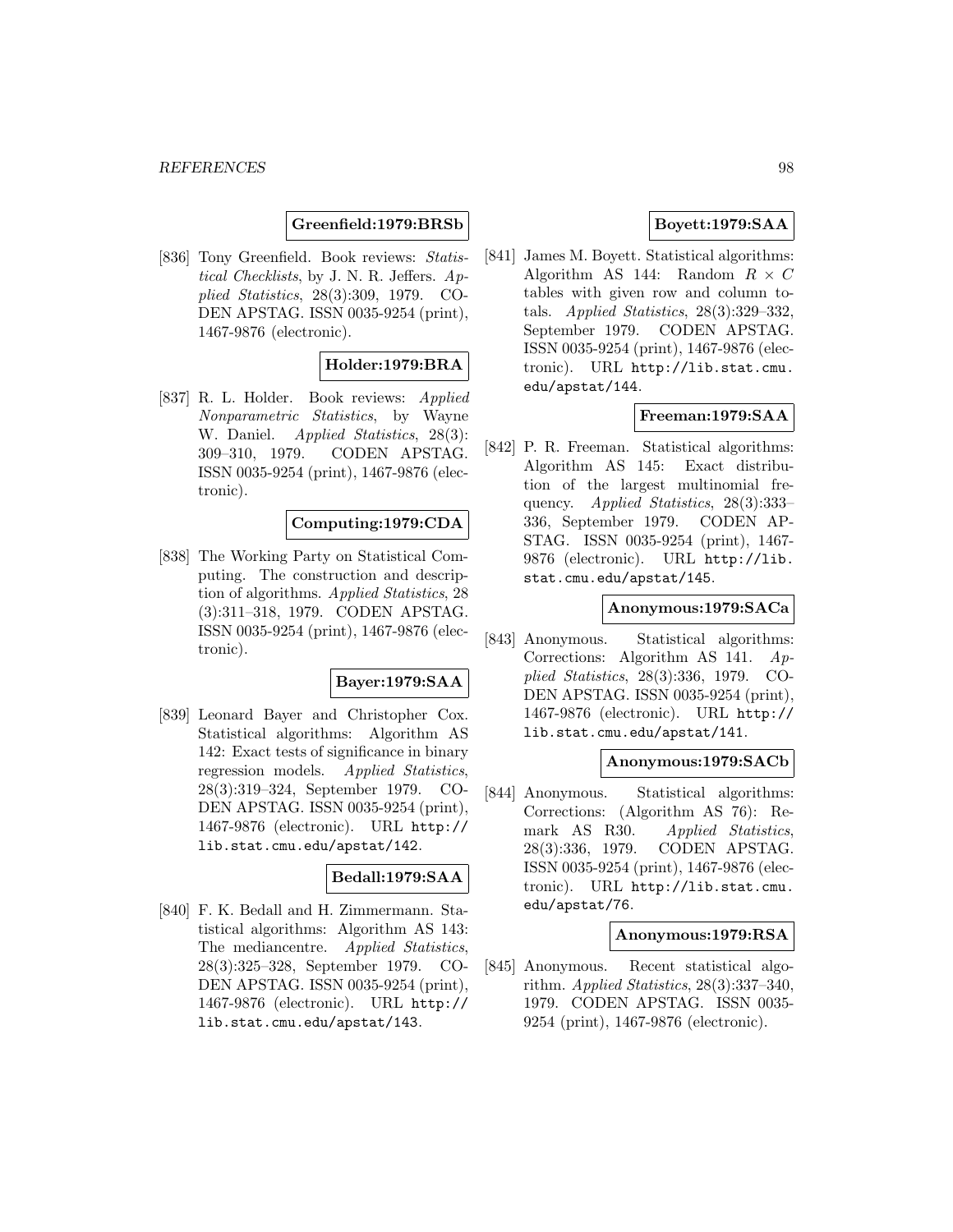**Greenfield:1979:BRSb**

[836] Tony Greenfield. Book reviews: *Statistical Checklists*, by J. N. R. Jeffers. *Applied Statistics*, 28(3):309, 1979. CODEN APSTAG. ISSN 0035-9254 (print), 1467-9876 (electronic).

**Holder:1979:BRA**

[837] R. L. Holder. Book reviews: *Applied Nonparametric Statistics*, by Wayne W. Daniel. *Applied Statistics*, 28(3): 309–310, 1979. CODEN APSTAG. ISSN 0035-9254 (print), 1467-9876 (electronic).

**Computing:1979:CDA**

[838] The Working Party on Statistical Computing. The construction and description of algorithms. *Applied Statistics*, 28 (3):311–318, 1979. CODEN APSTAG. ISSN 0035-9254 (print), 1467-9876 (electronic).

**Bayer:1979:SAA**

[839] Leonard Bayer and Christopher Cox. Statistical algorithms: Algorithm AS 142: Exact tests of significance in binary regression models. *Applied Statistics*, 28(3):319–324, September 1979. CODEN APSTAG. ISSN 0035-9254 (print), 1467-9876 (electronic). URL http://lib.stat.cmu.edu/apstat/142.

**Bedall:1979:SAA**

[840] F. K. Bedall and H. Zimmermann. Statistical algorithms: Algorithm AS 143: The mediancentre. *Applied Statistics*, 28(3):325–328, September 1979. CODEN APSTAG. ISSN 0035-9254 (print), 1467-9876 (electronic). URL http://lib.stat.cmu.edu/apstat/143.

**Boyett:1979:SAA**

[841] James M. Boyett. Statistical algorithms: Algorithm AS 144: Random $R \times C$ tables with given row and column totals. *Applied Statistics*, 28(3):329–332, September 1979. CODEN APSTAG. ISSN 0035-9254 (print), 1467-9876 (electronic). URL http://lib.stat.cmu.edu/apstat/144.

**Freeman:1979:SAA**

[842] P. R. Freeman. Statistical algorithms: Algorithm AS 145: Exact distribution of the largest multinomial frequency. *Applied Statistics*, 28(3):333–336, September 1979. CODEN APSTAG. ISSN 0035-9254 (print), 1467-9876 (electronic). URL http://lib.stat.cmu.edu/apstat/145.

**Anonymous:1979:SACa**

[843] Anonymous. Statistical algorithms: Corrections: Algorithm AS 141. *Applied Statistics*, 28(3):336, 1979. CODEN APSTAG. ISSN 0035-9254 (print), 1467-9876 (electronic). URL http://lib.stat.cmu.edu/apstat/141.

**Anonymous:1979:SACb**

[844] Anonymous. Statistical algorithms: Corrections: (Algorithm AS 76): Remark AS R30. *Applied Statistics*, 28(3):336, 1979. CODEN APSTAG. ISSN 0035-9254 (print), 1467-9876 (electronic). URL http://lib.stat.cmu.edu/apstat/76.

**Anonymous:1979:RSA**

[845] Anonymous. Recent statistical algorithm. *Applied Statistics*, 28(3):337–340, 1979. CODEN APSTAG. ISSN 0035-9254 (print), 1467-9876 (electronic).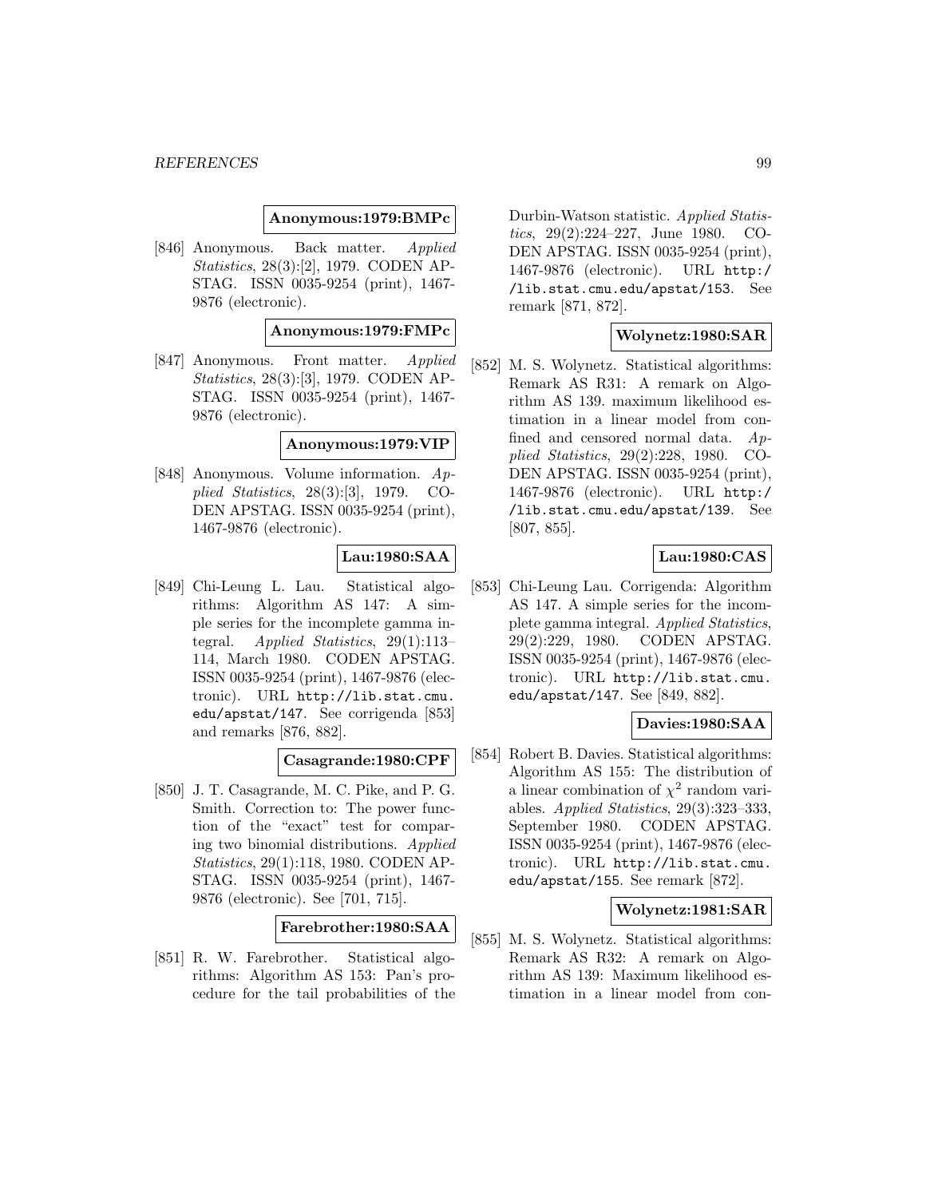**Anonymous:1979:BMPc**

[846] Anonymous. Back matter. *Applied Statistics*, 28(3):[2], 1979. CODEN APSTAG. ISSN 0035-9254 (print), 1467-9876 (electronic).

**Anonymous:1979:FMPc**

[847] Anonymous. Front matter. *Applied Statistics*, 28(3):[3], 1979. CODEN APSTAG. ISSN 0035-9254 (print), 1467-9876 (electronic).

**Anonymous:1979:VIP**

[848] Anonymous. Volume information. *Applied Statistics*, 28(3):[3], 1979. CODEN APSTAG. ISSN 0035-9254 (print), 1467-9876 (electronic).

**Lau:1980:SAA**

[849] Chi-Leung L. Lau. Statistical algorithms: Algorithm AS 147: A simple series for the incomplete gamma integral. *Applied Statistics*, 29(1):113–114, March 1980. CODEN APSTAG. ISSN 0035-9254 (print), 1467-9876 (electronic). URL `http://lib.stat.cmu.edu/apstat/147`. See corrigenda [853] and remarks [876, 882].

**Casagrande:1980:CPF**

[850] J. T. Casagrande, M. C. Pike, and P. G. Smith. Correction to: The power function of the "exact" test for comparing two binomial distributions. *Applied Statistics*, 29(1):118, 1980. CODEN APSTAG. ISSN 0035-9254 (print), 1467-9876 (electronic). See [701, 715].

**Farebrother:1980:SAA**

[851] R. W. Farebrother. Statistical algorithms: Algorithm AS 153: Pan's procedure for the tail probabilities of the Durbin-Watson statistic. *Applied Statistics*, 29(2):224–227, June 1980. CODEN APSTAG. ISSN 0035-9254 (print), 1467-9876 (electronic). URL `http://lib.stat.cmu.edu/apstat/153`. See remark [871, 872].

**Wolynetz:1980:SAR**

[852] M. S. Wolynetz. Statistical algorithms: Remark AS R31: A remark on Algorithm AS 139. maximum likelihood estimation in a linear model from confined and censored normal data. *Applied Statistics*, 29(2):228, 1980. CODEN APSTAG. ISSN 0035-9254 (print), 1467-9876 (electronic). URL `http://lib.stat.cmu.edu/apstat/139`. See [807, 855].

**Lau:1980:CAS**

[853] Chi-Leung Lau. Corrigenda: Algorithm AS 147. A simple series for the incomplete gamma integral. *Applied Statistics*, 29(2):229, 1980. CODEN APSTAG. ISSN 0035-9254 (print), 1467-9876 (electronic). URL `http://lib.stat.cmu.edu/apstat/147`. See [849, 882].

**Davies:1980:SAA**

[854] Robert B. Davies. Statistical algorithms: Algorithm AS 155: The distribution of a linear combination of $\chi^2$ random variables. *Applied Statistics*, 29(3):323–333, September 1980. CODEN APSTAG. ISSN 0035-9254 (print), 1467-9876 (electronic). URL `http://lib.stat.cmu.edu/apstat/155`. See remark [872].

**Wolynetz:1981:SAR**

[855] M. S. Wolynetz. Statistical algorithms: Remark AS R32: A remark on Algorithm AS 139: Maximum likelihood estimation in a linear model from con-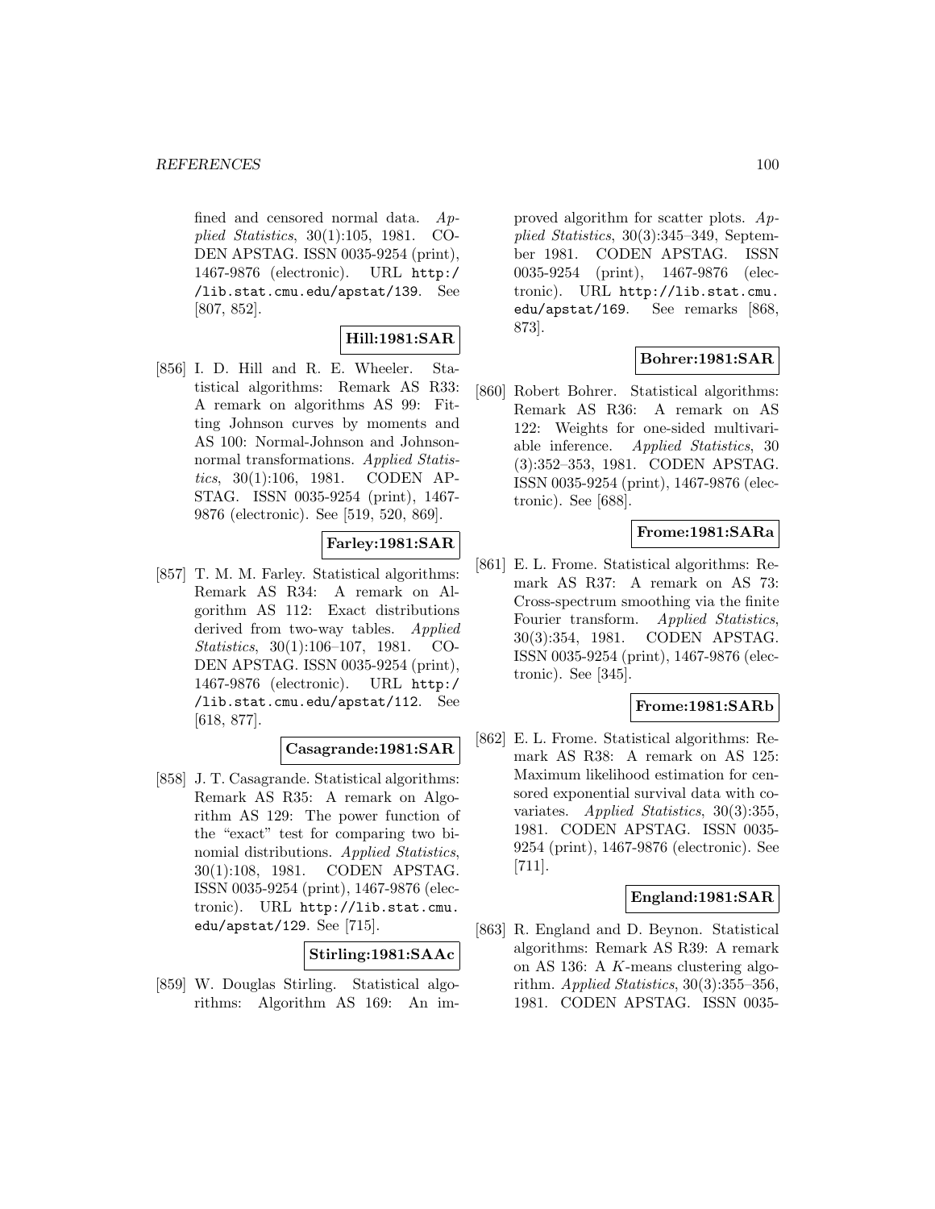fined and censored normal data. *Applied Statistics*, 30(1):105, 1981. CODEN APSTAG. ISSN 0035-9254 (print), 1467-9876 (electronic). URL `http://lib.stat.cmu.edu/apstat/139`. See [807, 852].

**Hill:1981:SAR**

[856] I. D. Hill and R. E. Wheeler. Statistical algorithms: Remark AS R33: A remark on algorithms AS 99: Fitting Johnson curves by moments and AS 100: Normal-Johnson and Johnson-normal transformations. *Applied Statistics*, 30(1):106, 1981. CODEN APSTAG. ISSN 0035-9254 (print), 1467-9876 (electronic). See [519, 520, 869].

**Farley:1981:SAR**

[857] T. M. M. Farley. Statistical algorithms: Remark AS R34: A remark on Algorithm AS 112: Exact distributions derived from two-way tables. *Applied Statistics*, 30(1):106–107, 1981. CODEN APSTAG. ISSN 0035-9254 (print), 1467-9876 (electronic). URL `http://lib.stat.cmu.edu/apstat/112`. See [618, 877].

**Casagrande:1981:SAR**

[858] J. T. Casagrande. Statistical algorithms: Remark AS R35: A remark on Algorithm AS 129: The power function of the "exact" test for comparing two binomial distributions. *Applied Statistics*, 30(1):108, 1981. CODEN APSTAG. ISSN 0035-9254 (print), 1467-9876 (electronic). URL `http://lib.stat.cmu.edu/apstat/129`. See [715].

**Stirling:1981:SAAc**

[859] W. Douglas Stirling. Statistical algorithms: Algorithm AS 169: An improved algorithm for scatter plots. *Applied Statistics*, 30(3):345–349, September 1981. CODEN APSTAG. ISSN 0035-9254 (print), 1467-9876 (electronic). URL `http://lib.stat.cmu.edu/apstat/169`. See remarks [868, 873].

**Bohrer:1981:SAR**

[860] Robert Bohrer. Statistical algorithms: Remark AS R36: A remark on AS 122: Weights for one-sided multivariable inference. *Applied Statistics*, 30 (3):352–353, 1981. CODEN APSTAG. ISSN 0035-9254 (print), 1467-9876 (electronic). See [688].

**Frome:1981:SARa**

[861] E. L. Frome. Statistical algorithms: Remark AS R37: A remark on AS 73: Cross-spectrum smoothing via the finite Fourier transform. *Applied Statistics*, 30(3):354, 1981. CODEN APSTAG. ISSN 0035-9254 (print), 1467-9876 (electronic). See [345].

**Frome:1981:SARb**

[862] E. L. Frome. Statistical algorithms: Remark AS R38: A remark on AS 125: Maximum likelihood estimation for censored exponential survival data with covariates. *Applied Statistics*, 30(3):355, 1981. CODEN APSTAG. ISSN 0035-9254 (print), 1467-9876 (electronic). See [711].

**England:1981:SAR**

[863] R. England and D. Beynon. Statistical algorithms: Remark AS R39: A remark on AS 136: A $K$-means clustering algorithm. *Applied Statistics*, 30(3):355–356, 1981. CODEN APSTAG. ISSN 0035-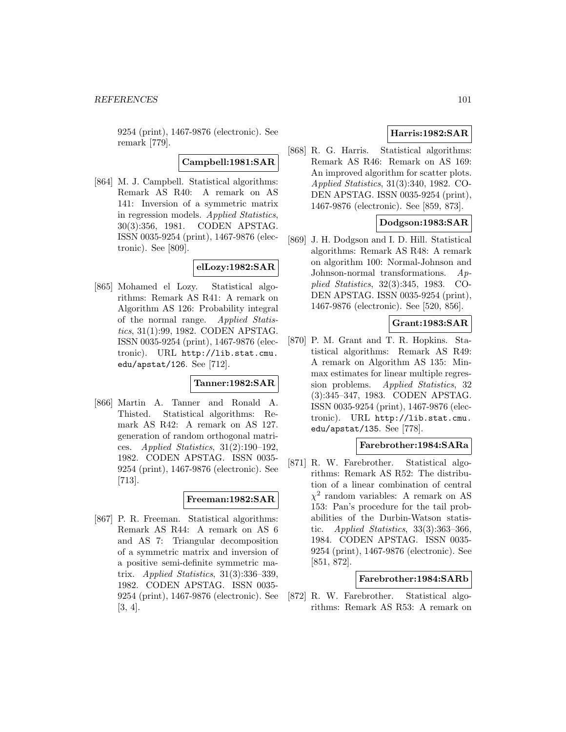9254 (print), 1467-9876 (electronic). See remark [779].

**Campbell:1981:SAR**

[864] M. J. Campbell. Statistical algorithms: Remark AS R40: A remark on AS 141: Inversion of a symmetric matrix in regression models. *Applied Statistics*, 30(3):356, 1981. CODEN APSTAG. ISSN 0035-9254 (print), 1467-9876 (electronic). See [809].

**elLozy:1982:SAR**

[865] Mohamed el Lozy. Statistical algorithms: Remark AS R41: A remark on Algorithm AS 126: Probability integral of the normal range. *Applied Statistics*, 31(1):99, 1982. CODEN APSTAG. ISSN 0035-9254 (print), 1467-9876 (electronic). URL http://lib.stat.cmu.edu/apstat/126. See [712].

**Tanner:1982:SAR**

[866] Martin A. Tanner and Ronald A. Thisted. Statistical algorithms: Remark AS R42: A remark on AS 127. generation of random orthogonal matrices. *Applied Statistics*, 31(2):190–192, 1982. CODEN APSTAG. ISSN 0035-9254 (print), 1467-9876 (electronic). See [713].

**Freeman:1982:SAR**

[867] P. R. Freeman. Statistical algorithms: Remark AS R44: A remark on AS 6 and AS 7: Triangular decomposition of a symmetric matrix and inversion of a positive semi-definite symmetric matrix. *Applied Statistics*, 31(3):336–339, 1982. CODEN APSTAG. ISSN 0035-9254 (print), 1467-9876 (electronic). See [3, 4].

**Harris:1982:SAR**

[868] R. G. Harris. Statistical algorithms: Remark AS R46: Remark on AS 169: An improved algorithm for scatter plots. *Applied Statistics*, 31(3):340, 1982. CODEN APSTAG. ISSN 0035-9254 (print), 1467-9876 (electronic). See [859, 873].

**Dodgson:1983:SAR**

[869] J. H. Dodgson and I. D. Hill. Statistical algorithms: Remark AS R48: A remark on algorithm 100: Normal-Johnson and Johnson-normal transformations. *Applied Statistics*, 32(3):345, 1983. CODEN APSTAG. ISSN 0035-9254 (print), 1467-9876 (electronic). See [520, 856].

**Grant:1983:SAR**

[870] P. M. Grant and T. R. Hopkins. Statistical algorithms: Remark AS R49: A remark on Algorithm AS 135: Minmax estimates for linear multiple regression problems. *Applied Statistics*, 32(3):345–347, 1983. CODEN APSTAG. ISSN 0035-9254 (print), 1467-9876 (electronic). URL http://lib.stat.cmu.edu/apstat/135. See [778].

**Farebrother:1984:SARa**

[871] R. W. Farebrother. Statistical algorithms: Remark AS R52: The distribution of a linear combination of central $\chi^2$ random variables: A remark on AS 153: Pan's procedure for the tail probabilities of the Durbin-Watson statistic. *Applied Statistics*, 33(3):363–366, 1984. CODEN APSTAG. ISSN 0035-9254 (print), 1467-9876 (electronic). See [851, 872].

**Farebrother:1984:SARb**

[872] R. W. Farebrother. Statistical algorithms: Remark AS R53: A remark on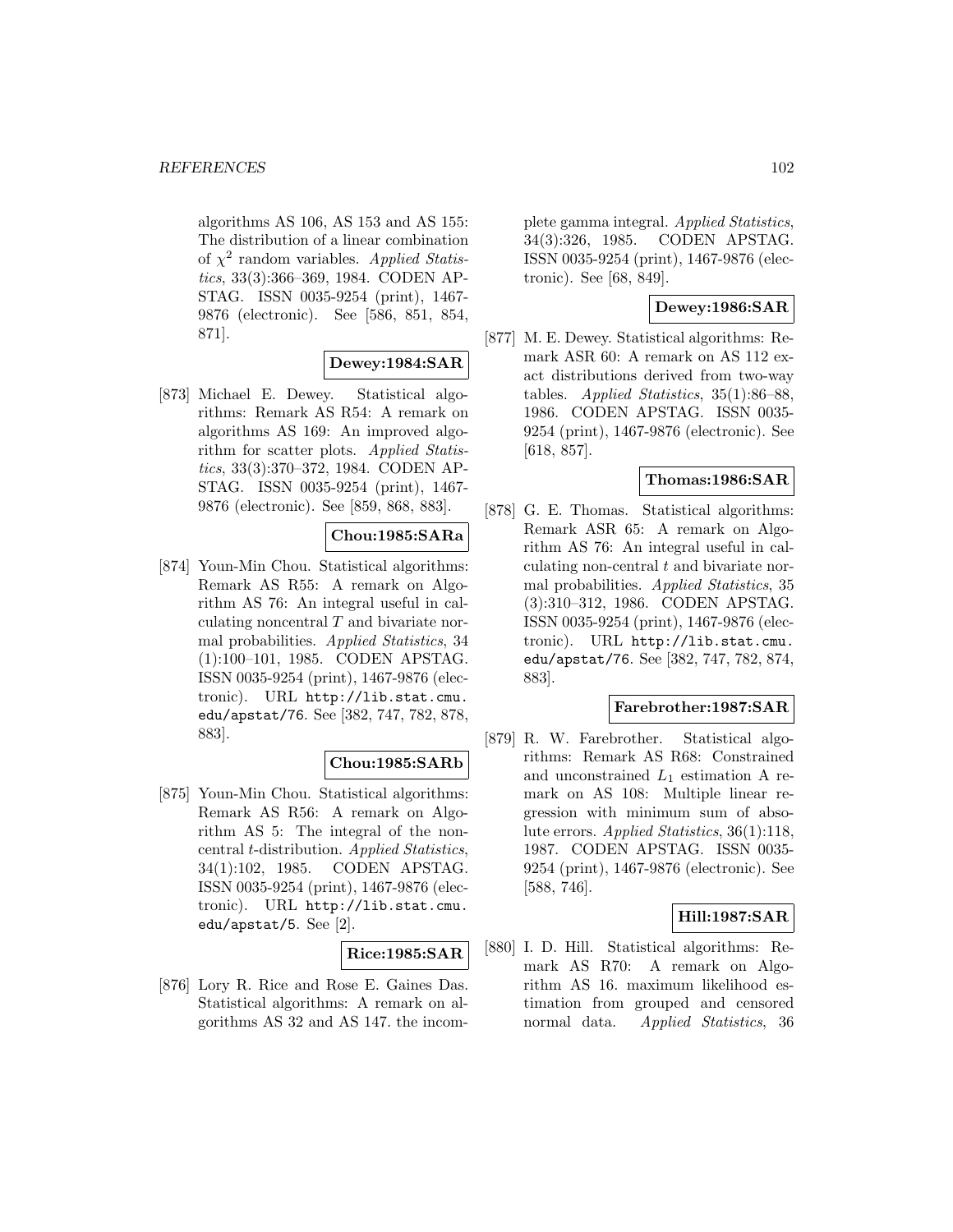algorithms AS 106, AS 153 and AS 155: The distribution of a linear combination of $\chi^2$ random variables. *Applied Statistics*, 33(3):366–369, 1984. CODEN APSTAG. ISSN 0035-9254 (print), 1467-9876 (electronic). See [586, 851, 854, 871].

**Dewey:1984:SAR**

[873] Michael E. Dewey. Statistical algorithms: Remark AS R54: A remark on algorithms AS 169: An improved algorithm for scatter plots. *Applied Statistics*, 33(3):370–372, 1984. CODEN APSTAG. ISSN 0035-9254 (print), 1467-9876 (electronic). See [859, 868, 883].

**Chou:1985:SARa**

[874] Youn-Min Chou. Statistical algorithms: Remark AS R55: A remark on Algorithm AS 76: An integral useful in calculating noncentral $T$ and bivariate normal probabilities. *Applied Statistics*, 34 (1):100–101, 1985. CODEN APSTAG. ISSN 0035-9254 (print), 1467-9876 (electronic). URL http://lib.stat.cmu.edu/apstat/76. See [382, 747, 782, 878, 883].

**Chou:1985:SARb**

[875] Youn-Min Chou. Statistical algorithms: Remark AS R56: A remark on Algorithm AS 5: The integral of the noncentral $t$-distribution. *Applied Statistics*, 34(1):102, 1985. CODEN APSTAG. ISSN 0035-9254 (print), 1467-9876 (electronic). URL http://lib.stat.cmu.edu/apstat/5. See [2].

**Rice:1985:SAR**

[876] Lory R. Rice and Rose E. Gaines Das. Statistical algorithms: A remark on algorithms AS 32 and AS 147. the incomplete gamma integral. *Applied Statistics*, 34(3):326, 1985. CODEN APSTAG. ISSN 0035-9254 (print), 1467-9876 (electronic). See [68, 849].

**Dewey:1986:SAR**

[877] M. E. Dewey. Statistical algorithms: Remark ASR 60: A remark on AS 112 exact distributions derived from two-way tables. *Applied Statistics*, 35(1):86–88, 1986. CODEN APSTAG. ISSN 0035-9254 (print), 1467-9876 (electronic). See [618, 857].

**Thomas:1986:SAR**

[878] G. E. Thomas. Statistical algorithms: Remark ASR 65: A remark on Algorithm AS 76: An integral useful in calculating non-central $t$ and bivariate normal probabilities. *Applied Statistics*, 35 (3):310–312, 1986. CODEN APSTAG. ISSN 0035-9254 (print), 1467-9876 (electronic). URL http://lib.stat.cmu.edu/apstat/76. See [382, 747, 782, 874, 883].

**Farebrother:1987:SAR**

[879] R. W. Farebrother. Statistical algorithms: Remark AS R68: Constrained and unconstrained $L_1$ estimation A remark on AS 108: Multiple linear regression with minimum sum of absolute errors. *Applied Statistics*, 36(1):118, 1987. CODEN APSTAG. ISSN 0035-9254 (print), 1467-9876 (electronic). See [588, 746].

**Hill:1987:SAR**

[880] I. D. Hill. Statistical algorithms: Remark AS R70: A remark on Algorithm AS 16. maximum likelihood estimation from grouped and censored normal data. *Applied Statistics*, 36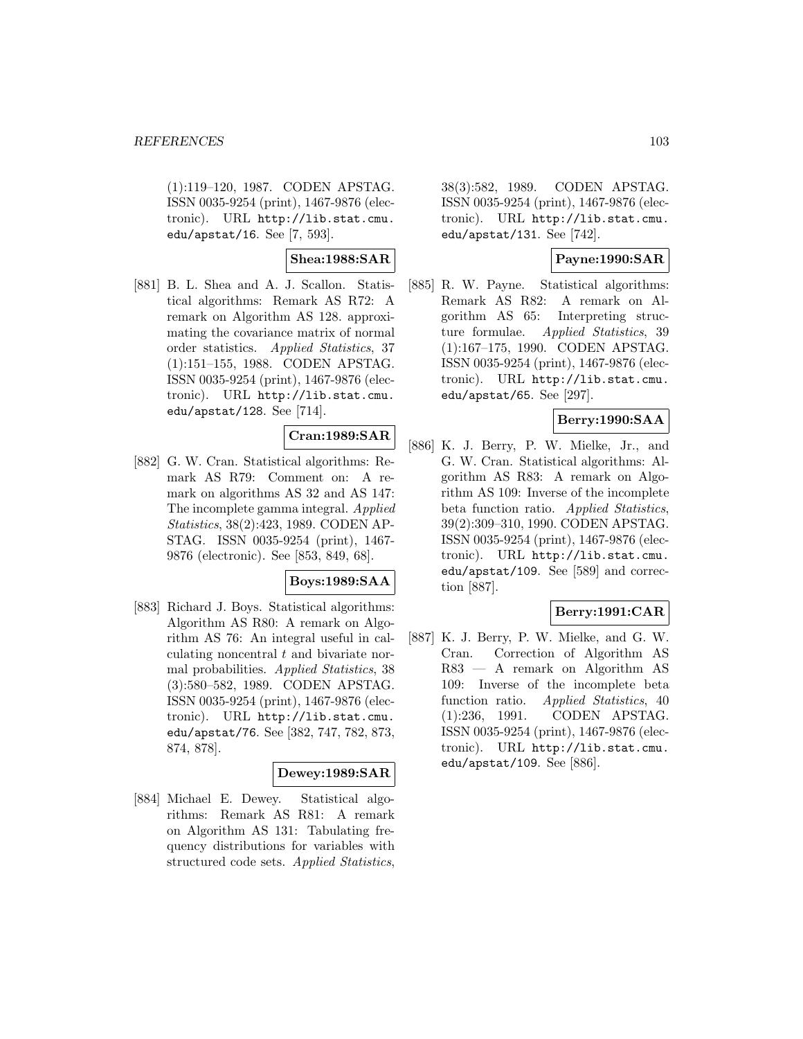(1):119–120, 1987. CODEN APSTAG. ISSN 0035-9254 (print), 1467-9876 (electronic). URL http://lib.stat.cmu.edu/apstat/16. See [7, 593].

**Shea:1988:SAR**

[881] B. L. Shea and A. J. Scallon. Statistical algorithms: Remark AS R72: A remark on Algorithm AS 128. approximating the covariance matrix of normal order statistics. *Applied Statistics*, 37 (1):151–155, 1988. CODEN APSTAG. ISSN 0035-9254 (print), 1467-9876 (electronic). URL http://lib.stat.cmu.edu/apstat/128. See [714].

**Cran:1989:SAR**

[882] G. W. Cran. Statistical algorithms: Remark AS R79: Comment on: A remark on algorithms AS 32 and AS 147: The incomplete gamma integral. *Applied Statistics*, 38(2):423, 1989. CODEN APSTAG. ISSN 0035-9254 (print), 1467-9876 (electronic). See [853, 849, 68].

**Boys:1989:SAA**

[883] Richard J. Boys. Statistical algorithms: Algorithm AS R80: A remark on Algorithm AS 76: An integral useful in calculating noncentral $t$ and bivariate normal probabilities. *Applied Statistics*, 38 (3):580–582, 1989. CODEN APSTAG. ISSN 0035-9254 (print), 1467-9876 (electronic). URL http://lib.stat.cmu.edu/apstat/76. See [382, 747, 782, 873, 874, 878].

**Dewey:1989:SAR**

[884] Michael E. Dewey. Statistical algorithms: Remark AS R81: A remark on Algorithm AS 131: Tabulating frequency distributions for variables with structured code sets. *Applied Statistics*, 38(3):582, 1989. CODEN APSTAG. ISSN 0035-9254 (print), 1467-9876 (electronic). URL http://lib.stat.cmu.edu/apstat/131. See [742].

**Payne:1990:SAR**

[885] R. W. Payne. Statistical algorithms: Remark AS R82: A remark on Algorithm AS 65: Interpreting structure formulae. *Applied Statistics*, 39 (1):167–175, 1990. CODEN APSTAG. ISSN 0035-9254 (print), 1467-9876 (electronic). URL http://lib.stat.cmu.edu/apstat/65. See [297].

**Berry:1990:SAA**

[886] K. J. Berry, P. W. Mielke, Jr., and G. W. Cran. Statistical algorithms: Algorithm AS R83: A remark on Algorithm AS 109: Inverse of the incomplete beta function ratio. *Applied Statistics*, 39(2):309–310, 1990. CODEN APSTAG. ISSN 0035-9254 (print), 1467-9876 (electronic). URL http://lib.stat.cmu.edu/apstat/109. See [589] and correction [887].

**Berry:1991:CAR**

[887] K. J. Berry, P. W. Mielke, and G. W. Cran. Correction of Algorithm AS R83 — A remark on Algorithm AS 109: Inverse of the incomplete beta function ratio. *Applied Statistics*, 40 (1):236, 1991. CODEN APSTAG. ISSN 0035-9254 (print), 1467-9876 (electronic). URL http://lib.stat.cmu.edu/apstat/109. See [886].